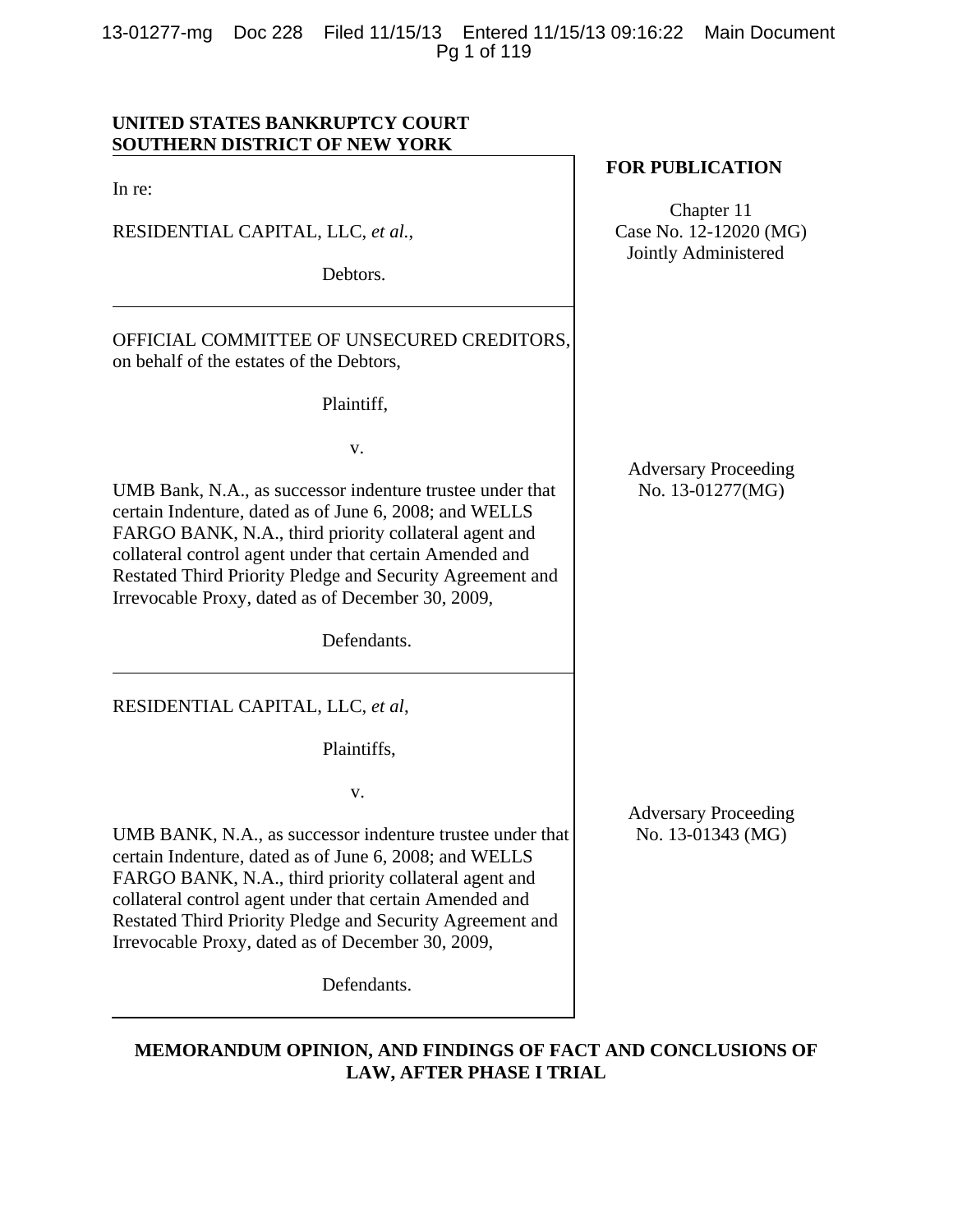**UNITED STATES BANKRUPTCY COURT**
**SOUTHERN DISTRICT OF NEW YORK**

**FOR PUBLICATION**

In re:

RESIDENTIAL CAPITAL, LLC, *et al.*,

Debtors.

Chapter 11
Case No. 12-12020 (MG)
Jointly Administered

---

OFFICIAL COMMITTEE OF UNSECURED CREDITORS, on behalf of the estates of the Debtors,

Plaintiff,

v.

UMB Bank, N.A., as successor indenture trustee under that certain Indenture, dated as of June 6, 2008; and WELLS FARGO BANK, N.A., third priority collateral agent and collateral control agent under that certain Amended and Restated Third Priority Pledge and Security Agreement and Irrevocable Proxy, dated as of December 30, 2009,

Defendants.

Adversary Proceeding
No. 13-01277(MG)

---

RESIDENTIAL CAPITAL, LLC, *et al*,

Plaintiffs,

v.

UMB BANK, N.A., as successor indenture trustee under that certain Indenture, dated as of June 6, 2008; and WELLS FARGO BANK, N.A., third priority collateral agent and collateral control agent under that certain Amended and Restated Third Priority Pledge and Security Agreement and Irrevocable Proxy, dated as of December 30, 2009,

Defendants.

Adversary Proceeding
No. 13-01343 (MG)

---

## MEMORANDUM OPINION, AND FINDINGS OF FACT AND CONCLUSIONS OF LAW, AFTER PHASE I TRIAL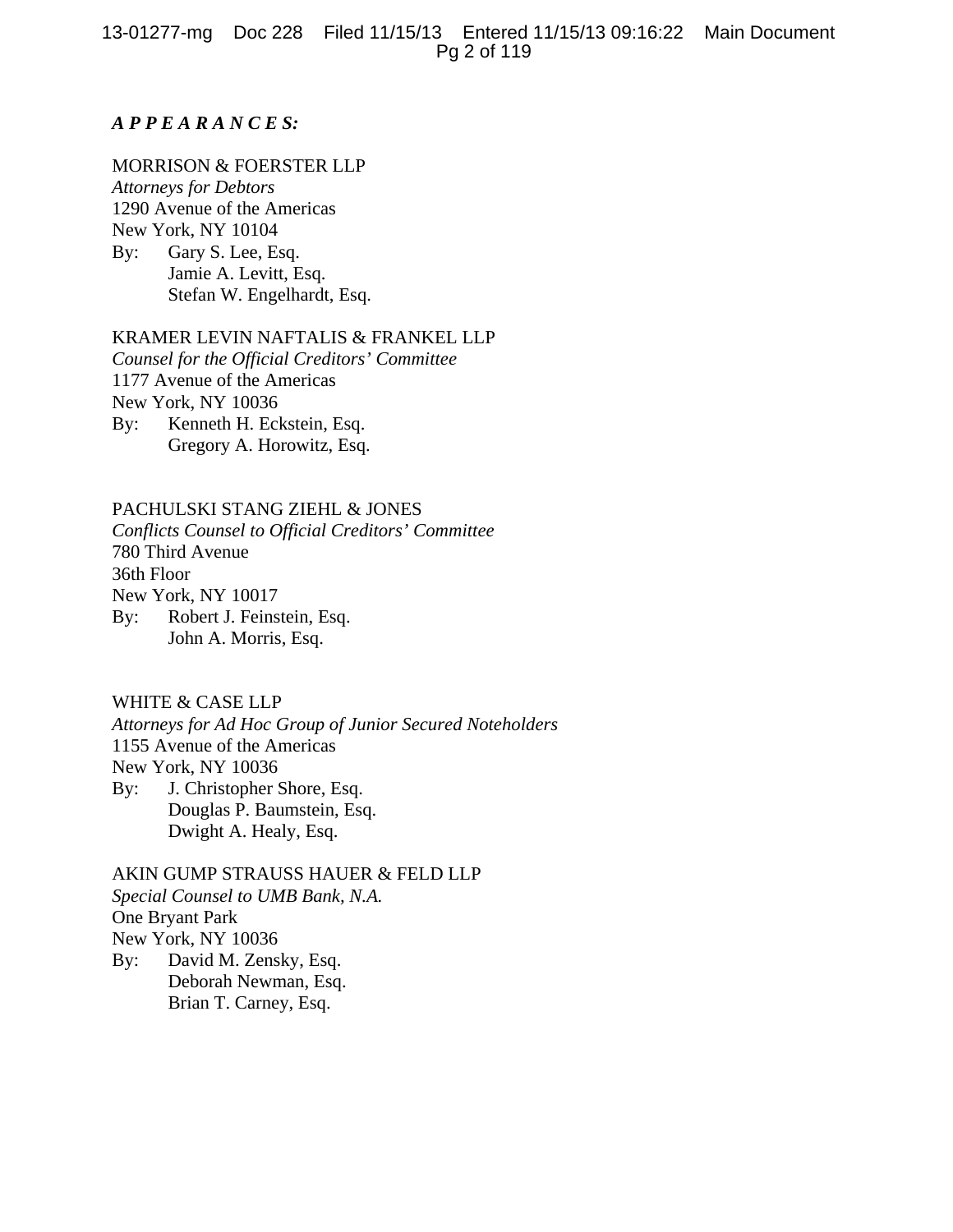***A P P E A R A N C E S:***

MORRISON & FOERSTER LLP
*Attorneys for Debtors*
1290 Avenue of the Americas
New York, NY 10104
By: Gary S. Lee, Esq.
Jamie A. Levitt, Esq.
Stefan W. Engelhardt, Esq.

KRAMER LEVIN NAFTALIS & FRANKEL LLP
*Counsel for the Official Creditors' Committee*
1177 Avenue of the Americas
New York, NY 10036
By: Kenneth H. Eckstein, Esq.
Gregory A. Horowitz, Esq.

PACHULSKI STANG ZIEHL & JONES
*Conflicts Counsel to Official Creditors' Committee*
780 Third Avenue
36th Floor
New York, NY 10017
By: Robert J. Feinstein, Esq.
John A. Morris, Esq.

WHITE & CASE LLP
*Attorneys for Ad Hoc Group of Junior Secured Noteholders*
1155 Avenue of the Americas
New York, NY 10036
By: J. Christopher Shore, Esq.
Douglas P. Baumstein, Esq.
Dwight A. Healy, Esq.

AKIN GUMP STRAUSS HAUER & FELD LLP
*Special Counsel to UMB Bank, N.A.*
One Bryant Park
New York, NY 10036
By: David M. Zensky, Esq.
Deborah Newman, Esq.
Brian T. Carney, Esq.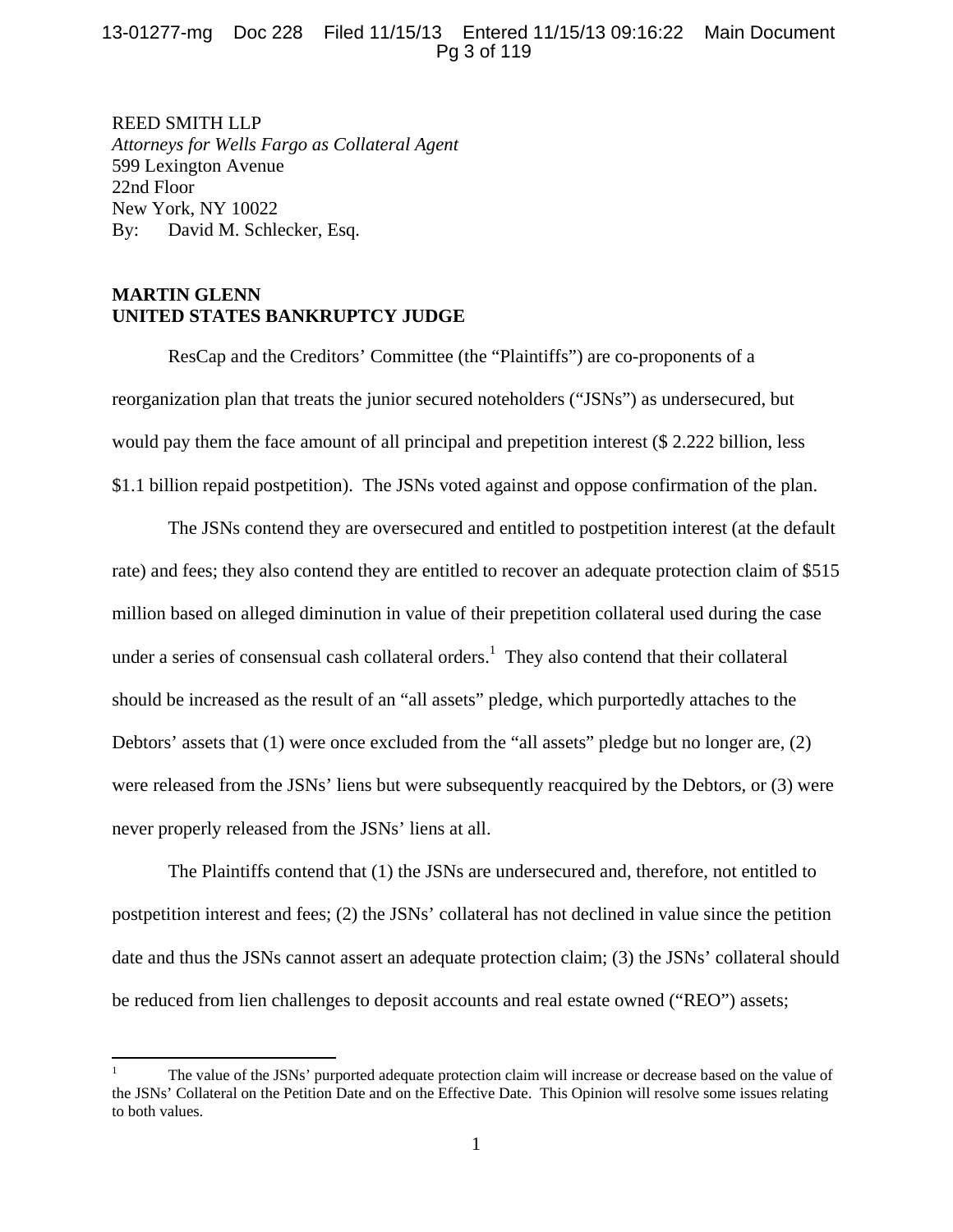REED SMITH LLP
*Attorneys for Wells Fargo as Collateral Agent*
599 Lexington Avenue
22nd Floor
New York, NY 10022
By: David M. Schlecker, Esq.

**MARTIN GLENN**
**UNITED STATES BANKRUPTCY JUDGE**

ResCap and the Creditors' Committee (the "Plaintiffs") are co-proponents of a reorganization plan that treats the junior secured noteholders ("JSNs") as undersecured, but would pay them the face amount of all principal and prepetition interest ($ 2.222 billion, less $1.1 billion repaid postpetition). The JSNs voted against and oppose confirmation of the plan.

The JSNs contend they are oversecured and entitled to postpetition interest (at the default rate) and fees; they also contend they are entitled to recover an adequate protection claim of $515 million based on alleged diminution in value of their prepetition collateral used during the case under a series of consensual cash collateral orders.[1] They also contend that their collateral should be increased as the result of an "all assets" pledge, which purportedly attaches to the Debtors' assets that (1) were once excluded from the "all assets" pledge but no longer are, (2) were released from the JSNs' liens but were subsequently reacquired by the Debtors, or (3) were never properly released from the JSNs' liens at all.

The Plaintiffs contend that (1) the JSNs are undersecured and, therefore, not entitled to postpetition interest and fees; (2) the JSNs' collateral has not declined in value since the petition date and thus the JSNs cannot assert an adequate protection claim; (3) the JSNs' collateral should be reduced from lien challenges to deposit accounts and real estate owned ("REO") assets;

[1] The value of the JSNs' purported adequate protection claim will increase or decrease based on the value of the JSNs' Collateral on the Petition Date and on the Effective Date. This Opinion will resolve some issues relating to both values.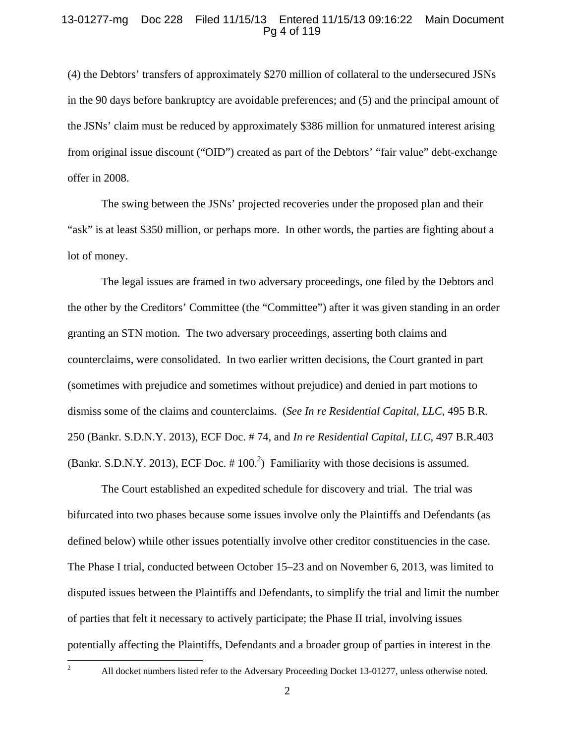(4) the Debtors' transfers of approximately $270 million of collateral to the undersecured JSNs in the 90 days before bankruptcy are avoidable preferences; and (5) and the principal amount of the JSNs' claim must be reduced by approximately $386 million for unmatured interest arising from original issue discount ("OID") created as part of the Debtors' "fair value" debt-exchange offer in 2008.

The swing between the JSNs' projected recoveries under the proposed plan and their "ask" is at least $350 million, or perhaps more. In other words, the parties are fighting about a lot of money.

The legal issues are framed in two adversary proceedings, one filed by the Debtors and the other by the Creditors' Committee (the "Committee") after it was given standing in an order granting an STN motion. The two adversary proceedings, asserting both claims and counterclaims, were consolidated. In two earlier written decisions, the Court granted in part (sometimes with prejudice and sometimes without prejudice) and denied in part motions to dismiss some of the claims and counterclaims. (*See In re Residential Capital, LLC*, 495 B.R. 250 (Bankr. S.D.N.Y. 2013), ECF Doc. # 74, and *In re Residential Capital, LLC*, 497 B.R.403 (Bankr. S.D.N.Y. 2013), ECF Doc. # 100.[2]) Familiarity with those decisions is assumed.

The Court established an expedited schedule for discovery and trial. The trial was bifurcated into two phases because some issues involve only the Plaintiffs and Defendants (as defined below) while other issues potentially involve other creditor constituencies in the case. The Phase I trial, conducted between October 15–23 and on November 6, 2013, was limited to disputed issues between the Plaintiffs and Defendants, to simplify the trial and limit the number of parties that felt it necessary to actively participate; the Phase II trial, involving issues potentially affecting the Plaintiffs, Defendants and a broader group of parties in interest in the

[2] All docket numbers listed refer to the Adversary Proceeding Docket 13-01277, unless otherwise noted.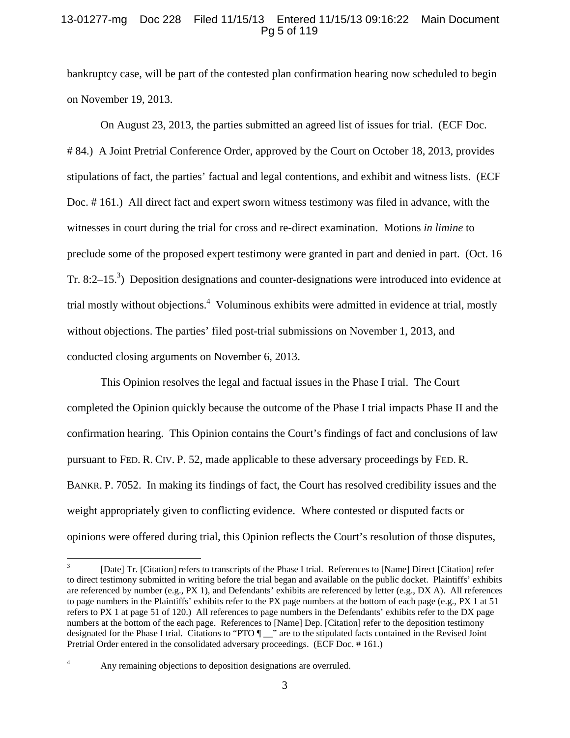bankruptcy case, will be part of the contested plan confirmation hearing now scheduled to begin on November 19, 2013.

On August 23, 2013, the parties submitted an agreed list of issues for trial. (ECF Doc. # 84.) A Joint Pretrial Conference Order, approved by the Court on October 18, 2013, provides stipulations of fact, the parties' factual and legal contentions, and exhibit and witness lists. (ECF Doc. # 161.) All direct fact and expert sworn witness testimony was filed in advance, with the witnesses in court during the trial for cross and re-direct examination. Motions *in limine* to preclude some of the proposed expert testimony were granted in part and denied in part. (Oct. 16 Tr. 8:2–15.[3]) Deposition designations and counter-designations were introduced into evidence at trial mostly without objections.[4] Voluminous exhibits were admitted in evidence at trial, mostly without objections. The parties' filed post-trial submissions on November 1, 2013, and conducted closing arguments on November 6, 2013.

This Opinion resolves the legal and factual issues in the Phase I trial. The Court completed the Opinion quickly because the outcome of the Phase I trial impacts Phase II and the confirmation hearing. This Opinion contains the Court's findings of fact and conclusions of law pursuant to FED. R. CIV. P. 52, made applicable to these adversary proceedings by FED. R. BANKR. P. 7052. In making its findings of fact, the Court has resolved credibility issues and the weight appropriately given to conflicting evidence. Where contested or disputed facts or opinions were offered during trial, this Opinion reflects the Court's resolution of those disputes,

---

[3] [Date] Tr. [Citation] refers to transcripts of the Phase I trial. References to [Name] Direct [Citation] refer to direct testimony submitted in writing before the trial began and available on the public docket. Plaintiffs' exhibits are referenced by number (e.g., PX 1), and Defendants' exhibits are referenced by letter (e.g., DX A). All references to page numbers in the Plaintiffs' exhibits refer to the PX page numbers at the bottom of each page (e.g., PX 1 at 51 refers to PX 1 at page 51 of 120.) All references to page numbers in the Defendants' exhibits refer to the DX page numbers at the bottom of the each page. References to [Name] Dep. [Citation] refer to the deposition testimony designated for the Phase I trial. Citations to "PTO ¶ __" are to the stipulated facts contained in the Revised Joint Pretrial Order entered in the consolidated adversary proceedings. (ECF Doc. # 161.)

[4] Any remaining objections to deposition designations are overruled.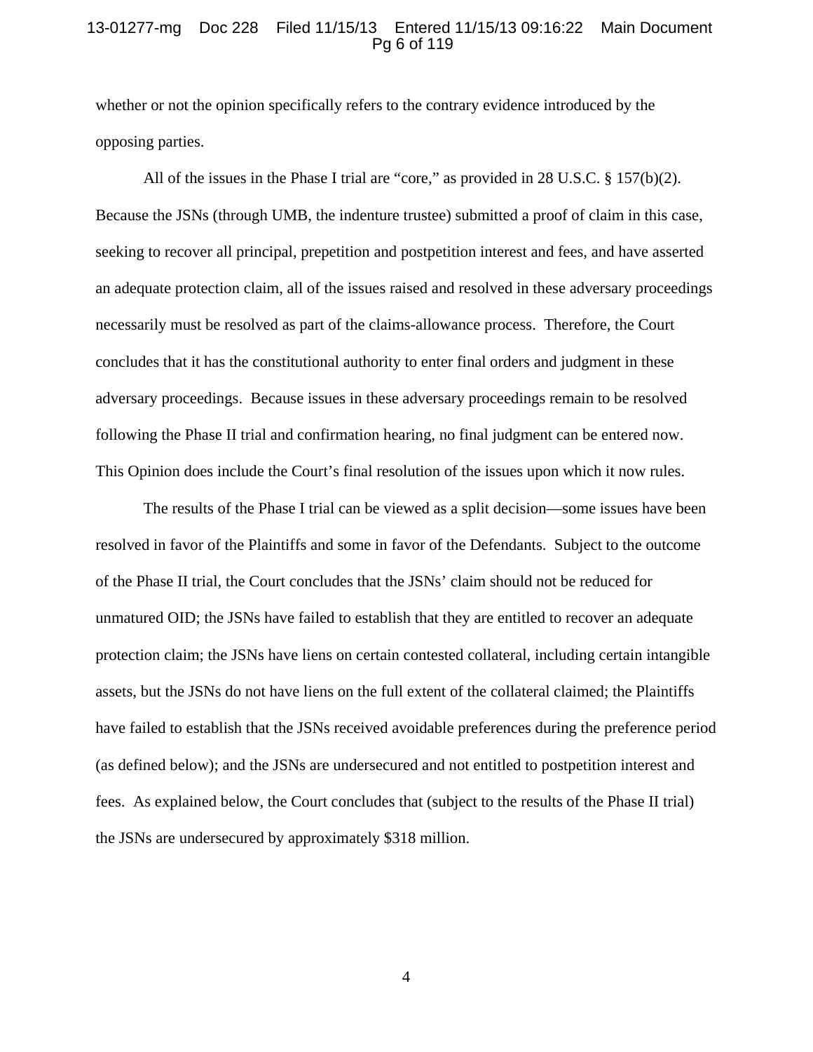whether or not the opinion specifically refers to the contrary evidence introduced by the opposing parties.

All of the issues in the Phase I trial are "core," as provided in 28 U.S.C. § 157(b)(2). Because the JSNs (through UMB, the indenture trustee) submitted a proof of claim in this case, seeking to recover all principal, prepetition and postpetition interest and fees, and have asserted an adequate protection claim, all of the issues raised and resolved in these adversary proceedings necessarily must be resolved as part of the claims-allowance process. Therefore, the Court concludes that it has the constitutional authority to enter final orders and judgment in these adversary proceedings. Because issues in these adversary proceedings remain to be resolved following the Phase II trial and confirmation hearing, no final judgment can be entered now. This Opinion does include the Court's final resolution of the issues upon which it now rules.

The results of the Phase I trial can be viewed as a split decision—some issues have been resolved in favor of the Plaintiffs and some in favor of the Defendants. Subject to the outcome of the Phase II trial, the Court concludes that the JSNs' claim should not be reduced for unmatured OID; the JSNs have failed to establish that they are entitled to recover an adequate protection claim; the JSNs have liens on certain contested collateral, including certain intangible assets, but the JSNs do not have liens on the full extent of the collateral claimed; the Plaintiffs have failed to establish that the JSNs received avoidable preferences during the preference period (as defined below); and the JSNs are undersecured and not entitled to postpetition interest and fees. As explained below, the Court concludes that (subject to the results of the Phase II trial) the JSNs are undersecured by approximately $318 million.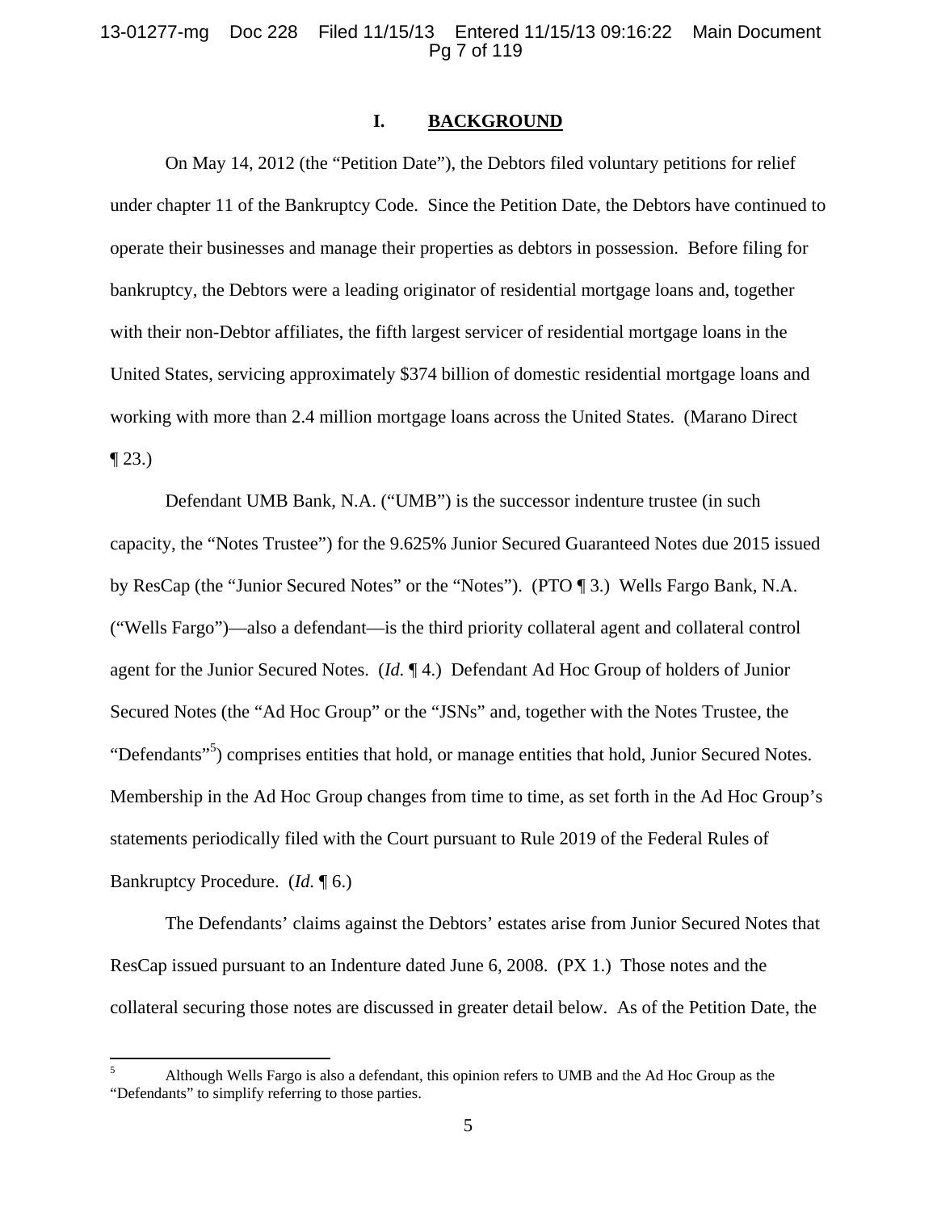## I. BACKGROUND

On May 14, 2012 (the "Petition Date"), the Debtors filed voluntary petitions for relief under chapter 11 of the Bankruptcy Code. Since the Petition Date, the Debtors have continued to operate their businesses and manage their properties as debtors in possession. Before filing for bankruptcy, the Debtors were a leading originator of residential mortgage loans and, together with their non-Debtor affiliates, the fifth largest servicer of residential mortgage loans in the United States, servicing approximately $374 billion of domestic residential mortgage loans and working with more than 2.4 million mortgage loans across the United States. (Marano Direct ¶ 23.)

Defendant UMB Bank, N.A. ("UMB") is the successor indenture trustee (in such capacity, the "Notes Trustee") for the 9.625% Junior Secured Guaranteed Notes due 2015 issued by ResCap (the "Junior Secured Notes" or the "Notes"). (PTO ¶ 3.) Wells Fargo Bank, N.A. ("Wells Fargo")—also a defendant—is the third priority collateral agent and collateral control agent for the Junior Secured Notes. (*Id.* ¶ 4.) Defendant Ad Hoc Group of holders of Junior Secured Notes (the "Ad Hoc Group" or the "JSNs" and, together with the Notes Trustee, the "Defendants"[5]) comprises entities that hold, or manage entities that hold, Junior Secured Notes. Membership in the Ad Hoc Group changes from time to time, as set forth in the Ad Hoc Group's statements periodically filed with the Court pursuant to Rule 2019 of the Federal Rules of Bankruptcy Procedure. (*Id.* ¶ 6.)

The Defendants' claims against the Debtors' estates arise from Junior Secured Notes that ResCap issued pursuant to an Indenture dated June 6, 2008. (PX 1.) Those notes and the collateral securing those notes are discussed in greater detail below. As of the Petition Date, the

---

[5] Although Wells Fargo is also a defendant, this opinion refers to UMB and the Ad Hoc Group as the "Defendants" to simplify referring to those parties.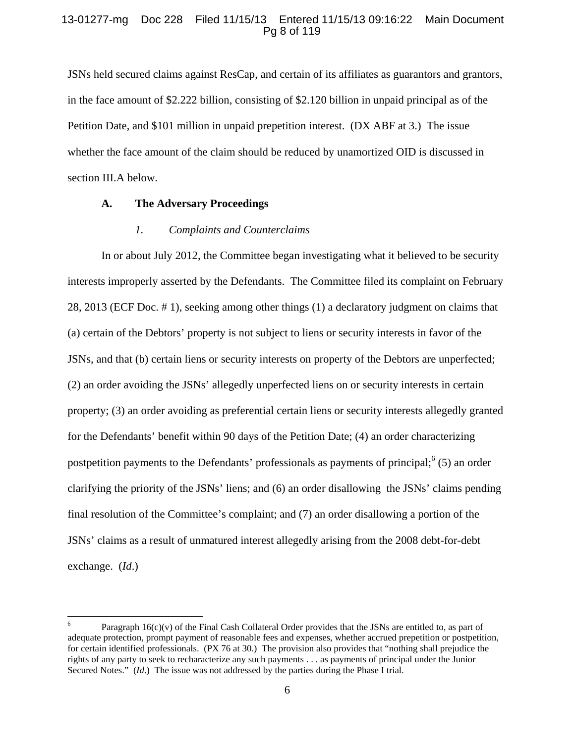JSNs held secured claims against ResCap, and certain of its affiliates as guarantors and grantors, in the face amount of $2.222 billion, consisting of $2.120 billion in unpaid principal as of the Petition Date, and $101 million in unpaid prepetition interest. (DX ABF at 3.) The issue whether the face amount of the claim should be reduced by unamortized OID is discussed in section III.A below.

### A. The Adversary Proceedings

#### *1. Complaints and Counterclaims*

In or about July 2012, the Committee began investigating what it believed to be security interests improperly asserted by the Defendants. The Committee filed its complaint on February 28, 2013 (ECF Doc. # 1), seeking among other things (1) a declaratory judgment on claims that (a) certain of the Debtors' property is not subject to liens or security interests in favor of the JSNs, and that (b) certain liens or security interests on property of the Debtors are unperfected; (2) an order avoiding the JSNs' allegedly unperfected liens on or security interests in certain property; (3) an order avoiding as preferential certain liens or security interests allegedly granted for the Defendants' benefit within 90 days of the Petition Date; (4) an order characterizing postpetition payments to the Defendants' professionals as payments of principal;[6] (5) an order clarifying the priority of the JSNs' liens; and (6) an order disallowing the JSNs' claims pending final resolution of the Committee's complaint; and (7) an order disallowing a portion of the JSNs' claims as a result of unmatured interest allegedly arising from the 2008 debt-for-debt exchange. (*Id*.)

---

[6] Paragraph 16(c)(v) of the Final Cash Collateral Order provides that the JSNs are entitled to, as part of adequate protection, prompt payment of reasonable fees and expenses, whether accrued prepetition or postpetition, for certain identified professionals. (PX 76 at 30.) The provision also provides that "nothing shall prejudice the rights of any party to seek to recharacterize any such payments . . . as payments of principal under the Junior Secured Notes." (*Id*.) The issue was not addressed by the parties during the Phase I trial.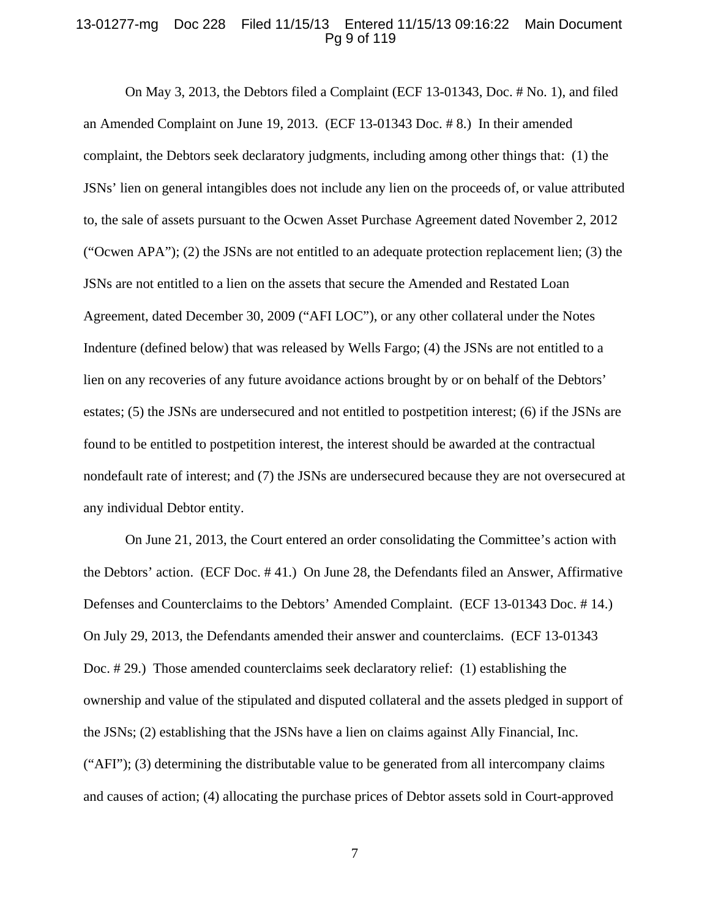On May 3, 2013, the Debtors filed a Complaint (ECF 13-01343, Doc. # No. 1), and filed an Amended Complaint on June 19, 2013. (ECF 13-01343 Doc. # 8.) In their amended complaint, the Debtors seek declaratory judgments, including among other things that: (1) the JSNs' lien on general intangibles does not include any lien on the proceeds of, or value attributed to, the sale of assets pursuant to the Ocwen Asset Purchase Agreement dated November 2, 2012 ("Ocwen APA"); (2) the JSNs are not entitled to an adequate protection replacement lien; (3) the JSNs are not entitled to a lien on the assets that secure the Amended and Restated Loan Agreement, dated December 30, 2009 ("AFI LOC"), or any other collateral under the Notes Indenture (defined below) that was released by Wells Fargo; (4) the JSNs are not entitled to a lien on any recoveries of any future avoidance actions brought by or on behalf of the Debtors' estates; (5) the JSNs are undersecured and not entitled to postpetition interest; (6) if the JSNs are found to be entitled to postpetition interest, the interest should be awarded at the contractual nondefault rate of interest; and (7) the JSNs are undersecured because they are not oversecured at any individual Debtor entity.

On June 21, 2013, the Court entered an order consolidating the Committee's action with the Debtors' action. (ECF Doc. # 41.) On June 28, the Defendants filed an Answer, Affirmative Defenses and Counterclaims to the Debtors' Amended Complaint. (ECF 13-01343 Doc. # 14.) On July 29, 2013, the Defendants amended their answer and counterclaims. (ECF 13-01343 Doc. # 29.) Those amended counterclaims seek declaratory relief: (1) establishing the ownership and value of the stipulated and disputed collateral and the assets pledged in support of the JSNs; (2) establishing that the JSNs have a lien on claims against Ally Financial, Inc. ("AFI"); (3) determining the distributable value to be generated from all intercompany claims and causes of action; (4) allocating the purchase prices of Debtor assets sold in Court-approved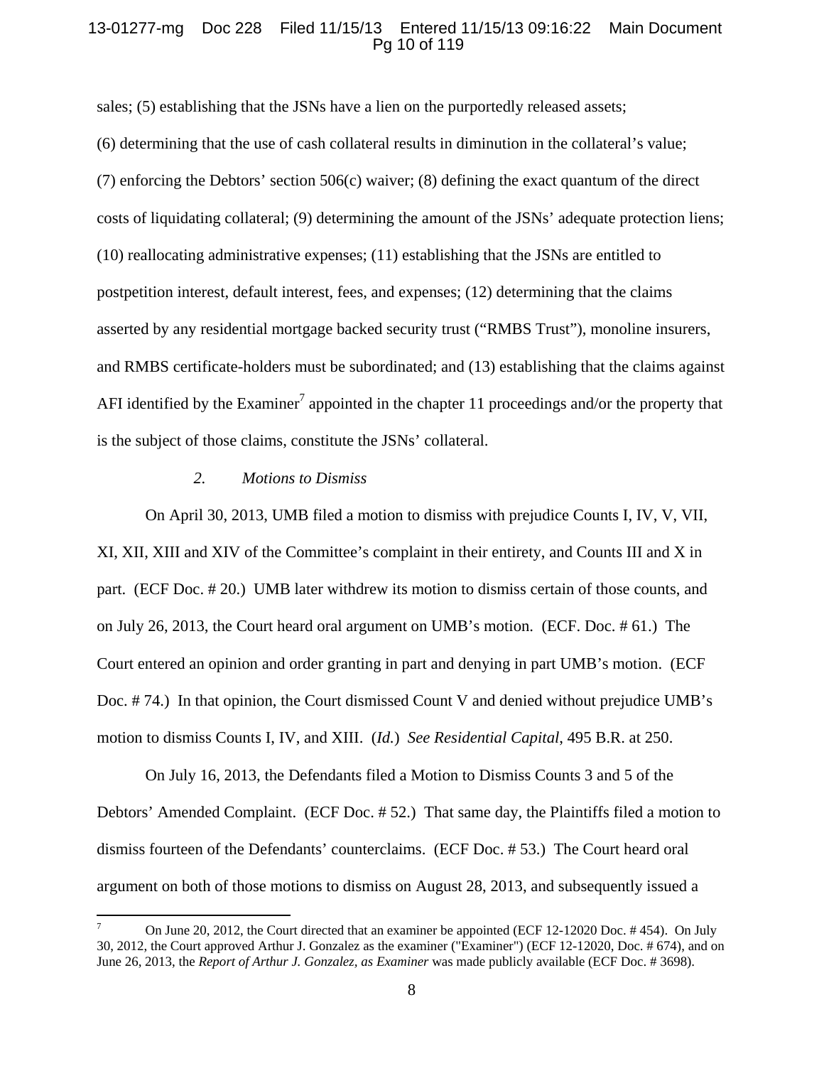sales; (5) establishing that the JSNs have a lien on the purportedly released assets; (6) determining that the use of cash collateral results in diminution in the collateral's value; (7) enforcing the Debtors' section 506(c) waiver; (8) defining the exact quantum of the direct costs of liquidating collateral; (9) determining the amount of the JSNs' adequate protection liens; (10) reallocating administrative expenses; (11) establishing that the JSNs are entitled to postpetition interest, default interest, fees, and expenses; (12) determining that the claims asserted by any residential mortgage backed security trust ("RMBS Trust"), monoline insurers, and RMBS certificate-holders must be subordinated; and (13) establishing that the claims against AFI identified by the Examiner[7] appointed in the chapter 11 proceedings and/or the property that is the subject of those claims, constitute the JSNs' collateral.

*2. Motions to Dismiss*

On April 30, 2013, UMB filed a motion to dismiss with prejudice Counts I, IV, V, VII, XI, XII, XIII and XIV of the Committee's complaint in their entirety, and Counts III and X in part. (ECF Doc. # 20.) UMB later withdrew its motion to dismiss certain of those counts, and on July 26, 2013, the Court heard oral argument on UMB's motion. (ECF. Doc. # 61.) The Court entered an opinion and order granting in part and denying in part UMB's motion. (ECF Doc. # 74.) In that opinion, the Court dismissed Count V and denied without prejudice UMB's motion to dismiss Counts I, IV, and XIII. (*Id.*) *See Residential Capital*, 495 B.R. at 250.

On July 16, 2013, the Defendants filed a Motion to Dismiss Counts 3 and 5 of the Debtors' Amended Complaint. (ECF Doc. # 52.) That same day, the Plaintiffs filed a motion to dismiss fourteen of the Defendants' counterclaims. (ECF Doc. # 53.) The Court heard oral argument on both of those motions to dismiss on August 28, 2013, and subsequently issued a

---

[7] On June 20, 2012, the Court directed that an examiner be appointed (ECF 12-12020 Doc. # 454). On July 30, 2012, the Court approved Arthur J. Gonzalez as the examiner ("Examiner") (ECF 12-12020, Doc. # 674), and on June 26, 2013, the *Report of Arthur J. Gonzalez, as Examiner* was made publicly available (ECF Doc. # 3698).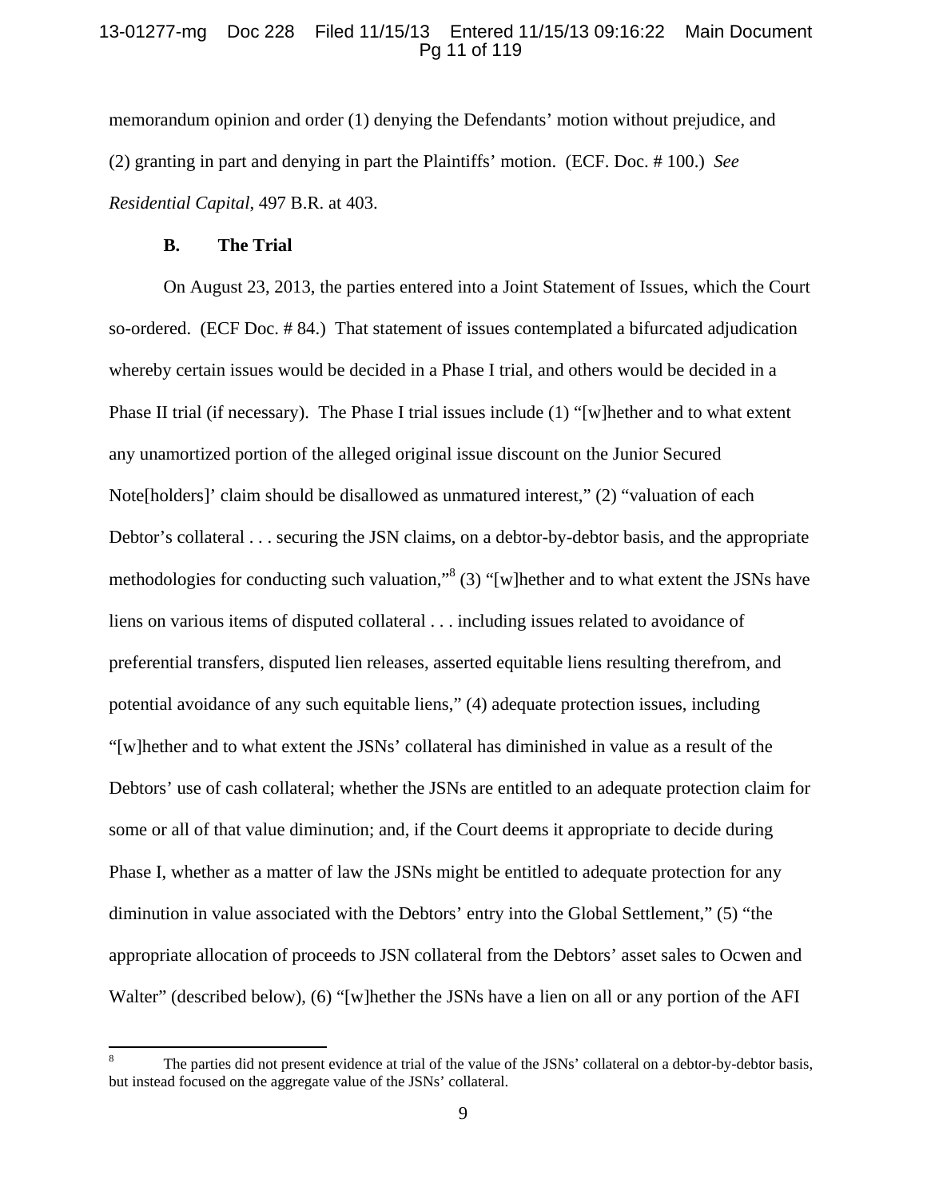memorandum opinion and order (1) denying the Defendants' motion without prejudice, and (2) granting in part and denying in part the Plaintiffs' motion. (ECF. Doc. # 100.) *See Residential Capital*, 497 B.R. at 403.

### B. The Trial

On August 23, 2013, the parties entered into a Joint Statement of Issues, which the Court so-ordered. (ECF Doc. # 84.) That statement of issues contemplated a bifurcated adjudication whereby certain issues would be decided in a Phase I trial, and others would be decided in a Phase II trial (if necessary). The Phase I trial issues include (1) "[w]hether and to what extent any unamortized portion of the alleged original issue discount on the Junior Secured Note[holders]' claim should be disallowed as unmatured interest," (2) "valuation of each Debtor's collateral . . . securing the JSN claims, on a debtor-by-debtor basis, and the appropriate methodologies for conducting such valuation,"[8] (3) "[w]hether and to what extent the JSNs have liens on various items of disputed collateral . . . including issues related to avoidance of preferential transfers, disputed lien releases, asserted equitable liens resulting therefrom, and potential avoidance of any such equitable liens," (4) adequate protection issues, including "[w]hether and to what extent the JSNs' collateral has diminished in value as a result of the Debtors' use of cash collateral; whether the JSNs are entitled to an adequate protection claim for some or all of that value diminution; and, if the Court deems it appropriate to decide during Phase I, whether as a matter of law the JSNs might be entitled to adequate protection for any diminution in value associated with the Debtors' entry into the Global Settlement," (5) "the appropriate allocation of proceeds to JSN collateral from the Debtors' asset sales to Ocwen and Walter" (described below), (6) "[w]hether the JSNs have a lien on all or any portion of the AFI

[8] The parties did not present evidence at trial of the value of the JSNs' collateral on a debtor-by-debtor basis, but instead focused on the aggregate value of the JSNs' collateral.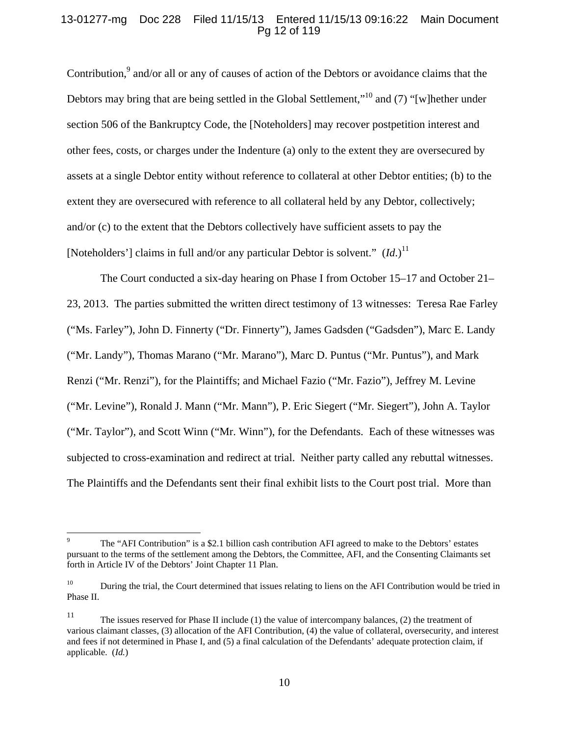Contribution,[9] and/or all or any of causes of action of the Debtors or avoidance claims that the Debtors may bring that are being settled in the Global Settlement,"[10] and (7) "[w]hether under section 506 of the Bankruptcy Code, the [Noteholders] may recover postpetition interest and other fees, costs, or charges under the Indenture (a) only to the extent they are oversecured by assets at a single Debtor entity without reference to collateral at other Debtor entities; (b) to the extent they are oversecured with reference to all collateral held by any Debtor, collectively; and/or (c) to the extent that the Debtors collectively have sufficient assets to pay the [Noteholders'] claims in full and/or any particular Debtor is solvent." (*Id.*)[11]

The Court conducted a six-day hearing on Phase I from October 15–17 and October 21–23, 2013. The parties submitted the written direct testimony of 13 witnesses: Teresa Rae Farley ("Ms. Farley"), John D. Finnerty ("Dr. Finnerty"), James Gadsden ("Gadsden"), Marc E. Landy ("Mr. Landy"), Thomas Marano ("Mr. Marano"), Marc D. Puntus ("Mr. Puntus"), and Mark Renzi ("Mr. Renzi"), for the Plaintiffs; and Michael Fazio ("Mr. Fazio"), Jeffrey M. Levine ("Mr. Levine"), Ronald J. Mann ("Mr. Mann"), P. Eric Siegert ("Mr. Siegert"), John A. Taylor ("Mr. Taylor"), and Scott Winn ("Mr. Winn"), for the Defendants. Each of these witnesses was subjected to cross-examination and redirect at trial. Neither party called any rebuttal witnesses. The Plaintiffs and the Defendants sent their final exhibit lists to the Court post trial. More than

---

[9] The "AFI Contribution" is a $2.1 billion cash contribution AFI agreed to make to the Debtors' estates pursuant to the terms of the settlement among the Debtors, the Committee, AFI, and the Consenting Claimants set forth in Article IV of the Debtors' Joint Chapter 11 Plan.

[10] During the trial, the Court determined that issues relating to liens on the AFI Contribution would be tried in Phase II.

[11] The issues reserved for Phase II include (1) the value of intercompany balances, (2) the treatment of various claimant classes, (3) allocation of the AFI Contribution, (4) the value of collateral, oversecurity, and interest and fees if not determined in Phase I, and (5) a final calculation of the Defendants' adequate protection claim, if applicable. (*Id.*)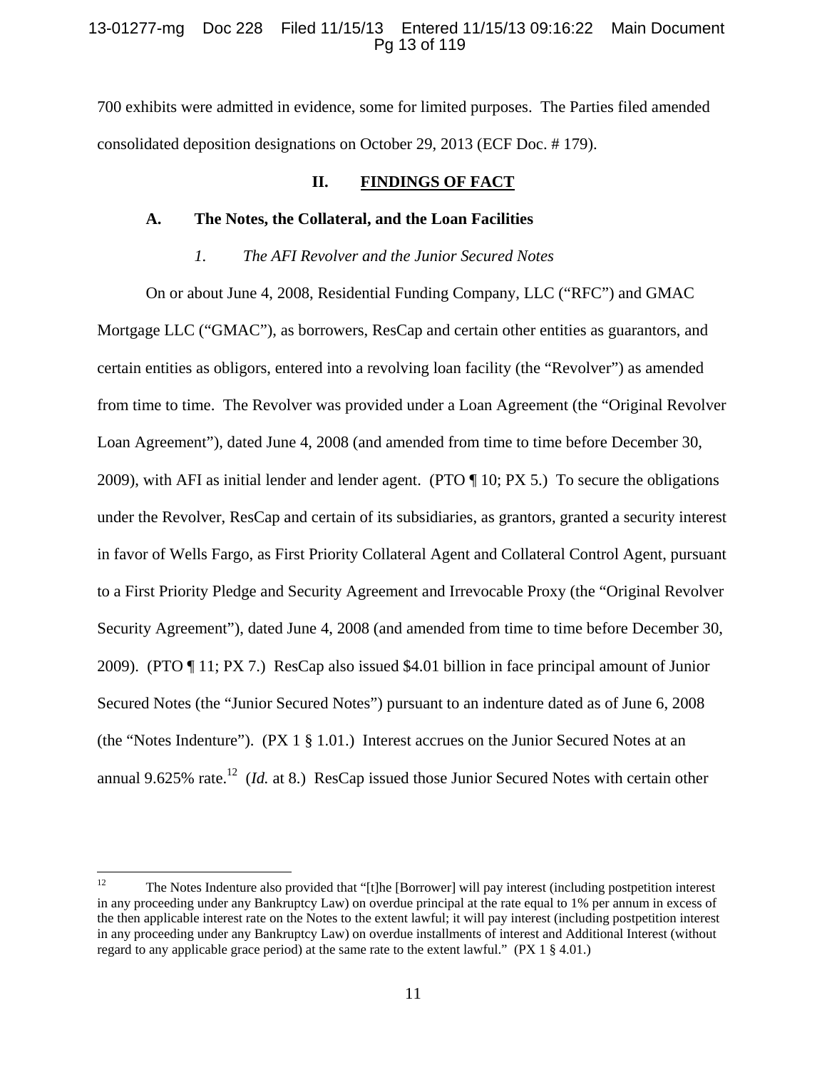700 exhibits were admitted in evidence, some for limited purposes. The Parties filed amended consolidated deposition designations on October 29, 2013 (ECF Doc. # 179).

## II. FINDINGS OF FACT

### A. The Notes, the Collateral, and the Loan Facilities

#### *1. The AFI Revolver and the Junior Secured Notes*

On or about June 4, 2008, Residential Funding Company, LLC ("RFC") and GMAC Mortgage LLC ("GMAC"), as borrowers, ResCap and certain other entities as guarantors, and certain entities as obligors, entered into a revolving loan facility (the "Revolver") as amended from time to time. The Revolver was provided under a Loan Agreement (the "Original Revolver Loan Agreement"), dated June 4, 2008 (and amended from time to time before December 30, 2009), with AFI as initial lender and lender agent. (PTO ¶ 10; PX 5.) To secure the obligations under the Revolver, ResCap and certain of its subsidiaries, as grantors, granted a security interest in favor of Wells Fargo, as First Priority Collateral Agent and Collateral Control Agent, pursuant to a First Priority Pledge and Security Agreement and Irrevocable Proxy (the "Original Revolver Security Agreement"), dated June 4, 2008 (and amended from time to time before December 30, 2009). (PTO ¶ 11; PX 7.) ResCap also issued $4.01 billion in face principal amount of Junior Secured Notes (the "Junior Secured Notes") pursuant to an indenture dated as of June 6, 2008 (the "Notes Indenture"). (PX 1 § 1.01.) Interest accrues on the Junior Secured Notes at an annual 9.625% rate.[12] (*Id.* at 8.) ResCap issued those Junior Secured Notes with certain other

---

[12] The Notes Indenture also provided that "[t]he [Borrower] will pay interest (including postpetition interest in any proceeding under any Bankruptcy Law) on overdue principal at the rate equal to 1% per annum in excess of the then applicable interest rate on the Notes to the extent lawful; it will pay interest (including postpetition interest in any proceeding under any Bankruptcy Law) on overdue installments of interest and Additional Interest (without regard to any applicable grace period) at the same rate to the extent lawful." (PX 1 § 4.01.)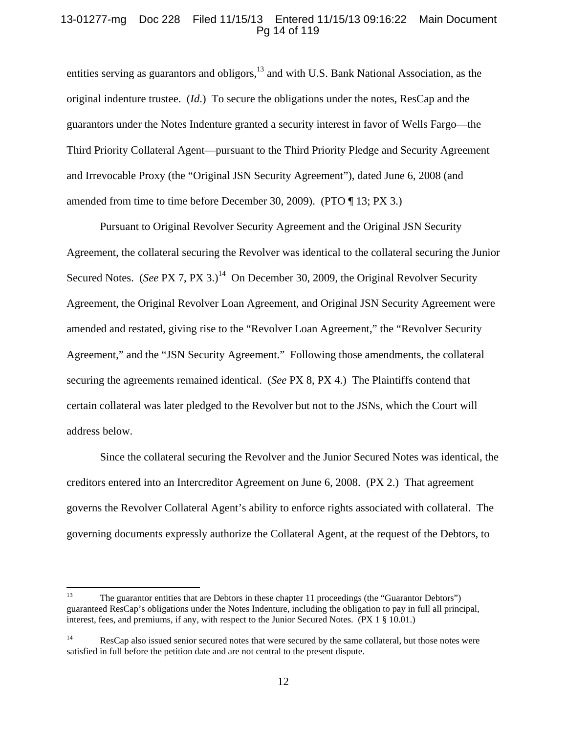entities serving as guarantors and obligors,[13] and with U.S. Bank National Association, as the original indenture trustee. (*Id*.) To secure the obligations under the notes, ResCap and the guarantors under the Notes Indenture granted a security interest in favor of Wells Fargo—the Third Priority Collateral Agent—pursuant to the Third Priority Pledge and Security Agreement and Irrevocable Proxy (the "Original JSN Security Agreement"), dated June 6, 2008 (and amended from time to time before December 30, 2009). (PTO ¶ 13; PX 3.)

Pursuant to Original Revolver Security Agreement and the Original JSN Security Agreement, the collateral securing the Revolver was identical to the collateral securing the Junior Secured Notes. (*See* PX 7, PX 3.)[14] On December 30, 2009, the Original Revolver Security Agreement, the Original Revolver Loan Agreement, and Original JSN Security Agreement were amended and restated, giving rise to the "Revolver Loan Agreement," the "Revolver Security Agreement," and the "JSN Security Agreement." Following those amendments, the collateral securing the agreements remained identical. (*See* PX 8, PX 4.) The Plaintiffs contend that certain collateral was later pledged to the Revolver but not to the JSNs, which the Court will address below.

Since the collateral securing the Revolver and the Junior Secured Notes was identical, the creditors entered into an Intercreditor Agreement on June 6, 2008. (PX 2.) That agreement governs the Revolver Collateral Agent's ability to enforce rights associated with collateral. The governing documents expressly authorize the Collateral Agent, at the request of the Debtors, to

---

[13] The guarantor entities that are Debtors in these chapter 11 proceedings (the "Guarantor Debtors") guaranteed ResCap's obligations under the Notes Indenture, including the obligation to pay in full all principal, interest, fees, and premiums, if any, with respect to the Junior Secured Notes. (PX 1 § 10.01.)

[14] ResCap also issued senior secured notes that were secured by the same collateral, but those notes were satisfied in full before the petition date and are not central to the present dispute.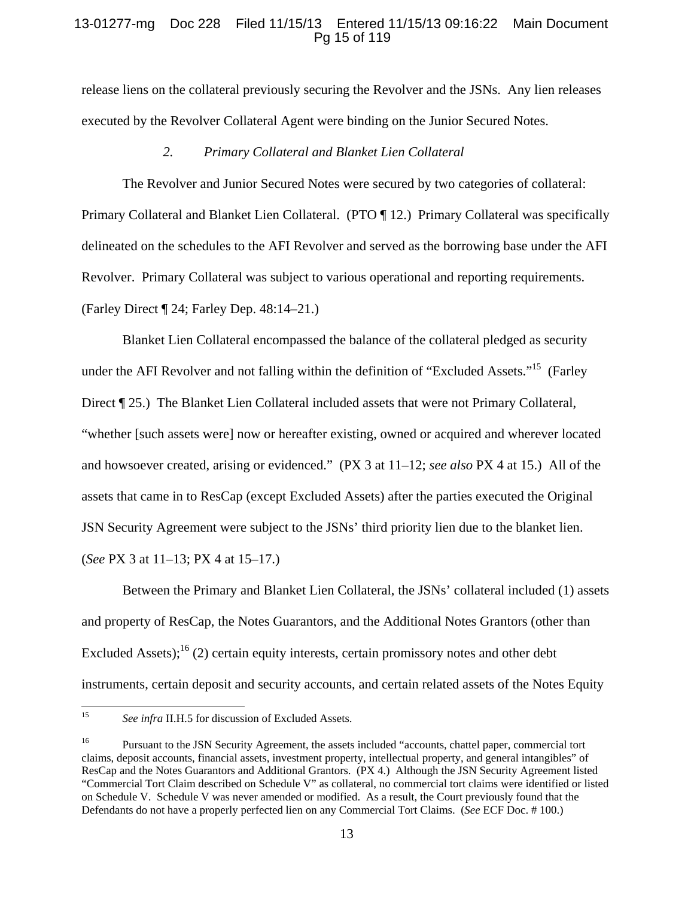release liens on the collateral previously securing the Revolver and the JSNs. Any lien releases executed by the Revolver Collateral Agent were binding on the Junior Secured Notes.

### *2. Primary Collateral and Blanket Lien Collateral*

The Revolver and Junior Secured Notes were secured by two categories of collateral: Primary Collateral and Blanket Lien Collateral. (PTO ¶ 12.) Primary Collateral was specifically delineated on the schedules to the AFI Revolver and served as the borrowing base under the AFI Revolver. Primary Collateral was subject to various operational and reporting requirements. (Farley Direct ¶ 24; Farley Dep. 48:14–21.)

Blanket Lien Collateral encompassed the balance of the collateral pledged as security under the AFI Revolver and not falling within the definition of "Excluded Assets."[15] (Farley Direct ¶ 25.) The Blanket Lien Collateral included assets that were not Primary Collateral, "whether [such assets were] now or hereafter existing, owned or acquired and wherever located and howsoever created, arising or evidenced." (PX 3 at 11–12; *see also* PX 4 at 15.) All of the assets that came in to ResCap (except Excluded Assets) after the parties executed the Original JSN Security Agreement were subject to the JSNs' third priority lien due to the blanket lien. (*See* PX 3 at 11–13; PX 4 at 15–17.)

Between the Primary and Blanket Lien Collateral, the JSNs' collateral included (1) assets and property of ResCap, the Notes Guarantors, and the Additional Notes Grantors (other than Excluded Assets);[16] (2) certain equity interests, certain promissory notes and other debt instruments, certain deposit and security accounts, and certain related assets of the Notes Equity

---

[15] *See infra* II.H.5 for discussion of Excluded Assets.

[16] Pursuant to the JSN Security Agreement, the assets included "accounts, chattel paper, commercial tort claims, deposit accounts, financial assets, investment property, intellectual property, and general intangibles" of ResCap and the Notes Guarantors and Additional Grantors. (PX 4.) Although the JSN Security Agreement listed "Commercial Tort Claim described on Schedule V" as collateral, no commercial tort claims were identified or listed on Schedule V. Schedule V was never amended or modified. As a result, the Court previously found that the Defendants do not have a properly perfected lien on any Commercial Tort Claims. (*See* ECF Doc. # 100.)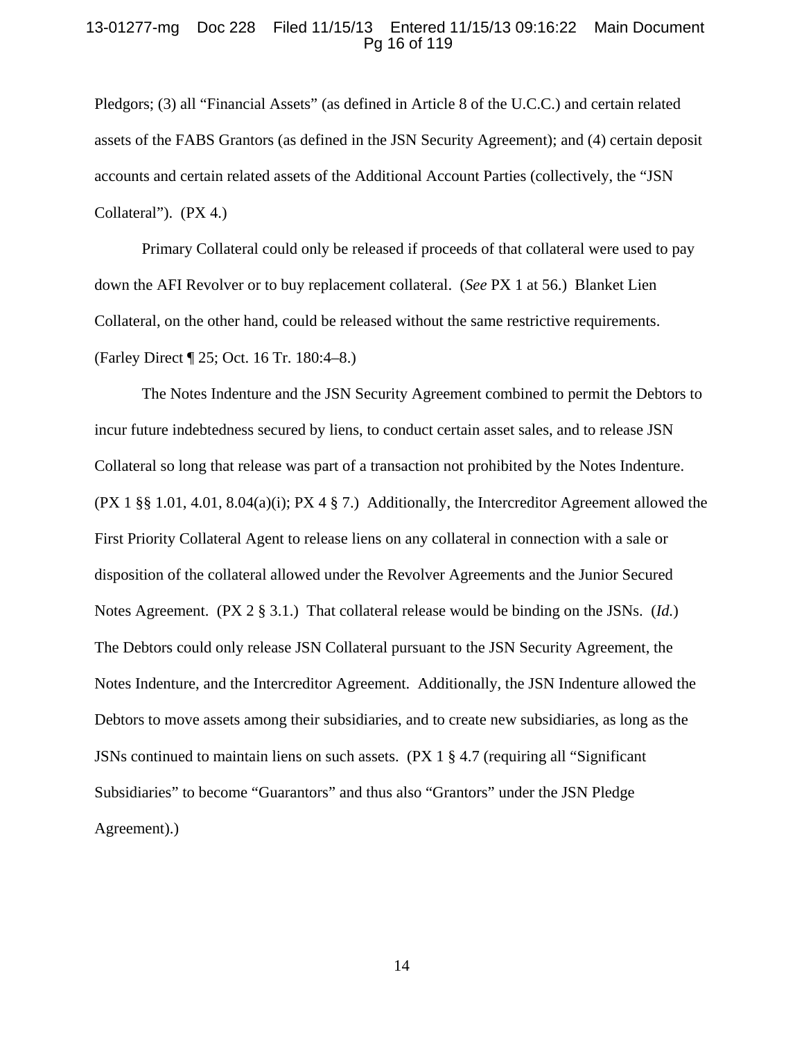Pledgors; (3) all "Financial Assets" (as defined in Article 8 of the U.C.C.) and certain related assets of the FABS Grantors (as defined in the JSN Security Agreement); and (4) certain deposit accounts and certain related assets of the Additional Account Parties (collectively, the "JSN Collateral"). (PX 4.)

Primary Collateral could only be released if proceeds of that collateral were used to pay down the AFI Revolver or to buy replacement collateral. (*See* PX 1 at 56.) Blanket Lien Collateral, on the other hand, could be released without the same restrictive requirements. (Farley Direct ¶ 25; Oct. 16 Tr. 180:4–8.)

The Notes Indenture and the JSN Security Agreement combined to permit the Debtors to incur future indebtedness secured by liens, to conduct certain asset sales, and to release JSN Collateral so long that release was part of a transaction not prohibited by the Notes Indenture. (PX 1 §§ 1.01, 4.01, 8.04(a)(i); PX 4 § 7.) Additionally, the Intercreditor Agreement allowed the First Priority Collateral Agent to release liens on any collateral in connection with a sale or disposition of the collateral allowed under the Revolver Agreements and the Junior Secured Notes Agreement. (PX 2 § 3.1.) That collateral release would be binding on the JSNs. (*Id.*) The Debtors could only release JSN Collateral pursuant to the JSN Security Agreement, the Notes Indenture, and the Intercreditor Agreement. Additionally, the JSN Indenture allowed the Debtors to move assets among their subsidiaries, and to create new subsidiaries, as long as the JSNs continued to maintain liens on such assets. (PX 1 § 4.7 (requiring all "Significant Subsidiaries" to become "Guarantors" and thus also "Grantors" under the JSN Pledge Agreement).)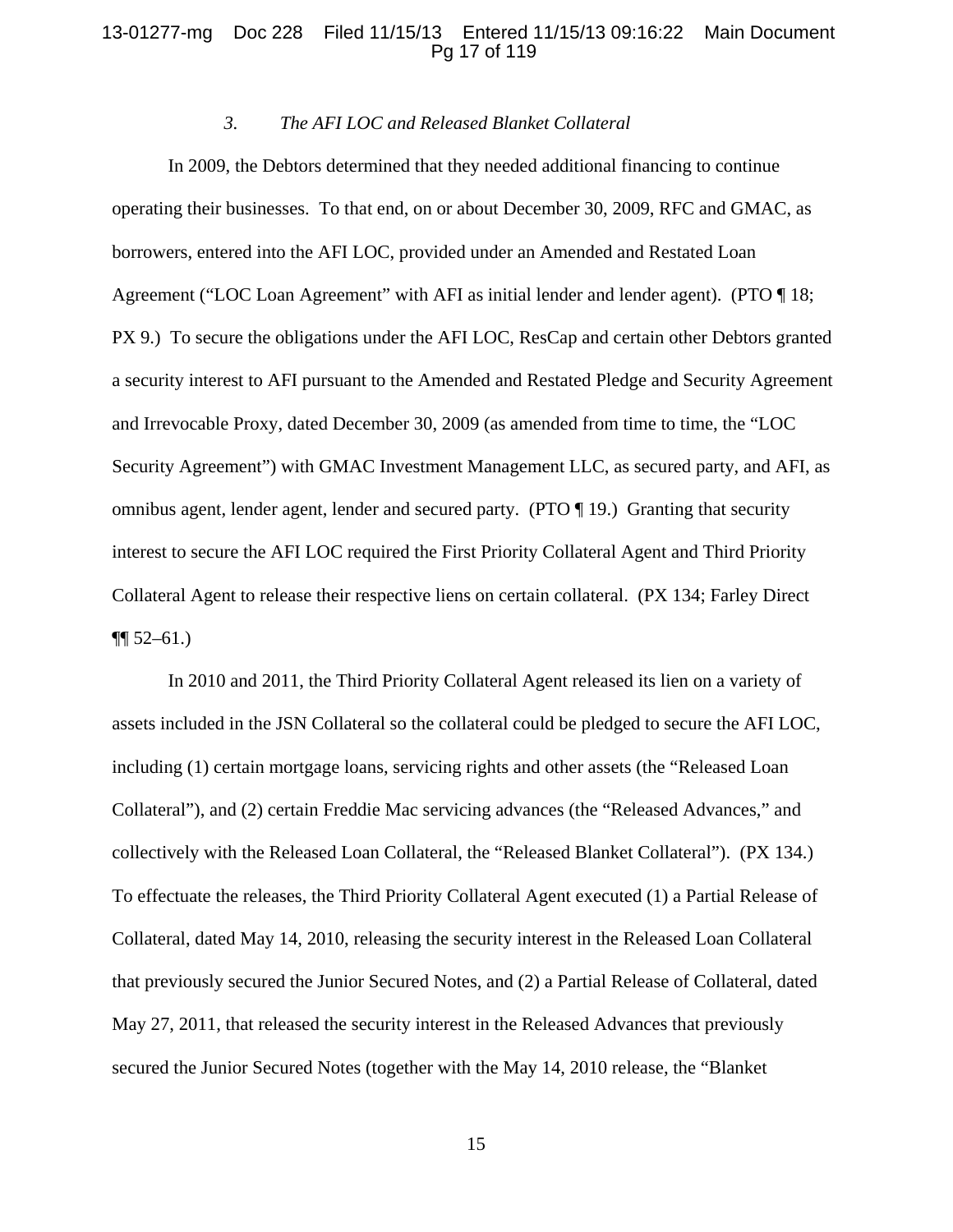### *3. The AFI LOC and Released Blanket Collateral*

In 2009, the Debtors determined that they needed additional financing to continue operating their businesses. To that end, on or about December 30, 2009, RFC and GMAC, as borrowers, entered into the AFI LOC, provided under an Amended and Restated Loan Agreement ("LOC Loan Agreement" with AFI as initial lender and lender agent). (PTO ¶ 18; PX 9.) To secure the obligations under the AFI LOC, ResCap and certain other Debtors granted a security interest to AFI pursuant to the Amended and Restated Pledge and Security Agreement and Irrevocable Proxy, dated December 30, 2009 (as amended from time to time, the "LOC Security Agreement") with GMAC Investment Management LLC, as secured party, and AFI, as omnibus agent, lender agent, lender and secured party. (PTO ¶ 19.) Granting that security interest to secure the AFI LOC required the First Priority Collateral Agent and Third Priority Collateral Agent to release their respective liens on certain collateral. (PX 134; Farley Direct ¶¶ 52–61.)

In 2010 and 2011, the Third Priority Collateral Agent released its lien on a variety of assets included in the JSN Collateral so the collateral could be pledged to secure the AFI LOC, including (1) certain mortgage loans, servicing rights and other assets (the "Released Loan Collateral"), and (2) certain Freddie Mac servicing advances (the "Released Advances," and collectively with the Released Loan Collateral, the "Released Blanket Collateral"). (PX 134.) To effectuate the releases, the Third Priority Collateral Agent executed (1) a Partial Release of Collateral, dated May 14, 2010, releasing the security interest in the Released Loan Collateral that previously secured the Junior Secured Notes, and (2) a Partial Release of Collateral, dated May 27, 2011, that released the security interest in the Released Advances that previously secured the Junior Secured Notes (together with the May 14, 2010 release, the "Blanket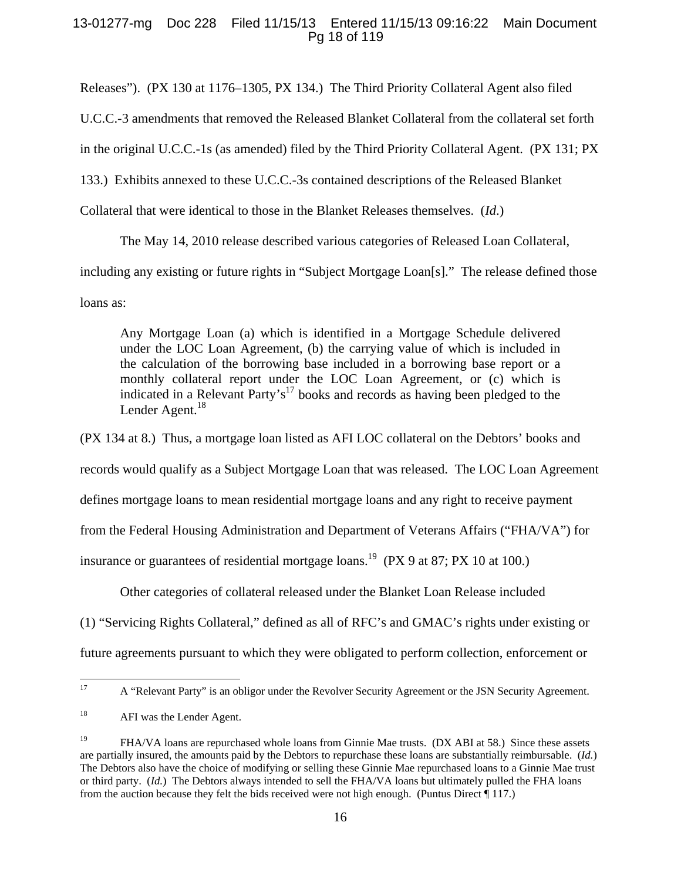Releases"). (PX 130 at 1176–1305, PX 134.) The Third Priority Collateral Agent also filed U.C.C.-3 amendments that removed the Released Blanket Collateral from the collateral set forth in the original U.C.C.-1s (as amended) filed by the Third Priority Collateral Agent. (PX 131; PX 133.) Exhibits annexed to these U.C.C.-3s contained descriptions of the Released Blanket Collateral that were identical to those in the Blanket Releases themselves. (*Id*.)

The May 14, 2010 release described various categories of Released Loan Collateral, including any existing or future rights in "Subject Mortgage Loan[s]." The release defined those loans as:

> Any Mortgage Loan (a) which is identified in a Mortgage Schedule delivered under the LOC Loan Agreement, (b) the carrying value of which is included in the calculation of the borrowing base included in a borrowing base report or a monthly collateral report under the LOC Loan Agreement, or (c) which is indicated in a Relevant Party's[17] books and records as having been pledged to the Lender Agent.[18]

(PX 134 at 8.) Thus, a mortgage loan listed as AFI LOC collateral on the Debtors' books and records would qualify as a Subject Mortgage Loan that was released. The LOC Loan Agreement defines mortgage loans to mean residential mortgage loans and any right to receive payment from the Federal Housing Administration and Department of Veterans Affairs ("FHA/VA") for insurance or guarantees of residential mortgage loans.[19] (PX 9 at 87; PX 10 at 100.)

Other categories of collateral released under the Blanket Loan Release included (1) "Servicing Rights Collateral," defined as all of RFC's and GMAC's rights under existing or future agreements pursuant to which they were obligated to perform collection, enforcement or

---

[17] A "Relevant Party" is an obligor under the Revolver Security Agreement or the JSN Security Agreement.

[18] AFI was the Lender Agent.

[19] FHA/VA loans are repurchased whole loans from Ginnie Mae trusts. (DX ABI at 58.) Since these assets are partially insured, the amounts paid by the Debtors to repurchase these loans are substantially reimbursable. (*Id.*) The Debtors also have the choice of modifying or selling these Ginnie Mae repurchased loans to a Ginnie Mae trust or third party. (*Id.*) The Debtors always intended to sell the FHA/VA loans but ultimately pulled the FHA loans from the auction because they felt the bids received were not high enough. (Puntus Direct ¶ 117.)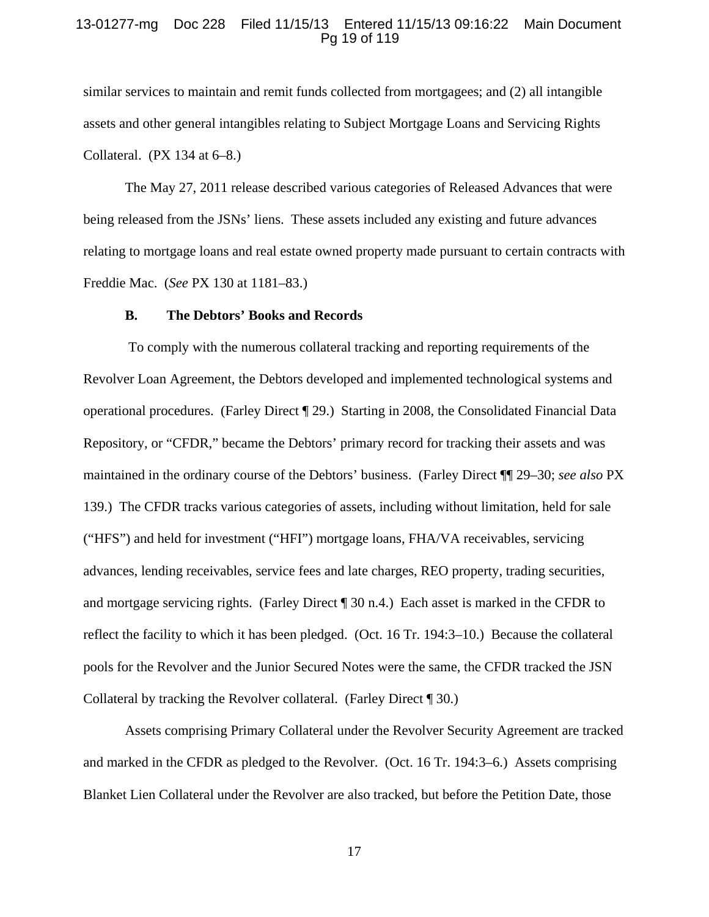similar services to maintain and remit funds collected from mortgagees; and (2) all intangible assets and other general intangibles relating to Subject Mortgage Loans and Servicing Rights Collateral. (PX 134 at 6–8.)

The May 27, 2011 release described various categories of Released Advances that were being released from the JSNs' liens. These assets included any existing and future advances relating to mortgage loans and real estate owned property made pursuant to certain contracts with Freddie Mac. (*See* PX 130 at 1181–83.)

### B. The Debtors' Books and Records

To comply with the numerous collateral tracking and reporting requirements of the Revolver Loan Agreement, the Debtors developed and implemented technological systems and operational procedures. (Farley Direct ¶ 29.) Starting in 2008, the Consolidated Financial Data Repository, or "CFDR," became the Debtors' primary record for tracking their assets and was maintained in the ordinary course of the Debtors' business. (Farley Direct ¶¶ 29–30; *see also* PX 139.) The CFDR tracks various categories of assets, including without limitation, held for sale ("HFS") and held for investment ("HFI") mortgage loans, FHA/VA receivables, servicing advances, lending receivables, service fees and late charges, REO property, trading securities, and mortgage servicing rights. (Farley Direct ¶ 30 n.4.) Each asset is marked in the CFDR to reflect the facility to which it has been pledged. (Oct. 16 Tr. 194:3–10.) Because the collateral pools for the Revolver and the Junior Secured Notes were the same, the CFDR tracked the JSN Collateral by tracking the Revolver collateral. (Farley Direct ¶ 30.)

Assets comprising Primary Collateral under the Revolver Security Agreement are tracked and marked in the CFDR as pledged to the Revolver. (Oct. 16 Tr. 194:3–6.) Assets comprising Blanket Lien Collateral under the Revolver are also tracked, but before the Petition Date, those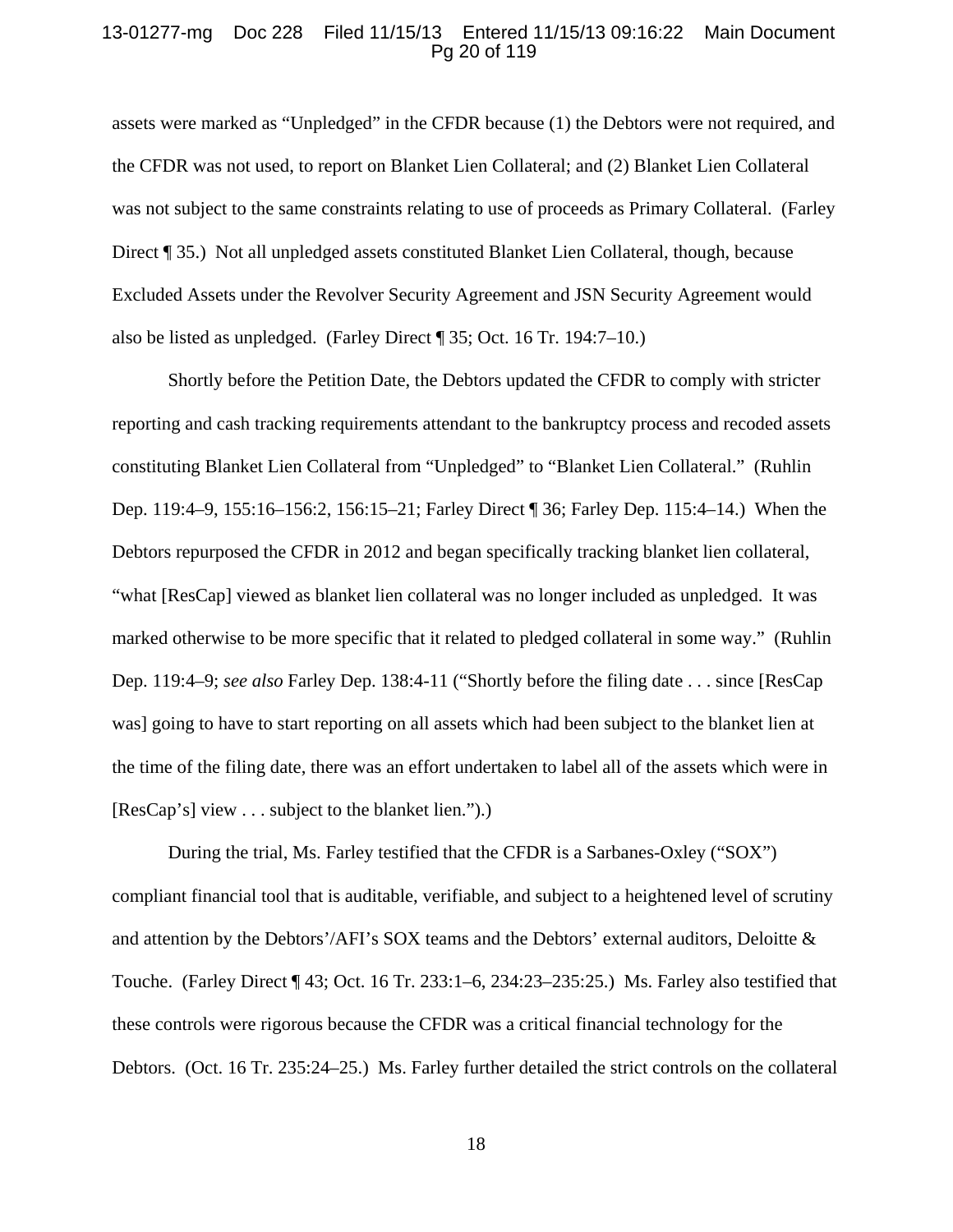assets were marked as "Unpledged" in the CFDR because (1) the Debtors were not required, and the CFDR was not used, to report on Blanket Lien Collateral; and (2) Blanket Lien Collateral was not subject to the same constraints relating to use of proceeds as Primary Collateral. (Farley Direct ¶ 35.) Not all unpledged assets constituted Blanket Lien Collateral, though, because Excluded Assets under the Revolver Security Agreement and JSN Security Agreement would also be listed as unpledged. (Farley Direct ¶ 35; Oct. 16 Tr. 194:7–10.)

Shortly before the Petition Date, the Debtors updated the CFDR to comply with stricter reporting and cash tracking requirements attendant to the bankruptcy process and recoded assets constituting Blanket Lien Collateral from "Unpledged" to "Blanket Lien Collateral." (Ruhlin Dep. 119:4–9, 155:16–156:2, 156:15–21; Farley Direct ¶ 36; Farley Dep. 115:4–14.) When the Debtors repurposed the CFDR in 2012 and began specifically tracking blanket lien collateral, "what [ResCap] viewed as blanket lien collateral was no longer included as unpledged. It was marked otherwise to be more specific that it related to pledged collateral in some way." (Ruhlin Dep. 119:4–9; *see also* Farley Dep. 138:4-11 ("Shortly before the filing date . . . since [ResCap was] going to have to start reporting on all assets which had been subject to the blanket lien at the time of the filing date, there was an effort undertaken to label all of the assets which were in [ResCap's] view . . . subject to the blanket lien.").)

During the trial, Ms. Farley testified that the CFDR is a Sarbanes-Oxley ("SOX") compliant financial tool that is auditable, verifiable, and subject to a heightened level of scrutiny and attention by the Debtors'/AFI's SOX teams and the Debtors' external auditors, Deloitte & Touche. (Farley Direct ¶ 43; Oct. 16 Tr. 233:1–6, 234:23–235:25.) Ms. Farley also testified that these controls were rigorous because the CFDR was a critical financial technology for the Debtors. (Oct. 16 Tr. 235:24–25.) Ms. Farley further detailed the strict controls on the collateral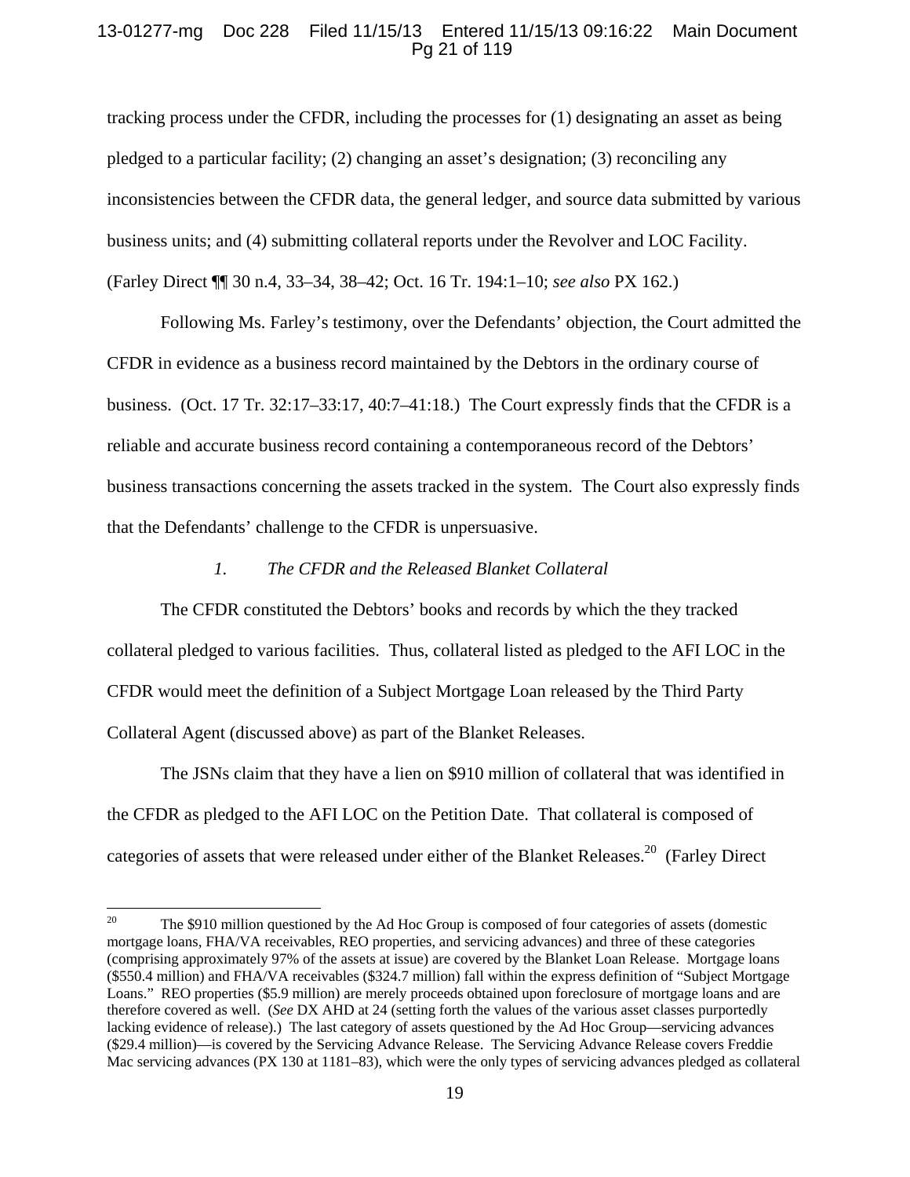tracking process under the CFDR, including the processes for (1) designating an asset as being pledged to a particular facility; (2) changing an asset's designation; (3) reconciling any inconsistencies between the CFDR data, the general ledger, and source data submitted by various business units; and (4) submitting collateral reports under the Revolver and LOC Facility. (Farley Direct ¶¶ 30 n.4, 33–34, 38–42; Oct. 16 Tr. 194:1–10; *see also* PX 162.)

Following Ms. Farley's testimony, over the Defendants' objection, the Court admitted the CFDR in evidence as a business record maintained by the Debtors in the ordinary course of business. (Oct. 17 Tr. 32:17–33:17, 40:7–41:18.) The Court expressly finds that the CFDR is a reliable and accurate business record containing a contemporaneous record of the Debtors' business transactions concerning the assets tracked in the system. The Court also expressly finds that the Defendants' challenge to the CFDR is unpersuasive.

### *1. The CFDR and the Released Blanket Collateral*

The CFDR constituted the Debtors' books and records by which the they tracked collateral pledged to various facilities. Thus, collateral listed as pledged to the AFI LOC in the CFDR would meet the definition of a Subject Mortgage Loan released by the Third Party Collateral Agent (discussed above) as part of the Blanket Releases.

The JSNs claim that they have a lien on $910 million of collateral that was identified in the CFDR as pledged to the AFI LOC on the Petition Date. That collateral is composed of categories of assets that were released under either of the Blanket Releases.[20] (Farley Direct

---

[20] The $910 million questioned by the Ad Hoc Group is composed of four categories of assets (domestic mortgage loans, FHA/VA receivables, REO properties, and servicing advances) and three of these categories (comprising approximately 97% of the assets at issue) are covered by the Blanket Loan Release. Mortgage loans ($550.4 million) and FHA/VA receivables ($324.7 million) fall within the express definition of "Subject Mortgage Loans." REO properties ($5.9 million) are merely proceeds obtained upon foreclosure of mortgage loans and are therefore covered as well. (*See* DX AHD at 24 (setting forth the values of the various asset classes purportedly lacking evidence of release).) The last category of assets questioned by the Ad Hoc Group—servicing advances ($29.4 million)—is covered by the Servicing Advance Release. The Servicing Advance Release covers Freddie Mac servicing advances (PX 130 at 1181–83), which were the only types of servicing advances pledged as collateral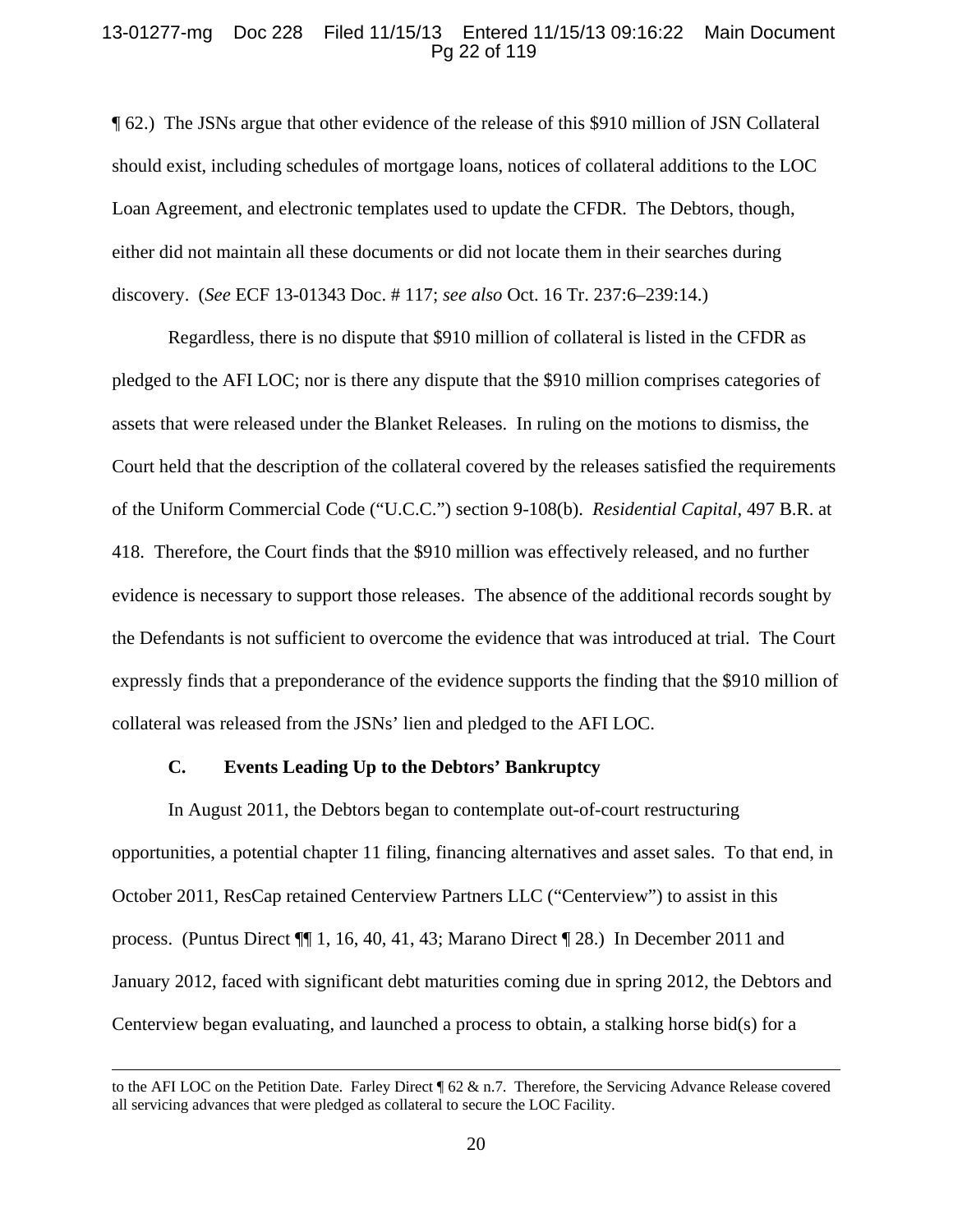¶ 62.) The JSNs argue that other evidence of the release of this $910 million of JSN Collateral should exist, including schedules of mortgage loans, notices of collateral additions to the LOC Loan Agreement, and electronic templates used to update the CFDR. The Debtors, though, either did not maintain all these documents or did not locate them in their searches during discovery. (*See* ECF 13-01343 Doc. # 117; *see also* Oct. 16 Tr. 237:6–239:14.)

Regardless, there is no dispute that $910 million of collateral is listed in the CFDR as pledged to the AFI LOC; nor is there any dispute that the $910 million comprises categories of assets that were released under the Blanket Releases. In ruling on the motions to dismiss, the Court held that the description of the collateral covered by the releases satisfied the requirements of the Uniform Commercial Code ("U.C.C.") section 9-108(b). *Residential Capital*, 497 B.R. at 418. Therefore, the Court finds that the $910 million was effectively released, and no further evidence is necessary to support those releases. The absence of the additional records sought by the Defendants is not sufficient to overcome the evidence that was introduced at trial. The Court expressly finds that a preponderance of the evidence supports the finding that the $910 million of collateral was released from the JSNs' lien and pledged to the AFI LOC.

### C. Events Leading Up to the Debtors' Bankruptcy

In August 2011, the Debtors began to contemplate out-of-court restructuring opportunities, a potential chapter 11 filing, financing alternatives and asset sales. To that end, in October 2011, ResCap retained Centerview Partners LLC ("Centerview") to assist in this process. (Puntus Direct ¶¶ 1, 16, 40, 41, 43; Marano Direct ¶ 28.) In December 2011 and January 2012, faced with significant debt maturities coming due in spring 2012, the Debtors and Centerview began evaluating, and launched a process to obtain, a stalking horse bid(s) for a

---

to the AFI LOC on the Petition Date. Farley Direct ¶ 62 & n.7. Therefore, the Servicing Advance Release covered all servicing advances that were pledged as collateral to secure the LOC Facility.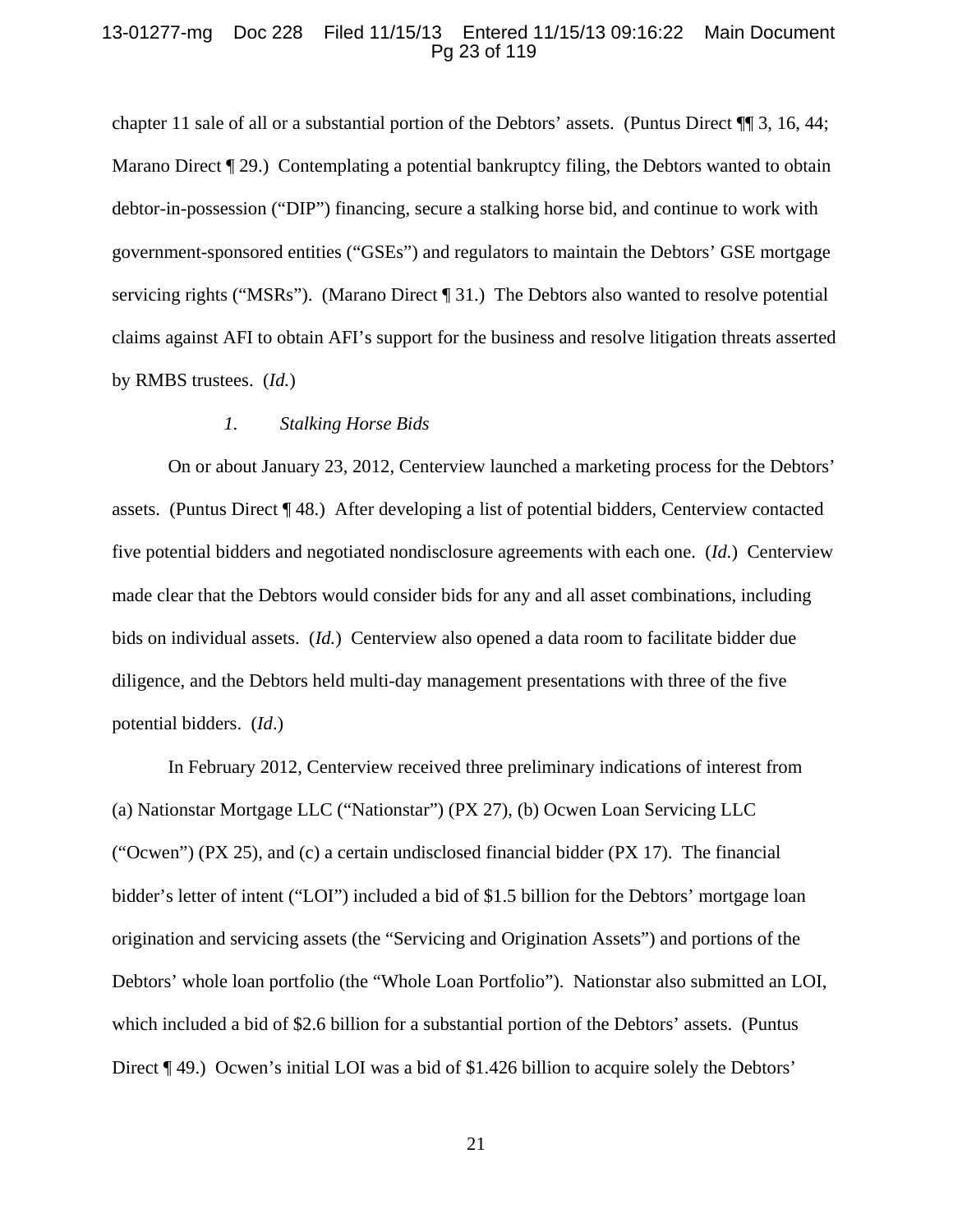chapter 11 sale of all or a substantial portion of the Debtors' assets. (Puntus Direct ¶¶ 3, 16, 44; Marano Direct ¶ 29.) Contemplating a potential bankruptcy filing, the Debtors wanted to obtain debtor-in-possession ("DIP") financing, secure a stalking horse bid, and continue to work with government-sponsored entities ("GSEs") and regulators to maintain the Debtors' GSE mortgage servicing rights ("MSRs"). (Marano Direct ¶ 31.) The Debtors also wanted to resolve potential claims against AFI to obtain AFI's support for the business and resolve litigation threats asserted by RMBS trustees. (*Id.*)

### *1. Stalking Horse Bids*

On or about January 23, 2012, Centerview launched a marketing process for the Debtors' assets. (Puntus Direct ¶ 48.) After developing a list of potential bidders, Centerview contacted five potential bidders and negotiated nondisclosure agreements with each one. (*Id.*) Centerview made clear that the Debtors would consider bids for any and all asset combinations, including bids on individual assets. (*Id.*) Centerview also opened a data room to facilitate bidder due diligence, and the Debtors held multi-day management presentations with three of the five potential bidders. (*Id*.)

In February 2012, Centerview received three preliminary indications of interest from (a) Nationstar Mortgage LLC ("Nationstar") (PX 27), (b) Ocwen Loan Servicing LLC ("Ocwen") (PX 25), and (c) a certain undisclosed financial bidder (PX 17). The financial bidder's letter of intent ("LOI") included a bid of $1.5 billion for the Debtors' mortgage loan origination and servicing assets (the "Servicing and Origination Assets") and portions of the Debtors' whole loan portfolio (the "Whole Loan Portfolio"). Nationstar also submitted an LOI, which included a bid of $2.6 billion for a substantial portion of the Debtors' assets. (Puntus Direct ¶ 49.) Ocwen's initial LOI was a bid of $1.426 billion to acquire solely the Debtors'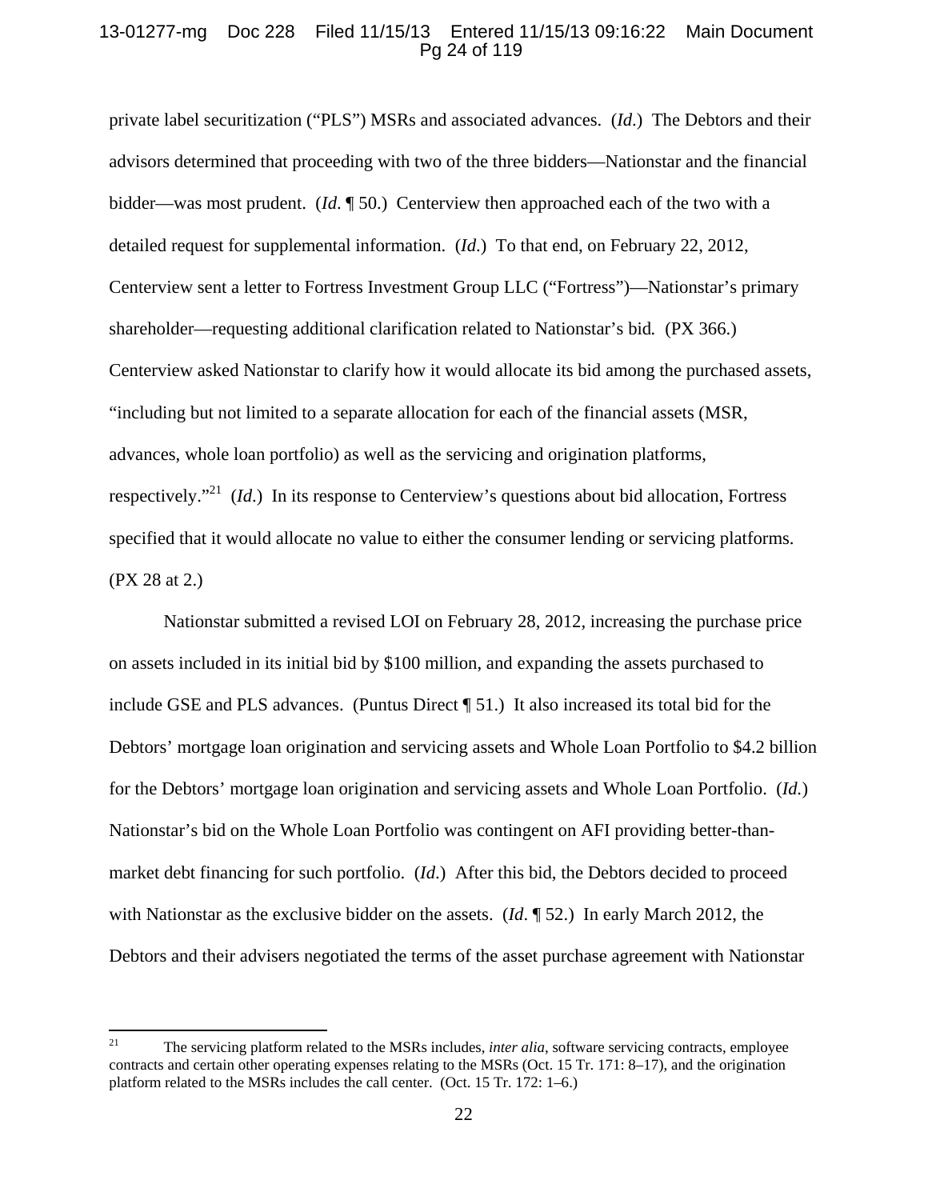private label securitization ("PLS") MSRs and associated advances. (*Id*.) The Debtors and their advisors determined that proceeding with two of the three bidders—Nationstar and the financial bidder—was most prudent. (*Id*. ¶ 50.) Centerview then approached each of the two with a detailed request for supplemental information. (*Id*.) To that end, on February 22, 2012, Centerview sent a letter to Fortress Investment Group LLC ("Fortress")—Nationstar's primary shareholder—requesting additional clarification related to Nationstar's bid. (PX 366.) Centerview asked Nationstar to clarify how it would allocate its bid among the purchased assets, "including but not limited to a separate allocation for each of the financial assets (MSR, advances, whole loan portfolio) as well as the servicing and origination platforms, respectively."[21] (*Id*.) In its response to Centerview's questions about bid allocation, Fortress specified that it would allocate no value to either the consumer lending or servicing platforms. (PX 28 at 2.)

Nationstar submitted a revised LOI on February 28, 2012, increasing the purchase price on assets included in its initial bid by $100 million, and expanding the assets purchased to include GSE and PLS advances. (Puntus Direct ¶ 51.) It also increased its total bid for the Debtors' mortgage loan origination and servicing assets and Whole Loan Portfolio to $4.2 billion for the Debtors' mortgage loan origination and servicing assets and Whole Loan Portfolio. (*Id.*) Nationstar's bid on the Whole Loan Portfolio was contingent on AFI providing better-than-market debt financing for such portfolio. (*Id*.) After this bid, the Debtors decided to proceed with Nationstar as the exclusive bidder on the assets. (*Id*. ¶ 52.) In early March 2012, the Debtors and their advisers negotiated the terms of the asset purchase agreement with Nationstar

---

[21] The servicing platform related to the MSRs includes, *inter alia*, software servicing contracts, employee contracts and certain other operating expenses relating to the MSRs (Oct. 15 Tr. 171: 8–17), and the origination platform related to the MSRs includes the call center. (Oct. 15 Tr. 172: 1–6.)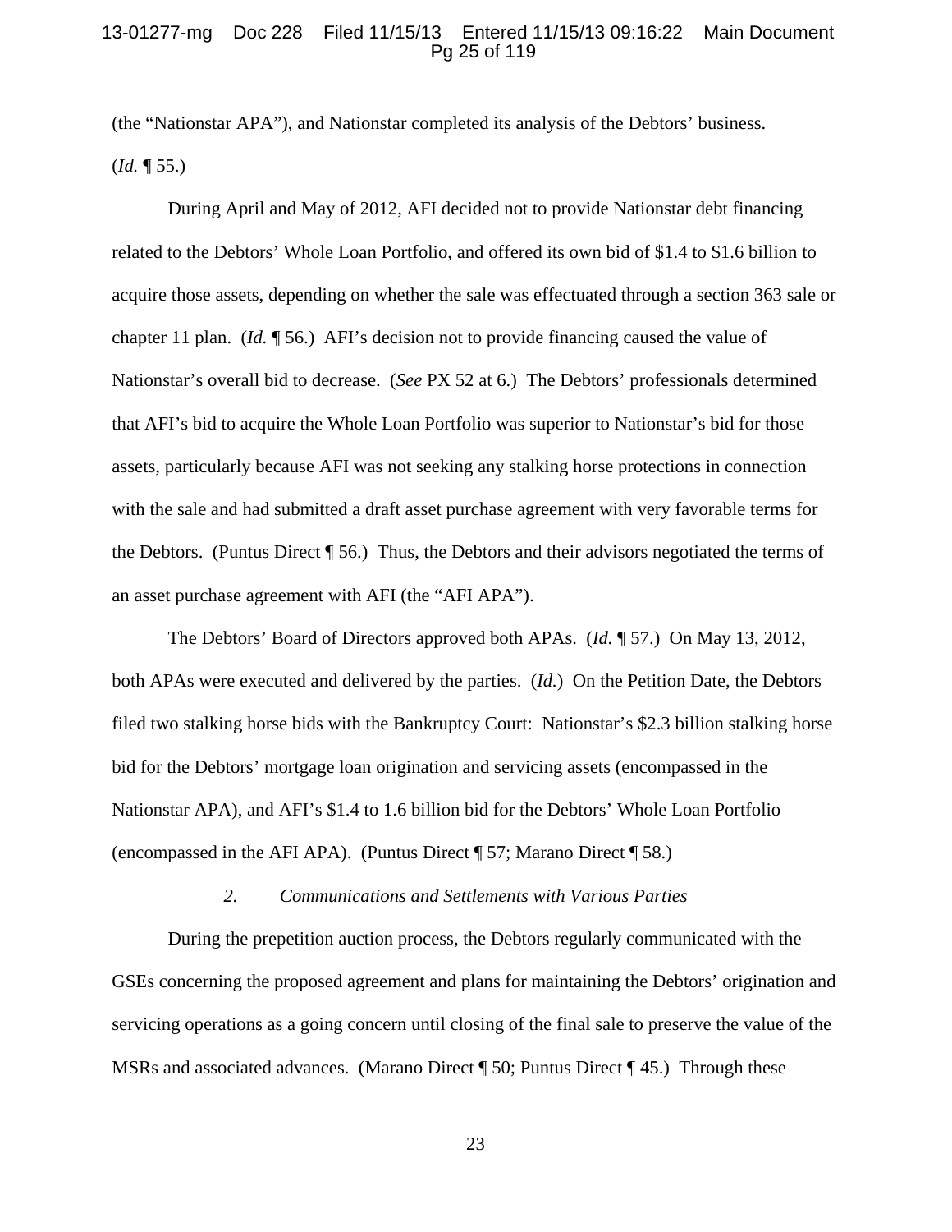(the "Nationstar APA"), and Nationstar completed its analysis of the Debtors' business. (*Id.* ¶ 55.)

During April and May of 2012, AFI decided not to provide Nationstar debt financing related to the Debtors' Whole Loan Portfolio, and offered its own bid of $1.4 to $1.6 billion to acquire those assets, depending on whether the sale was effectuated through a section 363 sale or chapter 11 plan. (*Id.* ¶ 56.) AFI's decision not to provide financing caused the value of Nationstar's overall bid to decrease. (*See* PX 52 at 6.) The Debtors' professionals determined that AFI's bid to acquire the Whole Loan Portfolio was superior to Nationstar's bid for those assets, particularly because AFI was not seeking any stalking horse protections in connection with the sale and had submitted a draft asset purchase agreement with very favorable terms for the Debtors. (Puntus Direct ¶ 56.) Thus, the Debtors and their advisors negotiated the terms of an asset purchase agreement with AFI (the "AFI APA").

The Debtors' Board of Directors approved both APAs. (*Id.* ¶ 57.) On May 13, 2012, both APAs were executed and delivered by the parties. (*Id.*) On the Petition Date, the Debtors filed two stalking horse bids with the Bankruptcy Court: Nationstar's $2.3 billion stalking horse bid for the Debtors' mortgage loan origination and servicing assets (encompassed in the Nationstar APA), and AFI's $1.4 to 1.6 billion bid for the Debtors' Whole Loan Portfolio (encompassed in the AFI APA). (Puntus Direct ¶ 57; Marano Direct ¶ 58.)

### *2. Communications and Settlements with Various Parties*

During the prepetition auction process, the Debtors regularly communicated with the GSEs concerning the proposed agreement and plans for maintaining the Debtors' origination and servicing operations as a going concern until closing of the final sale to preserve the value of the MSRs and associated advances. (Marano Direct ¶ 50; Puntus Direct ¶ 45.) Through these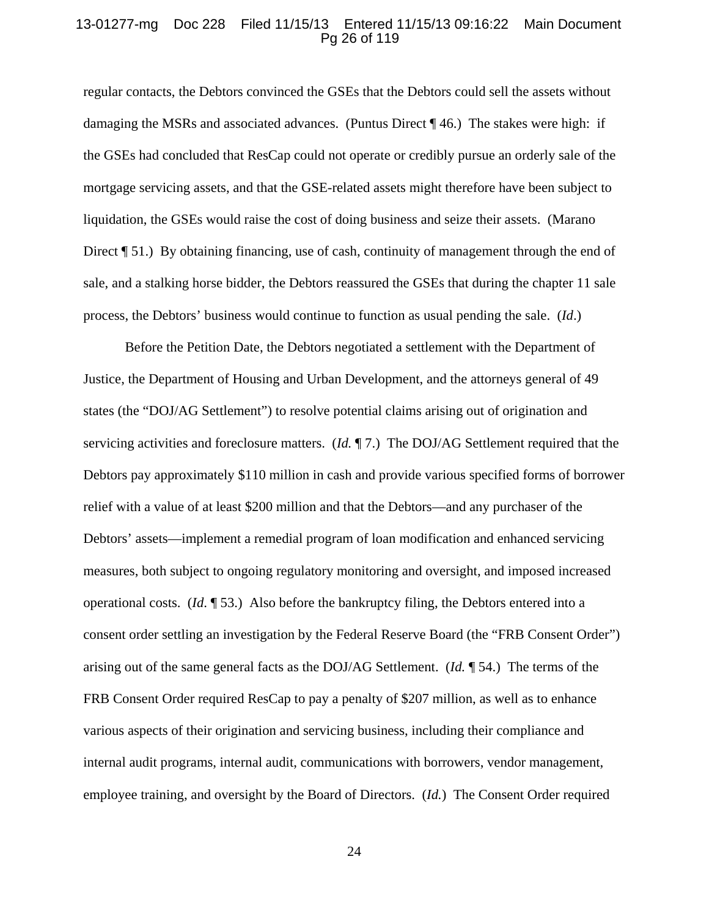regular contacts, the Debtors convinced the GSEs that the Debtors could sell the assets without damaging the MSRs and associated advances. (Puntus Direct ¶ 46.) The stakes were high: if the GSEs had concluded that ResCap could not operate or credibly pursue an orderly sale of the mortgage servicing assets, and that the GSE-related assets might therefore have been subject to liquidation, the GSEs would raise the cost of doing business and seize their assets. (Marano Direct ¶ 51.) By obtaining financing, use of cash, continuity of management through the end of sale, and a stalking horse bidder, the Debtors reassured the GSEs that during the chapter 11 sale process, the Debtors' business would continue to function as usual pending the sale. (*Id*.)

Before the Petition Date, the Debtors negotiated a settlement with the Department of Justice, the Department of Housing and Urban Development, and the attorneys general of 49 states (the "DOJ/AG Settlement") to resolve potential claims arising out of origination and servicing activities and foreclosure matters. (*Id.* ¶ 7.) The DOJ/AG Settlement required that the Debtors pay approximately $110 million in cash and provide various specified forms of borrower relief with a value of at least $200 million and that the Debtors—and any purchaser of the Debtors' assets—implement a remedial program of loan modification and enhanced servicing measures, both subject to ongoing regulatory monitoring and oversight, and imposed increased operational costs. (*Id*. ¶ 53.) Also before the bankruptcy filing, the Debtors entered into a consent order settling an investigation by the Federal Reserve Board (the "FRB Consent Order") arising out of the same general facts as the DOJ/AG Settlement. (*Id.* ¶ 54.) The terms of the FRB Consent Order required ResCap to pay a penalty of $207 million, as well as to enhance various aspects of their origination and servicing business, including their compliance and internal audit programs, internal audit, communications with borrowers, vendor management, employee training, and oversight by the Board of Directors. (*Id.*) The Consent Order required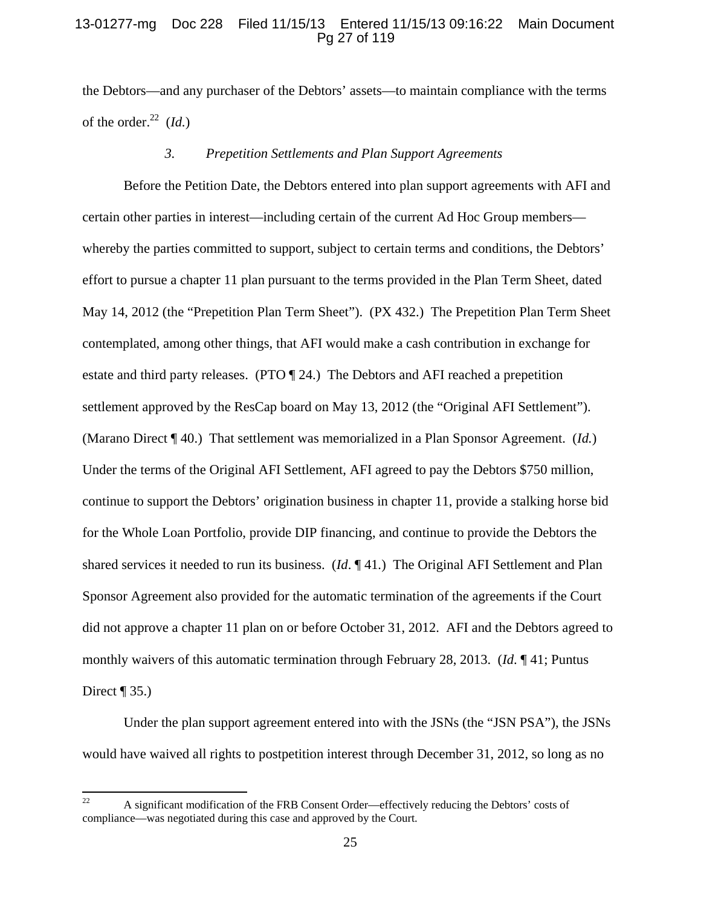the Debtors—and any purchaser of the Debtors' assets—to maintain compliance with the terms of the order.[22] (*Id.*)

### *3. Prepetition Settlements and Plan Support Agreements*

Before the Petition Date, the Debtors entered into plan support agreements with AFI and certain other parties in interest—including certain of the current Ad Hoc Group members—whereby the parties committed to support, subject to certain terms and conditions, the Debtors' effort to pursue a chapter 11 plan pursuant to the terms provided in the Plan Term Sheet, dated May 14, 2012 (the "Prepetition Plan Term Sheet"). (PX 432.) The Prepetition Plan Term Sheet contemplated, among other things, that AFI would make a cash contribution in exchange for estate and third party releases. (PTO ¶ 24.) The Debtors and AFI reached a prepetition settlement approved by the ResCap board on May 13, 2012 (the "Original AFI Settlement"). (Marano Direct ¶ 40.) That settlement was memorialized in a Plan Sponsor Agreement. (*Id.*) Under the terms of the Original AFI Settlement, AFI agreed to pay the Debtors \$750 million, continue to support the Debtors' origination business in chapter 11, provide a stalking horse bid for the Whole Loan Portfolio, provide DIP financing, and continue to provide the Debtors the shared services it needed to run its business. (*Id*. ¶ 41.) The Original AFI Settlement and Plan Sponsor Agreement also provided for the automatic termination of the agreements if the Court did not approve a chapter 11 plan on or before October 31, 2012. AFI and the Debtors agreed to monthly waivers of this automatic termination through February 28, 2013. (*Id*. ¶ 41; Puntus Direct ¶ 35.)

Under the plan support agreement entered into with the JSNs (the "JSN PSA"), the JSNs would have waived all rights to postpetition interest through December 31, 2012, so long as no

---

[22] A significant modification of the FRB Consent Order—effectively reducing the Debtors' costs of compliance—was negotiated during this case and approved by the Court.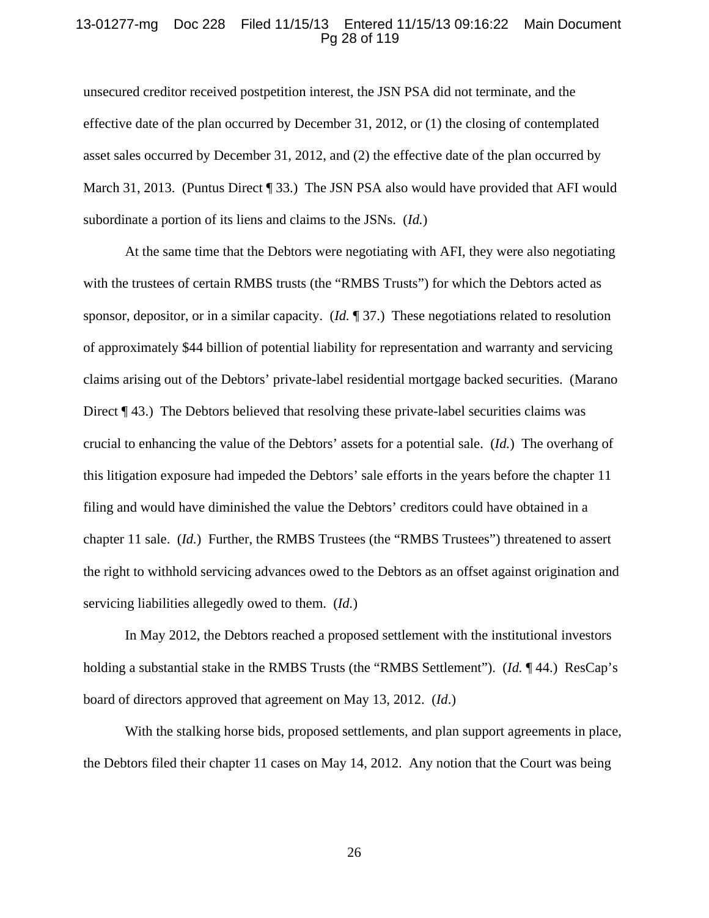unsecured creditor received postpetition interest, the JSN PSA did not terminate, and the effective date of the plan occurred by December 31, 2012, or (1) the closing of contemplated asset sales occurred by December 31, 2012, and (2) the effective date of the plan occurred by March 31, 2013. (Puntus Direct ¶ 33.) The JSN PSA also would have provided that AFI would subordinate a portion of its liens and claims to the JSNs. (*Id.*)

At the same time that the Debtors were negotiating with AFI, they were also negotiating with the trustees of certain RMBS trusts (the "RMBS Trusts") for which the Debtors acted as sponsor, depositor, or in a similar capacity. (*Id.* ¶ 37.) These negotiations related to resolution of approximately $44 billion of potential liability for representation and warranty and servicing claims arising out of the Debtors' private-label residential mortgage backed securities. (Marano Direct ¶ 43.) The Debtors believed that resolving these private-label securities claims was crucial to enhancing the value of the Debtors' assets for a potential sale. (*Id.*) The overhang of this litigation exposure had impeded the Debtors' sale efforts in the years before the chapter 11 filing and would have diminished the value the Debtors' creditors could have obtained in a chapter 11 sale. (*Id.*) Further, the RMBS Trustees (the "RMBS Trustees") threatened to assert the right to withhold servicing advances owed to the Debtors as an offset against origination and servicing liabilities allegedly owed to them. (*Id.*)

In May 2012, the Debtors reached a proposed settlement with the institutional investors holding a substantial stake in the RMBS Trusts (the "RMBS Settlement"). (*Id.* ¶ 44.) ResCap's board of directors approved that agreement on May 13, 2012. (*Id*.)

With the stalking horse bids, proposed settlements, and plan support agreements in place, the Debtors filed their chapter 11 cases on May 14, 2012. Any notion that the Court was being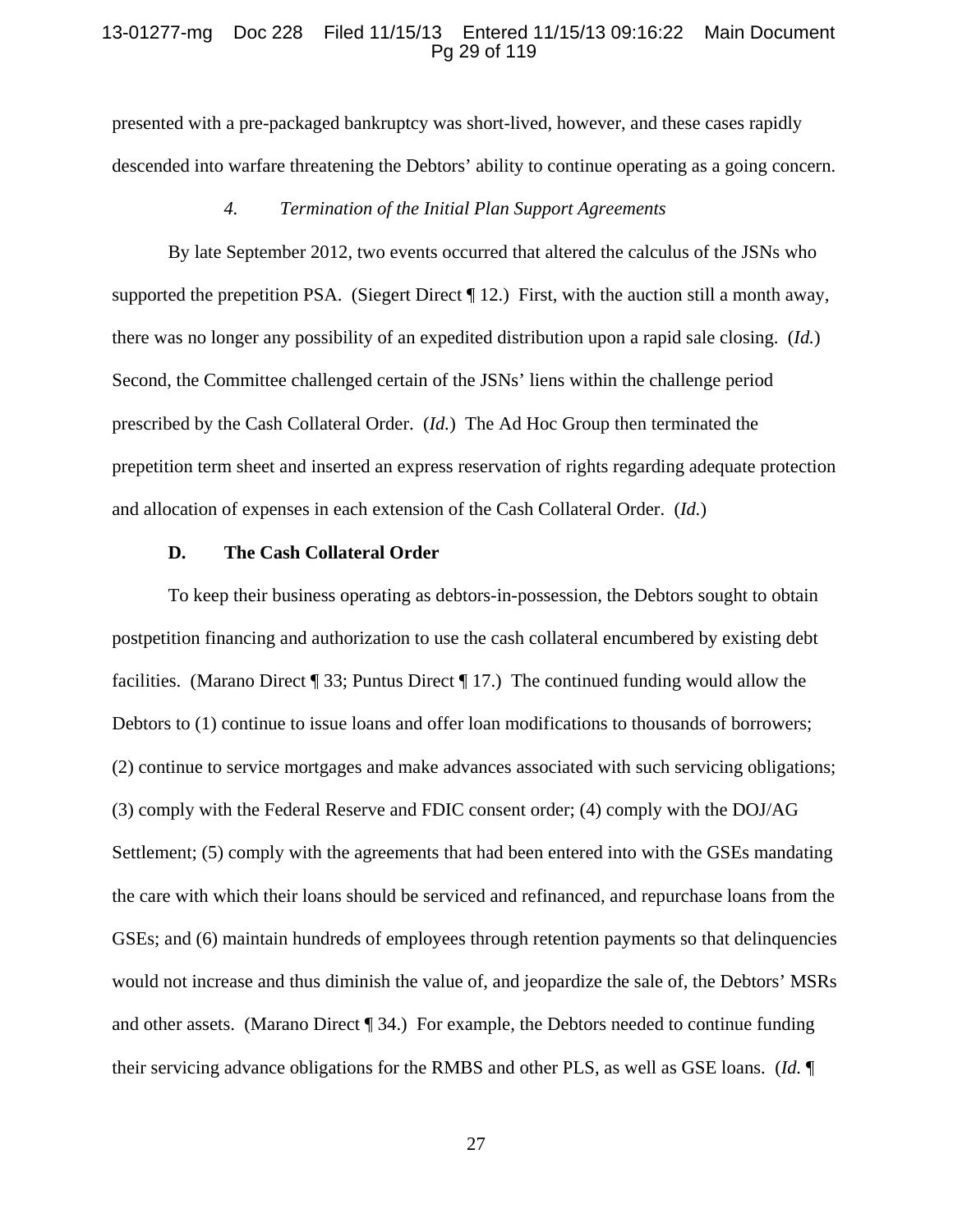presented with a pre-packaged bankruptcy was short-lived, however, and these cases rapidly descended into warfare threatening the Debtors' ability to continue operating as a going concern.

#### *4. Termination of the Initial Plan Support Agreements*

By late September 2012, two events occurred that altered the calculus of the JSNs who supported the prepetition PSA. (Siegert Direct ¶ 12.) First, with the auction still a month away, there was no longer any possibility of an expedited distribution upon a rapid sale closing. (*Id.*) Second, the Committee challenged certain of the JSNs' liens within the challenge period prescribed by the Cash Collateral Order. (*Id.*) The Ad Hoc Group then terminated the prepetition term sheet and inserted an express reservation of rights regarding adequate protection and allocation of expenses in each extension of the Cash Collateral Order. (*Id.*)

### **D. The Cash Collateral Order**

To keep their business operating as debtors-in-possession, the Debtors sought to obtain postpetition financing and authorization to use the cash collateral encumbered by existing debt facilities. (Marano Direct ¶ 33; Puntus Direct ¶ 17.) The continued funding would allow the Debtors to (1) continue to issue loans and offer loan modifications to thousands of borrowers; (2) continue to service mortgages and make advances associated with such servicing obligations; (3) comply with the Federal Reserve and FDIC consent order; (4) comply with the DOJ/AG Settlement; (5) comply with the agreements that had been entered into with the GSEs mandating the care with which their loans should be serviced and refinanced, and repurchase loans from the GSEs; and (6) maintain hundreds of employees through retention payments so that delinquencies would not increase and thus diminish the value of, and jeopardize the sale of, the Debtors' MSRs and other assets. (Marano Direct ¶ 34.) For example, the Debtors needed to continue funding their servicing advance obligations for the RMBS and other PLS, as well as GSE loans. (*Id.* ¶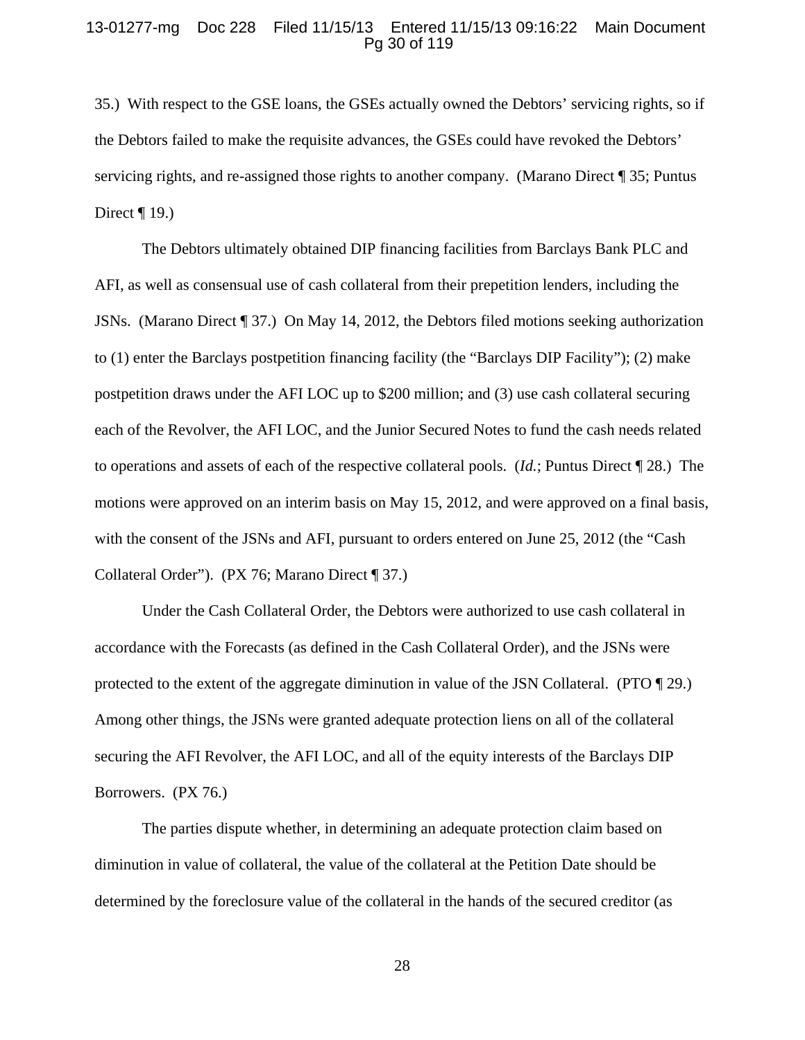35.) With respect to the GSE loans, the GSEs actually owned the Debtors' servicing rights, so if the Debtors failed to make the requisite advances, the GSEs could have revoked the Debtors' servicing rights, and re-assigned those rights to another company. (Marano Direct ¶ 35; Puntus Direct ¶ 19.)

The Debtors ultimately obtained DIP financing facilities from Barclays Bank PLC and AFI, as well as consensual use of cash collateral from their prepetition lenders, including the JSNs. (Marano Direct ¶ 37.) On May 14, 2012, the Debtors filed motions seeking authorization to (1) enter the Barclays postpetition financing facility (the "Barclays DIP Facility"); (2) make postpetition draws under the AFI LOC up to $200 million; and (3) use cash collateral securing each of the Revolver, the AFI LOC, and the Junior Secured Notes to fund the cash needs related to operations and assets of each of the respective collateral pools. (*Id.*; Puntus Direct ¶ 28.) The motions were approved on an interim basis on May 15, 2012, and were approved on a final basis, with the consent of the JSNs and AFI, pursuant to orders entered on June 25, 2012 (the "Cash Collateral Order"). (PX 76; Marano Direct ¶ 37.)

Under the Cash Collateral Order, the Debtors were authorized to use cash collateral in accordance with the Forecasts (as defined in the Cash Collateral Order), and the JSNs were protected to the extent of the aggregate diminution in value of the JSN Collateral. (PTO ¶ 29.) Among other things, the JSNs were granted adequate protection liens on all of the collateral securing the AFI Revolver, the AFI LOC, and all of the equity interests of the Barclays DIP Borrowers. (PX 76.)

The parties dispute whether, in determining an adequate protection claim based on diminution in value of collateral, the value of the collateral at the Petition Date should be determined by the foreclosure value of the collateral in the hands of the secured creditor (as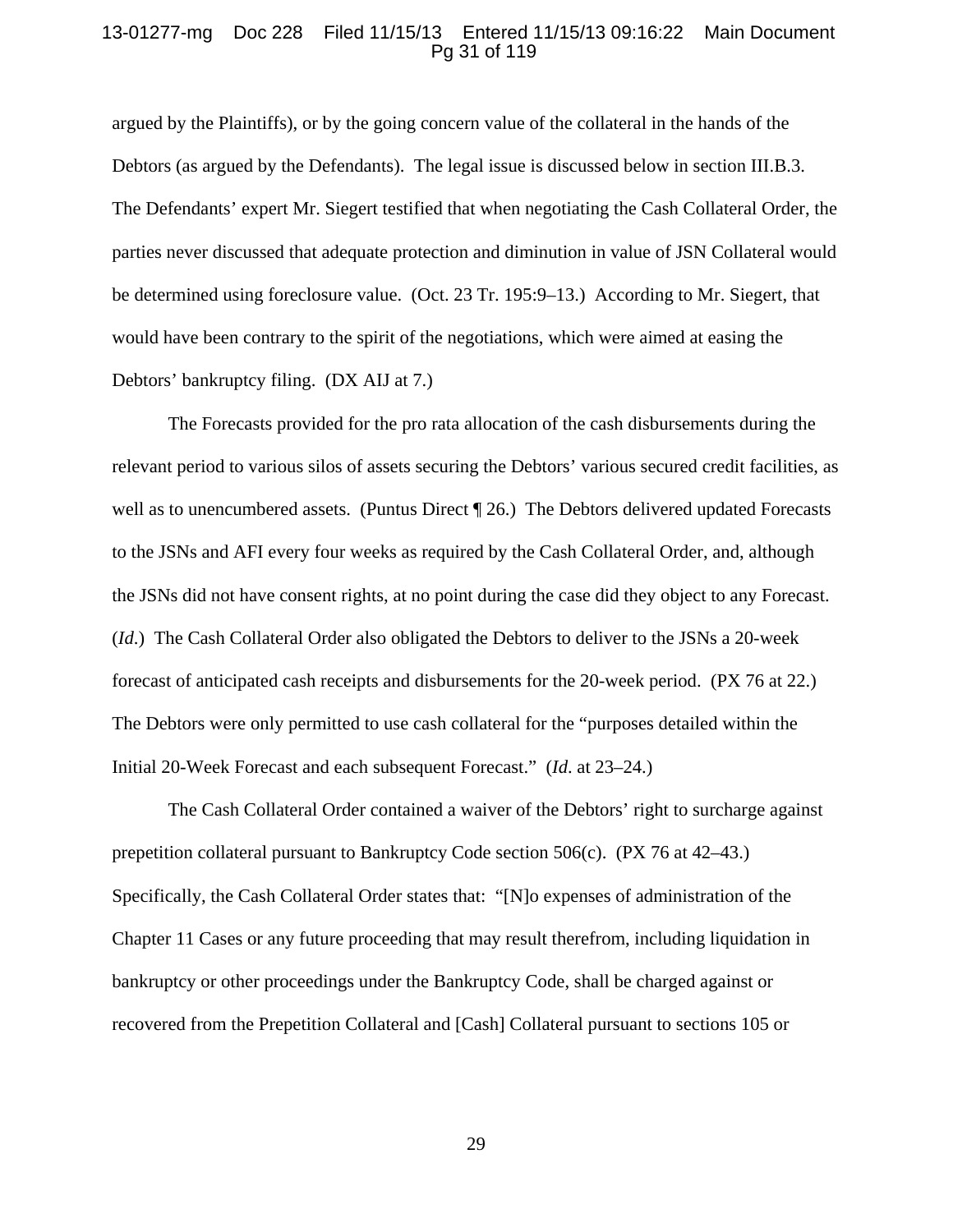argued by the Plaintiffs), or by the going concern value of the collateral in the hands of the Debtors (as argued by the Defendants). The legal issue is discussed below in section III.B.3. The Defendants' expert Mr. Siegert testified that when negotiating the Cash Collateral Order, the parties never discussed that adequate protection and diminution in value of JSN Collateral would be determined using foreclosure value. (Oct. 23 Tr. 195:9–13.) According to Mr. Siegert, that would have been contrary to the spirit of the negotiations, which were aimed at easing the Debtors' bankruptcy filing. (DX AIJ at 7.)

The Forecasts provided for the pro rata allocation of the cash disbursements during the relevant period to various silos of assets securing the Debtors' various secured credit facilities, as well as to unencumbered assets. (Puntus Direct ¶ 26.) The Debtors delivered updated Forecasts to the JSNs and AFI every four weeks as required by the Cash Collateral Order, and, although the JSNs did not have consent rights, at no point during the case did they object to any Forecast. (*Id.*) The Cash Collateral Order also obligated the Debtors to deliver to the JSNs a 20-week forecast of anticipated cash receipts and disbursements for the 20-week period. (PX 76 at 22.) The Debtors were only permitted to use cash collateral for the "purposes detailed within the Initial 20-Week Forecast and each subsequent Forecast." (*Id.* at 23–24.)

The Cash Collateral Order contained a waiver of the Debtors' right to surcharge against prepetition collateral pursuant to Bankruptcy Code section 506(c). (PX 76 at 42–43.) Specifically, the Cash Collateral Order states that: "[N]o expenses of administration of the Chapter 11 Cases or any future proceeding that may result therefrom, including liquidation in bankruptcy or other proceedings under the Bankruptcy Code, shall be charged against or recovered from the Prepetition Collateral and [Cash] Collateral pursuant to sections 105 or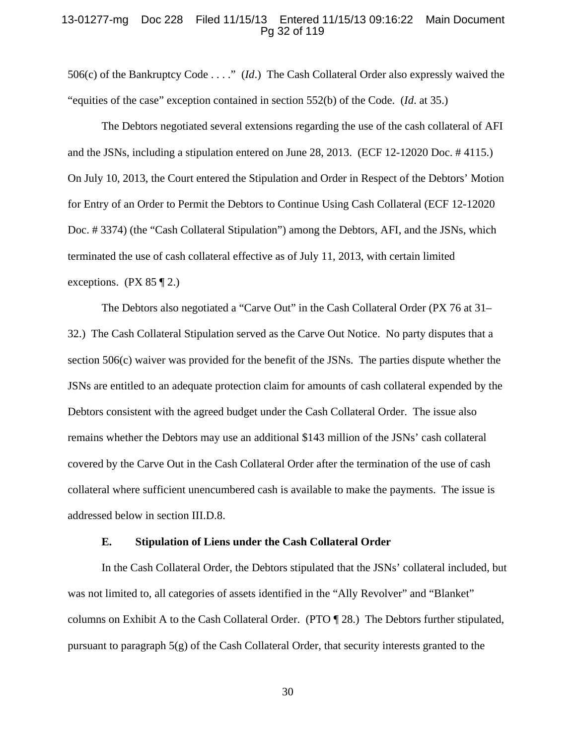506(c) of the Bankruptcy Code . . . ." (*Id*.) The Cash Collateral Order also expressly waived the "equities of the case" exception contained in section 552(b) of the Code. (*Id*. at 35.)

The Debtors negotiated several extensions regarding the use of the cash collateral of AFI and the JSNs, including a stipulation entered on June 28, 2013. (ECF 12-12020 Doc. # 4115.) On July 10, 2013, the Court entered the Stipulation and Order in Respect of the Debtors' Motion for Entry of an Order to Permit the Debtors to Continue Using Cash Collateral (ECF 12-12020 Doc. # 3374) (the "Cash Collateral Stipulation") among the Debtors, AFI, and the JSNs, which terminated the use of cash collateral effective as of July 11, 2013, with certain limited exceptions. (PX 85 ¶ 2.)

The Debtors also negotiated a "Carve Out" in the Cash Collateral Order (PX 76 at 31–32.) The Cash Collateral Stipulation served as the Carve Out Notice. No party disputes that a section 506(c) waiver was provided for the benefit of the JSNs. The parties dispute whether the JSNs are entitled to an adequate protection claim for amounts of cash collateral expended by the Debtors consistent with the agreed budget under the Cash Collateral Order. The issue also remains whether the Debtors may use an additional $143 million of the JSNs' cash collateral covered by the Carve Out in the Cash Collateral Order after the termination of the use of cash collateral where sufficient unencumbered cash is available to make the payments. The issue is addressed below in section III.D.8.

### E. Stipulation of Liens under the Cash Collateral Order

In the Cash Collateral Order, the Debtors stipulated that the JSNs' collateral included, but was not limited to, all categories of assets identified in the "Ally Revolver" and "Blanket" columns on Exhibit A to the Cash Collateral Order. (PTO ¶ 28.) The Debtors further stipulated, pursuant to paragraph 5(g) of the Cash Collateral Order, that security interests granted to the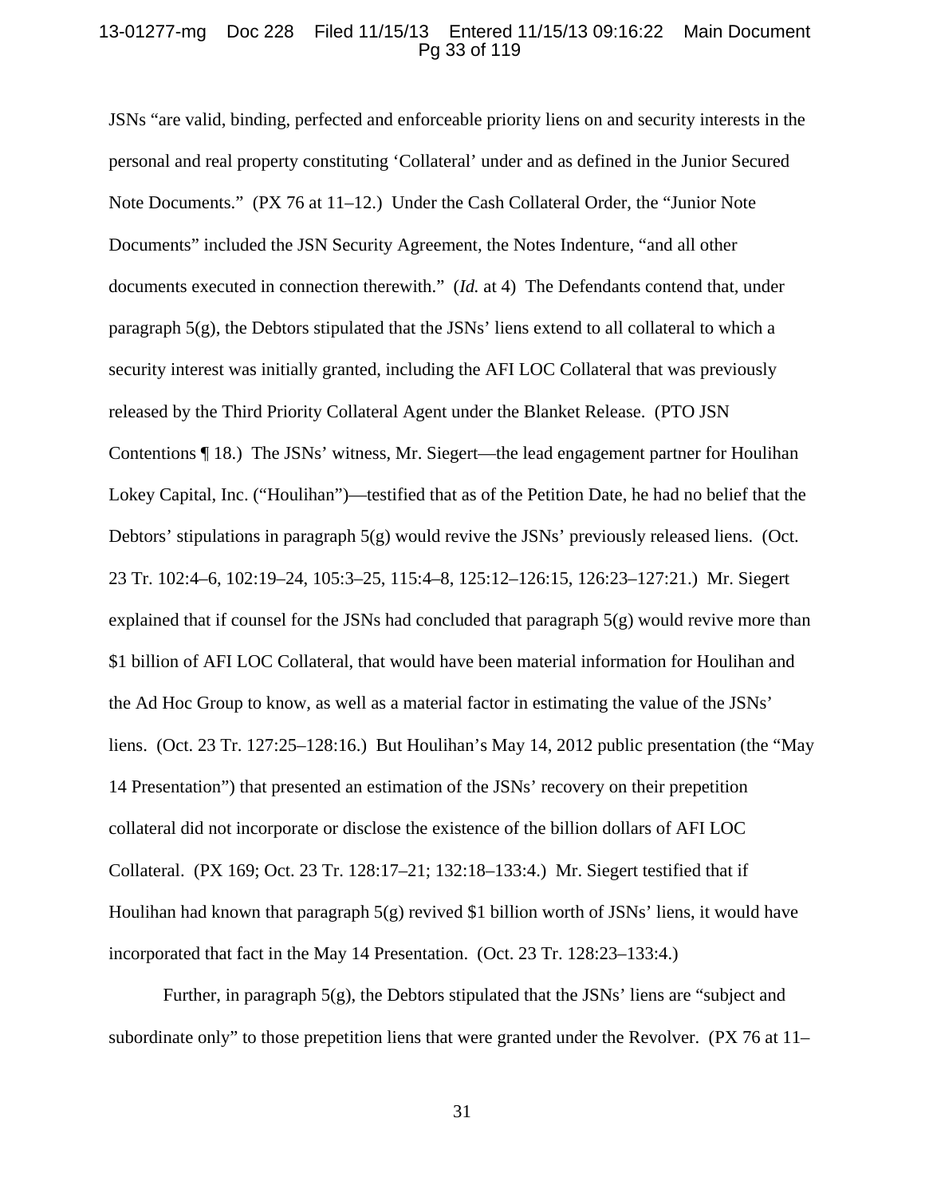JSNs "are valid, binding, perfected and enforceable priority liens on and security interests in the personal and real property constituting 'Collateral' under and as defined in the Junior Secured Note Documents." (PX 76 at 11–12.) Under the Cash Collateral Order, the "Junior Note Documents" included the JSN Security Agreement, the Notes Indenture, "and all other documents executed in connection therewith." (*Id.* at 4) The Defendants contend that, under paragraph 5(g), the Debtors stipulated that the JSNs' liens extend to all collateral to which a security interest was initially granted, including the AFI LOC Collateral that was previously released by the Third Priority Collateral Agent under the Blanket Release. (PTO JSN Contentions ¶ 18.) The JSNs' witness, Mr. Siegert—the lead engagement partner for Houlihan Lokey Capital, Inc. ("Houlihan")—testified that as of the Petition Date, he had no belief that the Debtors' stipulations in paragraph 5(g) would revive the JSNs' previously released liens. (Oct. 23 Tr. 102:4–6, 102:19–24, 105:3–25, 115:4–8, 125:12–126:15, 126:23–127:21.) Mr. Siegert explained that if counsel for the JSNs had concluded that paragraph 5(g) would revive more than $1 billion of AFI LOC Collateral, that would have been material information for Houlihan and the Ad Hoc Group to know, as well as a material factor in estimating the value of the JSNs' liens. (Oct. 23 Tr. 127:25–128:16.) But Houlihan's May 14, 2012 public presentation (the "May 14 Presentation") that presented an estimation of the JSNs' recovery on their prepetition collateral did not incorporate or disclose the existence of the billion dollars of AFI LOC Collateral. (PX 169; Oct. 23 Tr. 128:17–21; 132:18–133:4.) Mr. Siegert testified that if Houlihan had known that paragraph 5(g) revived $1 billion worth of JSNs' liens, it would have incorporated that fact in the May 14 Presentation. (Oct. 23 Tr. 128:23–133:4.)

Further, in paragraph 5(g), the Debtors stipulated that the JSNs' liens are "subject and subordinate only" to those prepetition liens that were granted under the Revolver. (PX 76 at 11–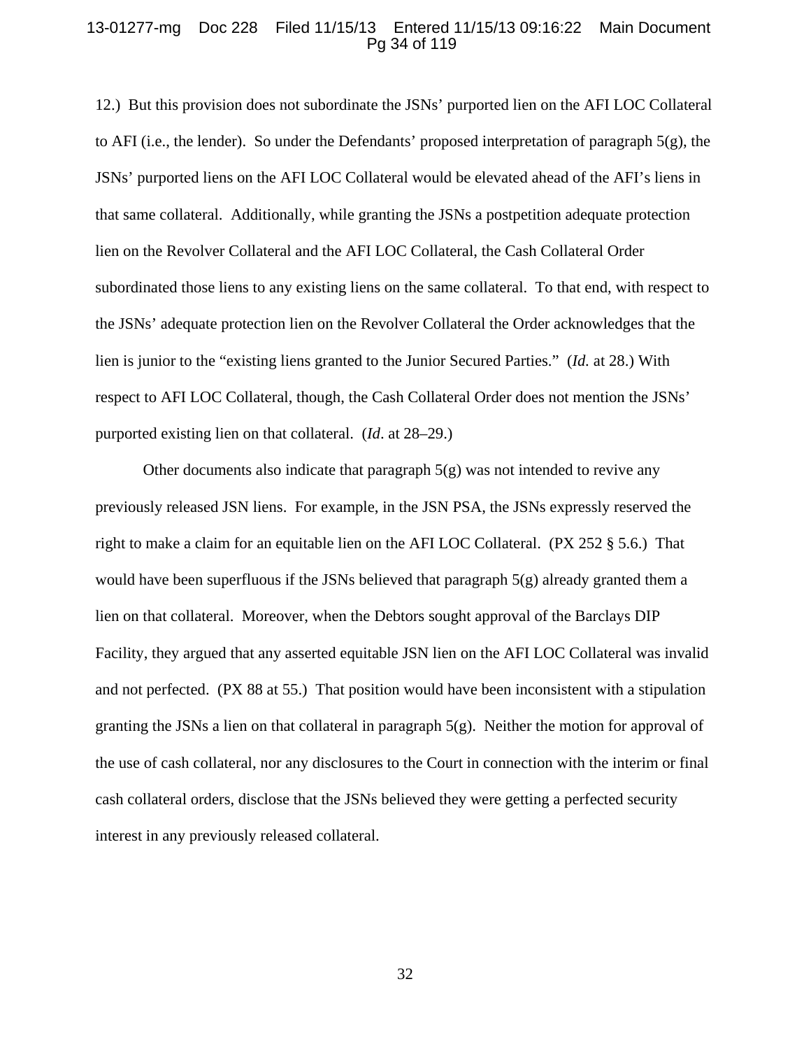12.) But this provision does not subordinate the JSNs' purported lien on the AFI LOC Collateral to AFI (i.e., the lender). So under the Defendants' proposed interpretation of paragraph 5(g), the JSNs' purported liens on the AFI LOC Collateral would be elevated ahead of the AFI's liens in that same collateral. Additionally, while granting the JSNs a postpetition adequate protection lien on the Revolver Collateral and the AFI LOC Collateral, the Cash Collateral Order subordinated those liens to any existing liens on the same collateral. To that end, with respect to the JSNs' adequate protection lien on the Revolver Collateral the Order acknowledges that the lien is junior to the "existing liens granted to the Junior Secured Parties." (*Id.* at 28.) With respect to AFI LOC Collateral, though, the Cash Collateral Order does not mention the JSNs' purported existing lien on that collateral. (*Id*. at 28–29.)

Other documents also indicate that paragraph 5(g) was not intended to revive any previously released JSN liens. For example, in the JSN PSA, the JSNs expressly reserved the right to make a claim for an equitable lien on the AFI LOC Collateral. (PX 252 § 5.6.) That would have been superfluous if the JSNs believed that paragraph 5(g) already granted them a lien on that collateral. Moreover, when the Debtors sought approval of the Barclays DIP Facility, they argued that any asserted equitable JSN lien on the AFI LOC Collateral was invalid and not perfected. (PX 88 at 55.) That position would have been inconsistent with a stipulation granting the JSNs a lien on that collateral in paragraph 5(g). Neither the motion for approval of the use of cash collateral, nor any disclosures to the Court in connection with the interim or final cash collateral orders, disclose that the JSNs believed they were getting a perfected security interest in any previously released collateral.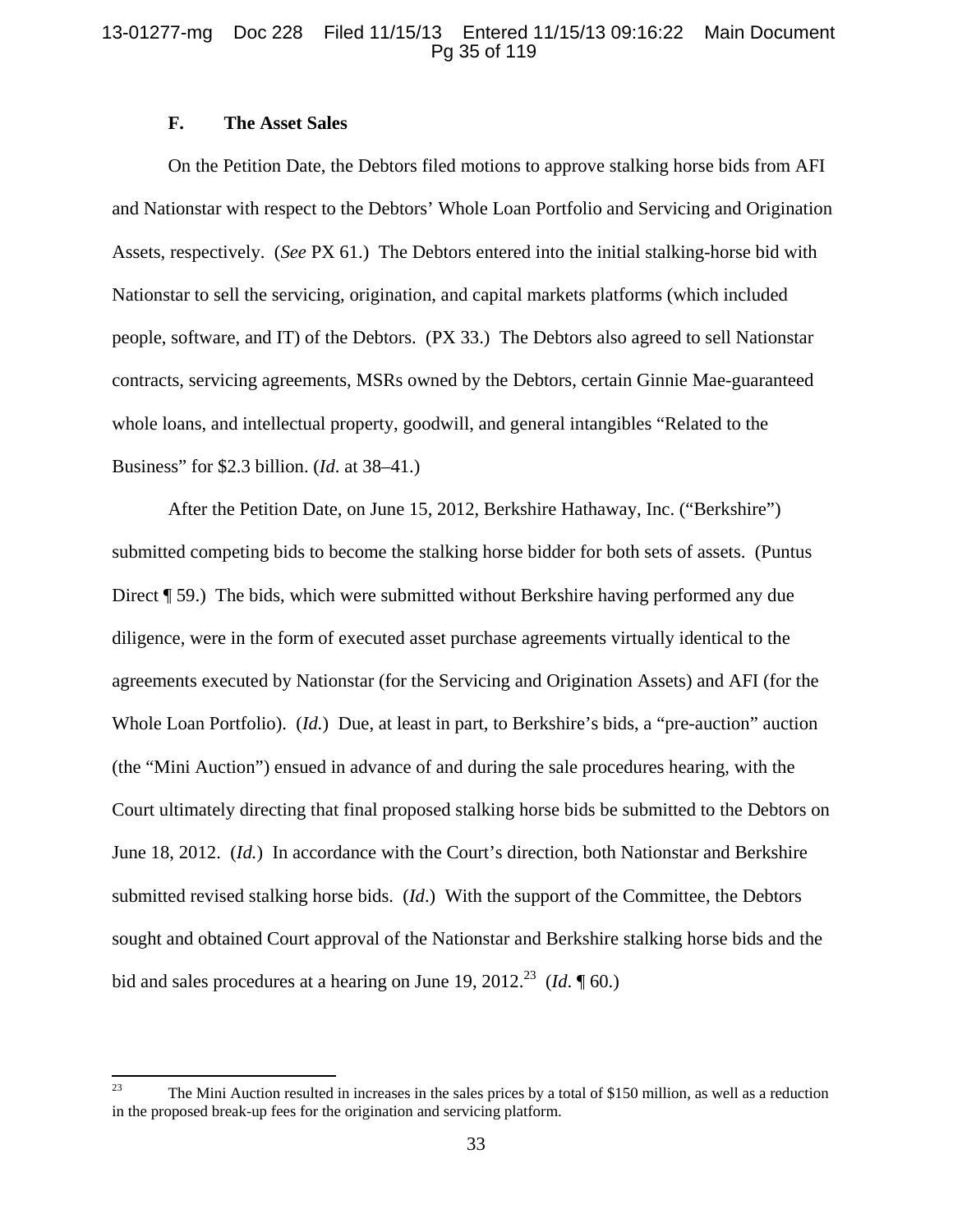### F. The Asset Sales

On the Petition Date, the Debtors filed motions to approve stalking horse bids from AFI and Nationstar with respect to the Debtors' Whole Loan Portfolio and Servicing and Origination Assets, respectively. (*See* PX 61.) The Debtors entered into the initial stalking-horse bid with Nationstar to sell the servicing, origination, and capital markets platforms (which included people, software, and IT) of the Debtors. (PX 33.) The Debtors also agreed to sell Nationstar contracts, servicing agreements, MSRs owned by the Debtors, certain Ginnie Mae-guaranteed whole loans, and intellectual property, goodwill, and general intangibles "Related to the Business" for $2.3 billion. (*Id.* at 38–41.)

After the Petition Date, on June 15, 2012, Berkshire Hathaway, Inc. ("Berkshire") submitted competing bids to become the stalking horse bidder for both sets of assets. (Puntus Direct ¶ 59.) The bids, which were submitted without Berkshire having performed any due diligence, were in the form of executed asset purchase agreements virtually identical to the agreements executed by Nationstar (for the Servicing and Origination Assets) and AFI (for the Whole Loan Portfolio). (*Id.*) Due, at least in part, to Berkshire's bids, a "pre-auction" auction (the "Mini Auction") ensued in advance of and during the sale procedures hearing, with the Court ultimately directing that final proposed stalking horse bids be submitted to the Debtors on June 18, 2012. (*Id.*) In accordance with the Court's direction, both Nationstar and Berkshire submitted revised stalking horse bids. (*Id*.) With the support of the Committee, the Debtors sought and obtained Court approval of the Nationstar and Berkshire stalking horse bids and the bid and sales procedures at a hearing on June 19, 2012.[23] (*Id.* ¶ 60.)

---

[23] The Mini Auction resulted in increases in the sales prices by a total of $150 million, as well as a reduction in the proposed break-up fees for the origination and servicing platform.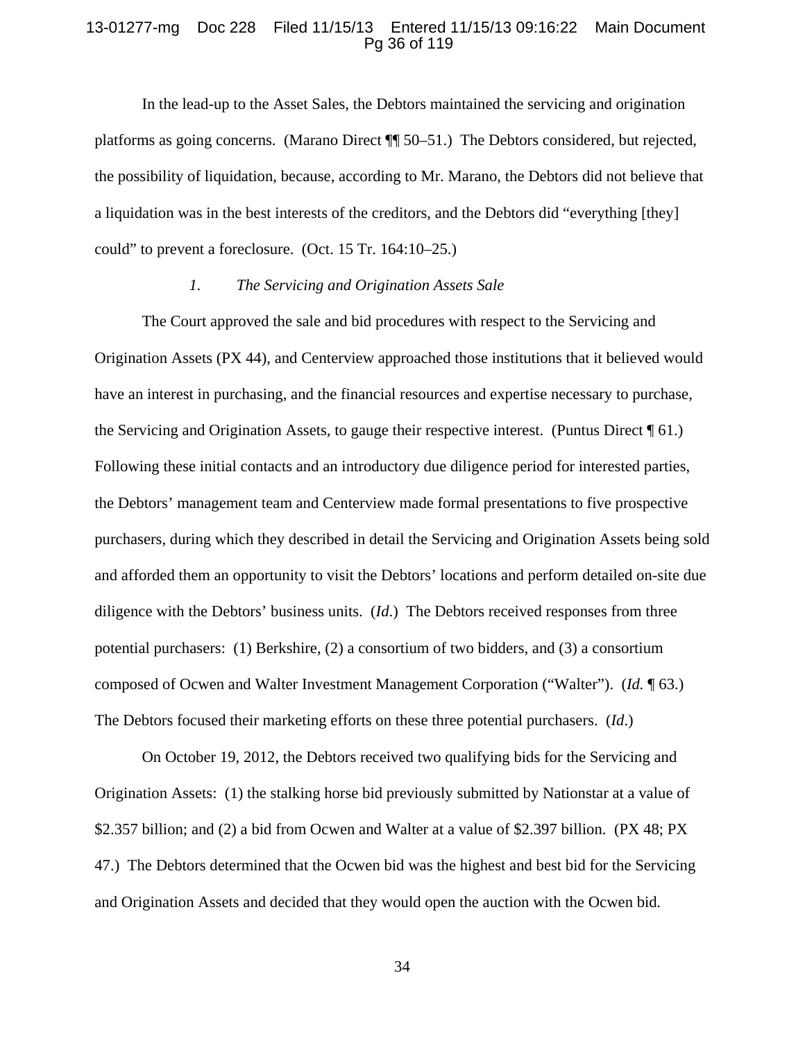In the lead-up to the Asset Sales, the Debtors maintained the servicing and origination platforms as going concerns. (Marano Direct ¶¶ 50–51.) The Debtors considered, but rejected, the possibility of liquidation, because, according to Mr. Marano, the Debtors did not believe that a liquidation was in the best interests of the creditors, and the Debtors did "everything [they] could" to prevent a foreclosure. (Oct. 15 Tr. 164:10–25.)

*1. The Servicing and Origination Assets Sale*

The Court approved the sale and bid procedures with respect to the Servicing and Origination Assets (PX 44), and Centerview approached those institutions that it believed would have an interest in purchasing, and the financial resources and expertise necessary to purchase, the Servicing and Origination Assets, to gauge their respective interest. (Puntus Direct ¶ 61.) Following these initial contacts and an introductory due diligence period for interested parties, the Debtors' management team and Centerview made formal presentations to five prospective purchasers, during which they described in detail the Servicing and Origination Assets being sold and afforded them an opportunity to visit the Debtors' locations and perform detailed on-site due diligence with the Debtors' business units. (*Id.*) The Debtors received responses from three potential purchasers: (1) Berkshire, (2) a consortium of two bidders, and (3) a consortium composed of Ocwen and Walter Investment Management Corporation ("Walter"). (*Id.* ¶ 63.) The Debtors focused their marketing efforts on these three potential purchasers. (*Id*.)

On October 19, 2012, the Debtors received two qualifying bids for the Servicing and Origination Assets: (1) the stalking horse bid previously submitted by Nationstar at a value of $2.357 billion; and (2) a bid from Ocwen and Walter at a value of $2.397 billion. (PX 48; PX 47.) The Debtors determined that the Ocwen bid was the highest and best bid for the Servicing and Origination Assets and decided that they would open the auction with the Ocwen bid.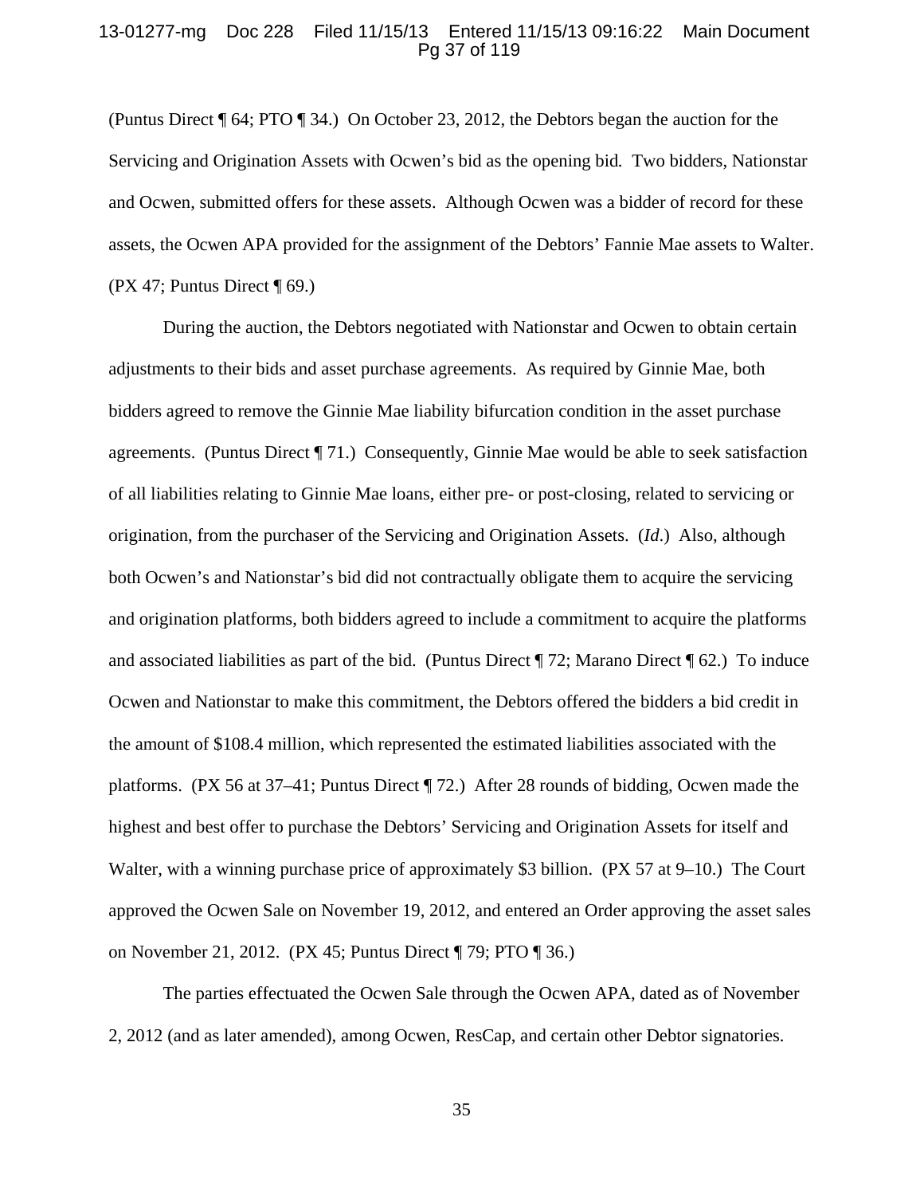(Puntus Direct ¶ 64; PTO ¶ 34.) On October 23, 2012, the Debtors began the auction for the Servicing and Origination Assets with Ocwen's bid as the opening bid. Two bidders, Nationstar and Ocwen, submitted offers for these assets. Although Ocwen was a bidder of record for these assets, the Ocwen APA provided for the assignment of the Debtors' Fannie Mae assets to Walter. (PX 47; Puntus Direct ¶ 69.)

During the auction, the Debtors negotiated with Nationstar and Ocwen to obtain certain adjustments to their bids and asset purchase agreements. As required by Ginnie Mae, both bidders agreed to remove the Ginnie Mae liability bifurcation condition in the asset purchase agreements. (Puntus Direct ¶ 71.) Consequently, Ginnie Mae would be able to seek satisfaction of all liabilities relating to Ginnie Mae loans, either pre- or post-closing, related to servicing or origination, from the purchaser of the Servicing and Origination Assets. (*Id.*) Also, although both Ocwen's and Nationstar's bid did not contractually obligate them to acquire the servicing and origination platforms, both bidders agreed to include a commitment to acquire the platforms and associated liabilities as part of the bid. (Puntus Direct ¶ 72; Marano Direct ¶ 62.) To induce Ocwen and Nationstar to make this commitment, the Debtors offered the bidders a bid credit in the amount of $108.4 million, which represented the estimated liabilities associated with the platforms. (PX 56 at 37–41; Puntus Direct ¶ 72.) After 28 rounds of bidding, Ocwen made the highest and best offer to purchase the Debtors' Servicing and Origination Assets for itself and Walter, with a winning purchase price of approximately $3 billion. (PX 57 at 9–10.) The Court approved the Ocwen Sale on November 19, 2012, and entered an Order approving the asset sales on November 21, 2012. (PX 45; Puntus Direct ¶ 79; PTO ¶ 36.)

The parties effectuated the Ocwen Sale through the Ocwen APA, dated as of November 2, 2012 (and as later amended), among Ocwen, ResCap, and certain other Debtor signatories.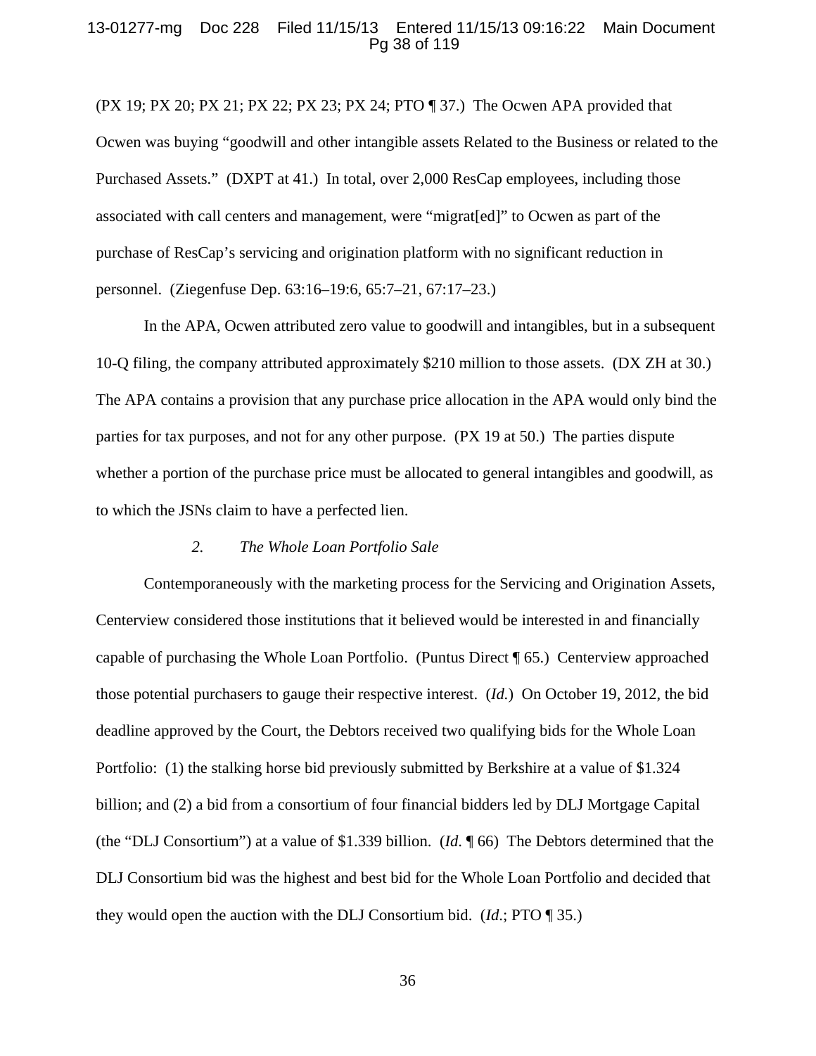(PX 19; PX 20; PX 21; PX 22; PX 23; PX 24; PTO ¶ 37.) The Ocwen APA provided that Ocwen was buying "goodwill and other intangible assets Related to the Business or related to the Purchased Assets." (DXPT at 41.) In total, over 2,000 ResCap employees, including those associated with call centers and management, were "migrat[ed]" to Ocwen as part of the purchase of ResCap's servicing and origination platform with no significant reduction in personnel. (Ziegenfuse Dep. 63:16–19:6, 65:7–21, 67:17–23.)

In the APA, Ocwen attributed zero value to goodwill and intangibles, but in a subsequent 10-Q filing, the company attributed approximately $210 million to those assets. (DX ZH at 30.) The APA contains a provision that any purchase price allocation in the APA would only bind the parties for tax purposes, and not for any other purpose. (PX 19 at 50.) The parties dispute whether a portion of the purchase price must be allocated to general intangibles and goodwill, as to which the JSNs claim to have a perfected lien.

*2. The Whole Loan Portfolio Sale*

Contemporaneously with the marketing process for the Servicing and Origination Assets, Centerview considered those institutions that it believed would be interested in and financially capable of purchasing the Whole Loan Portfolio. (Puntus Direct ¶ 65.) Centerview approached those potential purchasers to gauge their respective interest. (*Id.*) On October 19, 2012, the bid deadline approved by the Court, the Debtors received two qualifying bids for the Whole Loan Portfolio: (1) the stalking horse bid previously submitted by Berkshire at a value of $1.324 billion; and (2) a bid from a consortium of four financial bidders led by DLJ Mortgage Capital (the "DLJ Consortium") at a value of $1.339 billion. (*Id*. ¶ 66) The Debtors determined that the DLJ Consortium bid was the highest and best bid for the Whole Loan Portfolio and decided that they would open the auction with the DLJ Consortium bid. (*Id*.; PTO ¶ 35.)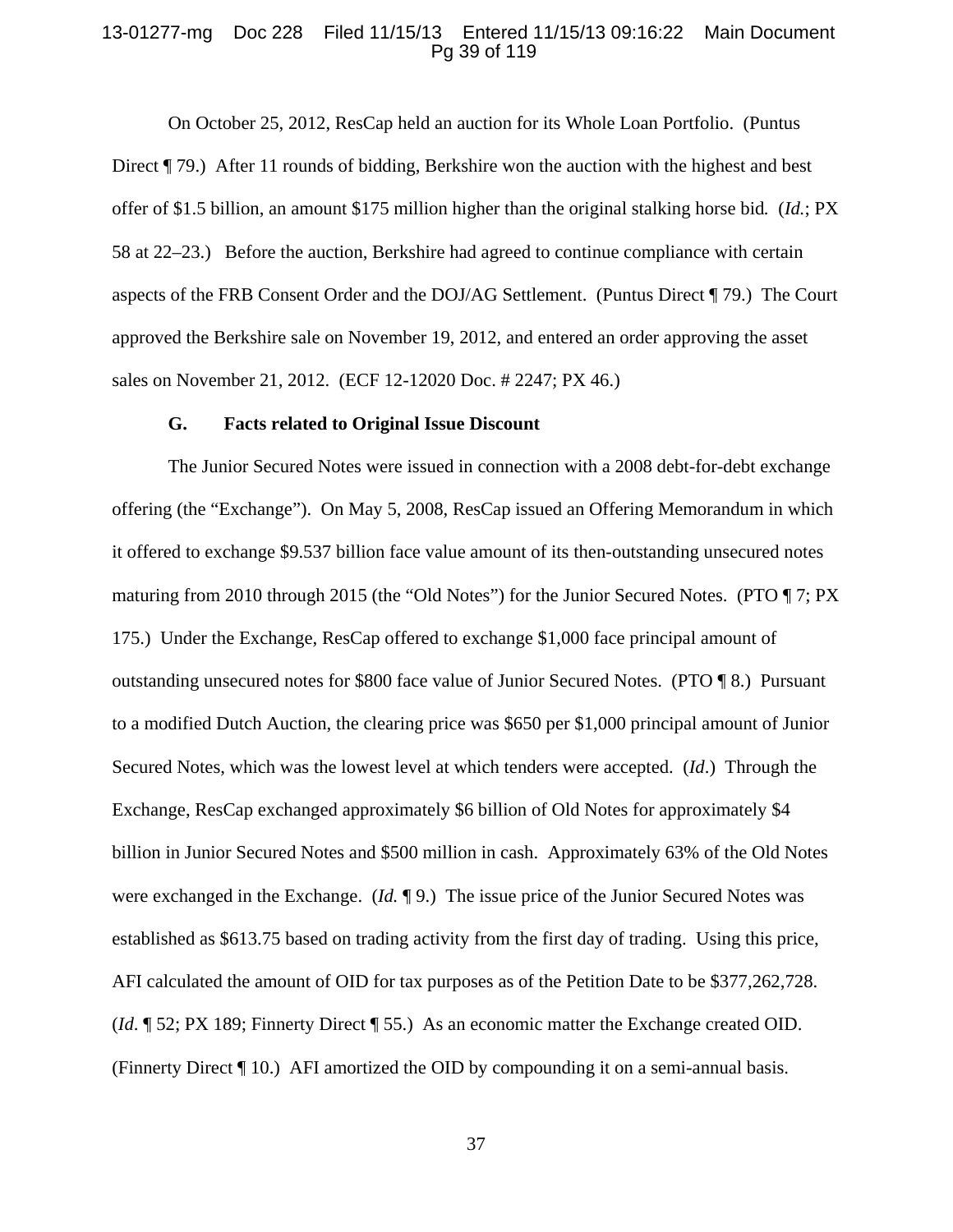On October 25, 2012, ResCap held an auction for its Whole Loan Portfolio. (Puntus Direct ¶ 79.) After 11 rounds of bidding, Berkshire won the auction with the highest and best offer of $1.5 billion, an amount $175 million higher than the original stalking horse bid. (*Id.*; PX 58 at 22–23.) Before the auction, Berkshire had agreed to continue compliance with certain aspects of the FRB Consent Order and the DOJ/AG Settlement. (Puntus Direct ¶ 79.) The Court approved the Berkshire sale on November 19, 2012, and entered an order approving the asset sales on November 21, 2012. (ECF 12-12020 Doc. # 2247; PX 46.)

### G. Facts related to Original Issue Discount

The Junior Secured Notes were issued in connection with a 2008 debt-for-debt exchange offering (the "Exchange"). On May 5, 2008, ResCap issued an Offering Memorandum in which it offered to exchange $9.537 billion face value amount of its then-outstanding unsecured notes maturing from 2010 through 2015 (the "Old Notes") for the Junior Secured Notes. (PTO ¶ 7; PX 175.) Under the Exchange, ResCap offered to exchange $1,000 face principal amount of outstanding unsecured notes for $800 face value of Junior Secured Notes. (PTO ¶ 8.) Pursuant to a modified Dutch Auction, the clearing price was $650 per $1,000 principal amount of Junior Secured Notes, which was the lowest level at which tenders were accepted. (*Id*.) Through the Exchange, ResCap exchanged approximately $6 billion of Old Notes for approximately $4 billion in Junior Secured Notes and $500 million in cash. Approximately 63% of the Old Notes were exchanged in the Exchange. (*Id.* ¶ 9.) The issue price of the Junior Secured Notes was established as $613.75 based on trading activity from the first day of trading. Using this price, AFI calculated the amount of OID for tax purposes as of the Petition Date to be $377,262,728. (*Id*. ¶ 52; PX 189; Finnerty Direct ¶ 55.) As an economic matter the Exchange created OID. (Finnerty Direct ¶ 10.) AFI amortized the OID by compounding it on a semi-annual basis.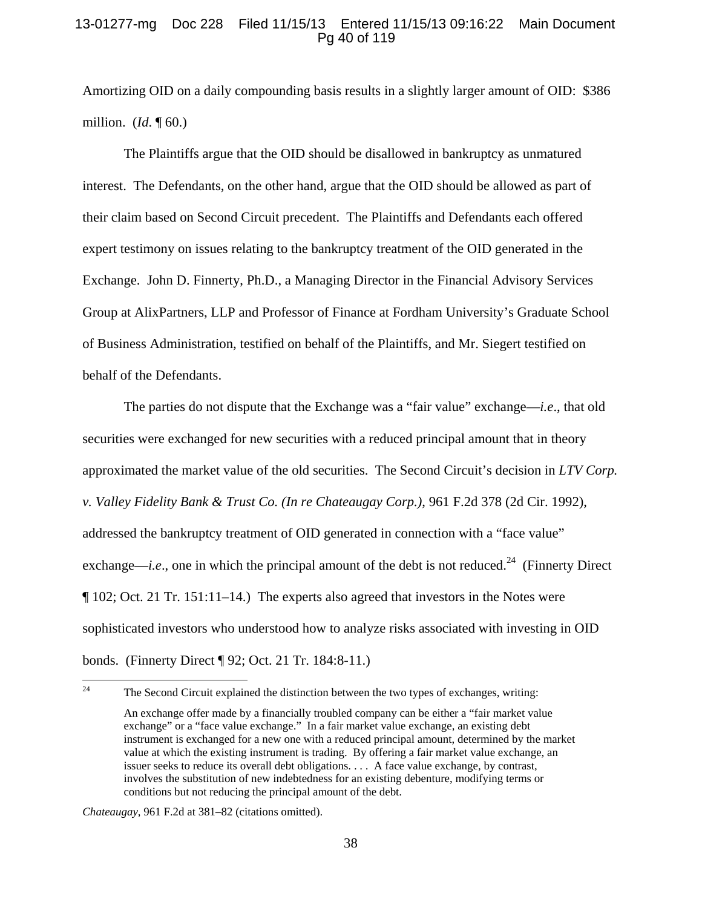Amortizing OID on a daily compounding basis results in a slightly larger amount of OID: $386 million. (*Id*. ¶ 60.)

The Plaintiffs argue that the OID should be disallowed in bankruptcy as unmatured interest. The Defendants, on the other hand, argue that the OID should be allowed as part of their claim based on Second Circuit precedent. The Plaintiffs and Defendants each offered expert testimony on issues relating to the bankruptcy treatment of the OID generated in the Exchange. John D. Finnerty, Ph.D., a Managing Director in the Financial Advisory Services Group at AlixPartners, LLP and Professor of Finance at Fordham University's Graduate School of Business Administration, testified on behalf of the Plaintiffs, and Mr. Siegert testified on behalf of the Defendants.

The parties do not dispute that the Exchange was a "fair value" exchange—*i.e*., that old securities were exchanged for new securities with a reduced principal amount that in theory approximated the market value of the old securities. The Second Circuit's decision in *LTV Corp. v. Valley Fidelity Bank & Trust Co. (In re Chateaugay Corp.)*, 961 F.2d 378 (2d Cir. 1992), addressed the bankruptcy treatment of OID generated in connection with a "face value" exchange—*i.e*., one in which the principal amount of the debt is not reduced.[24] (Finnerty Direct ¶ 102; Oct. 21 Tr. 151:11–14.) The experts also agreed that investors in the Notes were sophisticated investors who understood how to analyze risks associated with investing in OID bonds. (Finnerty Direct ¶ 92; Oct. 21 Tr. 184:8-11.)

---

[24] The Second Circuit explained the distinction between the two types of exchanges, writing:

> An exchange offer made by a financially troubled company can be either a "fair market value exchange" or a "face value exchange." In a fair market value exchange, an existing debt instrument is exchanged for a new one with a reduced principal amount, determined by the market value at which the existing instrument is trading. By offering a fair market value exchange, an issuer seeks to reduce its overall debt obligations. . . . A face value exchange, by contrast, involves the substitution of new indebtedness for an existing debenture, modifying terms or conditions but not reducing the principal amount of the debt.

*Chateaugay*, 961 F.2d at 381–82 (citations omitted).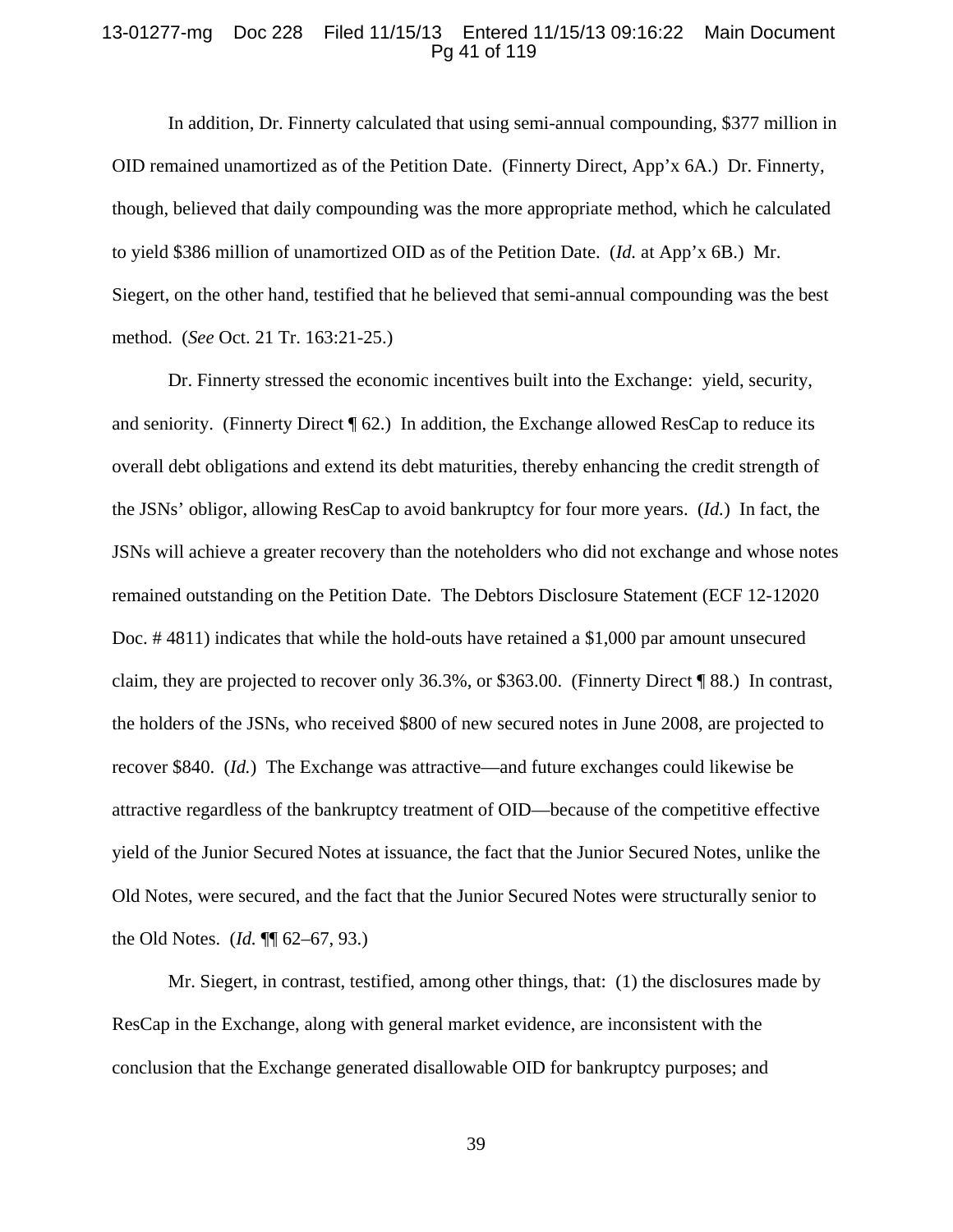In addition, Dr. Finnerty calculated that using semi-annual compounding, $377 million in OID remained unamortized as of the Petition Date. (Finnerty Direct, App'x 6A.) Dr. Finnerty, though, believed that daily compounding was the more appropriate method, which he calculated to yield $386 million of unamortized OID as of the Petition Date. (*Id.* at App'x 6B.) Mr. Siegert, on the other hand, testified that he believed that semi-annual compounding was the best method. (*See* Oct. 21 Tr. 163:21-25.)

Dr. Finnerty stressed the economic incentives built into the Exchange: yield, security, and seniority. (Finnerty Direct ¶ 62.) In addition, the Exchange allowed ResCap to reduce its overall debt obligations and extend its debt maturities, thereby enhancing the credit strength of the JSNs' obligor, allowing ResCap to avoid bankruptcy for four more years. (*Id.*) In fact, the JSNs will achieve a greater recovery than the noteholders who did not exchange and whose notes remained outstanding on the Petition Date. The Debtors Disclosure Statement (ECF 12-12020 Doc. # 4811) indicates that while the hold-outs have retained a $1,000 par amount unsecured claim, they are projected to recover only 36.3%, or $363.00. (Finnerty Direct ¶ 88.) In contrast, the holders of the JSNs, who received $800 of new secured notes in June 2008, are projected to recover $840. (*Id.*) The Exchange was attractive—and future exchanges could likewise be attractive regardless of the bankruptcy treatment of OID—because of the competitive effective yield of the Junior Secured Notes at issuance, the fact that the Junior Secured Notes, unlike the Old Notes, were secured, and the fact that the Junior Secured Notes were structurally senior to the Old Notes. (*Id.* ¶¶ 62–67, 93.)

Mr. Siegert, in contrast, testified, among other things, that: (1) the disclosures made by ResCap in the Exchange, along with general market evidence, are inconsistent with the conclusion that the Exchange generated disallowable OID for bankruptcy purposes; and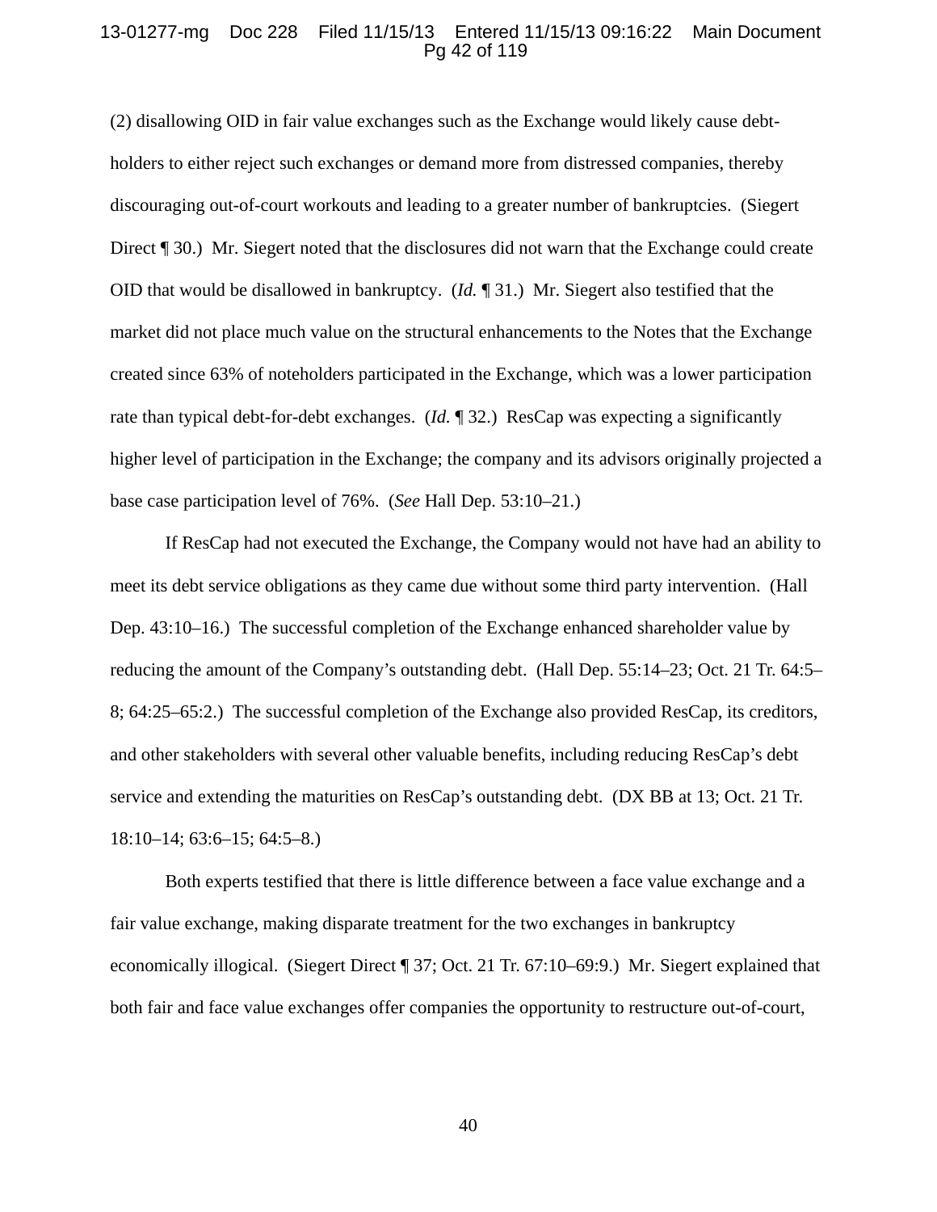(2) disallowing OID in fair value exchanges such as the Exchange would likely cause debt-holders to either reject such exchanges or demand more from distressed companies, thereby discouraging out-of-court workouts and leading to a greater number of bankruptcies. (Siegert Direct ¶ 30.) Mr. Siegert noted that the disclosures did not warn that the Exchange could create OID that would be disallowed in bankruptcy. (*Id.* ¶ 31.) Mr. Siegert also testified that the market did not place much value on the structural enhancements to the Notes that the Exchange created since 63% of noteholders participated in the Exchange, which was a lower participation rate than typical debt-for-debt exchanges. (*Id.* ¶ 32.) ResCap was expecting a significantly higher level of participation in the Exchange; the company and its advisors originally projected a base case participation level of 76%. (*See* Hall Dep. 53:10–21.)

If ResCap had not executed the Exchange, the Company would not have had an ability to meet its debt service obligations as they came due without some third party intervention. (Hall Dep. 43:10–16.) The successful completion of the Exchange enhanced shareholder value by reducing the amount of the Company's outstanding debt. (Hall Dep. 55:14–23; Oct. 21 Tr. 64:5–8; 64:25–65:2.) The successful completion of the Exchange also provided ResCap, its creditors, and other stakeholders with several other valuable benefits, including reducing ResCap's debt service and extending the maturities on ResCap's outstanding debt. (DX BB at 13; Oct. 21 Tr. 18:10–14; 63:6–15; 64:5–8.)

Both experts testified that there is little difference between a face value exchange and a fair value exchange, making disparate treatment for the two exchanges in bankruptcy economically illogical. (Siegert Direct ¶ 37; Oct. 21 Tr. 67:10–69:9.) Mr. Siegert explained that both fair and face value exchanges offer companies the opportunity to restructure out-of-court,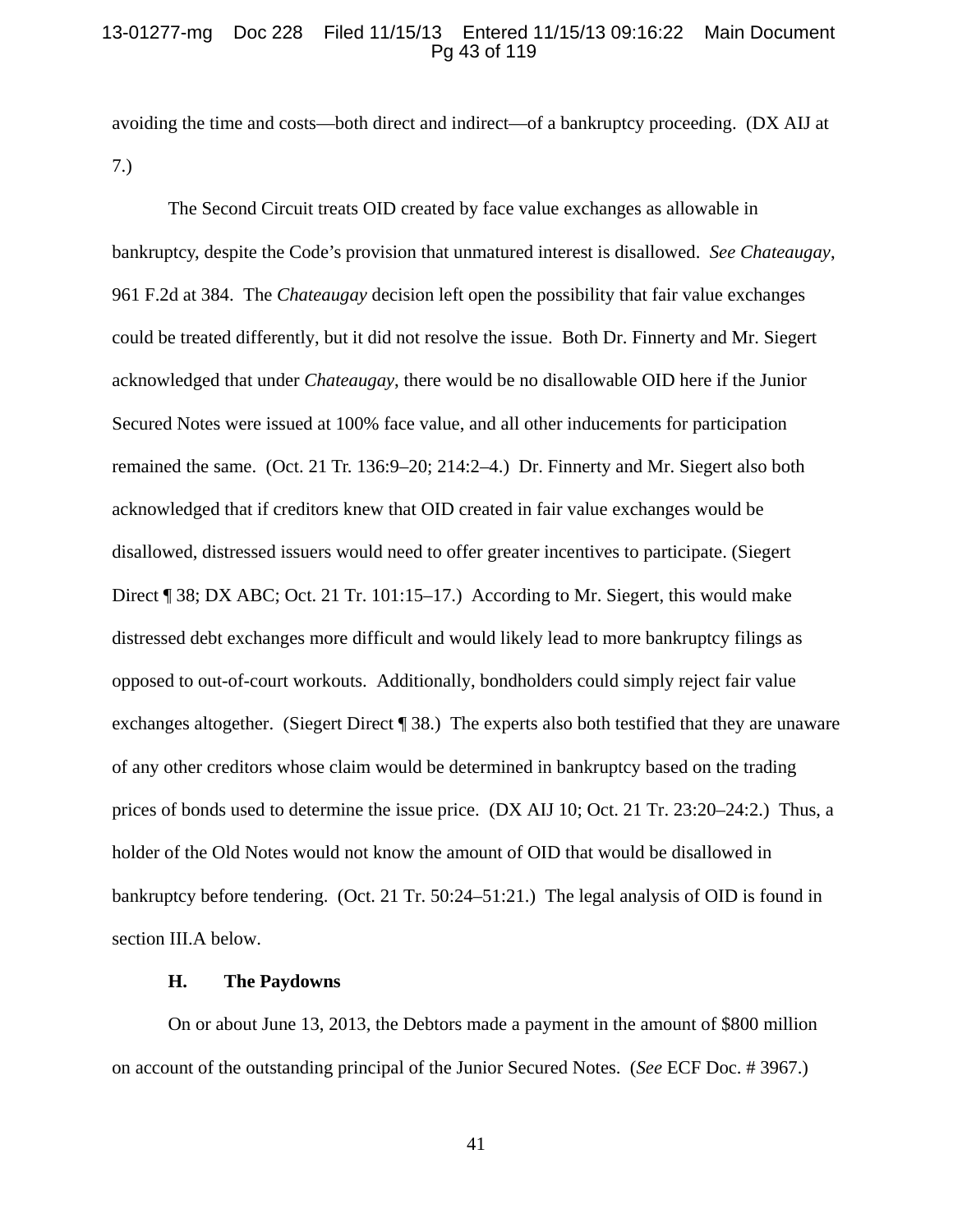avoiding the time and costs—both direct and indirect—of a bankruptcy proceeding. (DX AIJ at 7.)

The Second Circuit treats OID created by face value exchanges as allowable in bankruptcy, despite the Code's provision that unmatured interest is disallowed. *See Chateaugay*, 961 F.2d at 384. The *Chateaugay* decision left open the possibility that fair value exchanges could be treated differently, but it did not resolve the issue. Both Dr. Finnerty and Mr. Siegert acknowledged that under *Chateaugay*, there would be no disallowable OID here if the Junior Secured Notes were issued at 100% face value, and all other inducements for participation remained the same. (Oct. 21 Tr. 136:9–20; 214:2–4.) Dr. Finnerty and Mr. Siegert also both acknowledged that if creditors knew that OID created in fair value exchanges would be disallowed, distressed issuers would need to offer greater incentives to participate. (Siegert Direct ¶ 38; DX ABC; Oct. 21 Tr. 101:15–17.) According to Mr. Siegert, this would make distressed debt exchanges more difficult and would likely lead to more bankruptcy filings as opposed to out-of-court workouts. Additionally, bondholders could simply reject fair value exchanges altogether. (Siegert Direct ¶ 38.) The experts also both testified that they are unaware of any other creditors whose claim would be determined in bankruptcy based on the trading prices of bonds used to determine the issue price. (DX AIJ 10; Oct. 21 Tr. 23:20–24:2.) Thus, a holder of the Old Notes would not know the amount of OID that would be disallowed in bankruptcy before tendering. (Oct. 21 Tr. 50:24–51:21.) The legal analysis of OID is found in section III.A below.

### H. The Paydowns

On or about June 13, 2013, the Debtors made a payment in the amount of $800 million on account of the outstanding principal of the Junior Secured Notes. (*See* ECF Doc. # 3967.)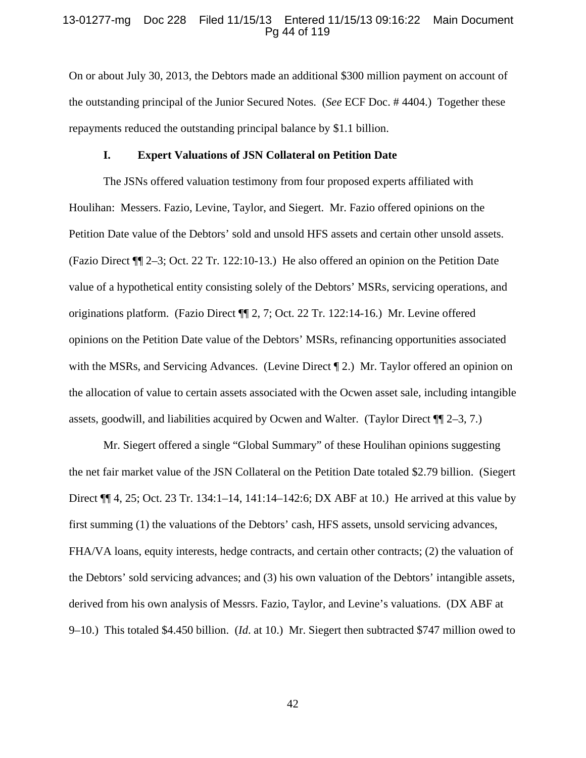On or about July 30, 2013, the Debtors made an additional $300 million payment on account of the outstanding principal of the Junior Secured Notes. (*See* ECF Doc. # 4404.) Together these repayments reduced the outstanding principal balance by $1.1 billion.

### I. Expert Valuations of JSN Collateral on Petition Date

The JSNs offered valuation testimony from four proposed experts affiliated with Houlihan: Messers. Fazio, Levine, Taylor, and Siegert. Mr. Fazio offered opinions on the Petition Date value of the Debtors' sold and unsold HFS assets and certain other unsold assets. (Fazio Direct ¶¶ 2–3; Oct. 22 Tr. 122:10-13.) He also offered an opinion on the Petition Date value of a hypothetical entity consisting solely of the Debtors' MSRs, servicing operations, and originations platform. (Fazio Direct ¶¶ 2, 7; Oct. 22 Tr. 122:14-16.) Mr. Levine offered opinions on the Petition Date value of the Debtors' MSRs, refinancing opportunities associated with the MSRs, and Servicing Advances. (Levine Direct ¶ 2.) Mr. Taylor offered an opinion on the allocation of value to certain assets associated with the Ocwen asset sale, including intangible assets, goodwill, and liabilities acquired by Ocwen and Walter. (Taylor Direct ¶¶ 2–3, 7.)

Mr. Siegert offered a single "Global Summary" of these Houlihan opinions suggesting the net fair market value of the JSN Collateral on the Petition Date totaled $2.79 billion. (Siegert Direct ¶¶ 4, 25; Oct. 23 Tr. 134:1–14, 141:14–142:6; DX ABF at 10.) He arrived at this value by first summing (1) the valuations of the Debtors' cash, HFS assets, unsold servicing advances, FHA/VA loans, equity interests, hedge contracts, and certain other contracts; (2) the valuation of the Debtors' sold servicing advances; and (3) his own valuation of the Debtors' intangible assets, derived from his own analysis of Messrs. Fazio, Taylor, and Levine's valuations. (DX ABF at 9–10.) This totaled $4.450 billion. (*Id.* at 10.) Mr. Siegert then subtracted $747 million owed to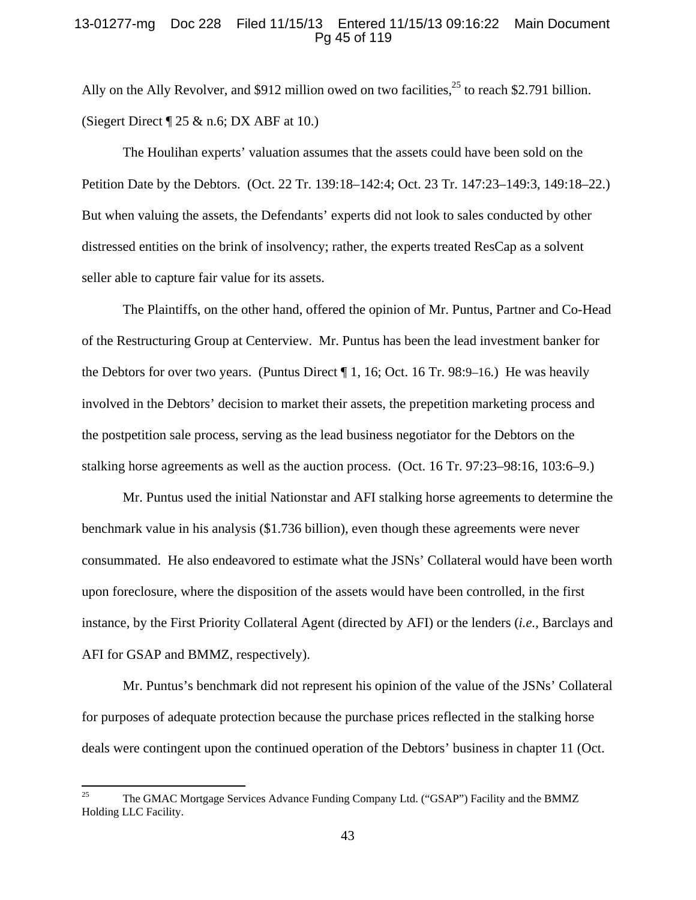Ally on the Ally Revolver, and $912 million owed on two facilities,[25] to reach $2.791 billion. (Siegert Direct ¶ 25 & n.6; DX ABF at 10.)

The Houlihan experts' valuation assumes that the assets could have been sold on the Petition Date by the Debtors. (Oct. 22 Tr. 139:18–142:4; Oct. 23 Tr. 147:23–149:3, 149:18–22.) But when valuing the assets, the Defendants' experts did not look to sales conducted by other distressed entities on the brink of insolvency; rather, the experts treated ResCap as a solvent seller able to capture fair value for its assets.

The Plaintiffs, on the other hand, offered the opinion of Mr. Puntus, Partner and Co-Head of the Restructuring Group at Centerview. Mr. Puntus has been the lead investment banker for the Debtors for over two years. (Puntus Direct ¶ 1, 16; Oct. 16 Tr. 98:9–16.) He was heavily involved in the Debtors' decision to market their assets, the prepetition marketing process and the postpetition sale process, serving as the lead business negotiator for the Debtors on the stalking horse agreements as well as the auction process. (Oct. 16 Tr. 97:23–98:16, 103:6–9.)

Mr. Puntus used the initial Nationstar and AFI stalking horse agreements to determine the benchmark value in his analysis ($1.736 billion), even though these agreements were never consummated. He also endeavored to estimate what the JSNs' Collateral would have been worth upon foreclosure, where the disposition of the assets would have been controlled, in the first instance, by the First Priority Collateral Agent (directed by AFI) or the lenders (*i.e.*, Barclays and AFI for GSAP and BMMZ, respectively).

Mr. Puntus's benchmark did not represent his opinion of the value of the JSNs' Collateral for purposes of adequate protection because the purchase prices reflected in the stalking horse deals were contingent upon the continued operation of the Debtors' business in chapter 11 (Oct.

---

[25] The GMAC Mortgage Services Advance Funding Company Ltd. ("GSAP") Facility and the BMMZ Holding LLC Facility.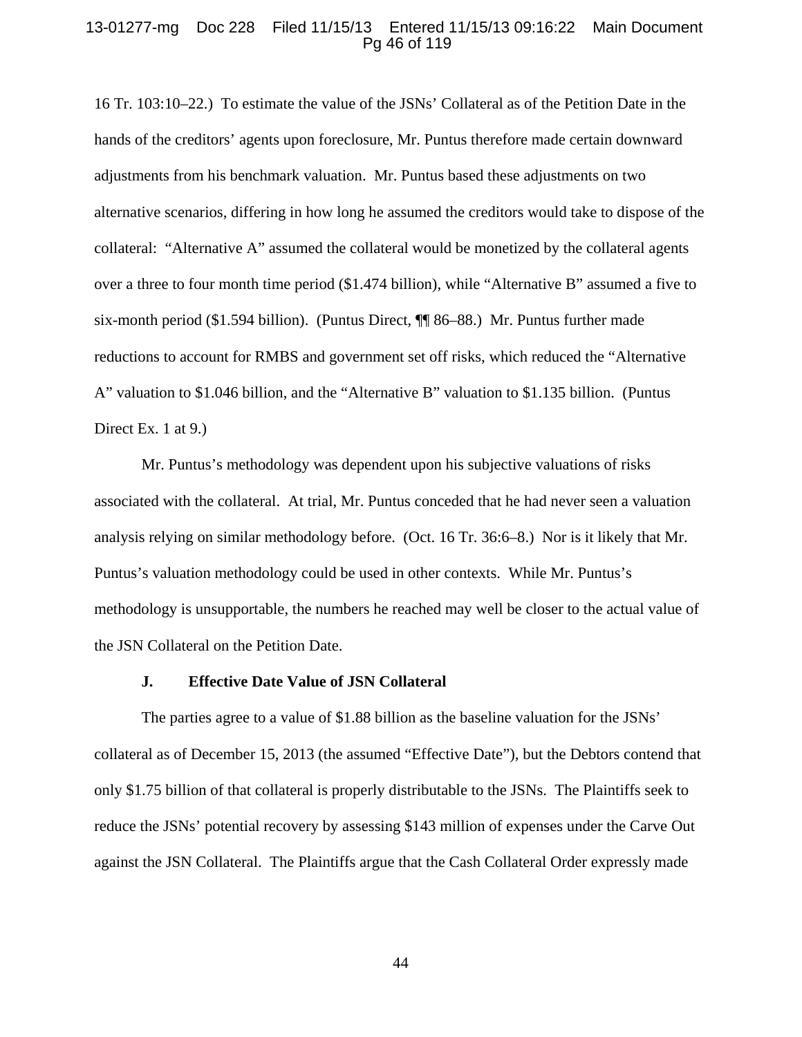16 Tr. 103:10–22.) To estimate the value of the JSNs' Collateral as of the Petition Date in the hands of the creditors' agents upon foreclosure, Mr. Puntus therefore made certain downward adjustments from his benchmark valuation. Mr. Puntus based these adjustments on two alternative scenarios, differing in how long he assumed the creditors would take to dispose of the collateral: "Alternative A" assumed the collateral would be monetized by the collateral agents over a three to four month time period ($1.474 billion), while "Alternative B" assumed a five to six-month period ($1.594 billion). (Puntus Direct, ¶¶ 86–88.) Mr. Puntus further made reductions to account for RMBS and government set off risks, which reduced the "Alternative A" valuation to $1.046 billion, and the "Alternative B" valuation to $1.135 billion. (Puntus Direct Ex. 1 at 9.)

Mr. Puntus's methodology was dependent upon his subjective valuations of risks associated with the collateral. At trial, Mr. Puntus conceded that he had never seen a valuation analysis relying on similar methodology before. (Oct. 16 Tr. 36:6–8.) Nor is it likely that Mr. Puntus's valuation methodology could be used in other contexts. While Mr. Puntus's methodology is unsupportable, the numbers he reached may well be closer to the actual value of the JSN Collateral on the Petition Date.

### J. Effective Date Value of JSN Collateral

The parties agree to a value of $1.88 billion as the baseline valuation for the JSNs' collateral as of December 15, 2013 (the assumed "Effective Date"), but the Debtors contend that only $1.75 billion of that collateral is properly distributable to the JSNs. The Plaintiffs seek to reduce the JSNs' potential recovery by assessing $143 million of expenses under the Carve Out against the JSN Collateral. The Plaintiffs argue that the Cash Collateral Order expressly made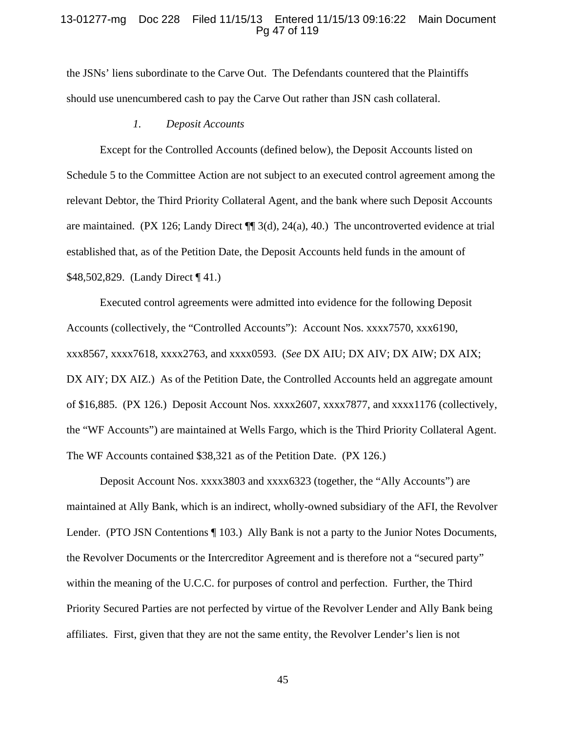the JSNs' liens subordinate to the Carve Out. The Defendants countered that the Plaintiffs should use unencumbered cash to pay the Carve Out rather than JSN cash collateral.

### *1. Deposit Accounts*

Except for the Controlled Accounts (defined below), the Deposit Accounts listed on Schedule 5 to the Committee Action are not subject to an executed control agreement among the relevant Debtor, the Third Priority Collateral Agent, and the bank where such Deposit Accounts are maintained. (PX 126; Landy Direct ¶¶ 3(d), 24(a), 40.) The uncontroverted evidence at trial established that, as of the Petition Date, the Deposit Accounts held funds in the amount of $48,502,829. (Landy Direct ¶ 41.)

Executed control agreements were admitted into evidence for the following Deposit Accounts (collectively, the "Controlled Accounts"): Account Nos. xxxx7570, xxx6190, xxx8567, xxxx7618, xxxx2763, and xxxx0593. (*See* DX AIU; DX AIV; DX AIW; DX AIX; DX AIY; DX AIZ.) As of the Petition Date, the Controlled Accounts held an aggregate amount of $16,885. (PX 126.) Deposit Account Nos. xxxx2607, xxxx7877, and xxxx1176 (collectively, the "WF Accounts") are maintained at Wells Fargo, which is the Third Priority Collateral Agent. The WF Accounts contained $38,321 as of the Petition Date. (PX 126.)

Deposit Account Nos. xxxx3803 and xxxx6323 (together, the "Ally Accounts") are maintained at Ally Bank, which is an indirect, wholly-owned subsidiary of the AFI, the Revolver Lender. (PTO JSN Contentions ¶ 103.) Ally Bank is not a party to the Junior Notes Documents, the Revolver Documents or the Intercreditor Agreement and is therefore not a "secured party" within the meaning of the U.C.C. for purposes of control and perfection. Further, the Third Priority Secured Parties are not perfected by virtue of the Revolver Lender and Ally Bank being affiliates. First, given that they are not the same entity, the Revolver Lender's lien is not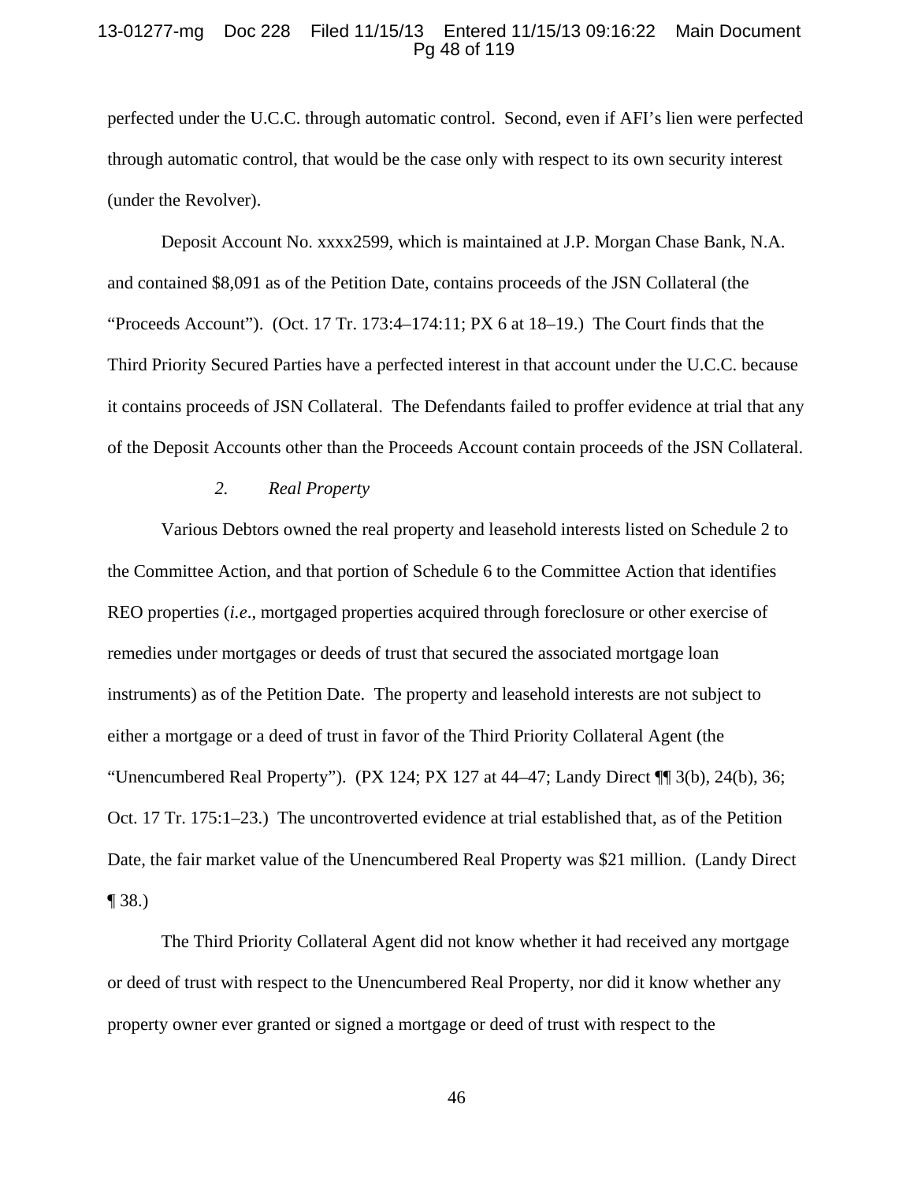perfected under the U.C.C. through automatic control. Second, even if AFI's lien were perfected through automatic control, that would be the case only with respect to its own security interest (under the Revolver).

Deposit Account No. xxxx2599, which is maintained at J.P. Morgan Chase Bank, N.A. and contained $8,091 as of the Petition Date, contains proceeds of the JSN Collateral (the "Proceeds Account"). (Oct. 17 Tr. 173:4–174:11; PX 6 at 18–19.) The Court finds that the Third Priority Secured Parties have a perfected interest in that account under the U.C.C. because it contains proceeds of JSN Collateral. The Defendants failed to proffer evidence at trial that any of the Deposit Accounts other than the Proceeds Account contain proceeds of the JSN Collateral.

### *2. Real Property*

Various Debtors owned the real property and leasehold interests listed on Schedule 2 to the Committee Action, and that portion of Schedule 6 to the Committee Action that identifies REO properties (*i.e.*, mortgaged properties acquired through foreclosure or other exercise of remedies under mortgages or deeds of trust that secured the associated mortgage loan instruments) as of the Petition Date. The property and leasehold interests are not subject to either a mortgage or a deed of trust in favor of the Third Priority Collateral Agent (the "Unencumbered Real Property"). (PX 124; PX 127 at 44–47; Landy Direct ¶¶ 3(b), 24(b), 36; Oct. 17 Tr. 175:1–23.) The uncontroverted evidence at trial established that, as of the Petition Date, the fair market value of the Unencumbered Real Property was $21 million. (Landy Direct ¶ 38.)

The Third Priority Collateral Agent did not know whether it had received any mortgage or deed of trust with respect to the Unencumbered Real Property, nor did it know whether any property owner ever granted or signed a mortgage or deed of trust with respect to the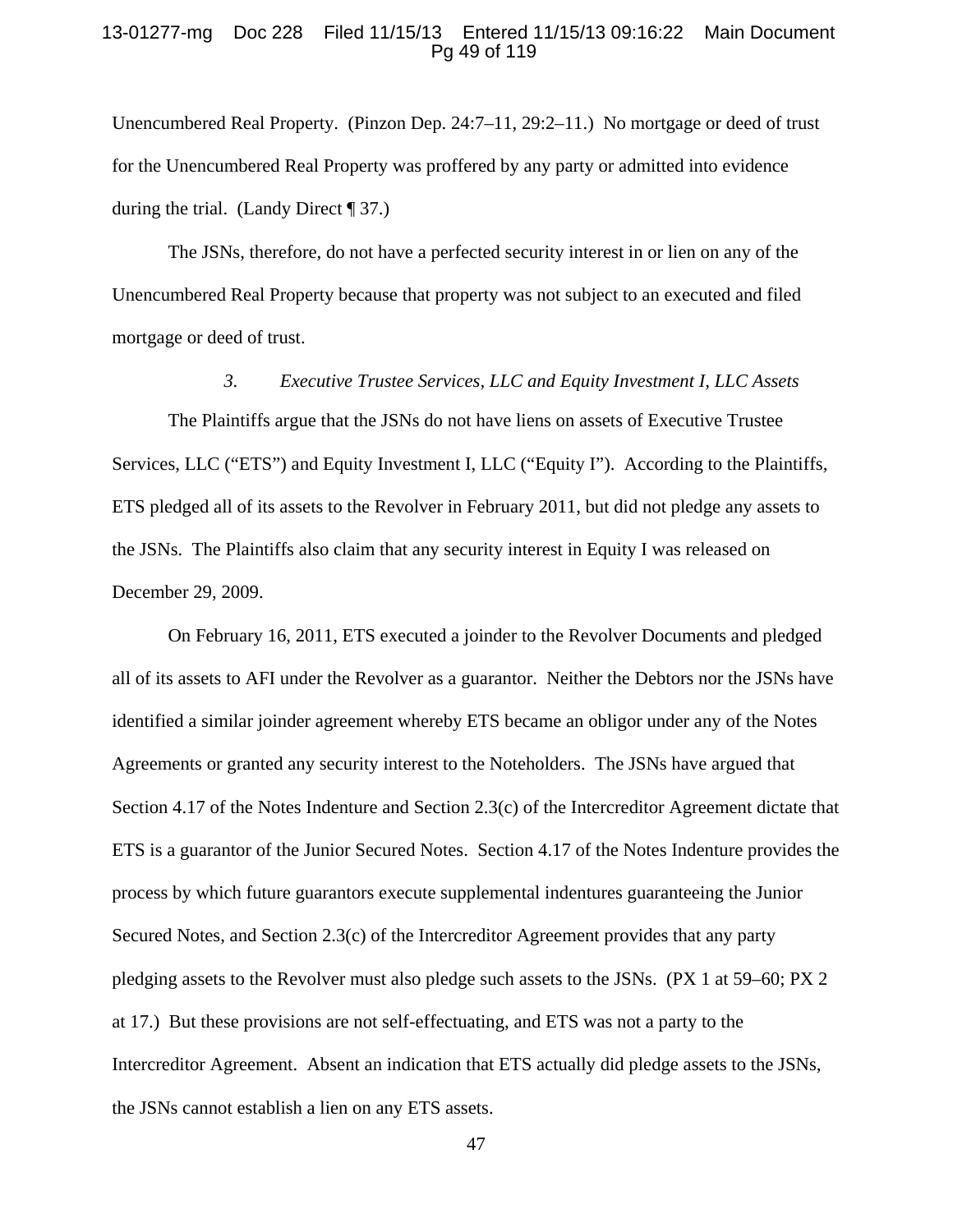Unencumbered Real Property. (Pinzon Dep. 24:7–11, 29:2–11.) No mortgage or deed of trust for the Unencumbered Real Property was proffered by any party or admitted into evidence during the trial. (Landy Direct ¶ 37.)

The JSNs, therefore, do not have a perfected security interest in or lien on any of the Unencumbered Real Property because that property was not subject to an executed and filed mortgage or deed of trust.

*3. Executive Trustee Services, LLC and Equity Investment I, LLC Assets*

The Plaintiffs argue that the JSNs do not have liens on assets of Executive Trustee Services, LLC ("ETS") and Equity Investment I, LLC ("Equity I"). According to the Plaintiffs, ETS pledged all of its assets to the Revolver in February 2011, but did not pledge any assets to the JSNs. The Plaintiffs also claim that any security interest in Equity I was released on December 29, 2009.

On February 16, 2011, ETS executed a joinder to the Revolver Documents and pledged all of its assets to AFI under the Revolver as a guarantor. Neither the Debtors nor the JSNs have identified a similar joinder agreement whereby ETS became an obligor under any of the Notes Agreements or granted any security interest to the Noteholders. The JSNs have argued that Section 4.17 of the Notes Indenture and Section 2.3(c) of the Intercreditor Agreement dictate that ETS is a guarantor of the Junior Secured Notes. Section 4.17 of the Notes Indenture provides the process by which future guarantors execute supplemental indentures guaranteeing the Junior Secured Notes, and Section 2.3(c) of the Intercreditor Agreement provides that any party pledging assets to the Revolver must also pledge such assets to the JSNs. (PX 1 at 59–60; PX 2 at 17.) But these provisions are not self-effectuating, and ETS was not a party to the Intercreditor Agreement. Absent an indication that ETS actually did pledge assets to the JSNs, the JSNs cannot establish a lien on any ETS assets.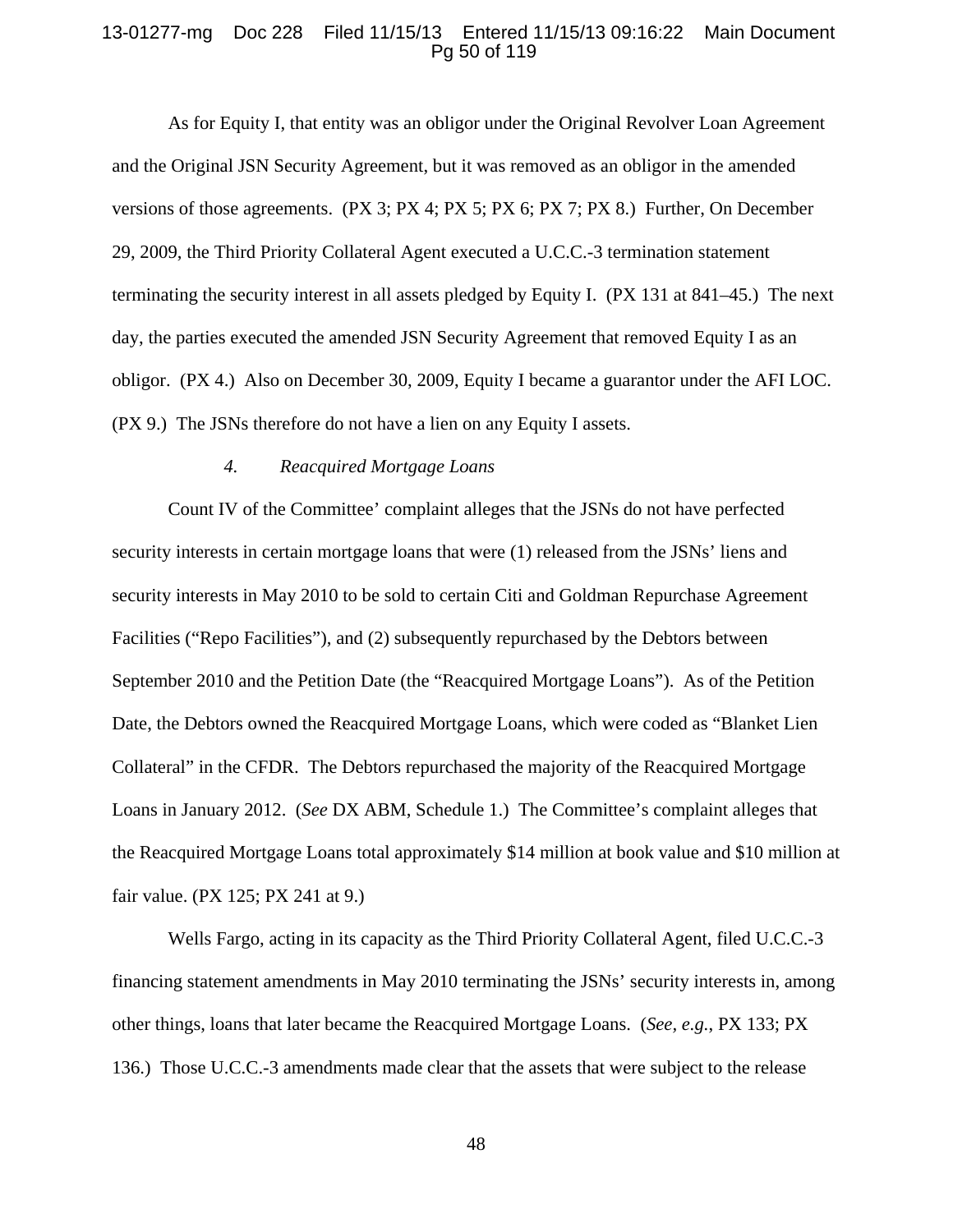As for Equity I, that entity was an obligor under the Original Revolver Loan Agreement and the Original JSN Security Agreement, but it was removed as an obligor in the amended versions of those agreements. (PX 3; PX 4; PX 5; PX 6; PX 7; PX 8.) Further, On December 29, 2009, the Third Priority Collateral Agent executed a U.C.C.-3 termination statement terminating the security interest in all assets pledged by Equity I. (PX 131 at 841–45.) The next day, the parties executed the amended JSN Security Agreement that removed Equity I as an obligor. (PX 4.) Also on December 30, 2009, Equity I became a guarantor under the AFI LOC. (PX 9.) The JSNs therefore do not have a lien on any Equity I assets.

*4. Reacquired Mortgage Loans*

Count IV of the Committee' complaint alleges that the JSNs do not have perfected security interests in certain mortgage loans that were (1) released from the JSNs' liens and security interests in May 2010 to be sold to certain Citi and Goldman Repurchase Agreement Facilities ("Repo Facilities"), and (2) subsequently repurchased by the Debtors between September 2010 and the Petition Date (the "Reacquired Mortgage Loans"). As of the Petition Date, the Debtors owned the Reacquired Mortgage Loans, which were coded as "Blanket Lien Collateral" in the CFDR. The Debtors repurchased the majority of the Reacquired Mortgage Loans in January 2012. (*See* DX ABM, Schedule 1.) The Committee's complaint alleges that the Reacquired Mortgage Loans total approximately $14 million at book value and $10 million at fair value. (PX 125; PX 241 at 9.)

Wells Fargo, acting in its capacity as the Third Priority Collateral Agent, filed U.C.C.-3 financing statement amendments in May 2010 terminating the JSNs' security interests in, among other things, loans that later became the Reacquired Mortgage Loans. (*See, e.g.*, PX 133; PX 136.) Those U.C.C.-3 amendments made clear that the assets that were subject to the release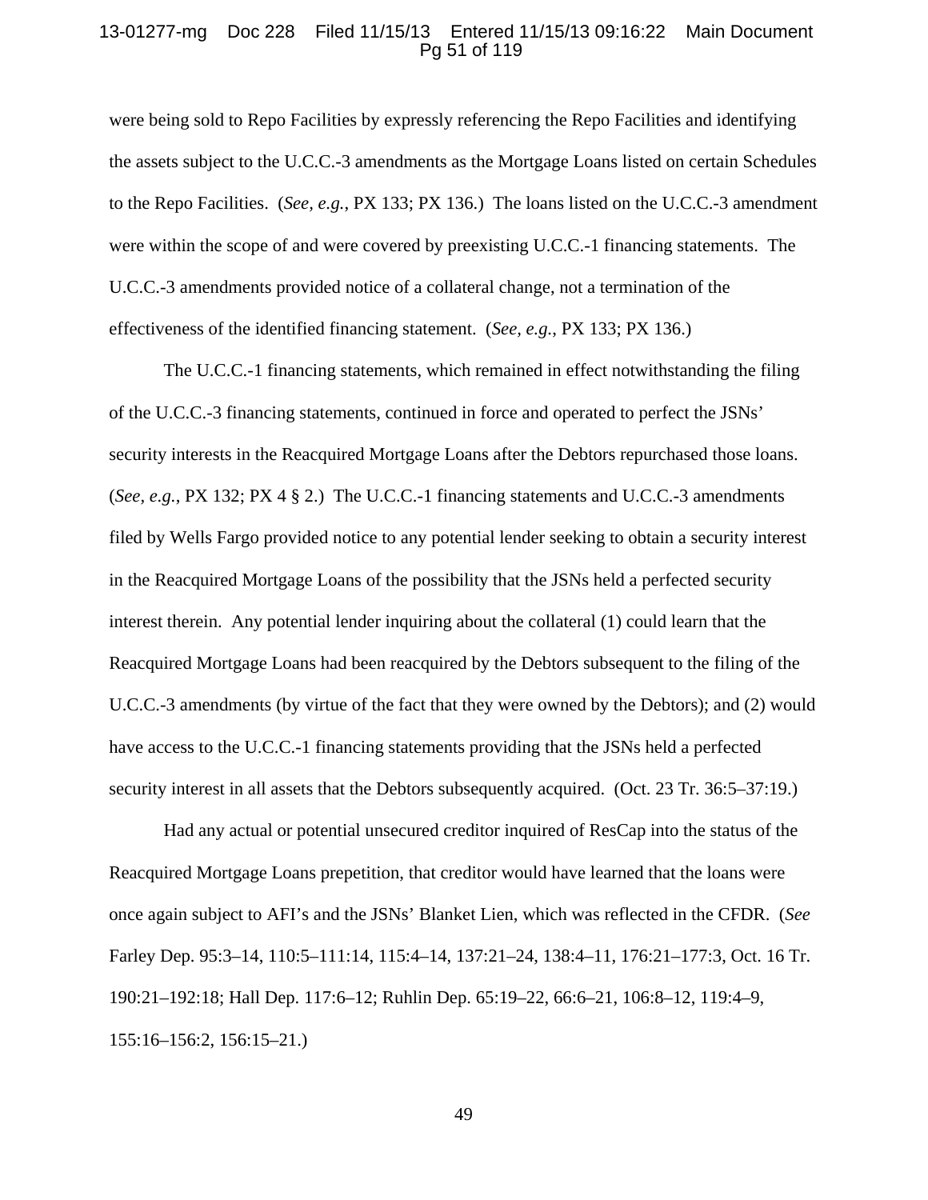were being sold to Repo Facilities by expressly referencing the Repo Facilities and identifying the assets subject to the U.C.C.-3 amendments as the Mortgage Loans listed on certain Schedules to the Repo Facilities. (*See, e.g.*, PX 133; PX 136.) The loans listed on the U.C.C.-3 amendment were within the scope of and were covered by preexisting U.C.C.-1 financing statements. The U.C.C.-3 amendments provided notice of a collateral change, not a termination of the effectiveness of the identified financing statement. (*See, e.g.*, PX 133; PX 136.)

The U.C.C.-1 financing statements, which remained in effect notwithstanding the filing of the U.C.C.-3 financing statements, continued in force and operated to perfect the JSNs' security interests in the Reacquired Mortgage Loans after the Debtors repurchased those loans. (*See, e.g.*, PX 132; PX 4 § 2.) The U.C.C.-1 financing statements and U.C.C.-3 amendments filed by Wells Fargo provided notice to any potential lender seeking to obtain a security interest in the Reacquired Mortgage Loans of the possibility that the JSNs held a perfected security interest therein. Any potential lender inquiring about the collateral (1) could learn that the Reacquired Mortgage Loans had been reacquired by the Debtors subsequent to the filing of the U.C.C.-3 amendments (by virtue of the fact that they were owned by the Debtors); and (2) would have access to the U.C.C.-1 financing statements providing that the JSNs held a perfected security interest in all assets that the Debtors subsequently acquired. (Oct. 23 Tr. 36:5–37:19.)

Had any actual or potential unsecured creditor inquired of ResCap into the status of the Reacquired Mortgage Loans prepetition, that creditor would have learned that the loans were once again subject to AFI's and the JSNs' Blanket Lien, which was reflected in the CFDR. (*See* Farley Dep. 95:3–14, 110:5–111:14, 115:4–14, 137:21–24, 138:4–11, 176:21–177:3, Oct. 16 Tr. 190:21–192:18; Hall Dep. 117:6–12; Ruhlin Dep. 65:19–22, 66:6–21, 106:8–12, 119:4–9, 155:16–156:2, 156:15–21.)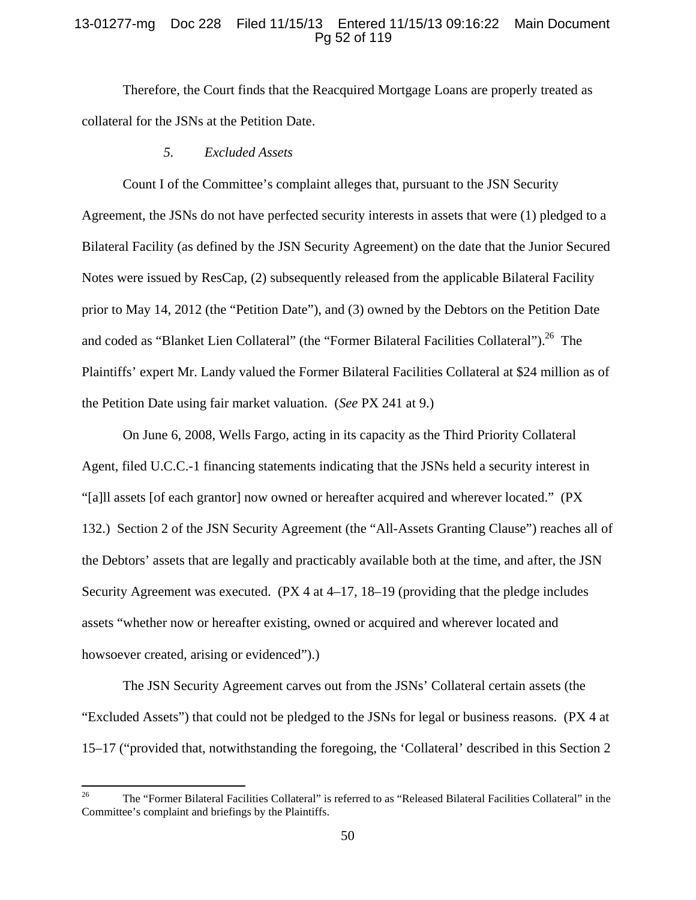Therefore, the Court finds that the Reacquired Mortgage Loans are properly treated as collateral for the JSNs at the Petition Date.

*5. Excluded Assets*

Count I of the Committee's complaint alleges that, pursuant to the JSN Security Agreement, the JSNs do not have perfected security interests in assets that were (1) pledged to a Bilateral Facility (as defined by the JSN Security Agreement) on the date that the Junior Secured Notes were issued by ResCap, (2) subsequently released from the applicable Bilateral Facility prior to May 14, 2012 (the "Petition Date"), and (3) owned by the Debtors on the Petition Date and coded as "Blanket Lien Collateral" (the "Former Bilateral Facilities Collateral").[26] The Plaintiffs' expert Mr. Landy valued the Former Bilateral Facilities Collateral at $24 million as of the Petition Date using fair market valuation. (*See* PX 241 at 9.)

On June 6, 2008, Wells Fargo, acting in its capacity as the Third Priority Collateral Agent, filed U.C.C.-1 financing statements indicating that the JSNs held a security interest in "[a]ll assets [of each grantor] now owned or hereafter acquired and wherever located." (PX 132.) Section 2 of the JSN Security Agreement (the "All-Assets Granting Clause") reaches all of the Debtors' assets that are legally and practicably available both at the time, and after, the JSN Security Agreement was executed. (PX 4 at 4–17, 18–19 (providing that the pledge includes assets "whether now or hereafter existing, owned or acquired and wherever located and howsoever created, arising or evidenced").)

The JSN Security Agreement carves out from the JSNs' Collateral certain assets (the "Excluded Assets") that could not be pledged to the JSNs for legal or business reasons. (PX 4 at 15–17 ("provided that, notwithstanding the foregoing, the 'Collateral' described in this Section 2

[26] The "Former Bilateral Facilities Collateral" is referred to as "Released Bilateral Facilities Collateral" in the Committee's complaint and briefings by the Plaintiffs.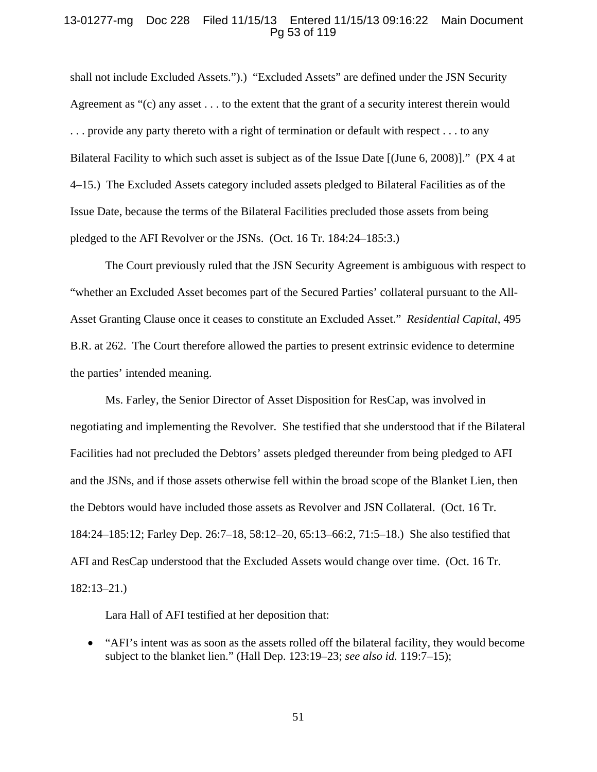shall not include Excluded Assets.").) "Excluded Assets" are defined under the JSN Security Agreement as "(c) any asset . . . to the extent that the grant of a security interest therein would . . . provide any party thereto with a right of termination or default with respect . . . to any Bilateral Facility to which such asset is subject as of the Issue Date [(June 6, 2008)]." (PX 4 at 4–15.) The Excluded Assets category included assets pledged to Bilateral Facilities as of the Issue Date, because the terms of the Bilateral Facilities precluded those assets from being pledged to the AFI Revolver or the JSNs. (Oct. 16 Tr. 184:24–185:3.)

The Court previously ruled that the JSN Security Agreement is ambiguous with respect to "whether an Excluded Asset becomes part of the Secured Parties' collateral pursuant to the All-Asset Granting Clause once it ceases to constitute an Excluded Asset." *Residential Capital*, 495 B.R. at 262. The Court therefore allowed the parties to present extrinsic evidence to determine the parties' intended meaning.

Ms. Farley, the Senior Director of Asset Disposition for ResCap, was involved in negotiating and implementing the Revolver. She testified that she understood that if the Bilateral Facilities had not precluded the Debtors' assets pledged thereunder from being pledged to AFI and the JSNs, and if those assets otherwise fell within the broad scope of the Blanket Lien, then the Debtors would have included those assets as Revolver and JSN Collateral. (Oct. 16 Tr. 184:24–185:12; Farley Dep. 26:7–18, 58:12–20, 65:13–66:2, 71:5–18.) She also testified that AFI and ResCap understood that the Excluded Assets would change over time. (Oct. 16 Tr. 182:13–21.)

Lara Hall of AFI testified at her deposition that:

- "AFI's intent was as soon as the assets rolled off the bilateral facility, they would become subject to the blanket lien." (Hall Dep. 123:19–23; *see also id.* 119:7–15);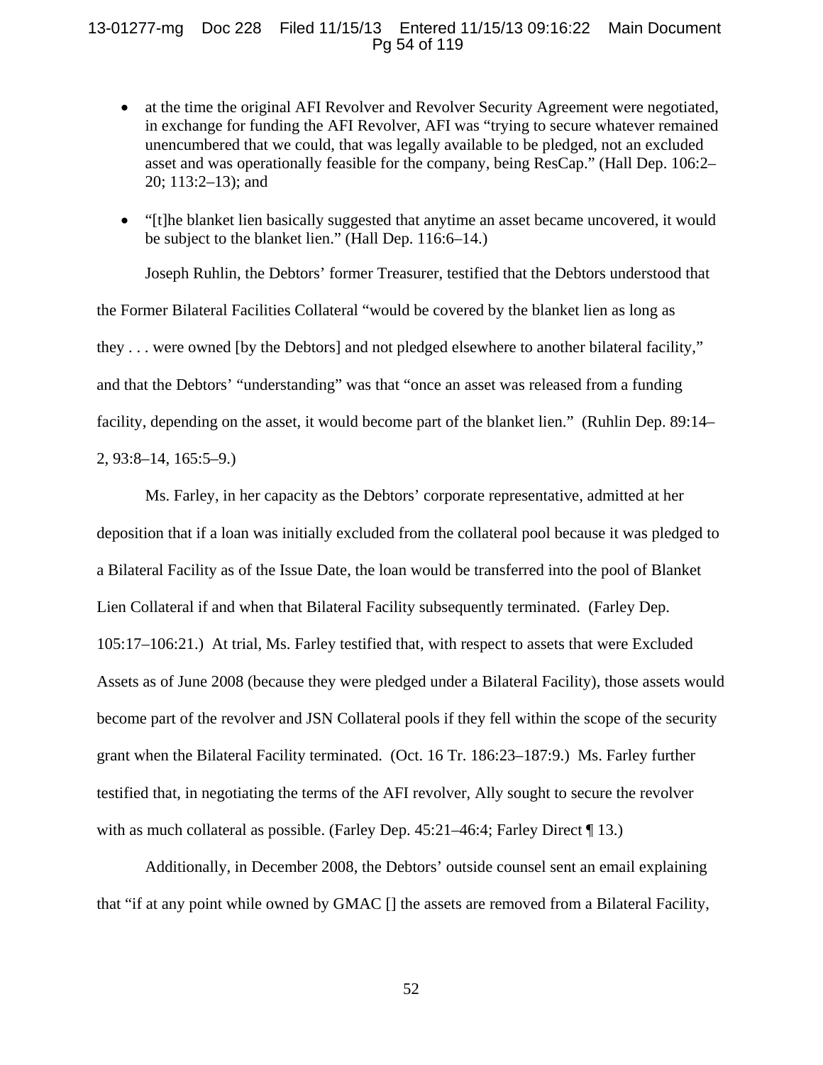- at the time the original AFI Revolver and Revolver Security Agreement were negotiated, in exchange for funding the AFI Revolver, AFI was "trying to secure whatever remained unencumbered that we could, that was legally available to be pledged, not an excluded asset and was operationally feasible for the company, being ResCap." (Hall Dep. 106:2–20; 113:2–13); and

- "[t]he blanket lien basically suggested that anytime an asset became uncovered, it would be subject to the blanket lien." (Hall Dep. 116:6–14.)

Joseph Ruhlin, the Debtors' former Treasurer, testified that the Debtors understood that the Former Bilateral Facilities Collateral "would be covered by the blanket lien as long as they . . . were owned [by the Debtors] and not pledged elsewhere to another bilateral facility," and that the Debtors' "understanding" was that "once an asset was released from a funding facility, depending on the asset, it would become part of the blanket lien." (Ruhlin Dep. 89:14–2, 93:8–14, 165:5–9.)

Ms. Farley, in her capacity as the Debtors' corporate representative, admitted at her deposition that if a loan was initially excluded from the collateral pool because it was pledged to a Bilateral Facility as of the Issue Date, the loan would be transferred into the pool of Blanket Lien Collateral if and when that Bilateral Facility subsequently terminated. (Farley Dep. 105:17–106:21.) At trial, Ms. Farley testified that, with respect to assets that were Excluded Assets as of June 2008 (because they were pledged under a Bilateral Facility), those assets would become part of the revolver and JSN Collateral pools if they fell within the scope of the security grant when the Bilateral Facility terminated. (Oct. 16 Tr. 186:23–187:9.) Ms. Farley further testified that, in negotiating the terms of the AFI revolver, Ally sought to secure the revolver with as much collateral as possible. (Farley Dep. 45:21–46:4; Farley Direct ¶ 13.)

Additionally, in December 2008, the Debtors' outside counsel sent an email explaining that "if at any point while owned by GMAC [] the assets are removed from a Bilateral Facility,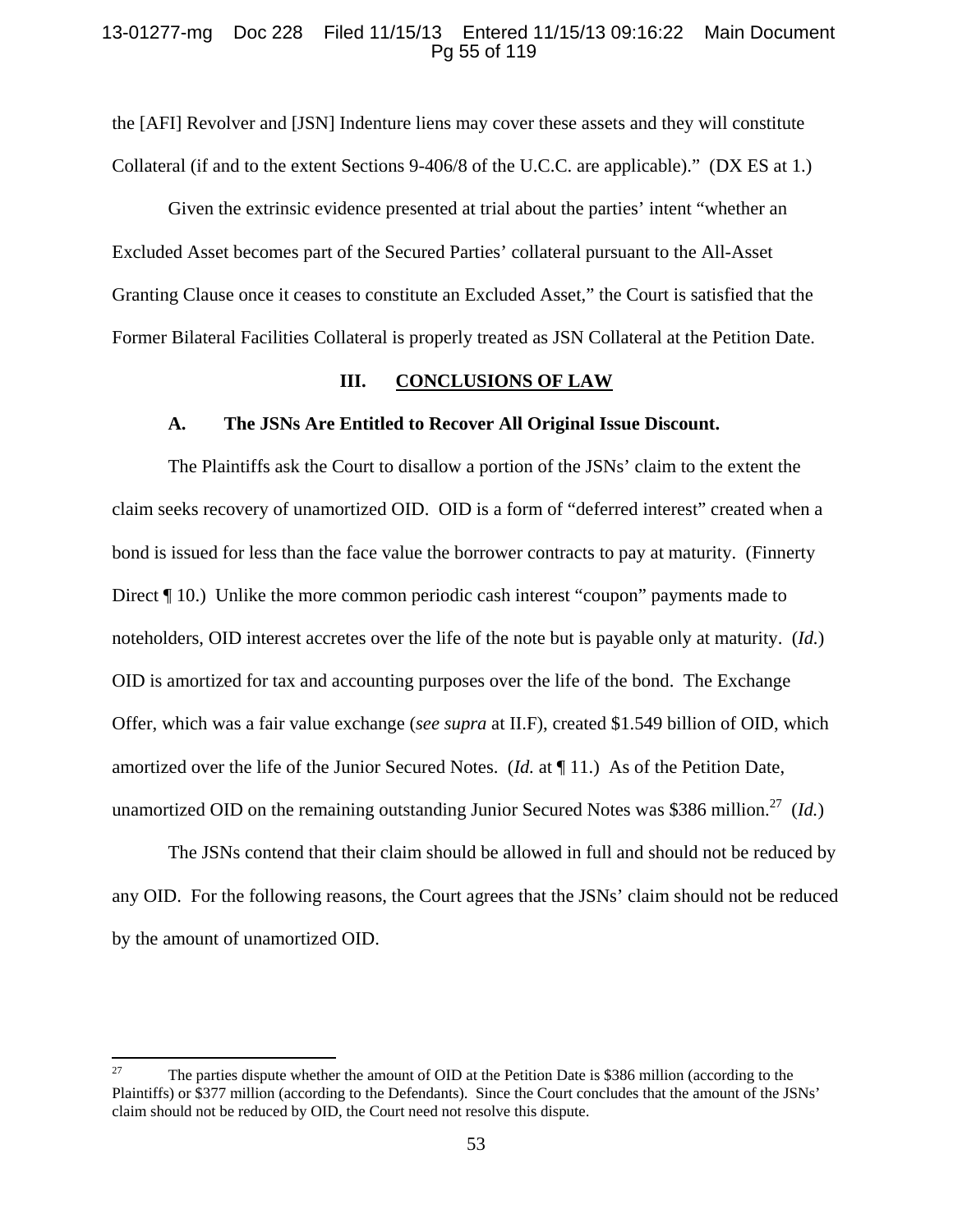the [AFI] Revolver and [JSN] Indenture liens may cover these assets and they will constitute Collateral (if and to the extent Sections 9-406/8 of the U.C.C. are applicable)." (DX ES at 1.)

Given the extrinsic evidence presented at trial about the parties' intent "whether an Excluded Asset becomes part of the Secured Parties' collateral pursuant to the All-Asset Granting Clause once it ceases to constitute an Excluded Asset," the Court is satisfied that the Former Bilateral Facilities Collateral is properly treated as JSN Collateral at the Petition Date.

## III. CONCLUSIONS OF LAW

### A. The JSNs Are Entitled to Recover All Original Issue Discount.

The Plaintiffs ask the Court to disallow a portion of the JSNs' claim to the extent the claim seeks recovery of unamortized OID. OID is a form of "deferred interest" created when a bond is issued for less than the face value the borrower contracts to pay at maturity. (Finnerty Direct ¶ 10.) Unlike the more common periodic cash interest "coupon" payments made to noteholders, OID interest accretes over the life of the note but is payable only at maturity. (*Id.*) OID is amortized for tax and accounting purposes over the life of the bond. The Exchange Offer, which was a fair value exchange (*see supra* at II.F), created $1.549 billion of OID, which amortized over the life of the Junior Secured Notes. (*Id.* at ¶ 11.) As of the Petition Date, unamortized OID on the remaining outstanding Junior Secured Notes was $386 million.[27] (*Id.*)

The JSNs contend that their claim should be allowed in full and should not be reduced by any OID. For the following reasons, the Court agrees that the JSNs' claim should not be reduced by the amount of unamortized OID.

---

[27] The parties dispute whether the amount of OID at the Petition Date is $386 million (according to the Plaintiffs) or $377 million (according to the Defendants). Since the Court concludes that the amount of the JSNs' claim should not be reduced by OID, the Court need not resolve this dispute.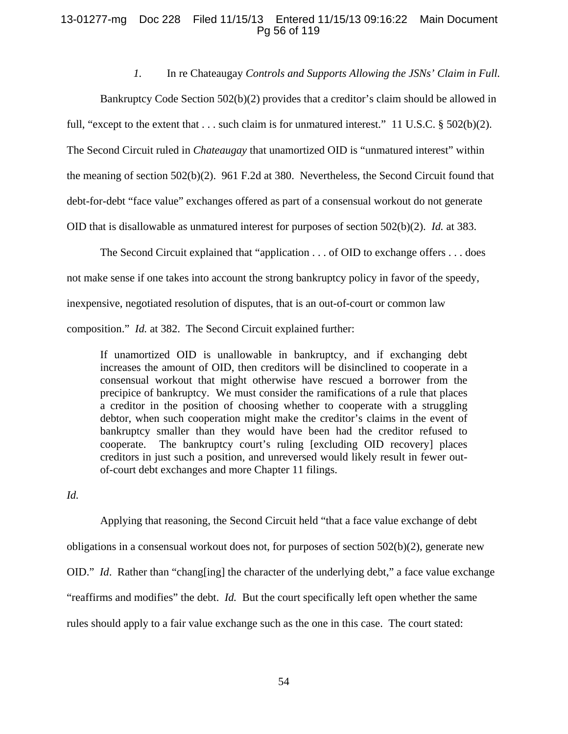### *1.* In re Chateaugay *Controls and Supports Allowing the JSNs' Claim in Full.*

Bankruptcy Code Section 502(b)(2) provides that a creditor's claim should be allowed in full, "except to the extent that . . . such claim is for unmatured interest." 11 U.S.C. § 502(b)(2). The Second Circuit ruled in *Chateaugay* that unamortized OID is "unmatured interest" within the meaning of section 502(b)(2). 961 F.2d at 380. Nevertheless, the Second Circuit found that debt-for-debt "face value" exchanges offered as part of a consensual workout do not generate OID that is disallowable as unmatured interest for purposes of section 502(b)(2). *Id.* at 383.

The Second Circuit explained that "application . . . of OID to exchange offers . . . does not make sense if one takes into account the strong bankruptcy policy in favor of the speedy, inexpensive, negotiated resolution of disputes, that is an out-of-court or common law composition." *Id.* at 382. The Second Circuit explained further:

> If unamortized OID is unallowable in bankruptcy, and if exchanging debt increases the amount of OID, then creditors will be disinclined to cooperate in a consensual workout that might otherwise have rescued a borrower from the precipice of bankruptcy. We must consider the ramifications of a rule that places a creditor in the position of choosing whether to cooperate with a struggling debtor, when such cooperation might make the creditor's claims in the event of bankruptcy smaller than they would have been had the creditor refused to cooperate. The bankruptcy court's ruling [excluding OID recovery] places creditors in just such a position, and unreversed would likely result in fewer out-of-court debt exchanges and more Chapter 11 filings.

*Id.*

Applying that reasoning, the Second Circuit held "that a face value exchange of debt obligations in a consensual workout does not, for purposes of section 502(b)(2), generate new OID." *Id*. Rather than "chang[ing] the character of the underlying debt," a face value exchange "reaffirms and modifies" the debt. *Id.* But the court specifically left open whether the same rules should apply to a fair value exchange such as the one in this case. The court stated: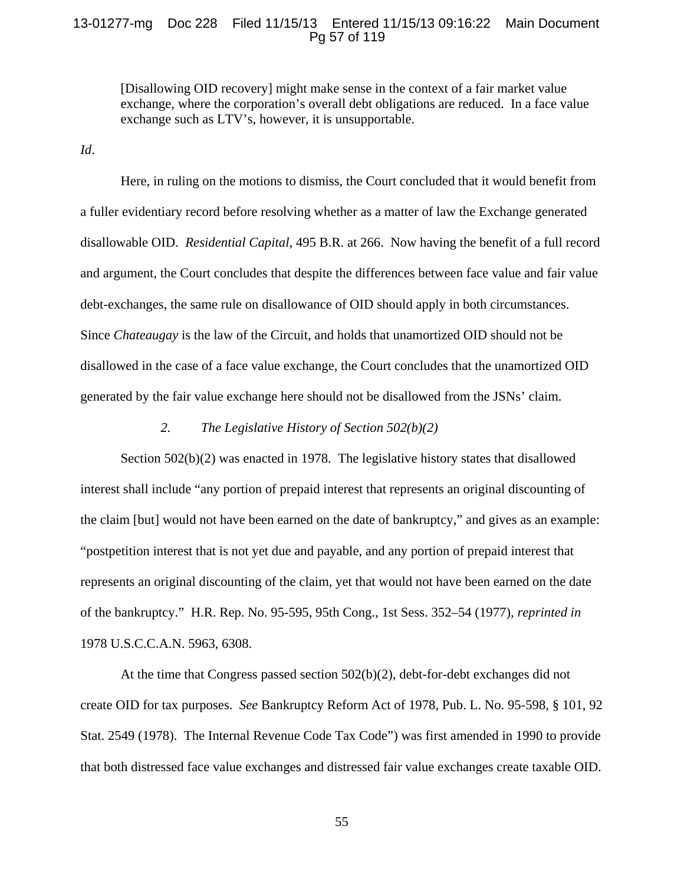> [Disallowing OID recovery] might make sense in the context of a fair market value exchange, where the corporation's overall debt obligations are reduced. In a face value exchange such as LTV's, however, it is unsupportable.

*Id*.

Here, in ruling on the motions to dismiss, the Court concluded that it would benefit from a fuller evidentiary record before resolving whether as a matter of law the Exchange generated disallowable OID. *Residential Capital*, 495 B.R. at 266. Now having the benefit of a full record and argument, the Court concludes that despite the differences between face value and fair value debt-exchanges, the same rule on disallowance of OID should apply in both circumstances. Since *Chateaugay* is the law of the Circuit, and holds that unamortized OID should not be disallowed in the case of a face value exchange, the Court concludes that the unamortized OID generated by the fair value exchange here should not be disallowed from the JSNs' claim.

### *2. The Legislative History of Section 502(b)(2)*

Section 502(b)(2) was enacted in 1978. The legislative history states that disallowed interest shall include "any portion of prepaid interest that represents an original discounting of the claim [but] would not have been earned on the date of bankruptcy," and gives as an example: "postpetition interest that is not yet due and payable, and any portion of prepaid interest that represents an original discounting of the claim, yet that would not have been earned on the date of the bankruptcy." H.R. Rep. No. 95-595, 95th Cong., 1st Sess. 352–54 (1977), *reprinted in* 1978 U.S.C.C.A.N. 5963, 6308.

At the time that Congress passed section 502(b)(2), debt-for-debt exchanges did not create OID for tax purposes. *See* Bankruptcy Reform Act of 1978, Pub. L. No. 95-598, § 101, 92 Stat. 2549 (1978). The Internal Revenue Code Tax Code") was first amended in 1990 to provide that both distressed face value exchanges and distressed fair value exchanges create taxable OID.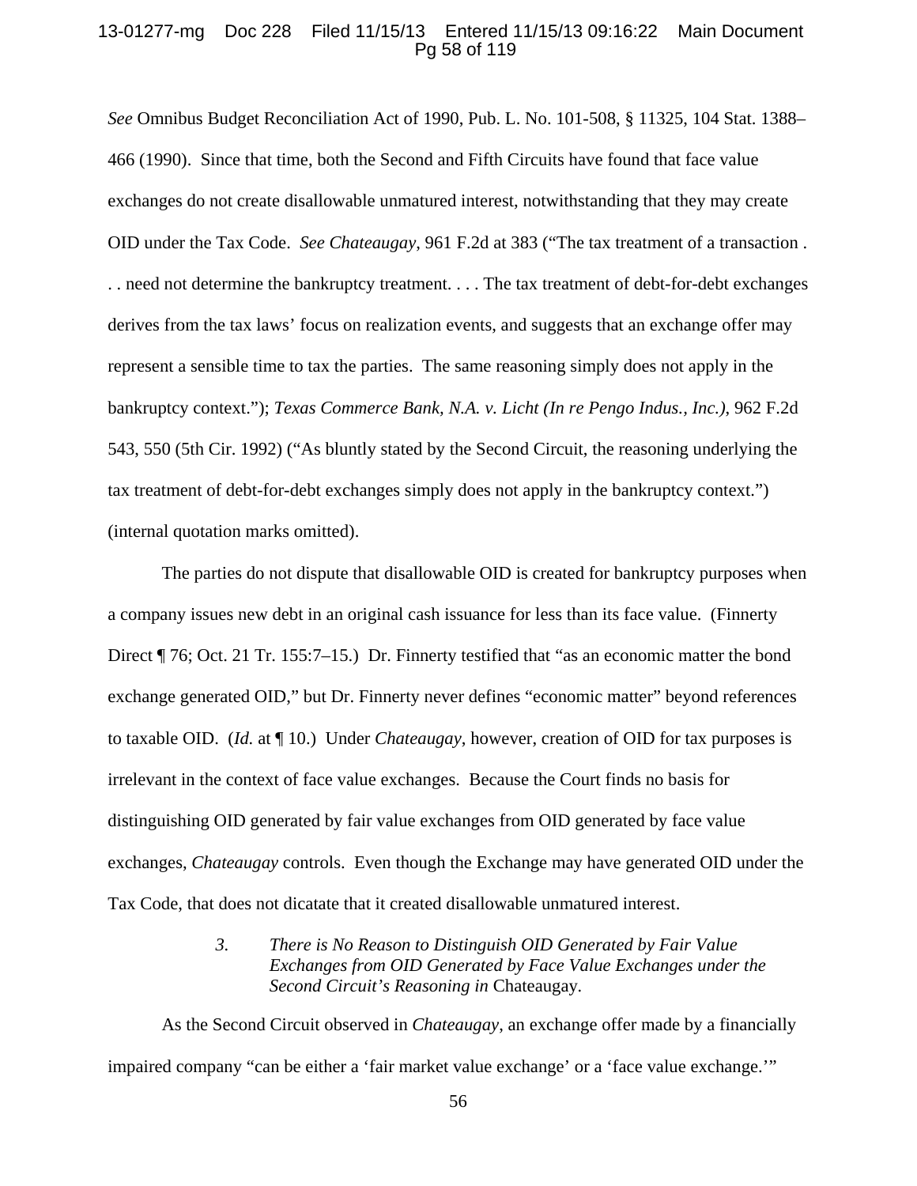*See* Omnibus Budget Reconciliation Act of 1990, Pub. L. No. 101-508, § 11325, 104 Stat. 1388–466 (1990). Since that time, both the Second and Fifth Circuits have found that face value exchanges do not create disallowable unmatured interest, notwithstanding that they may create OID under the Tax Code. *See Chateaugay*, 961 F.2d at 383 ("The tax treatment of a transaction . . . need not determine the bankruptcy treatment. . . . The tax treatment of debt-for-debt exchanges derives from the tax laws' focus on realization events, and suggests that an exchange offer may represent a sensible time to tax the parties. The same reasoning simply does not apply in the bankruptcy context."); *Texas Commerce Bank, N.A. v. Licht (In re Pengo Indus., Inc.)*, 962 F.2d 543, 550 (5th Cir. 1992) ("As bluntly stated by the Second Circuit, the reasoning underlying the tax treatment of debt-for-debt exchanges simply does not apply in the bankruptcy context.") (internal quotation marks omitted).

The parties do not dispute that disallowable OID is created for bankruptcy purposes when a company issues new debt in an original cash issuance for less than its face value. (Finnerty Direct ¶ 76; Oct. 21 Tr. 155:7–15.) Dr. Finnerty testified that "as an economic matter the bond exchange generated OID," but Dr. Finnerty never defines "economic matter" beyond references to taxable OID. (*Id.* at ¶ 10.) Under *Chateaugay*, however, creation of OID for tax purposes is irrelevant in the context of face value exchanges. Because the Court finds no basis for distinguishing OID generated by fair value exchanges from OID generated by face value exchanges, *Chateaugay* controls. Even though the Exchange may have generated OID under the Tax Code, that does not dicatate that it created disallowable unmatured interest.

#### *3. There is No Reason to Distinguish OID Generated by Fair Value Exchanges from OID Generated by Face Value Exchanges under the Second Circuit's Reasoning in* Chateaugay.

As the Second Circuit observed in *Chateaugay,* an exchange offer made by a financially impaired company "can be either a 'fair market value exchange' or a 'face value exchange.'"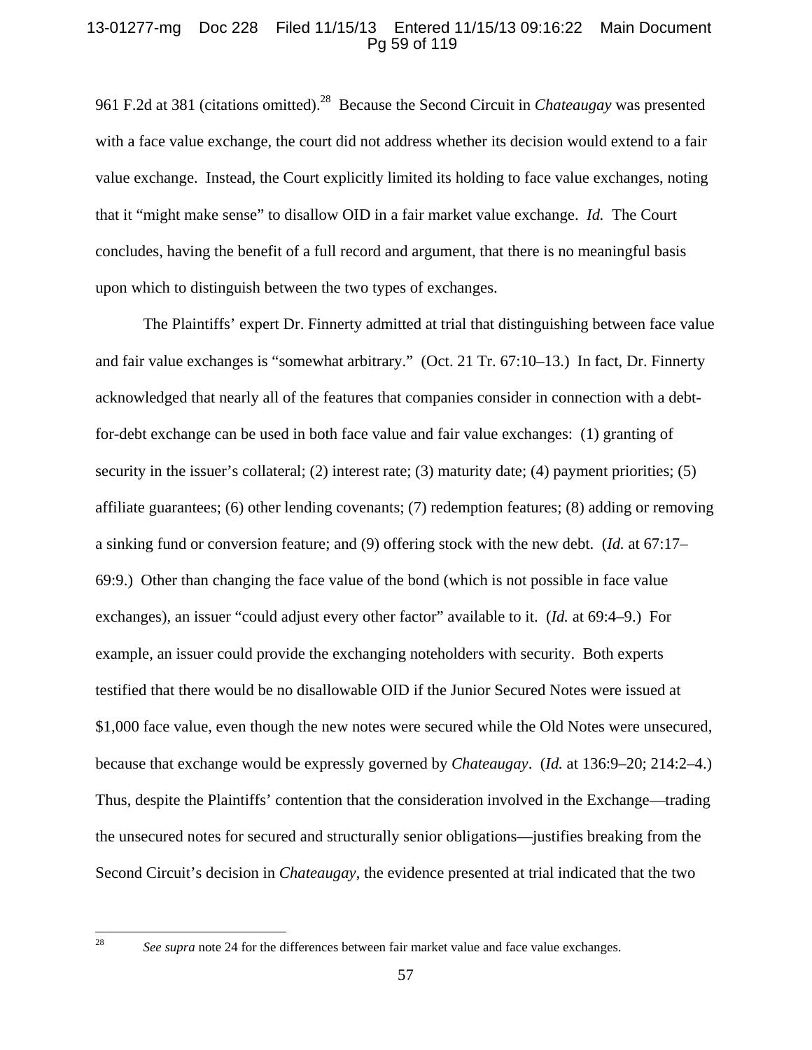961 F.2d at 381 (citations omitted).[28] Because the Second Circuit in *Chateaugay* was presented with a face value exchange, the court did not address whether its decision would extend to a fair value exchange. Instead, the Court explicitly limited its holding to face value exchanges, noting that it "might make sense" to disallow OID in a fair market value exchange. *Id.* The Court concludes, having the benefit of a full record and argument, that there is no meaningful basis upon which to distinguish between the two types of exchanges.

The Plaintiffs' expert Dr. Finnerty admitted at trial that distinguishing between face value and fair value exchanges is "somewhat arbitrary." (Oct. 21 Tr. 67:10–13.) In fact, Dr. Finnerty acknowledged that nearly all of the features that companies consider in connection with a debt-for-debt exchange can be used in both face value and fair value exchanges: (1) granting of security in the issuer's collateral; (2) interest rate; (3) maturity date; (4) payment priorities; (5) affiliate guarantees; (6) other lending covenants; (7) redemption features; (8) adding or removing a sinking fund or conversion feature; and (9) offering stock with the new debt. (*Id.* at 67:17–69:9.) Other than changing the face value of the bond (which is not possible in face value exchanges), an issuer "could adjust every other factor" available to it. (*Id.* at 69:4–9.) For example, an issuer could provide the exchanging noteholders with security. Both experts testified that there would be no disallowable OID if the Junior Secured Notes were issued at $1,000 face value, even though the new notes were secured while the Old Notes were unsecured, because that exchange would be expressly governed by *Chateaugay*. (*Id.* at 136:9–20; 214:2–4.) Thus, despite the Plaintiffs' contention that the consideration involved in the Exchange—trading the unsecured notes for secured and structurally senior obligations—justifies breaking from the Second Circuit's decision in *Chateaugay*, the evidence presented at trial indicated that the two

---

[28] *See supra* note 24 for the differences between fair market value and face value exchanges.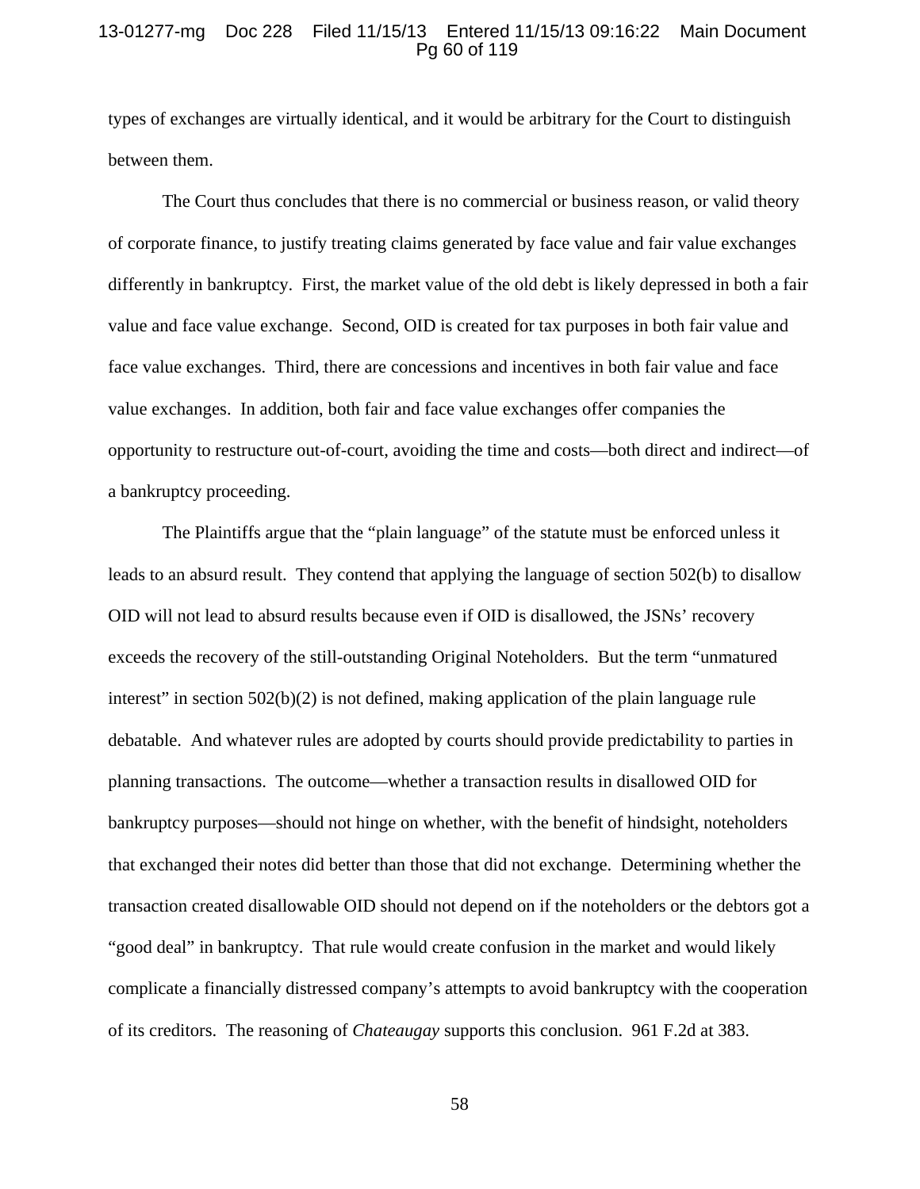types of exchanges are virtually identical, and it would be arbitrary for the Court to distinguish between them.

The Court thus concludes that there is no commercial or business reason, or valid theory of corporate finance, to justify treating claims generated by face value and fair value exchanges differently in bankruptcy. First, the market value of the old debt is likely depressed in both a fair value and face value exchange. Second, OID is created for tax purposes in both fair value and face value exchanges. Third, there are concessions and incentives in both fair value and face value exchanges. In addition, both fair and face value exchanges offer companies the opportunity to restructure out-of-court, avoiding the time and costs—both direct and indirect—of a bankruptcy proceeding.

The Plaintiffs argue that the "plain language" of the statute must be enforced unless it leads to an absurd result. They contend that applying the language of section 502(b) to disallow OID will not lead to absurd results because even if OID is disallowed, the JSNs' recovery exceeds the recovery of the still-outstanding Original Noteholders. But the term "unmatured interest" in section 502(b)(2) is not defined, making application of the plain language rule debatable. And whatever rules are adopted by courts should provide predictability to parties in planning transactions. The outcome—whether a transaction results in disallowed OID for bankruptcy purposes—should not hinge on whether, with the benefit of hindsight, noteholders that exchanged their notes did better than those that did not exchange. Determining whether the transaction created disallowable OID should not depend on if the noteholders or the debtors got a "good deal" in bankruptcy. That rule would create confusion in the market and would likely complicate a financially distressed company's attempts to avoid bankruptcy with the cooperation of its creditors. The reasoning of *Chateaugay* supports this conclusion. 961 F.2d at 383.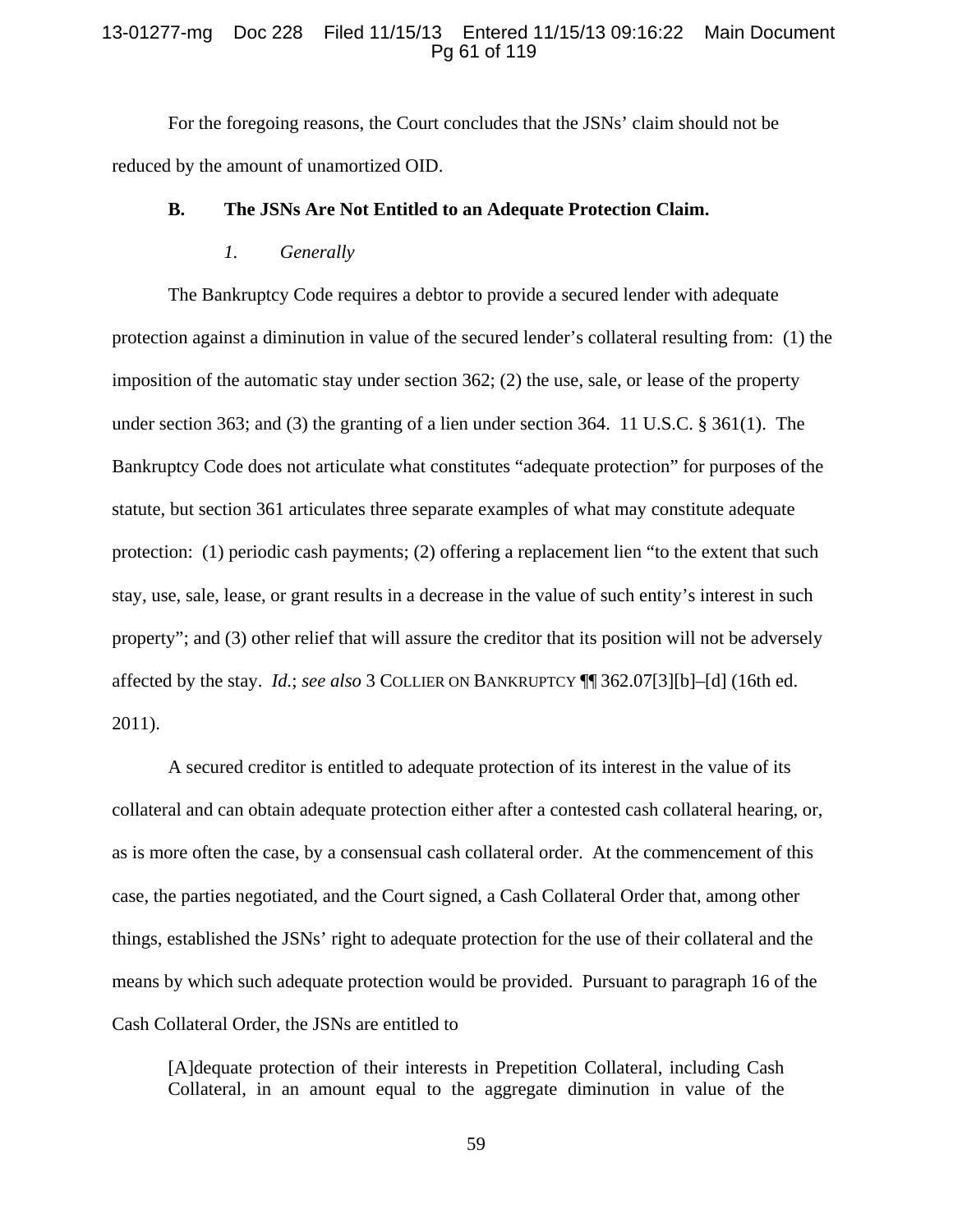For the foregoing reasons, the Court concludes that the JSNs' claim should not be reduced by the amount of unamortized OID.

### B. The JSNs Are Not Entitled to an Adequate Protection Claim.

#### *1. Generally*

The Bankruptcy Code requires a debtor to provide a secured lender with adequate protection against a diminution in value of the secured lender's collateral resulting from: (1) the imposition of the automatic stay under section 362; (2) the use, sale, or lease of the property under section 363; and (3) the granting of a lien under section 364. 11 U.S.C. § 361(1). The Bankruptcy Code does not articulate what constitutes "adequate protection" for purposes of the statute, but section 361 articulates three separate examples of what may constitute adequate protection: (1) periodic cash payments; (2) offering a replacement lien "to the extent that such stay, use, sale, lease, or grant results in a decrease in the value of such entity's interest in such property"; and (3) other relief that will assure the creditor that its position will not be adversely affected by the stay. *Id.*; *see also* 3 COLLIER ON BANKRUPTCY ¶¶ 362.07[3][b]–[d] (16th ed. 2011).

A secured creditor is entitled to adequate protection of its interest in the value of its collateral and can obtain adequate protection either after a contested cash collateral hearing, or, as is more often the case, by a consensual cash collateral order. At the commencement of this case, the parties negotiated, and the Court signed, a Cash Collateral Order that, among other things, established the JSNs' right to adequate protection for the use of their collateral and the means by which such adequate protection would be provided. Pursuant to paragraph 16 of the Cash Collateral Order, the JSNs are entitled to

> [A]dequate protection of their interests in Prepetition Collateral, including Cash Collateral, in an amount equal to the aggregate diminution in value of the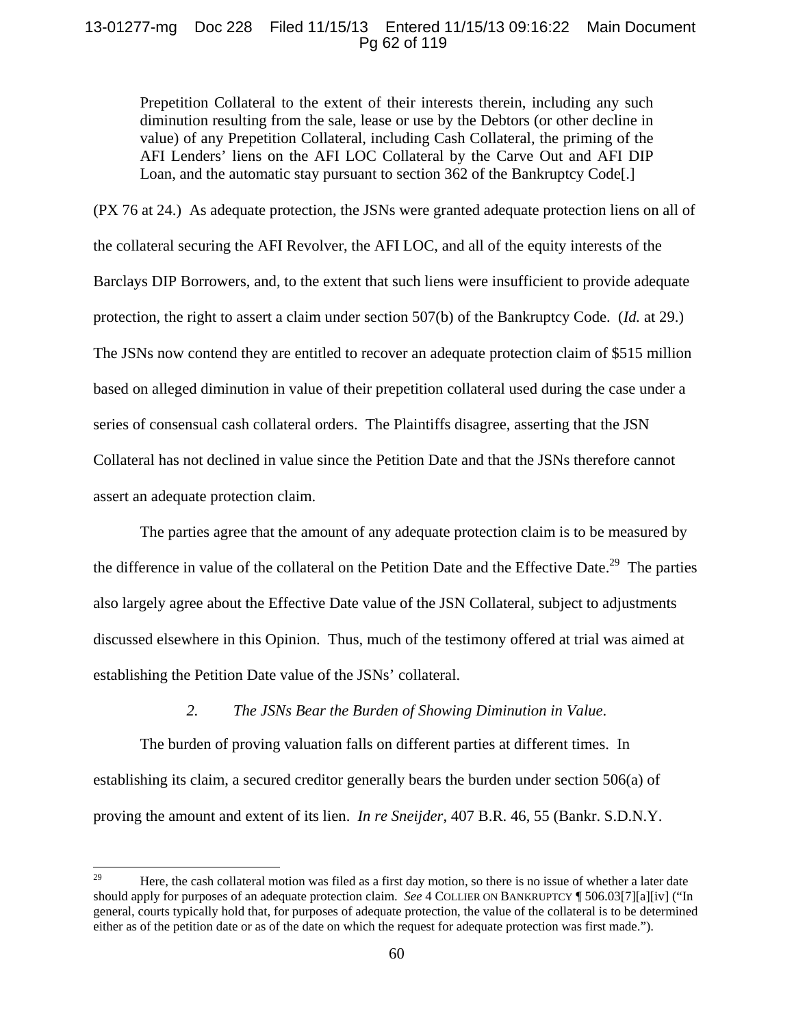> Prepetition Collateral to the extent of their interests therein, including any such diminution resulting from the sale, lease or use by the Debtors (or other decline in value) of any Prepetition Collateral, including Cash Collateral, the priming of the AFI Lenders' liens on the AFI LOC Collateral by the Carve Out and AFI DIP Loan, and the automatic stay pursuant to section 362 of the Bankruptcy Code[.]

(PX 76 at 24.) As adequate protection, the JSNs were granted adequate protection liens on all of the collateral securing the AFI Revolver, the AFI LOC, and all of the equity interests of the Barclays DIP Borrowers, and, to the extent that such liens were insufficient to provide adequate protection, the right to assert a claim under section 507(b) of the Bankruptcy Code. (*Id.* at 29.) The JSNs now contend they are entitled to recover an adequate protection claim of $515 million based on alleged diminution in value of their prepetition collateral used during the case under a series of consensual cash collateral orders. The Plaintiffs disagree, asserting that the JSN Collateral has not declined in value since the Petition Date and that the JSNs therefore cannot assert an adequate protection claim.

The parties agree that the amount of any adequate protection claim is to be measured by the difference in value of the collateral on the Petition Date and the Effective Date.[29] The parties also largely agree about the Effective Date value of the JSN Collateral, subject to adjustments discussed elsewhere in this Opinion. Thus, much of the testimony offered at trial was aimed at establishing the Petition Date value of the JSNs' collateral.

*2. The JSNs Bear the Burden of Showing Diminution in Value.*

The burden of proving valuation falls on different parties at different times. In establishing its claim, a secured creditor generally bears the burden under section 506(a) of proving the amount and extent of its lien. *In re Sneijder*, 407 B.R. 46, 55 (Bankr. S.D.N.Y.

---

[29] Here, the cash collateral motion was filed as a first day motion, so there is no issue of whether a later date should apply for purposes of an adequate protection claim. *See* 4 COLLIER ON BANKRUPTCY ¶ 506.03[7][a][iv] ("In general, courts typically hold that, for purposes of adequate protection, the value of the collateral is to be determined either as of the petition date or as of the date on which the request for adequate protection was first made.").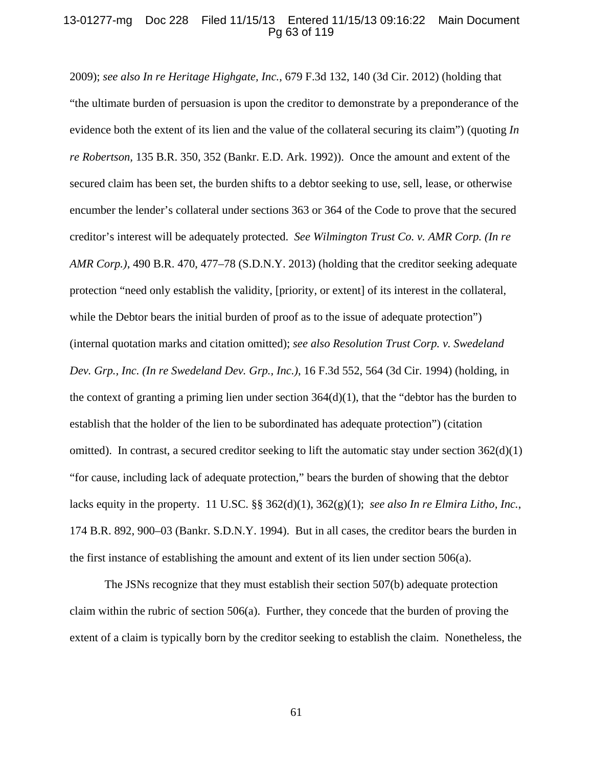2009); *see also In re Heritage Highgate, Inc.*, 679 F.3d 132, 140 (3d Cir. 2012) (holding that "the ultimate burden of persuasion is upon the creditor to demonstrate by a preponderance of the evidence both the extent of its lien and the value of the collateral securing its claim") (quoting *In re Robertson,* 135 B.R. 350, 352 (Bankr. E.D. Ark. 1992)). Once the amount and extent of the secured claim has been set, the burden shifts to a debtor seeking to use, sell, lease, or otherwise encumber the lender's collateral under sections 363 or 364 of the Code to prove that the secured creditor's interest will be adequately protected. *See Wilmington Trust Co. v. AMR Corp. (In re AMR Corp.)*, 490 B.R. 470, 477–78 (S.D.N.Y. 2013) (holding that the creditor seeking adequate protection "need only establish the validity, [priority, or extent] of its interest in the collateral, while the Debtor bears the initial burden of proof as to the issue of adequate protection") (internal quotation marks and citation omitted); *see also Resolution Trust Corp. v. Swedeland Dev. Grp., Inc. (In re Swedeland Dev. Grp., Inc.)*, 16 F.3d 552, 564 (3d Cir. 1994) (holding, in the context of granting a priming lien under section 364(d)(1), that the "debtor has the burden to establish that the holder of the lien to be subordinated has adequate protection") (citation omitted). In contrast, a secured creditor seeking to lift the automatic stay under section 362(d)(1) "for cause, including lack of adequate protection," bears the burden of showing that the debtor lacks equity in the property. 11 U.S.C. §§ 362(d)(1), 362(g)(1); *see also In re Elmira Litho, Inc.*, 174 B.R. 892, 900–03 (Bankr. S.D.N.Y. 1994). But in all cases, the creditor bears the burden in the first instance of establishing the amount and extent of its lien under section 506(a).

The JSNs recognize that they must establish their section 507(b) adequate protection claim within the rubric of section 506(a). Further, they concede that the burden of proving the extent of a claim is typically born by the creditor seeking to establish the claim. Nonetheless, the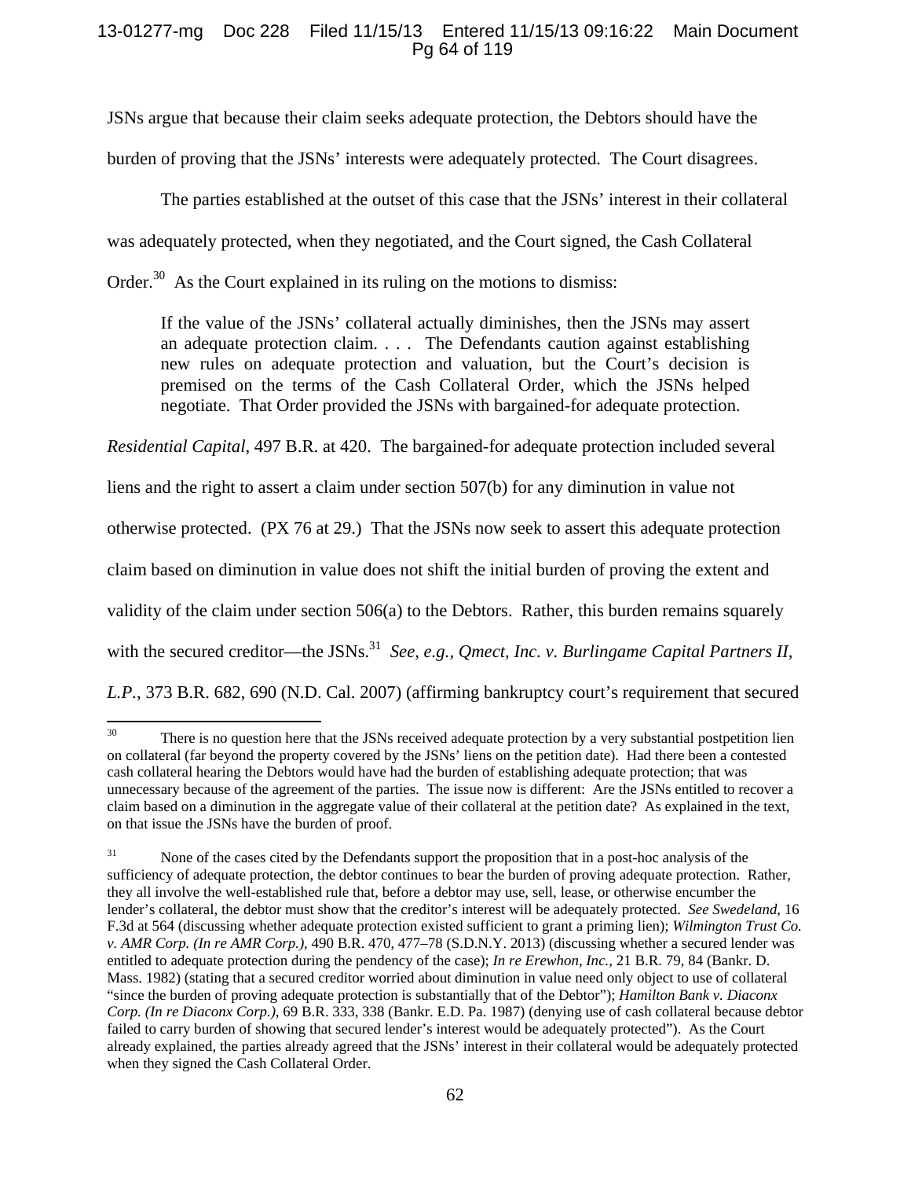JSNs argue that because their claim seeks adequate protection, the Debtors should have the burden of proving that the JSNs' interests were adequately protected. The Court disagrees.

The parties established at the outset of this case that the JSNs' interest in their collateral was adequately protected, when they negotiated, and the Court signed, the Cash Collateral Order.[30] As the Court explained in its ruling on the motions to dismiss:

> If the value of the JSNs' collateral actually diminishes, then the JSNs may assert an adequate protection claim. . . . The Defendants caution against establishing new rules on adequate protection and valuation, but the Court's decision is premised on the terms of the Cash Collateral Order, which the JSNs helped negotiate. That Order provided the JSNs with bargained-for adequate protection.

*Residential Capital*, 497 B.R. at 420. The bargained-for adequate protection included several liens and the right to assert a claim under section 507(b) for any diminution in value not otherwise protected. (PX 76 at 29.) That the JSNs now seek to assert this adequate protection claim based on diminution in value does not shift the initial burden of proving the extent and validity of the claim under section 506(a) to the Debtors. Rather, this burden remains squarely with the secured creditor—the JSNs.[31] *See, e.g., Qmect, Inc. v. Burlingame Capital Partners II, L.P.*, 373 B.R. 682, 690 (N.D. Cal. 2007) (affirming bankruptcy court's requirement that secured

---

[30] There is no question here that the JSNs received adequate protection by a very substantial postpetition lien on collateral (far beyond the property covered by the JSNs' liens on the petition date). Had there been a contested cash collateral hearing the Debtors would have had the burden of establishing adequate protection; that was unnecessary because of the agreement of the parties. The issue now is different: Are the JSNs entitled to recover a claim based on a diminution in the aggregate value of their collateral at the petition date? As explained in the text, on that issue the JSNs have the burden of proof.

[31] None of the cases cited by the Defendants support the proposition that in a post-hoc analysis of the sufficiency of adequate protection, the debtor continues to bear the burden of proving adequate protection. Rather, they all involve the well-established rule that, before a debtor may use, sell, lease, or otherwise encumber the lender's collateral, the debtor must show that the creditor's interest will be adequately protected. *See Swedeland*, 16 F.3d at 564 (discussing whether adequate protection existed sufficient to grant a priming lien); *Wilmington Trust Co. v. AMR Corp. (In re AMR Corp.)*, 490 B.R. 470, 477–78 (S.D.N.Y. 2013) (discussing whether a secured lender was entitled to adequate protection during the pendency of the case); *In re Erewhon, Inc.*, 21 B.R. 79, 84 (Bankr. D. Mass. 1982) (stating that a secured creditor worried about diminution in value need only object to use of collateral "since the burden of proving adequate protection is substantially that of the Debtor"); *Hamilton Bank v. Diaconx Corp. (In re Diaconx Corp.)*, 69 B.R. 333, 338 (Bankr. E.D. Pa. 1987) (denying use of cash collateral because debtor failed to carry burden of showing that secured lender's interest would be adequately protected"). As the Court already explained, the parties already agreed that the JSNs' interest in their collateral would be adequately protected when they signed the Cash Collateral Order.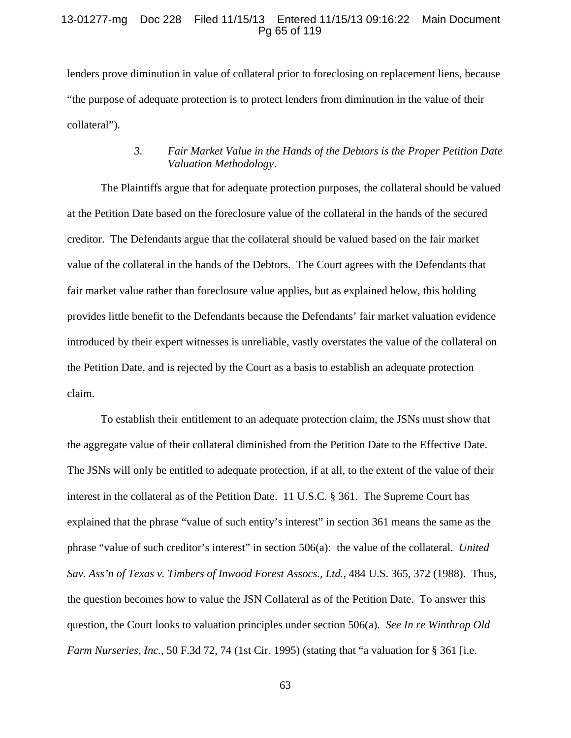lenders prove diminution in value of collateral prior to foreclosing on replacement liens, because "the purpose of adequate protection is to protect lenders from diminution in the value of their collateral").

### 3. *Fair Market Value in the Hands of the Debtors is the Proper Petition Date Valuation Methodology*.

The Plaintiffs argue that for adequate protection purposes, the collateral should be valued at the Petition Date based on the foreclosure value of the collateral in the hands of the secured creditor. The Defendants argue that the collateral should be valued based on the fair market value of the collateral in the hands of the Debtors. The Court agrees with the Defendants that fair market value rather than foreclosure value applies, but as explained below, this holding provides little benefit to the Defendants because the Defendants' fair market valuation evidence introduced by their expert witnesses is unreliable, vastly overstates the value of the collateral on the Petition Date, and is rejected by the Court as a basis to establish an adequate protection claim.

To establish their entitlement to an adequate protection claim, the JSNs must show that the aggregate value of their collateral diminished from the Petition Date to the Effective Date. The JSNs will only be entitled to adequate protection, if at all, to the extent of the value of their interest in the collateral as of the Petition Date. 11 U.S.C. § 361. The Supreme Court has explained that the phrase "value of such entity's interest" in section 361 means the same as the phrase "value of such creditor's interest" in section 506(a): the value of the collateral. *United Sav. Ass'n of Texas v. Timbers of Inwood Forest Assocs., Ltd.*, 484 U.S. 365, 372 (1988). Thus, the question becomes how to value the JSN Collateral as of the Petition Date. To answer this question, the Court looks to valuation principles under section 506(a). *See In re Winthrop Old Farm Nurseries, Inc.*, 50 F.3d 72, 74 (1st Cir. 1995) (stating that "a valuation for § 361 [i.e.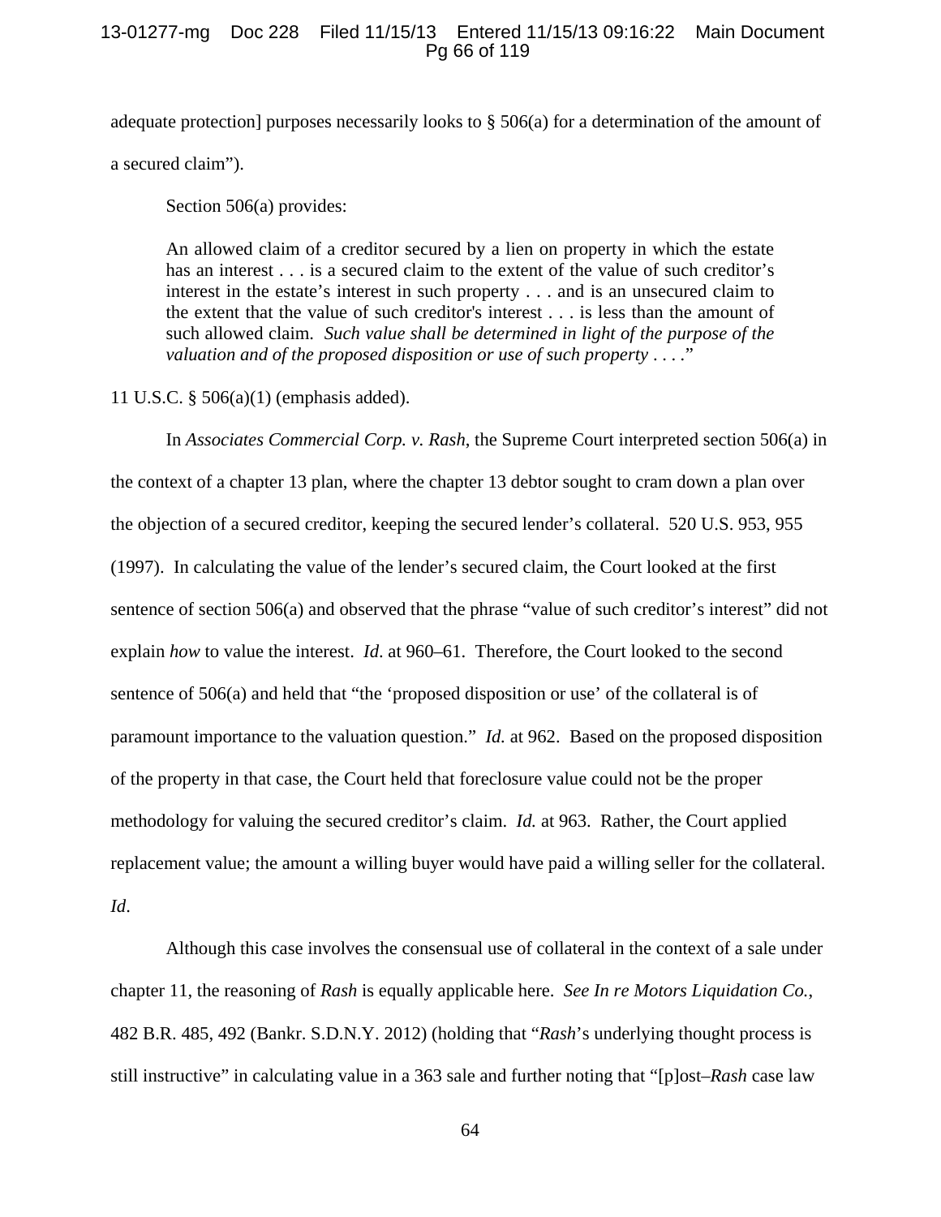adequate protection] purposes necessarily looks to § 506(a) for a determination of the amount of a secured claim").

Section 506(a) provides:

> An allowed claim of a creditor secured by a lien on property in which the estate has an interest . . . is a secured claim to the extent of the value of such creditor's interest in the estate's interest in such property . . . and is an unsecured claim to the extent that the value of such creditor's interest . . . is less than the amount of such allowed claim. *Such value shall be determined in light of the purpose of the valuation and of the proposed disposition or use of such property . . . .*"

11 U.S.C. § 506(a)(1) (emphasis added).

In *Associates Commercial Corp. v. Rash*, the Supreme Court interpreted section 506(a) in the context of a chapter 13 plan, where the chapter 13 debtor sought to cram down a plan over the objection of a secured creditor, keeping the secured lender's collateral. 520 U.S. 953, 955 (1997). In calculating the value of the lender's secured claim, the Court looked at the first sentence of section 506(a) and observed that the phrase "value of such creditor's interest" did not explain *how* to value the interest. *Id*. at 960–61. Therefore, the Court looked to the second sentence of 506(a) and held that "the 'proposed disposition or use' of the collateral is of paramount importance to the valuation question." *Id.* at 962. Based on the proposed disposition of the property in that case, the Court held that foreclosure value could not be the proper methodology for valuing the secured creditor's claim. *Id.* at 963. Rather, the Court applied replacement value; the amount a willing buyer would have paid a willing seller for the collateral. *Id*.

Although this case involves the consensual use of collateral in the context of a sale under chapter 11, the reasoning of *Rash* is equally applicable here. *See In re Motors Liquidation Co.*, 482 B.R. 485, 492 (Bankr. S.D.N.Y. 2012) (holding that "*Rash*'s underlying thought process is still instructive" in calculating value in a 363 sale and further noting that "[p]ost–*Rash* case law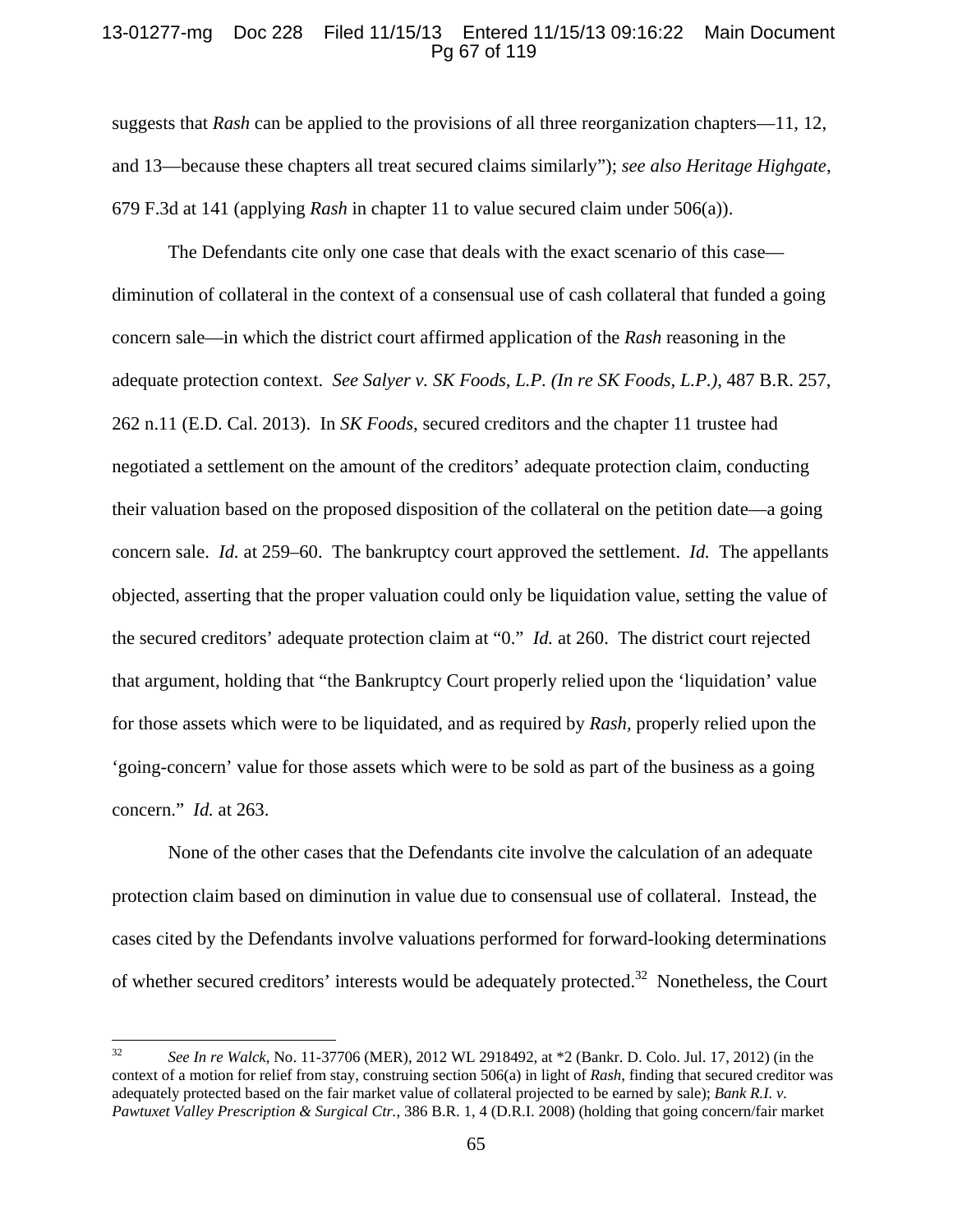suggests that *Rash* can be applied to the provisions of all three reorganization chapters—11, 12, and 13—because these chapters all treat secured claims similarly"); *see also Heritage Highgate*, 679 F.3d at 141 (applying *Rash* in chapter 11 to value secured claim under 506(a)).

The Defendants cite only one case that deals with the exact scenario of this case—diminution of collateral in the context of a consensual use of cash collateral that funded a going concern sale—in which the district court affirmed application of the *Rash* reasoning in the adequate protection context. *See Salyer v. SK Foods, L.P. (In re SK Foods, L.P.)*, 487 B.R. 257, 262 n.11 (E.D. Cal. 2013). In *SK Foods*, secured creditors and the chapter 11 trustee had negotiated a settlement on the amount of the creditors' adequate protection claim, conducting their valuation based on the proposed disposition of the collateral on the petition date—a going concern sale. *Id.* at 259–60. The bankruptcy court approved the settlement. *Id.* The appellants objected, asserting that the proper valuation could only be liquidation value, setting the value of the secured creditors' adequate protection claim at "0." *Id.* at 260. The district court rejected that argument, holding that "the Bankruptcy Court properly relied upon the 'liquidation' value for those assets which were to be liquidated, and as required by *Rash,* properly relied upon the 'going-concern' value for those assets which were to be sold as part of the business as a going concern." *Id.* at 263.

None of the other cases that the Defendants cite involve the calculation of an adequate protection claim based on diminution in value due to consensual use of collateral. Instead, the cases cited by the Defendants involve valuations performed for forward-looking determinations of whether secured creditors' interests would be adequately protected.[32] Nonetheless, the Court

---

[32] *See In re Walck*, No. 11-37706 (MER), 2012 WL 2918492, at \*2 (Bankr. D. Colo. Jul. 17, 2012) (in the context of a motion for relief from stay, construing section 506(a) in light of *Rash*, finding that secured creditor was adequately protected based on the fair market value of collateral projected to be earned by sale); *Bank R.I. v. Pawtuxet Valley Prescription & Surgical Ctr.*, 386 B.R. 1, 4 (D.R.I. 2008) (holding that going concern/fair market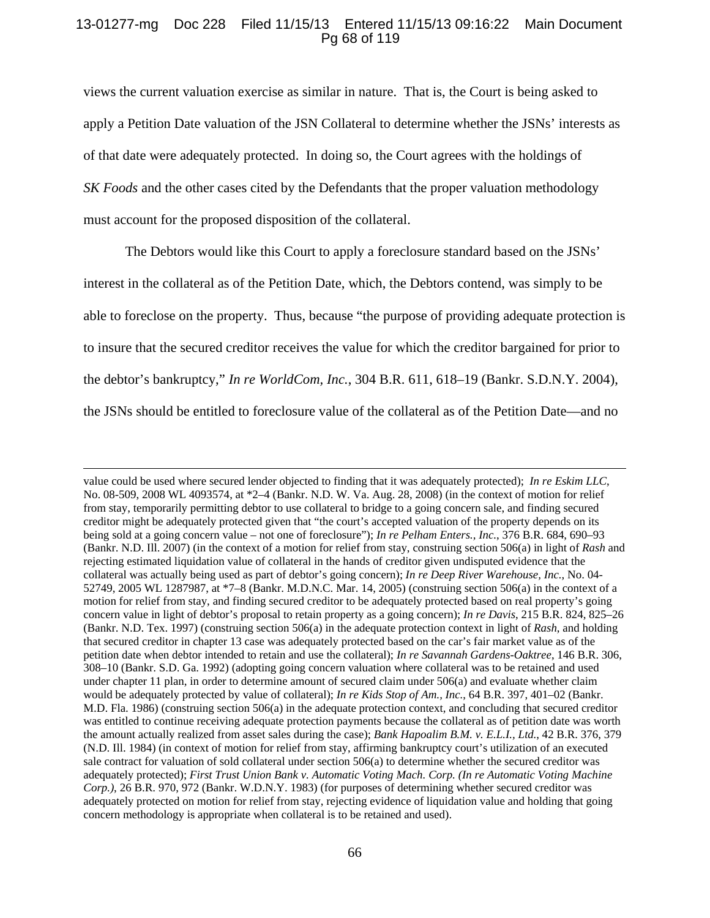views the current valuation exercise as similar in nature. That is, the Court is being asked to apply a Petition Date valuation of the JSN Collateral to determine whether the JSNs' interests as of that date were adequately protected. In doing so, the Court agrees with the holdings of *SK Foods* and the other cases cited by the Defendants that the proper valuation methodology must account for the proposed disposition of the collateral.

The Debtors would like this Court to apply a foreclosure standard based on the JSNs' interest in the collateral as of the Petition Date, which, the Debtors contend, was simply to be able to foreclose on the property. Thus, because "the purpose of providing adequate protection is to insure that the secured creditor receives the value for which the creditor bargained for prior to the debtor's bankruptcy," *In re WorldCom, Inc.*, 304 B.R. 611, 618–19 (Bankr. S.D.N.Y. 2004), the JSNs should be entitled to foreclosure value of the collateral as of the Petition Date—and no

---

value could be used where secured lender objected to finding that it was adequately protected); *In re Eskim LLC*, No. 08-509, 2008 WL 4093574, at *2–4 (Bankr. N.D. W. Va. Aug. 28, 2008) (in the context of motion for relief from stay, temporarily permitting debtor to use collateral to bridge to a going concern sale, and finding secured creditor might be adequately protected given that "the court's accepted valuation of the property depends on its being sold at a going concern value – not one of foreclosure"); *In re Pelham Enters., Inc.*, 376 B.R. 684, 690–93 (Bankr. N.D. Ill. 2007) (in the context of a motion for relief from stay, construing section 506(a) in light of *Rash* and rejecting estimated liquidation value of collateral in the hands of creditor given undisputed evidence that the collateral was actually being used as part of debtor's going concern); *In re Deep River Warehouse, Inc.*, No. 04-52749, 2005 WL 1287987, at *7–8 (Bankr. M.D.N.C. Mar. 14, 2005) (construing section 506(a) in the context of a motion for relief from stay, and finding secured creditor to be adequately protected based on real property's going concern value in light of debtor's proposal to retain property as a going concern); *In re Davis*, 215 B.R. 824, 825–26 (Bankr. N.D. Tex. 1997) (construing section 506(a) in the adequate protection context in light of *Rash*, and holding that secured creditor in chapter 13 case was adequately protected based on the car's fair market value as of the petition date when debtor intended to retain and use the collateral); *In re Savannah Gardens-Oaktree*, 146 B.R. 306, 308–10 (Bankr. S.D. Ga. 1992) (adopting going concern valuation where collateral was to be retained and used under chapter 11 plan, in order to determine amount of secured claim under 506(a) and evaluate whether claim would be adequately protected by value of collateral); *In re Kids Stop of Am., Inc.*, 64 B.R. 397, 401–02 (Bankr. M.D. Fla. 1986) (construing section 506(a) in the adequate protection context, and concluding that secured creditor was entitled to continue receiving adequate protection payments because the collateral as of petition date was worth the amount actually realized from asset sales during the case); *Bank Hapoalim B.M. v. E.L.I., Ltd.*, 42 B.R. 376, 379 (N.D. Ill. 1984) (in context of motion for relief from stay, affirming bankruptcy court's utilization of an executed sale contract for valuation of sold collateral under section 506(a) to determine whether the secured creditor was adequately protected); *First Trust Union Bank v. Automatic Voting Mach. Corp. (In re Automatic Voting Machine Corp.)*, 26 B.R. 970, 972 (Bankr. W.D.N.Y. 1983) (for purposes of determining whether secured creditor was adequately protected on motion for relief from stay, rejecting evidence of liquidation value and holding that going concern methodology is appropriate when collateral is to be retained and used).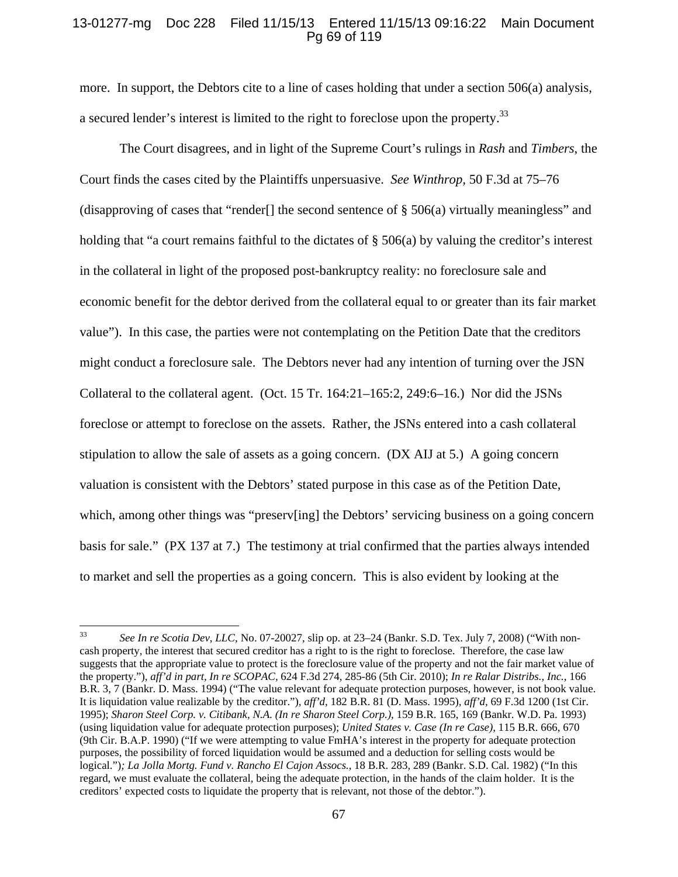more. In support, the Debtors cite to a line of cases holding that under a section 506(a) analysis, a secured lender's interest is limited to the right to foreclose upon the property.[33]

The Court disagrees, and in light of the Supreme Court's rulings in *Rash* and *Timbers*, the Court finds the cases cited by the Plaintiffs unpersuasive. *See Winthrop,* 50 F.3d at 75–76 (disapproving of cases that "render[] the second sentence of § 506(a) virtually meaningless" and holding that "a court remains faithful to the dictates of § 506(a) by valuing the creditor's interest in the collateral in light of the proposed post-bankruptcy reality: no foreclosure sale and economic benefit for the debtor derived from the collateral equal to or greater than its fair market value"). In this case, the parties were not contemplating on the Petition Date that the creditors might conduct a foreclosure sale. The Debtors never had any intention of turning over the JSN Collateral to the collateral agent. (Oct. 15 Tr. 164:21–165:2, 249:6–16.) Nor did the JSNs foreclose or attempt to foreclose on the assets. Rather, the JSNs entered into a cash collateral stipulation to allow the sale of assets as a going concern. (DX AIJ at 5.) A going concern valuation is consistent with the Debtors' stated purpose in this case as of the Petition Date, which, among other things was "preserv[ing] the Debtors' servicing business on a going concern basis for sale." (PX 137 at 7.) The testimony at trial confirmed that the parties always intended to market and sell the properties as a going concern. This is also evident by looking at the

---

[33] *See In re Scotia Dev, LLC,* No. 07-20027, slip op. at 23–24 (Bankr. S.D. Tex. July 7, 2008) ("With non-cash property, the interest that secured creditor has a right to is the right to foreclose. Therefore, the case law suggests that the appropriate value to protect is the foreclosure value of the property and not the fair market value of the property."), *aff'd in part, In re SCOPAC,* 624 F.3d 274, 285-86 (5th Cir. 2010); *In re Ralar Distribs., Inc.,* 166 B.R. 3, 7 (Bankr. D. Mass. 1994) ("The value relevant for adequate protection purposes, however, is not book value. It is liquidation value realizable by the creditor."), *aff'd,* 182 B.R. 81 (D. Mass. 1995), *aff'd,* 69 F.3d 1200 (1st Cir. 1995); *Sharon Steel Corp. v. Citibank, N.A. (In re Sharon Steel Corp.),* 159 B.R. 165, 169 (Bankr. W.D. Pa. 1993) (using liquidation value for adequate protection purposes); *United States v. Case (In re Case),* 115 B.R. 666, 670 (9th Cir. B.A.P. 1990) ("If we were attempting to value FmHA's interest in the property for adequate protection purposes, the possibility of forced liquidation would be assumed and a deduction for selling costs would be logical."); *La Jolla Mortg. Fund v. Rancho El Cajon Assocs.,* 18 B.R. 283, 289 (Bankr. S.D. Cal. 1982) ("In this regard, we must evaluate the collateral, being the adequate protection, in the hands of the claim holder. It is the creditors' expected costs to liquidate the property that is relevant, not those of the debtor.").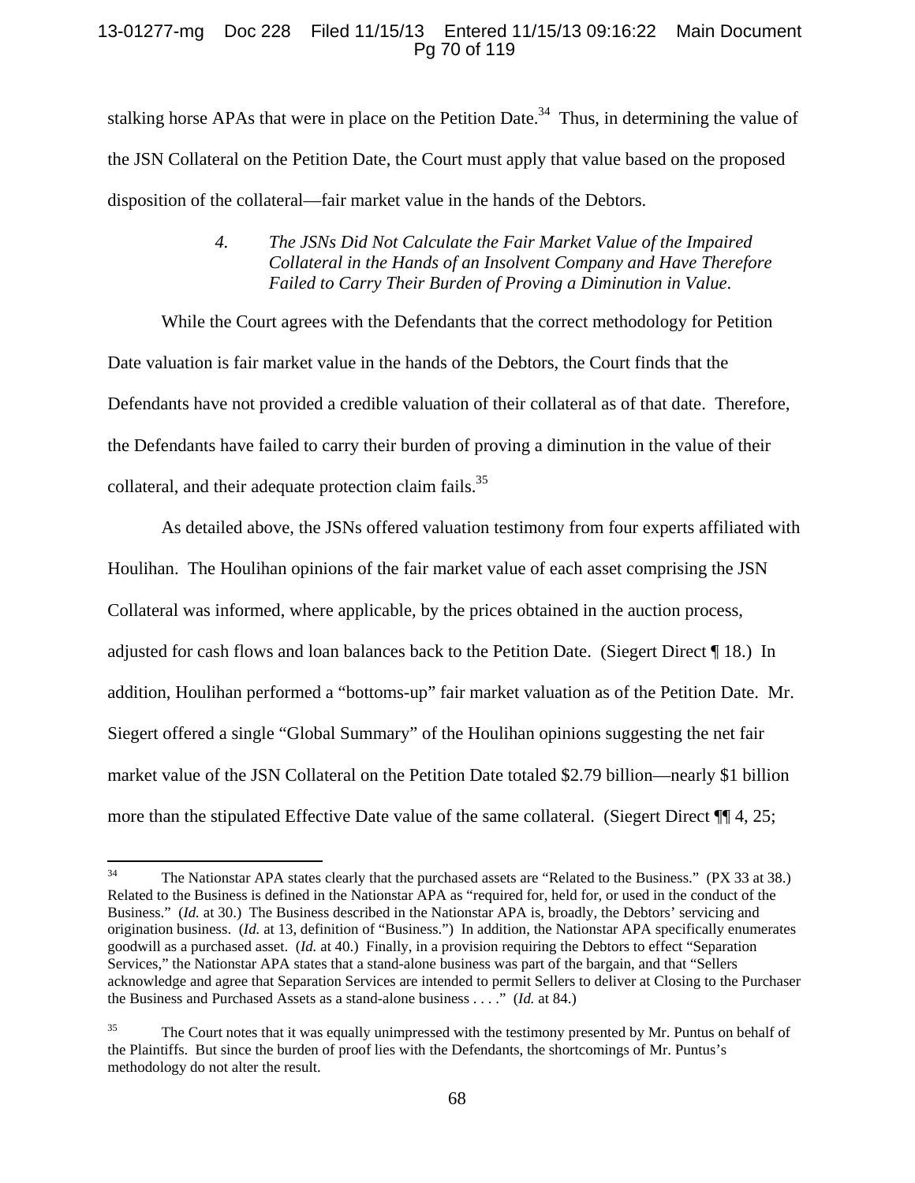stalking horse APAs that were in place on the Petition Date.[34] Thus, in determining the value of the JSN Collateral on the Petition Date, the Court must apply that value based on the proposed disposition of the collateral—fair market value in the hands of the Debtors.

#### *4. The JSNs Did Not Calculate the Fair Market Value of the Impaired Collateral in the Hands of an Insolvent Company and Have Therefore Failed to Carry Their Burden of Proving a Diminution in Value.*

While the Court agrees with the Defendants that the correct methodology for Petition Date valuation is fair market value in the hands of the Debtors, the Court finds that the Defendants have not provided a credible valuation of their collateral as of that date. Therefore, the Defendants have failed to carry their burden of proving a diminution in the value of their collateral, and their adequate protection claim fails.[35]

As detailed above, the JSNs offered valuation testimony from four experts affiliated with Houlihan. The Houlihan opinions of the fair market value of each asset comprising the JSN Collateral was informed, where applicable, by the prices obtained in the auction process, adjusted for cash flows and loan balances back to the Petition Date. (Siegert Direct ¶ 18.) In addition, Houlihan performed a "bottoms-up" fair market valuation as of the Petition Date. Mr. Siegert offered a single "Global Summary" of the Houlihan opinions suggesting the net fair market value of the JSN Collateral on the Petition Date totaled $2.79 billion—nearly $1 billion more than the stipulated Effective Date value of the same collateral. (Siegert Direct ¶¶ 4, 25;

---

[34] The Nationstar APA states clearly that the purchased assets are "Related to the Business." (PX 33 at 38.) Related to the Business is defined in the Nationstar APA as "required for, held for, or used in the conduct of the Business." (*Id.* at 30.) The Business described in the Nationstar APA is, broadly, the Debtors' servicing and origination business. (*Id.* at 13, definition of "Business.") In addition, the Nationstar APA specifically enumerates goodwill as a purchased asset. (*Id.* at 40.) Finally, in a provision requiring the Debtors to effect "Separation Services," the Nationstar APA states that a stand-alone business was part of the bargain, and that "Sellers acknowledge and agree that Separation Services are intended to permit Sellers to deliver at Closing to the Purchaser the Business and Purchased Assets as a stand-alone business . . . ." (*Id.* at 84.)

[35] The Court notes that it was equally unimpressed with the testimony presented by Mr. Puntus on behalf of the Plaintiffs. But since the burden of proof lies with the Defendants, the shortcomings of Mr. Puntus's methodology do not alter the result.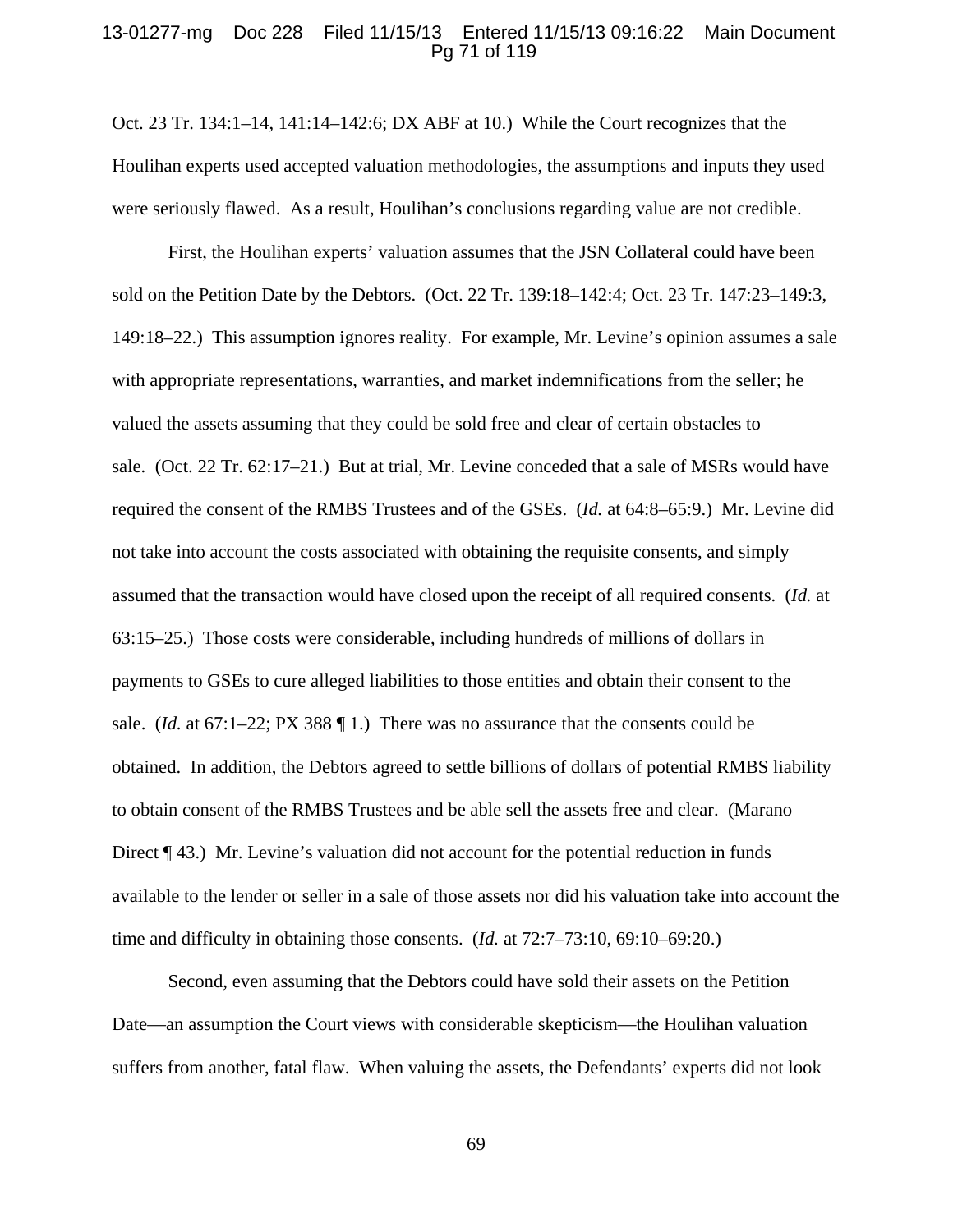Oct. 23 Tr. 134:1–14, 141:14–142:6; DX ABF at 10.) While the Court recognizes that the Houlihan experts used accepted valuation methodologies, the assumptions and inputs they used were seriously flawed. As a result, Houlihan's conclusions regarding value are not credible.

First, the Houlihan experts' valuation assumes that the JSN Collateral could have been sold on the Petition Date by the Debtors. (Oct. 22 Tr. 139:18–142:4; Oct. 23 Tr. 147:23–149:3, 149:18–22.) This assumption ignores reality. For example, Mr. Levine's opinion assumes a sale with appropriate representations, warranties, and market indemnifications from the seller; he valued the assets assuming that they could be sold free and clear of certain obstacles to sale. (Oct. 22 Tr. 62:17–21.) But at trial, Mr. Levine conceded that a sale of MSRs would have required the consent of the RMBS Trustees and of the GSEs. (*Id.* at 64:8–65:9.) Mr. Levine did not take into account the costs associated with obtaining the requisite consents, and simply assumed that the transaction would have closed upon the receipt of all required consents. (*Id.* at 63:15–25.) Those costs were considerable, including hundreds of millions of dollars in payments to GSEs to cure alleged liabilities to those entities and obtain their consent to the sale. (*Id.* at 67:1–22; PX 388 ¶ 1.) There was no assurance that the consents could be obtained. In addition, the Debtors agreed to settle billions of dollars of potential RMBS liability to obtain consent of the RMBS Trustees and be able sell the assets free and clear. (Marano Direct ¶ 43.) Mr. Levine's valuation did not account for the potential reduction in funds available to the lender or seller in a sale of those assets nor did his valuation take into account the time and difficulty in obtaining those consents. (*Id.* at 72:7–73:10, 69:10–69:20.)

Second, even assuming that the Debtors could have sold their assets on the Petition Date—an assumption the Court views with considerable skepticism—the Houlihan valuation suffers from another, fatal flaw. When valuing the assets, the Defendants' experts did not look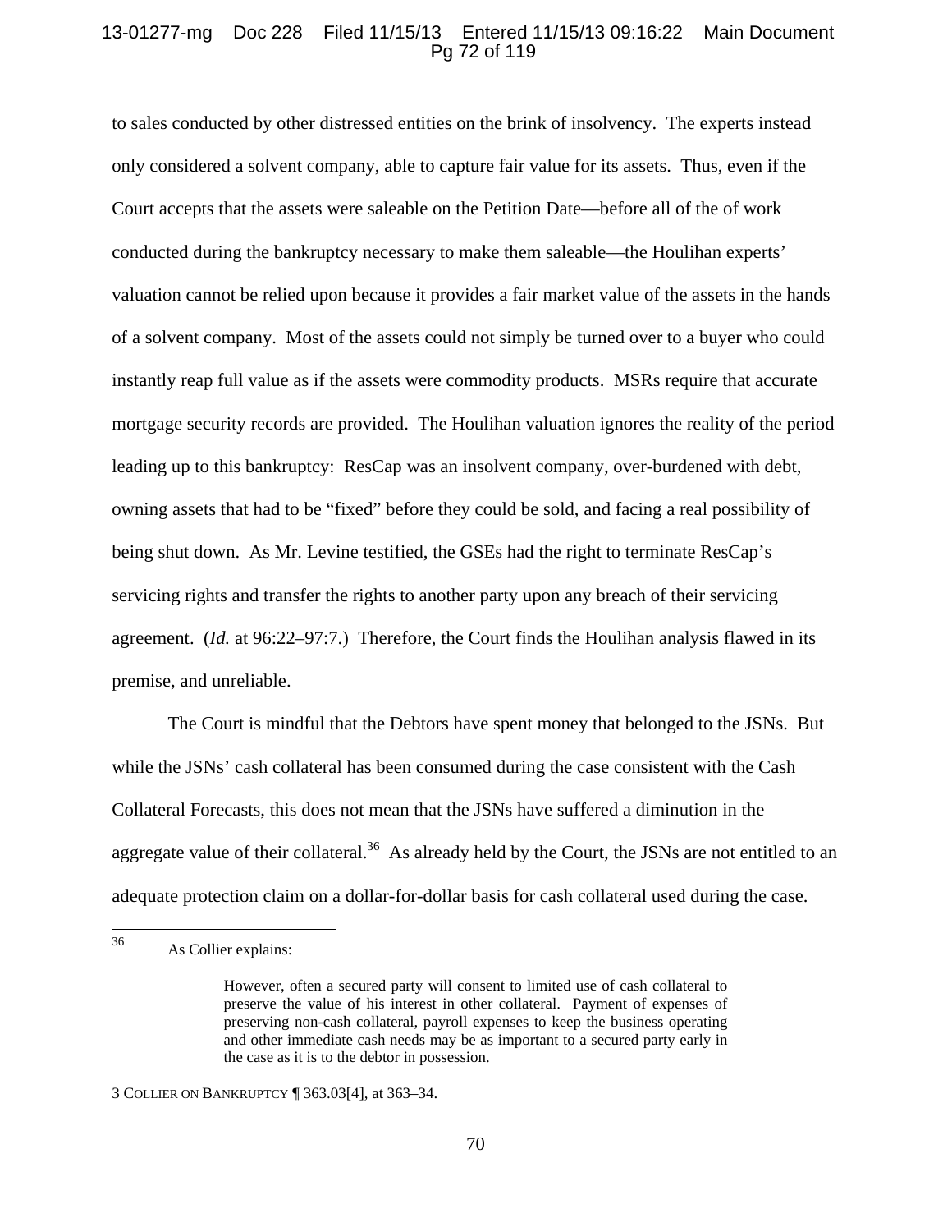to sales conducted by other distressed entities on the brink of insolvency. The experts instead only considered a solvent company, able to capture fair value for its assets. Thus, even if the Court accepts that the assets were saleable on the Petition Date—before all of the of work conducted during the bankruptcy necessary to make them saleable—the Houlihan experts' valuation cannot be relied upon because it provides a fair market value of the assets in the hands of a solvent company. Most of the assets could not simply be turned over to a buyer who could instantly reap full value as if the assets were commodity products. MSRs require that accurate mortgage security records are provided. The Houlihan valuation ignores the reality of the period leading up to this bankruptcy: ResCap was an insolvent company, over-burdened with debt, owning assets that had to be "fixed" before they could be sold, and facing a real possibility of being shut down. As Mr. Levine testified, the GSEs had the right to terminate ResCap's servicing rights and transfer the rights to another party upon any breach of their servicing agreement. (*Id.* at 96:22–97:7.) Therefore, the Court finds the Houlihan analysis flawed in its premise, and unreliable.

The Court is mindful that the Debtors have spent money that belonged to the JSNs. But while the JSNs' cash collateral has been consumed during the case consistent with the Cash Collateral Forecasts, this does not mean that the JSNs have suffered a diminution in the aggregate value of their collateral.[36] As already held by the Court, the JSNs are not entitled to an adequate protection claim on a dollar-for-dollar basis for cash collateral used during the case.

---

[36] As Collier explains:

> However, often a secured party will consent to limited use of cash collateral to preserve the value of his interest in other collateral. Payment of expenses of preserving non-cash collateral, payroll expenses to keep the business operating and other immediate cash needs may be as important to a secured party early in the case as it is to the debtor in possession.

3 COLLIER ON BANKRUPTCY ¶ 363.03[4], at 363–34.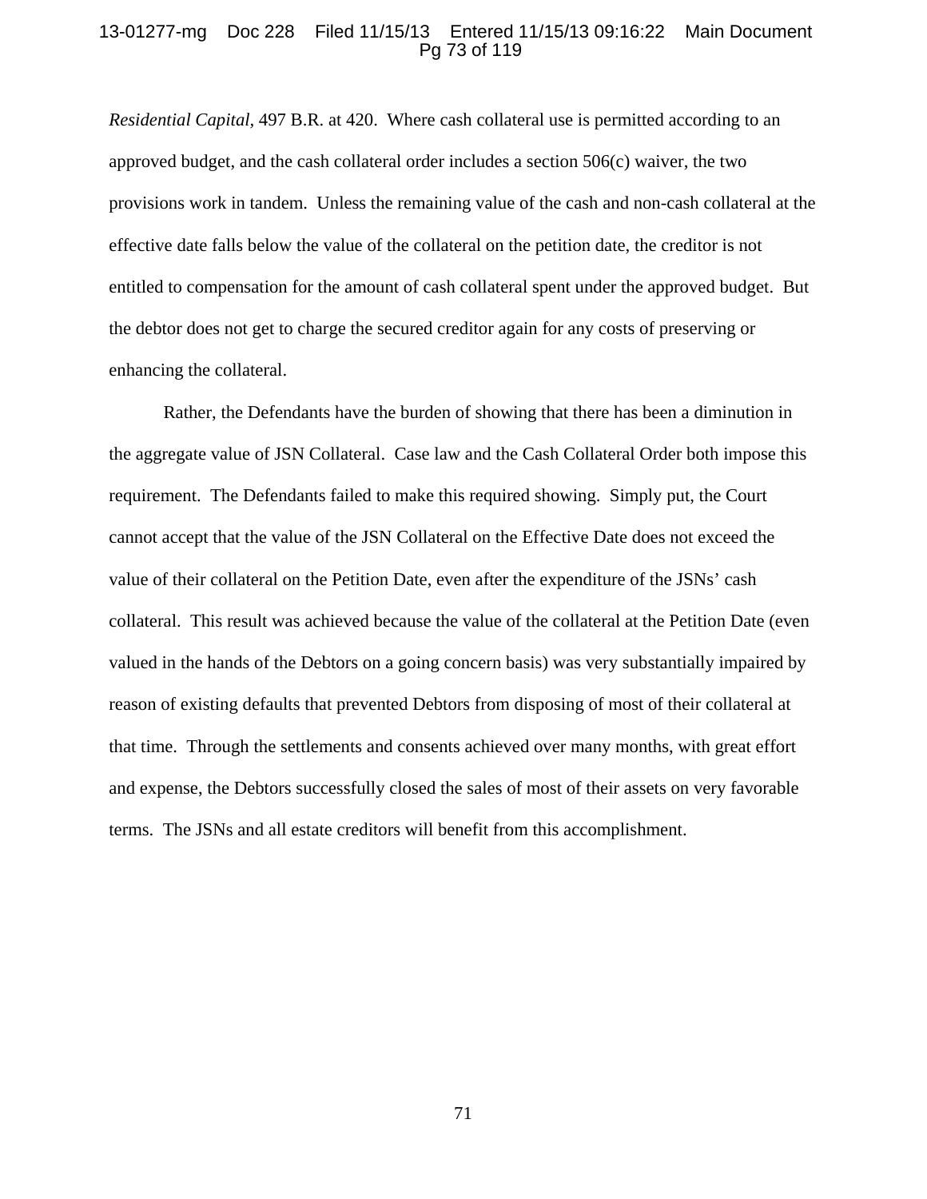*Residential Capital*, 497 B.R. at 420. Where cash collateral use is permitted according to an approved budget, and the cash collateral order includes a section 506(c) waiver, the two provisions work in tandem. Unless the remaining value of the cash and non-cash collateral at the effective date falls below the value of the collateral on the petition date, the creditor is not entitled to compensation for the amount of cash collateral spent under the approved budget. But the debtor does not get to charge the secured creditor again for any costs of preserving or enhancing the collateral.

Rather, the Defendants have the burden of showing that there has been a diminution in the aggregate value of JSN Collateral. Case law and the Cash Collateral Order both impose this requirement. The Defendants failed to make this required showing. Simply put, the Court cannot accept that the value of the JSN Collateral on the Effective Date does not exceed the value of their collateral on the Petition Date, even after the expenditure of the JSNs' cash collateral. This result was achieved because the value of the collateral at the Petition Date (even valued in the hands of the Debtors on a going concern basis) was very substantially impaired by reason of existing defaults that prevented Debtors from disposing of most of their collateral at that time. Through the settlements and consents achieved over many months, with great effort and expense, the Debtors successfully closed the sales of most of their assets on very favorable terms. The JSNs and all estate creditors will benefit from this accomplishment.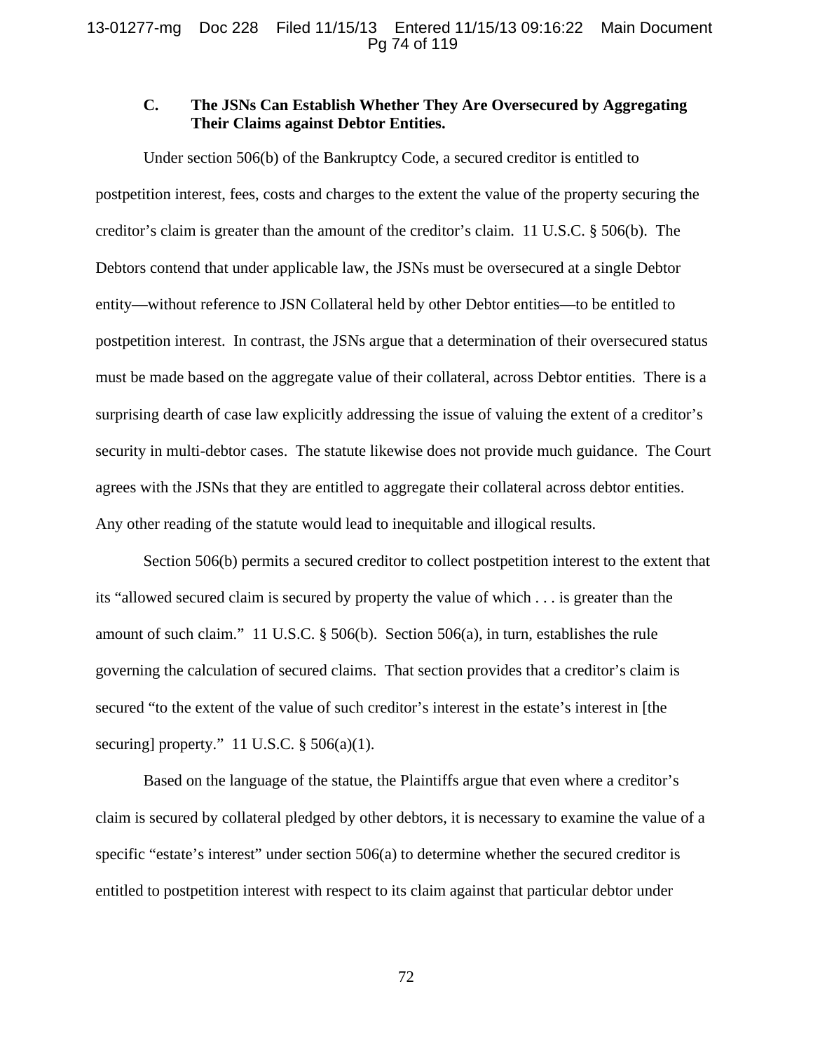### C. The JSNs Can Establish Whether They Are Oversecured by Aggregating Their Claims against Debtor Entities.

Under section 506(b) of the Bankruptcy Code, a secured creditor is entitled to postpetition interest, fees, costs and charges to the extent the value of the property securing the creditor's claim is greater than the amount of the creditor's claim. 11 U.S.C. § 506(b). The Debtors contend that under applicable law, the JSNs must be oversecured at a single Debtor entity—without reference to JSN Collateral held by other Debtor entities—to be entitled to postpetition interest. In contrast, the JSNs argue that a determination of their oversecured status must be made based on the aggregate value of their collateral, across Debtor entities. There is a surprising dearth of case law explicitly addressing the issue of valuing the extent of a creditor's security in multi-debtor cases. The statute likewise does not provide much guidance. The Court agrees with the JSNs that they are entitled to aggregate their collateral across debtor entities. Any other reading of the statute would lead to inequitable and illogical results.

Section 506(b) permits a secured creditor to collect postpetition interest to the extent that its "allowed secured claim is secured by property the value of which . . . is greater than the amount of such claim." 11 U.S.C. § 506(b). Section 506(a), in turn, establishes the rule governing the calculation of secured claims. That section provides that a creditor's claim is secured "to the extent of the value of such creditor's interest in the estate's interest in [the securing] property." 11 U.S.C. § 506(a)(1).

Based on the language of the statue, the Plaintiffs argue that even where a creditor's claim is secured by collateral pledged by other debtors, it is necessary to examine the value of a specific "estate's interest" under section 506(a) to determine whether the secured creditor is entitled to postpetition interest with respect to its claim against that particular debtor under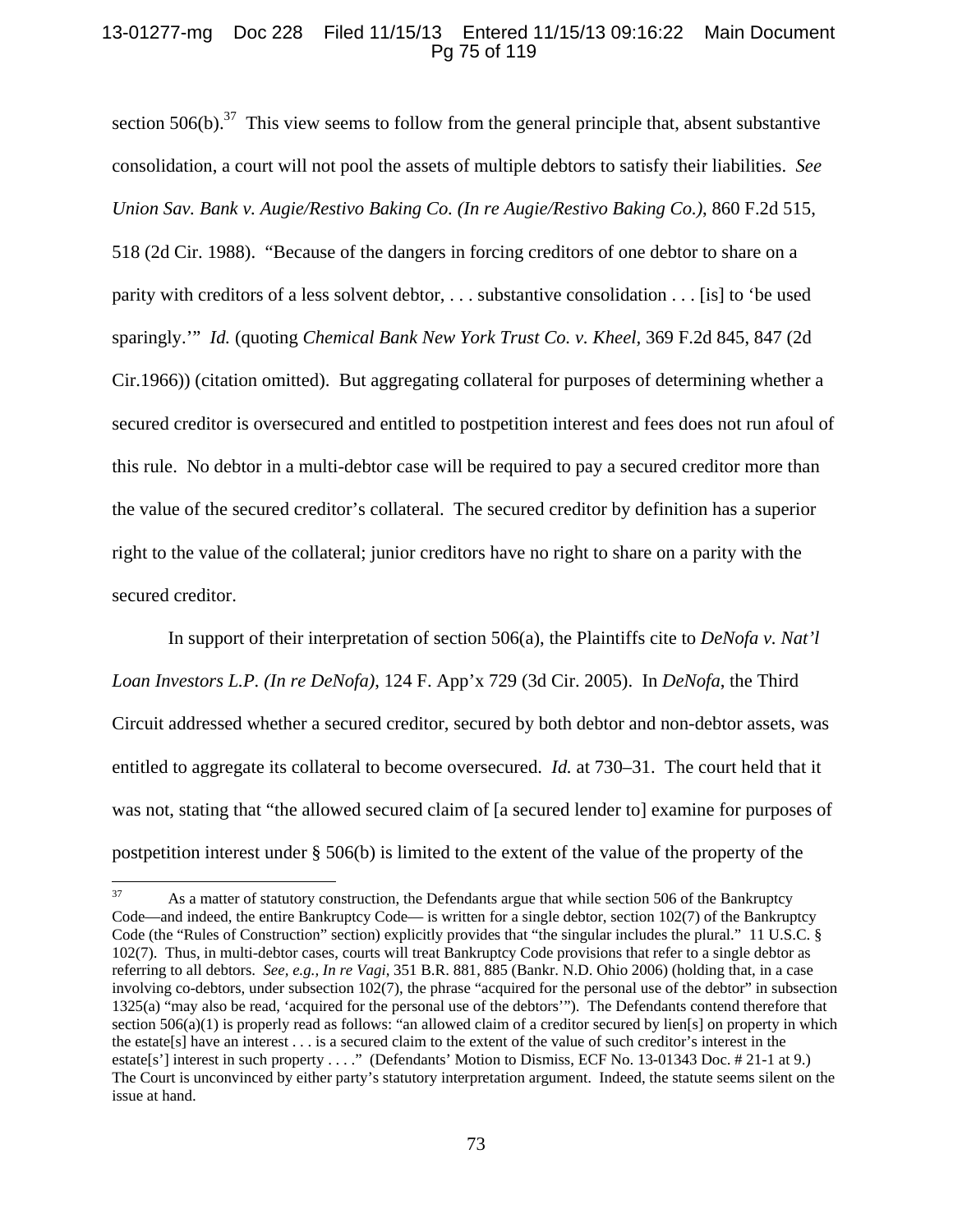section 506(b).[37] This view seems to follow from the general principle that, absent substantive consolidation, a court will not pool the assets of multiple debtors to satisfy their liabilities. *See Union Sav. Bank v. Augie/Restivo Baking Co. (In re Augie/Restivo Baking Co.)*, 860 F.2d 515, 518 (2d Cir. 1988). "Because of the dangers in forcing creditors of one debtor to share on a parity with creditors of a less solvent debtor, . . . substantive consolidation . . . [is] to 'be used sparingly.'" *Id.* (quoting *Chemical Bank New York Trust Co. v. Kheel*, 369 F.2d 845, 847 (2d Cir.1966)) (citation omitted). But aggregating collateral for purposes of determining whether a secured creditor is oversecured and entitled to postpetition interest and fees does not run afoul of this rule. No debtor in a multi-debtor case will be required to pay a secured creditor more than the value of the secured creditor's collateral. The secured creditor by definition has a superior right to the value of the collateral; junior creditors have no right to share on a parity with the secured creditor.

In support of their interpretation of section 506(a), the Plaintiffs cite to *DeNofa v. Nat'l Loan Investors L.P. (In re DeNofa)*, 124 F. App'x 729 (3d Cir. 2005). In *DeNofa*, the Third Circuit addressed whether a secured creditor, secured by both debtor and non-debtor assets, was entitled to aggregate its collateral to become oversecured. *Id.* at 730–31. The court held that it was not, stating that "the allowed secured claim of [a secured lender to] examine for purposes of postpetition interest under § 506(b) is limited to the extent of the value of the property of the

---

[37] As a matter of statutory construction, the Defendants argue that while section 506 of the Bankruptcy Code—and indeed, the entire Bankruptcy Code— is written for a single debtor, section 102(7) of the Bankruptcy Code (the "Rules of Construction" section) explicitly provides that "the singular includes the plural." 11 U.S.C. § 102(7). Thus, in multi-debtor cases, courts will treat Bankruptcy Code provisions that refer to a single debtor as referring to all debtors. *See, e.g., In re Vagi*, 351 B.R. 881, 885 (Bankr. N.D. Ohio 2006) (holding that, in a case involving co-debtors, under subsection 102(7), the phrase "acquired for the personal use of the debtor" in subsection 1325(a) "may also be read, 'acquired for the personal use of the debtors'"). The Defendants contend therefore that section 506(a)(1) is properly read as follows: "an allowed claim of a creditor secured by lien[s] on property in which the estate[s] have an interest . . . is a secured claim to the extent of the value of such creditor's interest in the estate[s'] interest in such property . . . ." (Defendants' Motion to Dismiss, ECF No. 13-01343 Doc. # 21-1 at 9.) The Court is unconvinced by either party's statutory interpretation argument. Indeed, the statute seems silent on the issue at hand.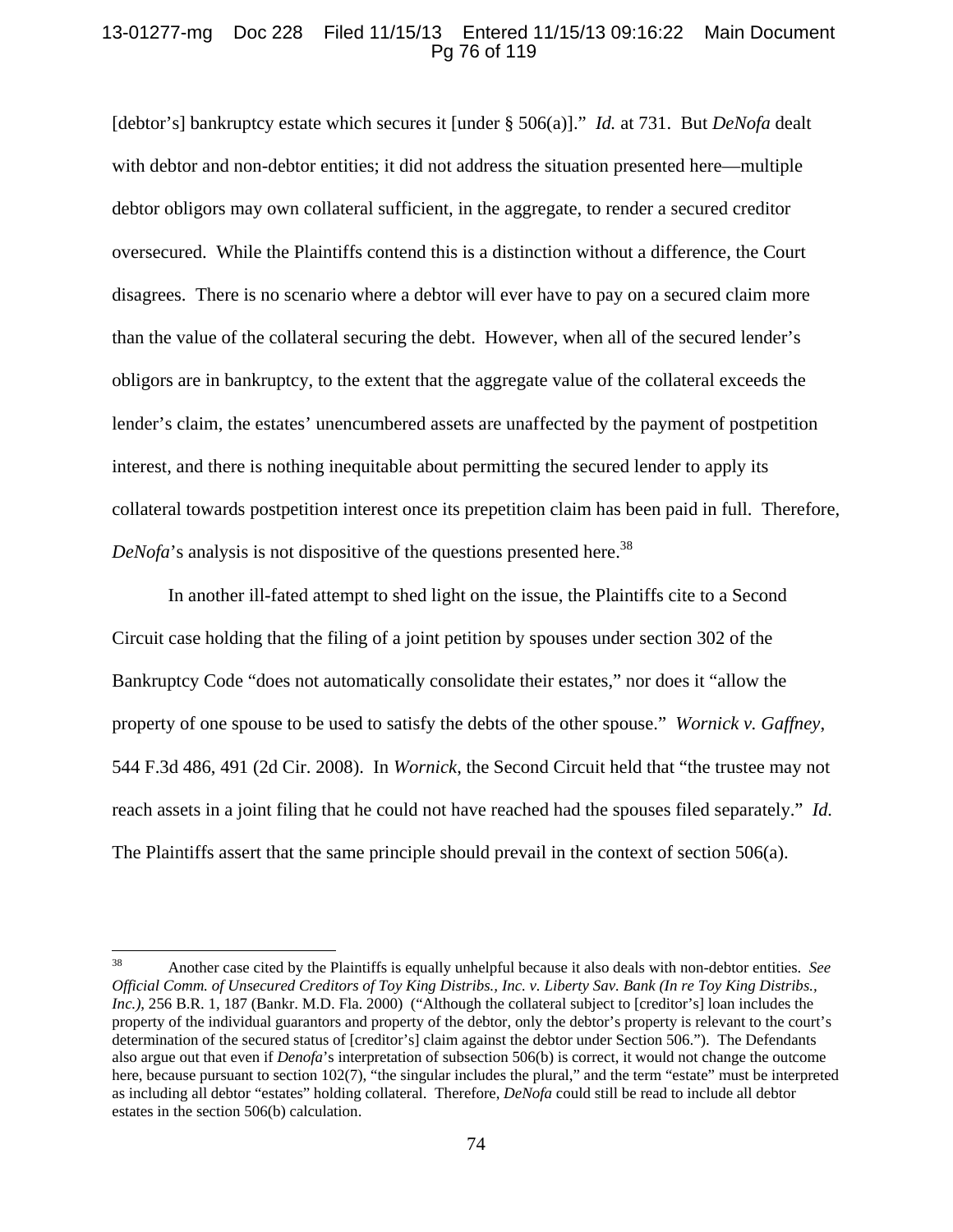[debtor's] bankruptcy estate which secures it [under § 506(a)]." *Id.* at 731. But *DeNofa* dealt with debtor and non-debtor entities; it did not address the situation presented here—multiple debtor obligors may own collateral sufficient, in the aggregate, to render a secured creditor oversecured. While the Plaintiffs contend this is a distinction without a difference, the Court disagrees. There is no scenario where a debtor will ever have to pay on a secured claim more than the value of the collateral securing the debt. However, when all of the secured lender's obligors are in bankruptcy, to the extent that the aggregate value of the collateral exceeds the lender's claim, the estates' unencumbered assets are unaffected by the payment of postpetition interest, and there is nothing inequitable about permitting the secured lender to apply its collateral towards postpetition interest once its prepetition claim has been paid in full. Therefore, *DeNofa*'s analysis is not dispositive of the questions presented here.[38]

In another ill-fated attempt to shed light on the issue, the Plaintiffs cite to a Second Circuit case holding that the filing of a joint petition by spouses under section 302 of the Bankruptcy Code "does not automatically consolidate their estates," nor does it "allow the property of one spouse to be used to satisfy the debts of the other spouse." *Wornick v. Gaffney*, 544 F.3d 486, 491 (2d Cir. 2008). In *Wornick*, the Second Circuit held that "the trustee may not reach assets in a joint filing that he could not have reached had the spouses filed separately." *Id.* The Plaintiffs assert that the same principle should prevail in the context of section 506(a).

---

[38] Another case cited by the Plaintiffs is equally unhelpful because it also deals with non-debtor entities. *See Official Comm. of Unsecured Creditors of Toy King Distribs., Inc. v. Liberty Sav. Bank (In re Toy King Distribs., Inc.)*, 256 B.R. 1, 187 (Bankr. M.D. Fla. 2000) ("Although the collateral subject to [creditor's] loan includes the property of the individual guarantors and property of the debtor, only the debtor's property is relevant to the court's determination of the secured status of [creditor's] claim against the debtor under Section 506."). The Defendants also argue out that even if *Denofa*'s interpretation of subsection 506(b) is correct, it would not change the outcome here, because pursuant to section 102(7), "the singular includes the plural," and the term "estate" must be interpreted as including all debtor "estates" holding collateral. Therefore, *DeNofa* could still be read to include all debtor estates in the section 506(b) calculation.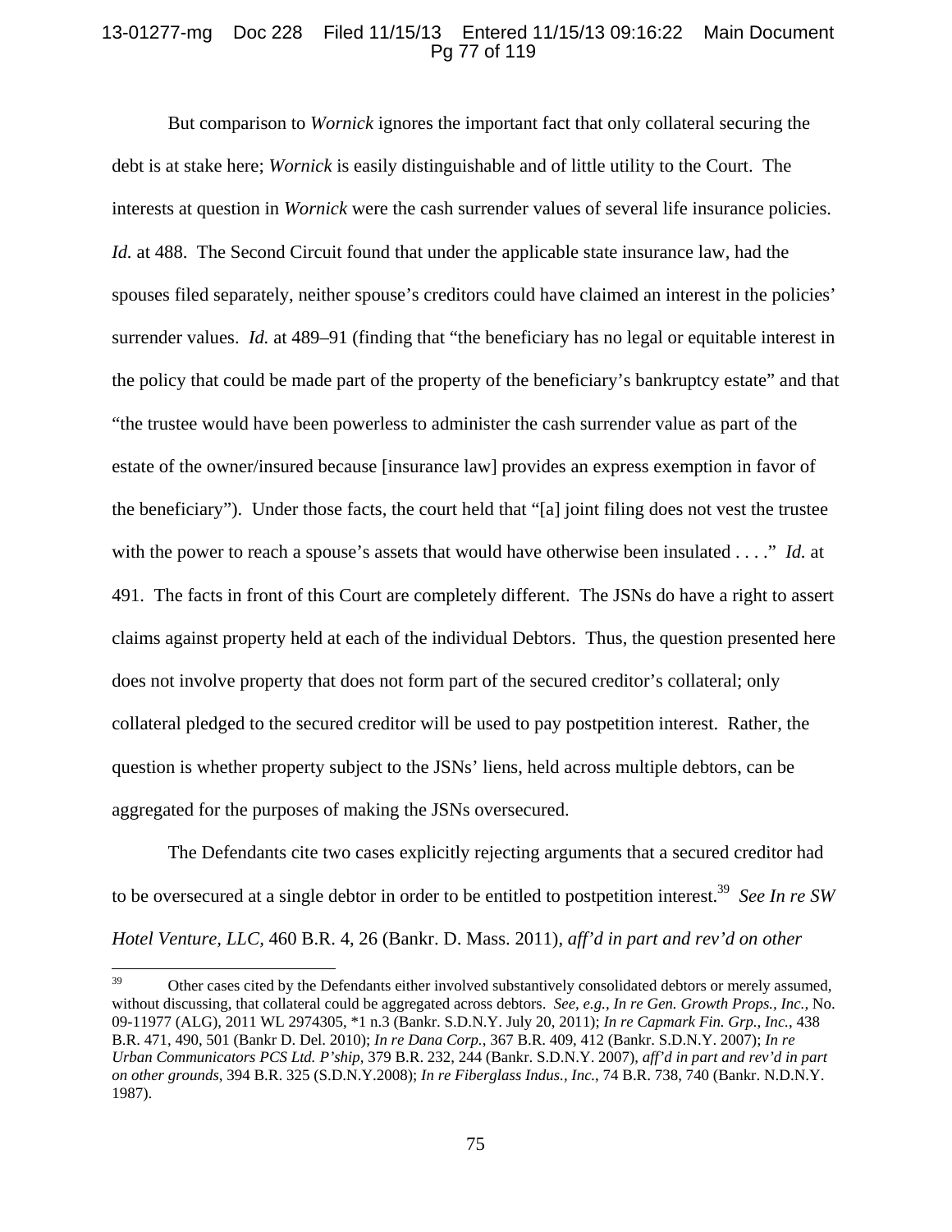But comparison to *Wornick* ignores the important fact that only collateral securing the debt is at stake here; *Wornick* is easily distinguishable and of little utility to the Court. The interests at question in *Wornick* were the cash surrender values of several life insurance policies. *Id.* at 488. The Second Circuit found that under the applicable state insurance law, had the spouses filed separately, neither spouse's creditors could have claimed an interest in the policies' surrender values. *Id.* at 489–91 (finding that "the beneficiary has no legal or equitable interest in the policy that could be made part of the property of the beneficiary's bankruptcy estate" and that "the trustee would have been powerless to administer the cash surrender value as part of the estate of the owner/insured because [insurance law] provides an express exemption in favor of the beneficiary"). Under those facts, the court held that "[a] joint filing does not vest the trustee with the power to reach a spouse's assets that would have otherwise been insulated . . . ." *Id.* at 491. The facts in front of this Court are completely different. The JSNs do have a right to assert claims against property held at each of the individual Debtors. Thus, the question presented here does not involve property that does not form part of the secured creditor's collateral; only collateral pledged to the secured creditor will be used to pay postpetition interest. Rather, the question is whether property subject to the JSNs' liens, held across multiple debtors, can be aggregated for the purposes of making the JSNs oversecured.

The Defendants cite two cases explicitly rejecting arguments that a secured creditor had to be oversecured at a single debtor in order to be entitled to postpetition interest.[39] *See In re SW Hotel Venture, LLC*, 460 B.R. 4, 26 (Bankr. D. Mass. 2011), *aff'd in part and rev'd on other*

---

[39] Other cases cited by the Defendants either involved substantively consolidated debtors or merely assumed, without discussing, that collateral could be aggregated across debtors. *See, e.g.*, *In re Gen. Growth Props., Inc.*, No. 09-11977 (ALG), 2011 WL 2974305, *1 n.3 (Bankr. S.D.N.Y. July 20, 2011); *In re Capmark Fin. Grp., Inc.*, 438 B.R. 471, 490, 501 (Bankr D. Del. 2010); *In re Dana Corp.*, 367 B.R. 409, 412 (Bankr. S.D.N.Y. 2007); *In re Urban Communicators PCS Ltd. P'ship*, 379 B.R. 232, 244 (Bankr. S.D.N.Y. 2007), *aff'd in part and rev'd in part on other grounds*, 394 B.R. 325 (S.D.N.Y.2008); *In re Fiberglass Indus., Inc.*, 74 B.R. 738, 740 (Bankr. N.D.N.Y. 1987).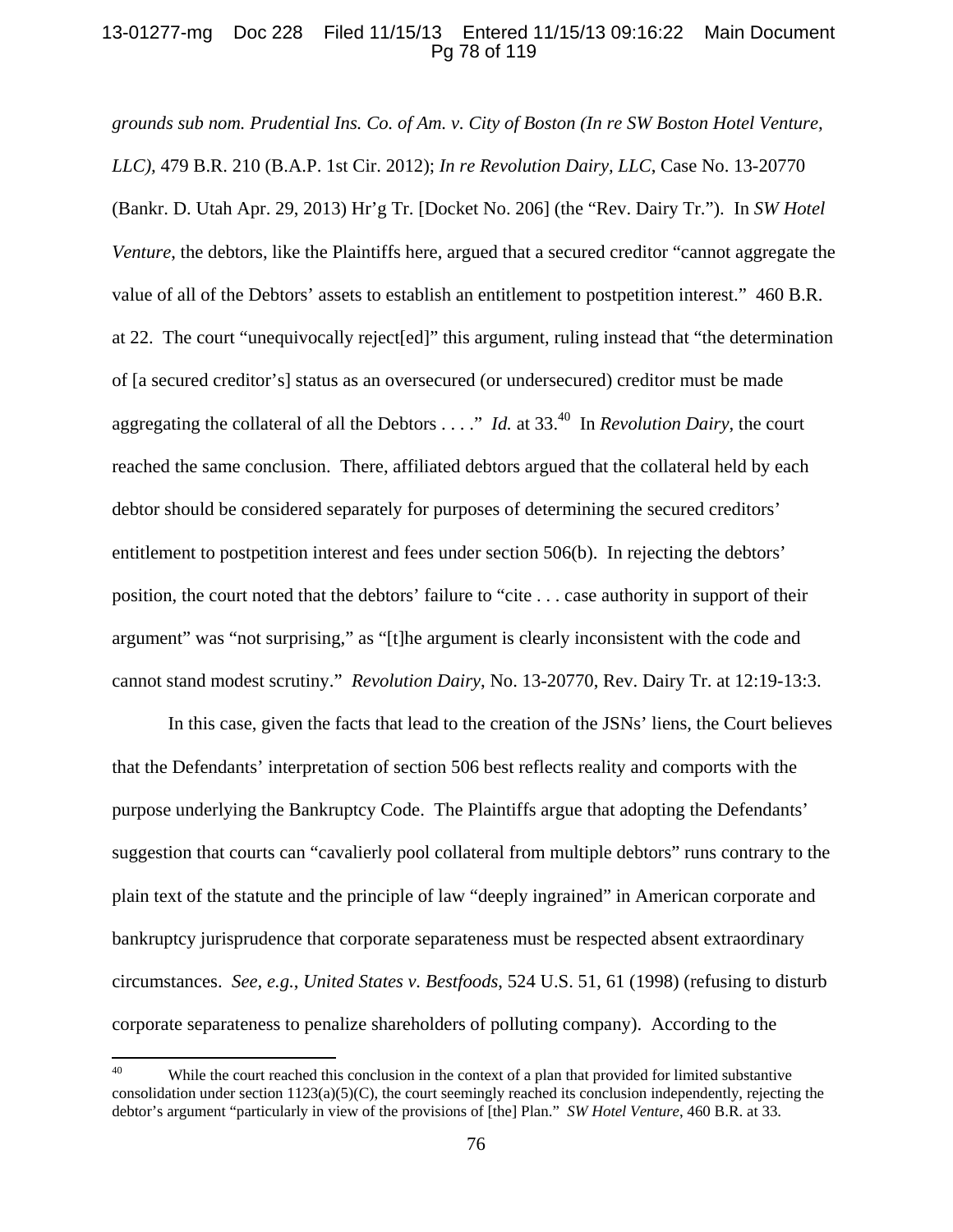*grounds sub nom. Prudential Ins. Co. of Am. v. City of Boston (In re SW Boston Hotel Venture, LLC)*, 479 B.R. 210 (B.A.P. 1st Cir. 2012); *In re Revolution Dairy, LLC*, Case No. 13-20770 (Bankr. D. Utah Apr. 29, 2013) Hr'g Tr. [Docket No. 206] (the "Rev. Dairy Tr."). In *SW Hotel Venture*, the debtors, like the Plaintiffs here, argued that a secured creditor "cannot aggregate the value of all of the Debtors' assets to establish an entitlement to postpetition interest." 460 B.R. at 22. The court "unequivocally reject[ed]" this argument, ruling instead that "the determination of [a secured creditor's] status as an oversecured (or undersecured) creditor must be made aggregating the collateral of all the Debtors . . . ." *Id.* at 33.[40] In *Revolution Dairy*, the court reached the same conclusion. There, affiliated debtors argued that the collateral held by each debtor should be considered separately for purposes of determining the secured creditors' entitlement to postpetition interest and fees under section 506(b). In rejecting the debtors' position, the court noted that the debtors' failure to "cite . . . case authority in support of their argument" was "not surprising," as "[t]he argument is clearly inconsistent with the code and cannot stand modest scrutiny." *Revolution Dairy*, No. 13-20770, Rev. Dairy Tr. at 12:19-13:3.

In this case, given the facts that lead to the creation of the JSNs' liens, the Court believes that the Defendants' interpretation of section 506 best reflects reality and comports with the purpose underlying the Bankruptcy Code. The Plaintiffs argue that adopting the Defendants' suggestion that courts can "cavalierly pool collateral from multiple debtors" runs contrary to the plain text of the statute and the principle of law "deeply ingrained" in American corporate and bankruptcy jurisprudence that corporate separateness must be respected absent extraordinary circumstances. *See, e.g.*, *United States v. Bestfoods*, 524 U.S. 51, 61 (1998) (refusing to disturb corporate separateness to penalize shareholders of polluting company). According to the

---

[40] While the court reached this conclusion in the context of a plan that provided for limited substantive consolidation under section 1123(a)(5)(C), the court seemingly reached its conclusion independently, rejecting the debtor's argument "particularly in view of the provisions of [the] Plan." *SW Hotel Venture*, 460 B.R. at 33.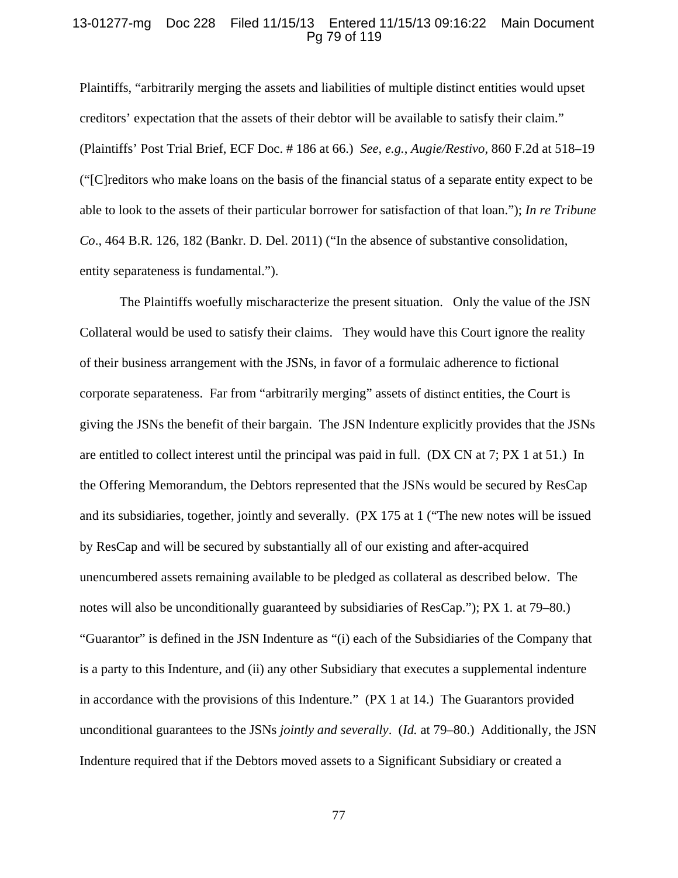Plaintiffs, "arbitrarily merging the assets and liabilities of multiple distinct entities would upset creditors' expectation that the assets of their debtor will be available to satisfy their claim." (Plaintiffs' Post Trial Brief, ECF Doc. # 186 at 66.) *See, e.g.*, *Augie/Restivo*, 860 F.2d at 518–19 ("[C]reditors who make loans on the basis of the financial status of a separate entity expect to be able to look to the assets of their particular borrower for satisfaction of that loan."); *In re Tribune Co*., 464 B.R. 126, 182 (Bankr. D. Del. 2011) ("In the absence of substantive consolidation, entity separateness is fundamental.").

The Plaintiffs woefully mischaracterize the present situation. Only the value of the JSN Collateral would be used to satisfy their claims. They would have this Court ignore the reality of their business arrangement with the JSNs, in favor of a formulaic adherence to fictional corporate separateness. Far from "arbitrarily merging" assets of distinct entities, the Court is giving the JSNs the benefit of their bargain. The JSN Indenture explicitly provides that the JSNs are entitled to collect interest until the principal was paid in full. (DX CN at 7; PX 1 at 51.) In the Offering Memorandum, the Debtors represented that the JSNs would be secured by ResCap and its subsidiaries, together, jointly and severally. (PX 175 at 1 ("The new notes will be issued by ResCap and will be secured by substantially all of our existing and after-acquired unencumbered assets remaining available to be pledged as collateral as described below. The notes will also be unconditionally guaranteed by subsidiaries of ResCap."); PX 1. at 79–80.) "Guarantor" is defined in the JSN Indenture as "(i) each of the Subsidiaries of the Company that is a party to this Indenture, and (ii) any other Subsidiary that executes a supplemental indenture in accordance with the provisions of this Indenture." (PX 1 at 14.) The Guarantors provided unconditional guarantees to the JSNs *jointly and severally*. (*Id.* at 79–80.) Additionally, the JSN Indenture required that if the Debtors moved assets to a Significant Subsidiary or created a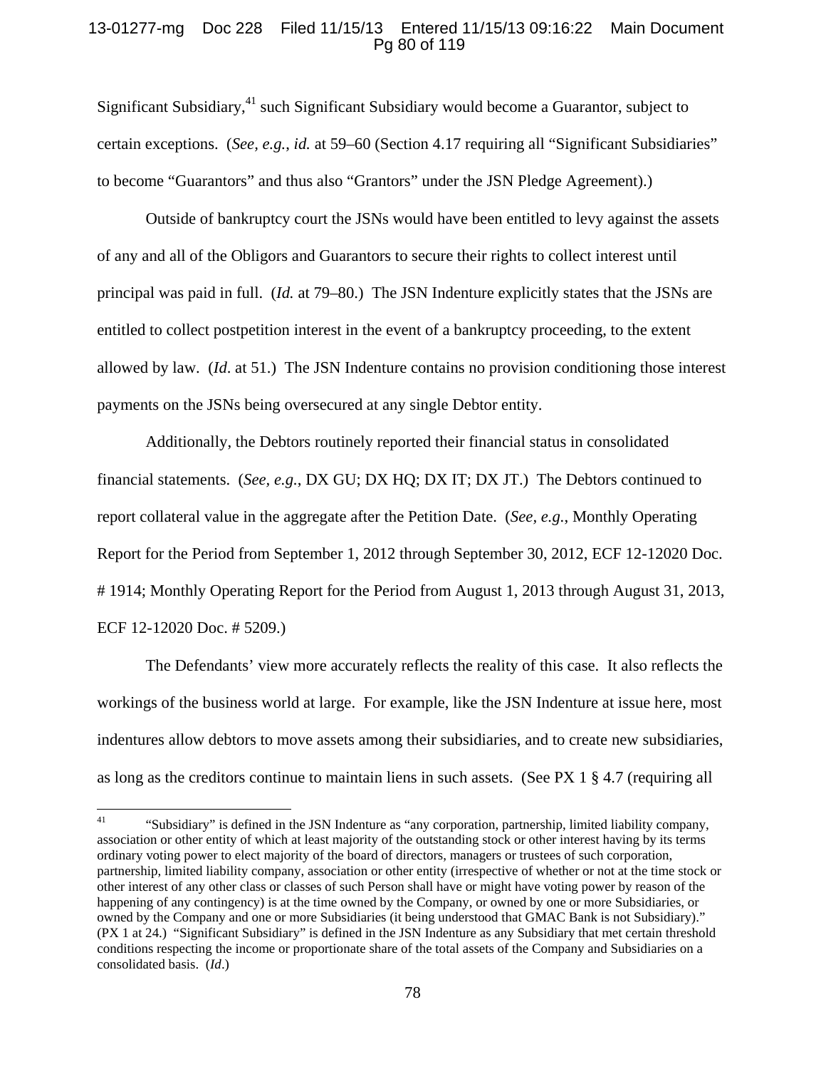Significant Subsidiary,[41] such Significant Subsidiary would become a Guarantor, subject to certain exceptions. (*See, e.g.*, *id.* at 59–60 (Section 4.17 requiring all "Significant Subsidiaries" to become "Guarantors" and thus also "Grantors" under the JSN Pledge Agreement).)

Outside of bankruptcy court the JSNs would have been entitled to levy against the assets of any and all of the Obligors and Guarantors to secure their rights to collect interest until principal was paid in full. (*Id.* at 79–80.) The JSN Indenture explicitly states that the JSNs are entitled to collect postpetition interest in the event of a bankruptcy proceeding, to the extent allowed by law. (*Id*. at 51.) The JSN Indenture contains no provision conditioning those interest payments on the JSNs being oversecured at any single Debtor entity.

Additionally, the Debtors routinely reported their financial status in consolidated financial statements. (*See, e.g.*, DX GU; DX HQ; DX IT; DX JT.) The Debtors continued to report collateral value in the aggregate after the Petition Date. (*See, e.g.*, Monthly Operating Report for the Period from September 1, 2012 through September 30, 2012, ECF 12-12020 Doc. # 1914; Monthly Operating Report for the Period from August 1, 2013 through August 31, 2013, ECF 12-12020 Doc. # 5209.)

The Defendants' view more accurately reflects the reality of this case. It also reflects the workings of the business world at large. For example, like the JSN Indenture at issue here, most indentures allow debtors to move assets among their subsidiaries, and to create new subsidiaries, as long as the creditors continue to maintain liens in such assets. (See PX 1 § 4.7 (requiring all

---

[41] "Subsidiary" is defined in the JSN Indenture as "any corporation, partnership, limited liability company, association or other entity of which at least majority of the outstanding stock or other interest having by its terms ordinary voting power to elect majority of the board of directors, managers or trustees of such corporation, partnership, limited liability company, association or other entity (irrespective of whether or not at the time stock or other interest of any other class or classes of such Person shall have or might have voting power by reason of the happening of any contingency) is at the time owned by the Company, or owned by one or more Subsidiaries, or owned by the Company and one or more Subsidiaries (it being understood that GMAC Bank is not Subsidiary)." (PX 1 at 24.) "Significant Subsidiary" is defined in the JSN Indenture as any Subsidiary that met certain threshold conditions respecting the income or proportionate share of the total assets of the Company and Subsidiaries on a consolidated basis. (*Id*.)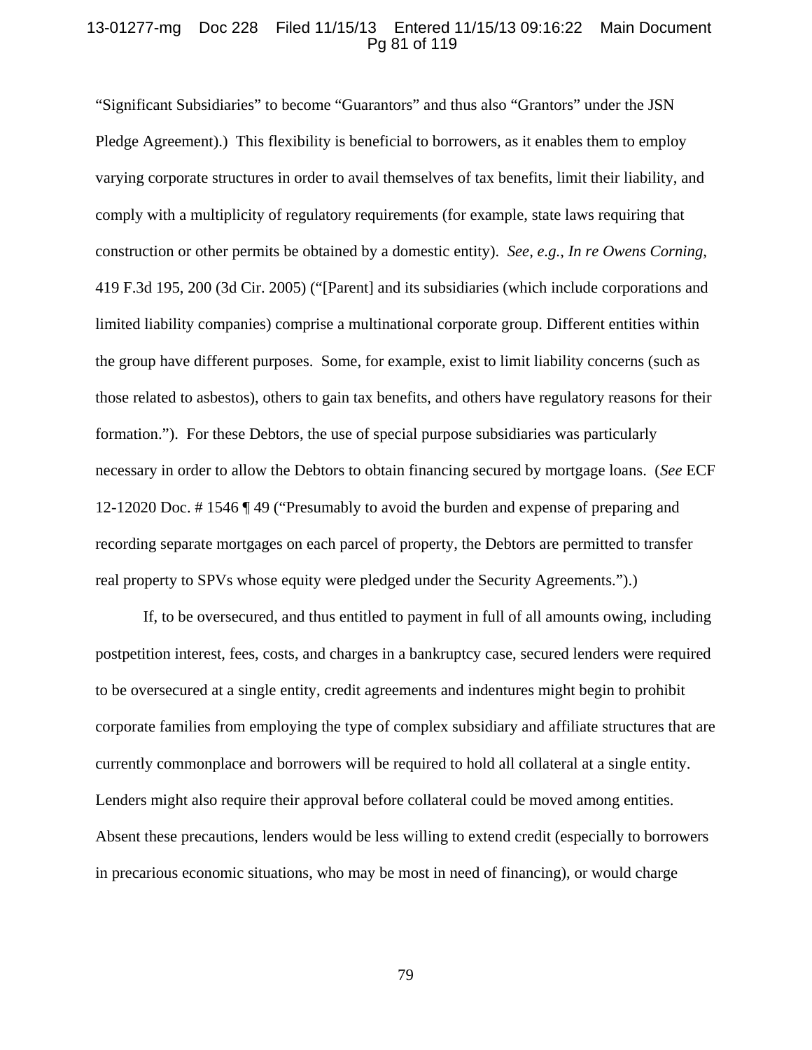"Significant Subsidiaries" to become "Guarantors" and thus also "Grantors" under the JSN Pledge Agreement).) This flexibility is beneficial to borrowers, as it enables them to employ varying corporate structures in order to avail themselves of tax benefits, limit their liability, and comply with a multiplicity of regulatory requirements (for example, state laws requiring that construction or other permits be obtained by a domestic entity). *See, e.g.*, *In re Owens Corning*, 419 F.3d 195, 200 (3d Cir. 2005) ("[Parent] and its subsidiaries (which include corporations and limited liability companies) comprise a multinational corporate group. Different entities within the group have different purposes. Some, for example, exist to limit liability concerns (such as those related to asbestos), others to gain tax benefits, and others have regulatory reasons for their formation."). For these Debtors, the use of special purpose subsidiaries was particularly necessary in order to allow the Debtors to obtain financing secured by mortgage loans. (*See* ECF 12-12020 Doc. # 1546 ¶ 49 ("Presumably to avoid the burden and expense of preparing and recording separate mortgages on each parcel of property, the Debtors are permitted to transfer real property to SPVs whose equity were pledged under the Security Agreements.").)

If, to be oversecured, and thus entitled to payment in full of all amounts owing, including postpetition interest, fees, costs, and charges in a bankruptcy case, secured lenders were required to be oversecured at a single entity, credit agreements and indentures might begin to prohibit corporate families from employing the type of complex subsidiary and affiliate structures that are currently commonplace and borrowers will be required to hold all collateral at a single entity. Lenders might also require their approval before collateral could be moved among entities. Absent these precautions, lenders would be less willing to extend credit (especially to borrowers in precarious economic situations, who may be most in need of financing), or would charge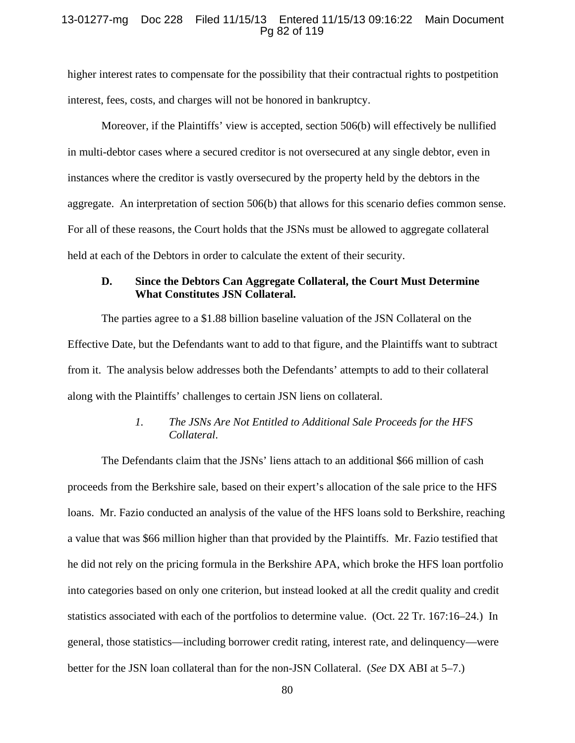higher interest rates to compensate for the possibility that their contractual rights to postpetition interest, fees, costs, and charges will not be honored in bankruptcy.

Moreover, if the Plaintiffs' view is accepted, section 506(b) will effectively be nullified in multi-debtor cases where a secured creditor is not oversecured at any single debtor, even in instances where the creditor is vastly oversecured by the property held by the debtors in the aggregate. An interpretation of section 506(b) that allows for this scenario defies common sense. For all of these reasons, the Court holds that the JSNs must be allowed to aggregate collateral held at each of the Debtors in order to calculate the extent of their security.

### D. Since the Debtors Can Aggregate Collateral, the Court Must Determine What Constitutes JSN Collateral.

The parties agree to a \$1.88 billion baseline valuation of the JSN Collateral on the Effective Date, but the Defendants want to add to that figure, and the Plaintiffs want to subtract from it. The analysis below addresses both the Defendants' attempts to add to their collateral along with the Plaintiffs' challenges to certain JSN liens on collateral.

#### *1. The JSNs Are Not Entitled to Additional Sale Proceeds for the HFS Collateral.*

The Defendants claim that the JSNs' liens attach to an additional \$66 million of cash proceeds from the Berkshire sale, based on their expert's allocation of the sale price to the HFS loans. Mr. Fazio conducted an analysis of the value of the HFS loans sold to Berkshire, reaching a value that was \$66 million higher than that provided by the Plaintiffs. Mr. Fazio testified that he did not rely on the pricing formula in the Berkshire APA, which broke the HFS loan portfolio into categories based on only one criterion, but instead looked at all the credit quality and credit statistics associated with each of the portfolios to determine value. (Oct. 22 Tr. 167:16–24.) In general, those statistics—including borrower credit rating, interest rate, and delinquency—were better for the JSN loan collateral than for the non-JSN Collateral. (*See* DX ABI at 5–7.)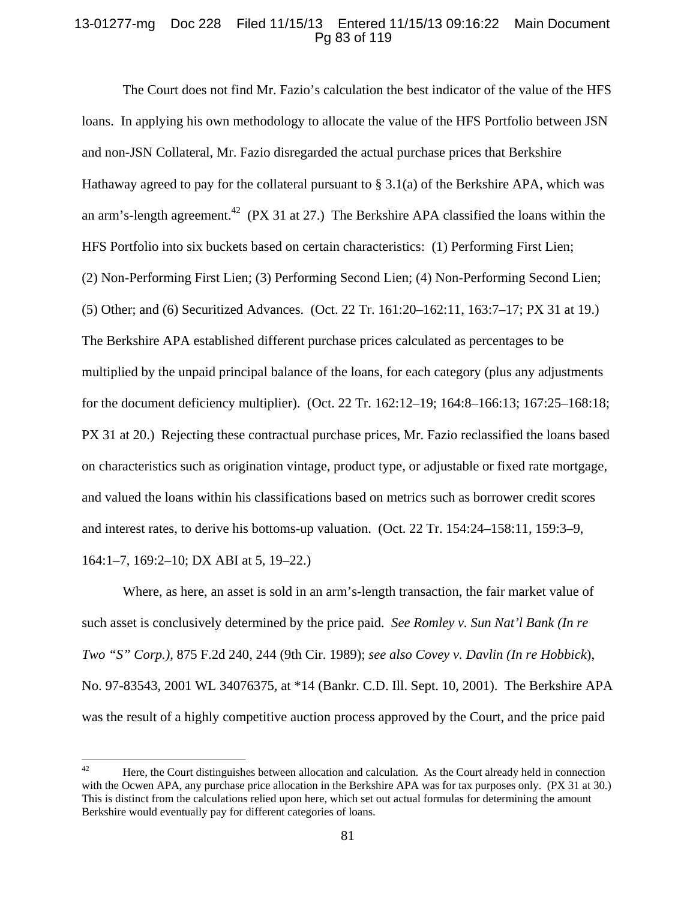The Court does not find Mr. Fazio's calculation the best indicator of the value of the HFS loans. In applying his own methodology to allocate the value of the HFS Portfolio between JSN and non-JSN Collateral, Mr. Fazio disregarded the actual purchase prices that Berkshire Hathaway agreed to pay for the collateral pursuant to § 3.1(a) of the Berkshire APA, which was an arm's-length agreement.[42] (PX 31 at 27.) The Berkshire APA classified the loans within the HFS Portfolio into six buckets based on certain characteristics: (1) Performing First Lien; (2) Non-Performing First Lien; (3) Performing Second Lien; (4) Non-Performing Second Lien; (5) Other; and (6) Securitized Advances. (Oct. 22 Tr. 161:20–162:11, 163:7–17; PX 31 at 19.) The Berkshire APA established different purchase prices calculated as percentages to be multiplied by the unpaid principal balance of the loans, for each category (plus any adjustments for the document deficiency multiplier). (Oct. 22 Tr. 162:12–19; 164:8–166:13; 167:25–168:18; PX 31 at 20.) Rejecting these contractual purchase prices, Mr. Fazio reclassified the loans based on characteristics such as origination vintage, product type, or adjustable or fixed rate mortgage, and valued the loans within his classifications based on metrics such as borrower credit scores and interest rates, to derive his bottoms-up valuation. (Oct. 22 Tr. 154:24–158:11, 159:3–9, 164:1–7, 169:2–10; DX ABI at 5, 19–22.)

Where, as here, an asset is sold in an arm's-length transaction, the fair market value of such asset is conclusively determined by the price paid. *See Romley v. Sun Nat'l Bank (In re Two "S" Corp.),* 875 F.2d 240, 244 (9th Cir. 1989); *see also Covey v. Davlin (In re Hobbick*), No. 97-83543, 2001 WL 34076375, at *14 (Bankr. C.D. Ill. Sept. 10, 2001). The Berkshire APA was the result of a highly competitive auction process approved by the Court, and the price paid

---

[42] Here, the Court distinguishes between allocation and calculation. As the Court already held in connection with the Ocwen APA, any purchase price allocation in the Berkshire APA was for tax purposes only. (PX 31 at 30.) This is distinct from the calculations relied upon here, which set out actual formulas for determining the amount Berkshire would eventually pay for different categories of loans.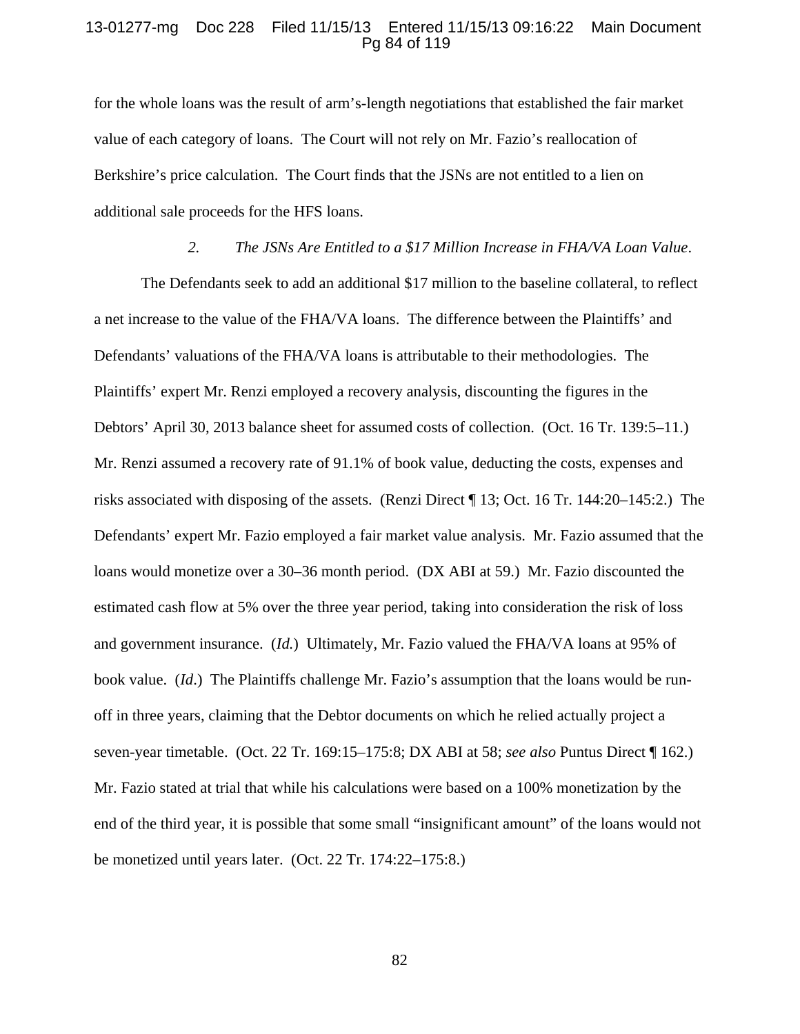for the whole loans was the result of arm's-length negotiations that established the fair market value of each category of loans. The Court will not rely on Mr. Fazio's reallocation of Berkshire's price calculation. The Court finds that the JSNs are not entitled to a lien on additional sale proceeds for the HFS loans.

*2. The JSNs Are Entitled to a $17 Million Increase in FHA/VA Loan Value*.

The Defendants seek to add an additional $17 million to the baseline collateral, to reflect a net increase to the value of the FHA/VA loans. The difference between the Plaintiffs' and Defendants' valuations of the FHA/VA loans is attributable to their methodologies. The Plaintiffs' expert Mr. Renzi employed a recovery analysis, discounting the figures in the Debtors' April 30, 2013 balance sheet for assumed costs of collection. (Oct. 16 Tr. 139:5–11.) Mr. Renzi assumed a recovery rate of 91.1% of book value, deducting the costs, expenses and risks associated with disposing of the assets. (Renzi Direct ¶ 13; Oct. 16 Tr. 144:20–145:2.) The Defendants' expert Mr. Fazio employed a fair market value analysis. Mr. Fazio assumed that the loans would monetize over a 30–36 month period. (DX ABI at 59.) Mr. Fazio discounted the estimated cash flow at 5% over the three year period, taking into consideration the risk of loss and government insurance. (*Id.*) Ultimately, Mr. Fazio valued the FHA/VA loans at 95% of book value. (*Id*.) The Plaintiffs challenge Mr. Fazio's assumption that the loans would be run-off in three years, claiming that the Debtor documents on which he relied actually project a seven-year timetable. (Oct. 22 Tr. 169:15–175:8; DX ABI at 58; *see also* Puntus Direct ¶ 162.) Mr. Fazio stated at trial that while his calculations were based on a 100% monetization by the end of the third year, it is possible that some small "insignificant amount" of the loans would not be monetized until years later. (Oct. 22 Tr. 174:22–175:8.)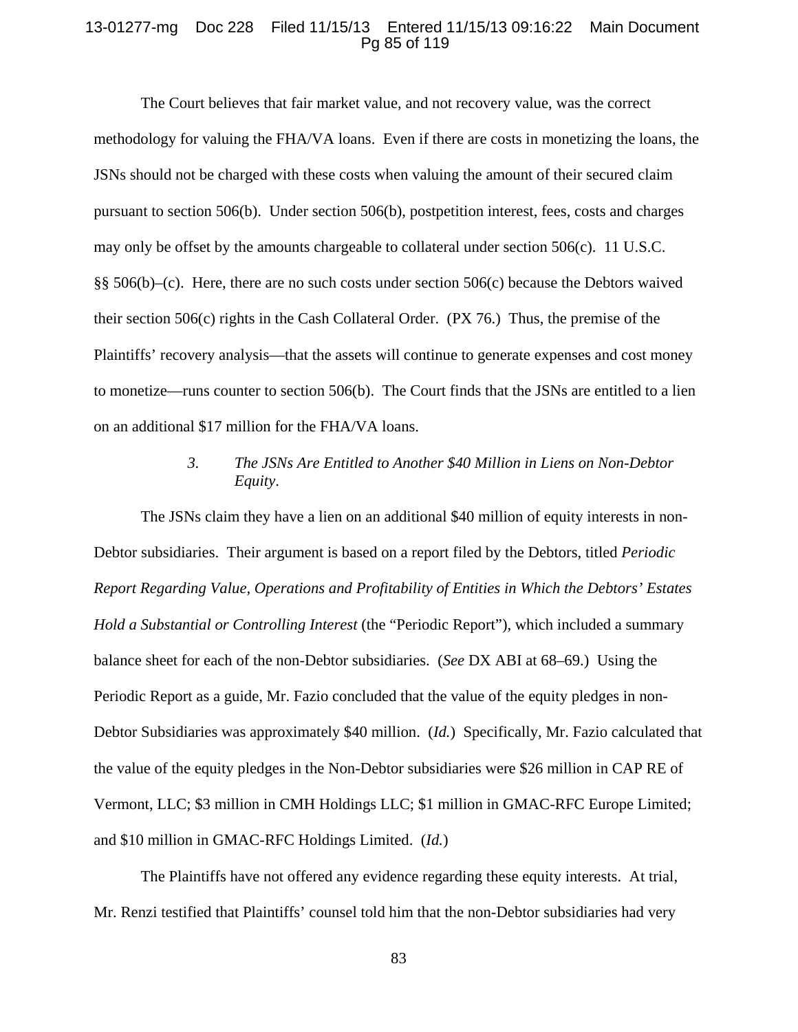The Court believes that fair market value, and not recovery value, was the correct methodology for valuing the FHA/VA loans. Even if there are costs in monetizing the loans, the JSNs should not be charged with these costs when valuing the amount of their secured claim pursuant to section 506(b). Under section 506(b), postpetition interest, fees, costs and charges may only be offset by the amounts chargeable to collateral under section 506(c). 11 U.S.C. §§ 506(b)–(c). Here, there are no such costs under section 506(c) because the Debtors waived their section 506(c) rights in the Cash Collateral Order. (PX 76.) Thus, the premise of the Plaintiffs' recovery analysis—that the assets will continue to generate expenses and cost money to monetize—runs counter to section 506(b). The Court finds that the JSNs are entitled to a lien on an additional $17 million for the FHA/VA loans.

### *3. The JSNs Are Entitled to Another $40 Million in Liens on Non-Debtor Equity.*

The JSNs claim they have a lien on an additional $40 million of equity interests in non-Debtor subsidiaries. Their argument is based on a report filed by the Debtors, titled *Periodic Report Regarding Value, Operations and Profitability of Entities in Which the Debtors' Estates Hold a Substantial or Controlling Interest* (the "Periodic Report"), which included a summary balance sheet for each of the non-Debtor subsidiaries. (*See* DX ABI at 68–69.) Using the Periodic Report as a guide, Mr. Fazio concluded that the value of the equity pledges in non-Debtor Subsidiaries was approximately $40 million. (*Id.*) Specifically, Mr. Fazio calculated that the value of the equity pledges in the Non-Debtor subsidiaries were $26 million in CAP RE of Vermont, LLC; $3 million in CMH Holdings LLC; $1 million in GMAC-RFC Europe Limited; and $10 million in GMAC-RFC Holdings Limited. (*Id.*)

The Plaintiffs have not offered any evidence regarding these equity interests. At trial, Mr. Renzi testified that Plaintiffs' counsel told him that the non-Debtor subsidiaries had very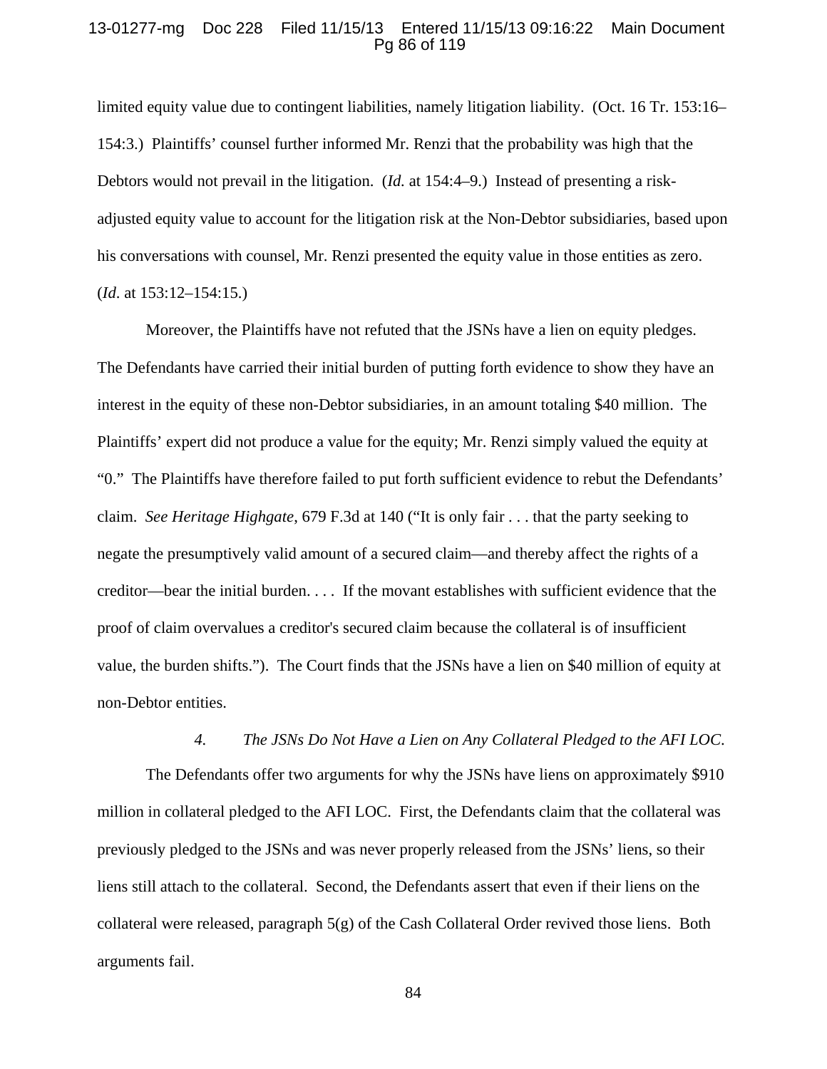limited equity value due to contingent liabilities, namely litigation liability. (Oct. 16 Tr. 153:16–154:3.) Plaintiffs' counsel further informed Mr. Renzi that the probability was high that the Debtors would not prevail in the litigation. (*Id.* at 154:4–9.) Instead of presenting a risk-adjusted equity value to account for the litigation risk at the Non-Debtor subsidiaries, based upon his conversations with counsel, Mr. Renzi presented the equity value in those entities as zero. (*Id*. at 153:12–154:15.)

Moreover, the Plaintiffs have not refuted that the JSNs have a lien on equity pledges. The Defendants have carried their initial burden of putting forth evidence to show they have an interest in the equity of these non-Debtor subsidiaries, in an amount totaling $40 million. The Plaintiffs' expert did not produce a value for the equity; Mr. Renzi simply valued the equity at "0." The Plaintiffs have therefore failed to put forth sufficient evidence to rebut the Defendants' claim. *See Heritage Highgate*, 679 F.3d at 140 ("It is only fair . . . that the party seeking to negate the presumptively valid amount of a secured claim—and thereby affect the rights of a creditor—bear the initial burden. . . . If the movant establishes with sufficient evidence that the proof of claim overvalues a creditor's secured claim because the collateral is of insufficient value, the burden shifts."). The Court finds that the JSNs have a lien on $40 million of equity at non-Debtor entities.

*4. The JSNs Do Not Have a Lien on Any Collateral Pledged to the AFI LOC.*

The Defendants offer two arguments for why the JSNs have liens on approximately $910 million in collateral pledged to the AFI LOC. First, the Defendants claim that the collateral was previously pledged to the JSNs and was never properly released from the JSNs' liens, so their liens still attach to the collateral. Second, the Defendants assert that even if their liens on the collateral were released, paragraph 5(g) of the Cash Collateral Order revived those liens. Both arguments fail.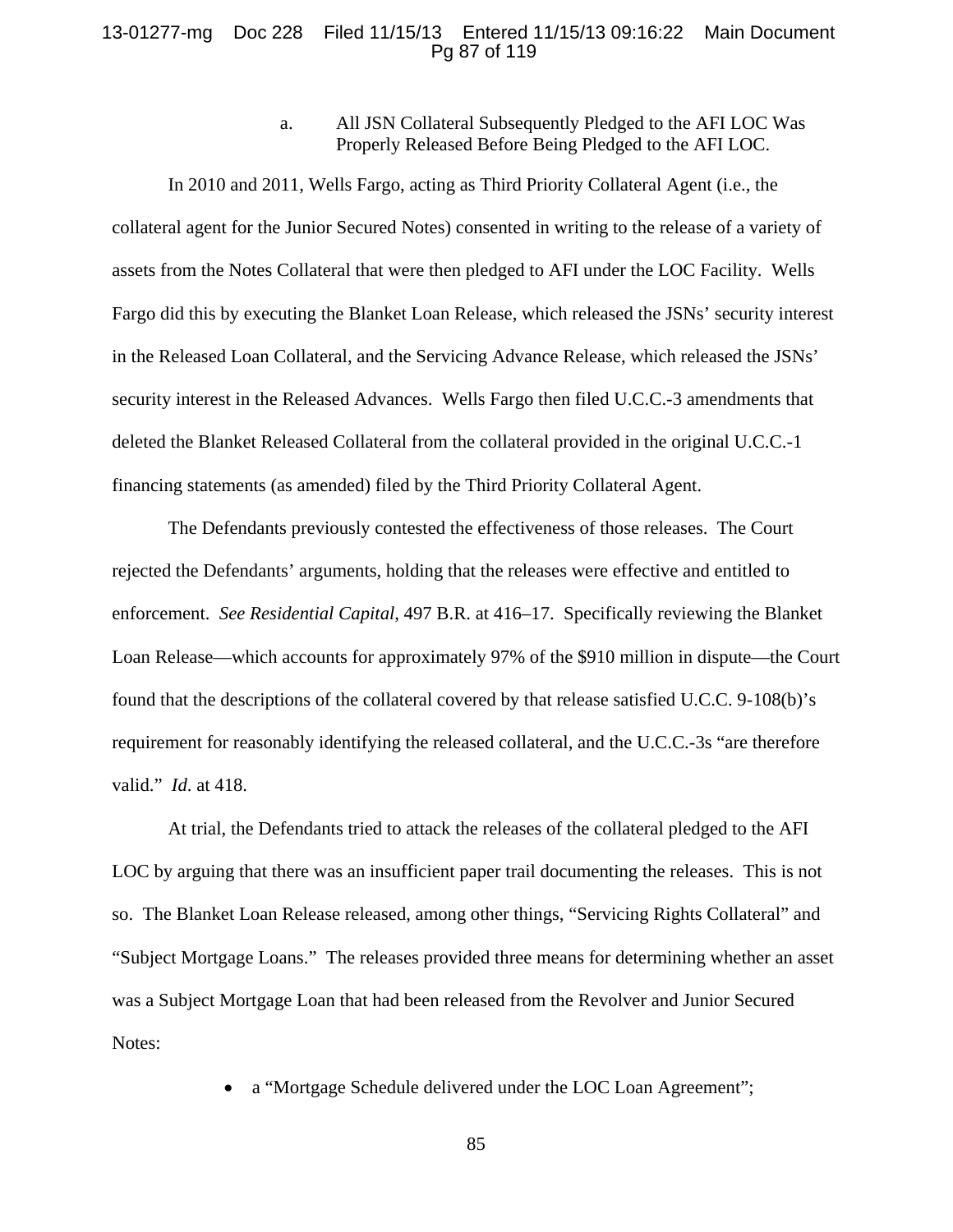a. All JSN Collateral Subsequently Pledged to the AFI LOC Was Properly Released Before Being Pledged to the AFI LOC.

In 2010 and 2011, Wells Fargo, acting as Third Priority Collateral Agent (i.e., the collateral agent for the Junior Secured Notes) consented in writing to the release of a variety of assets from the Notes Collateral that were then pledged to AFI under the LOC Facility. Wells Fargo did this by executing the Blanket Loan Release, which released the JSNs' security interest in the Released Loan Collateral, and the Servicing Advance Release, which released the JSNs' security interest in the Released Advances. Wells Fargo then filed U.C.C.-3 amendments that deleted the Blanket Released Collateral from the collateral provided in the original U.C.C.-1 financing statements (as amended) filed by the Third Priority Collateral Agent.

The Defendants previously contested the effectiveness of those releases. The Court rejected the Defendants' arguments, holding that the releases were effective and entitled to enforcement. *See Residential Capital*, 497 B.R. at 416–17. Specifically reviewing the Blanket Loan Release—which accounts for approximately 97% of the $910 million in dispute—the Court found that the descriptions of the collateral covered by that release satisfied U.C.C. 9-108(b)'s requirement for reasonably identifying the released collateral, and the U.C.C.-3s "are therefore valid." *Id.* at 418.

At trial, the Defendants tried to attack the releases of the collateral pledged to the AFI LOC by arguing that there was an insufficient paper trail documenting the releases. This is not so. The Blanket Loan Release released, among other things, "Servicing Rights Collateral" and "Subject Mortgage Loans." The releases provided three means for determining whether an asset was a Subject Mortgage Loan that had been released from the Revolver and Junior Secured Notes:

- a "Mortgage Schedule delivered under the LOC Loan Agreement";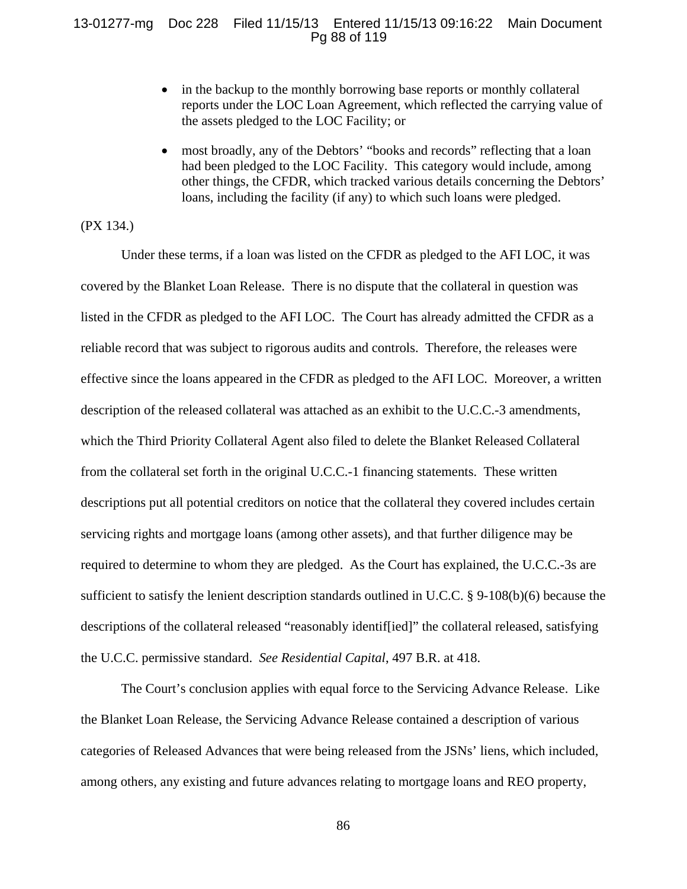- in the backup to the monthly borrowing base reports or monthly collateral reports under the LOC Loan Agreement, which reflected the carrying value of the assets pledged to the LOC Facility; or
- most broadly, any of the Debtors' "books and records" reflecting that a loan had been pledged to the LOC Facility. This category would include, among other things, the CFDR, which tracked various details concerning the Debtors' loans, including the facility (if any) to which such loans were pledged.

(PX 134.)

Under these terms, if a loan was listed on the CFDR as pledged to the AFI LOC, it was covered by the Blanket Loan Release. There is no dispute that the collateral in question was listed in the CFDR as pledged to the AFI LOC. The Court has already admitted the CFDR as a reliable record that was subject to rigorous audits and controls. Therefore, the releases were effective since the loans appeared in the CFDR as pledged to the AFI LOC. Moreover, a written description of the released collateral was attached as an exhibit to the U.C.C.-3 amendments, which the Third Priority Collateral Agent also filed to delete the Blanket Released Collateral from the collateral set forth in the original U.C.C.-1 financing statements. These written descriptions put all potential creditors on notice that the collateral they covered includes certain servicing rights and mortgage loans (among other assets), and that further diligence may be required to determine to whom they are pledged. As the Court has explained, the U.C.C.-3s are sufficient to satisfy the lenient description standards outlined in U.C.C. § 9-108(b)(6) because the descriptions of the collateral released "reasonably identif[ied]" the collateral released, satisfying the U.C.C. permissive standard. *See Residential Capital*, 497 B.R. at 418.

The Court's conclusion applies with equal force to the Servicing Advance Release. Like the Blanket Loan Release, the Servicing Advance Release contained a description of various categories of Released Advances that were being released from the JSNs' liens, which included, among others, any existing and future advances relating to mortgage loans and REO property,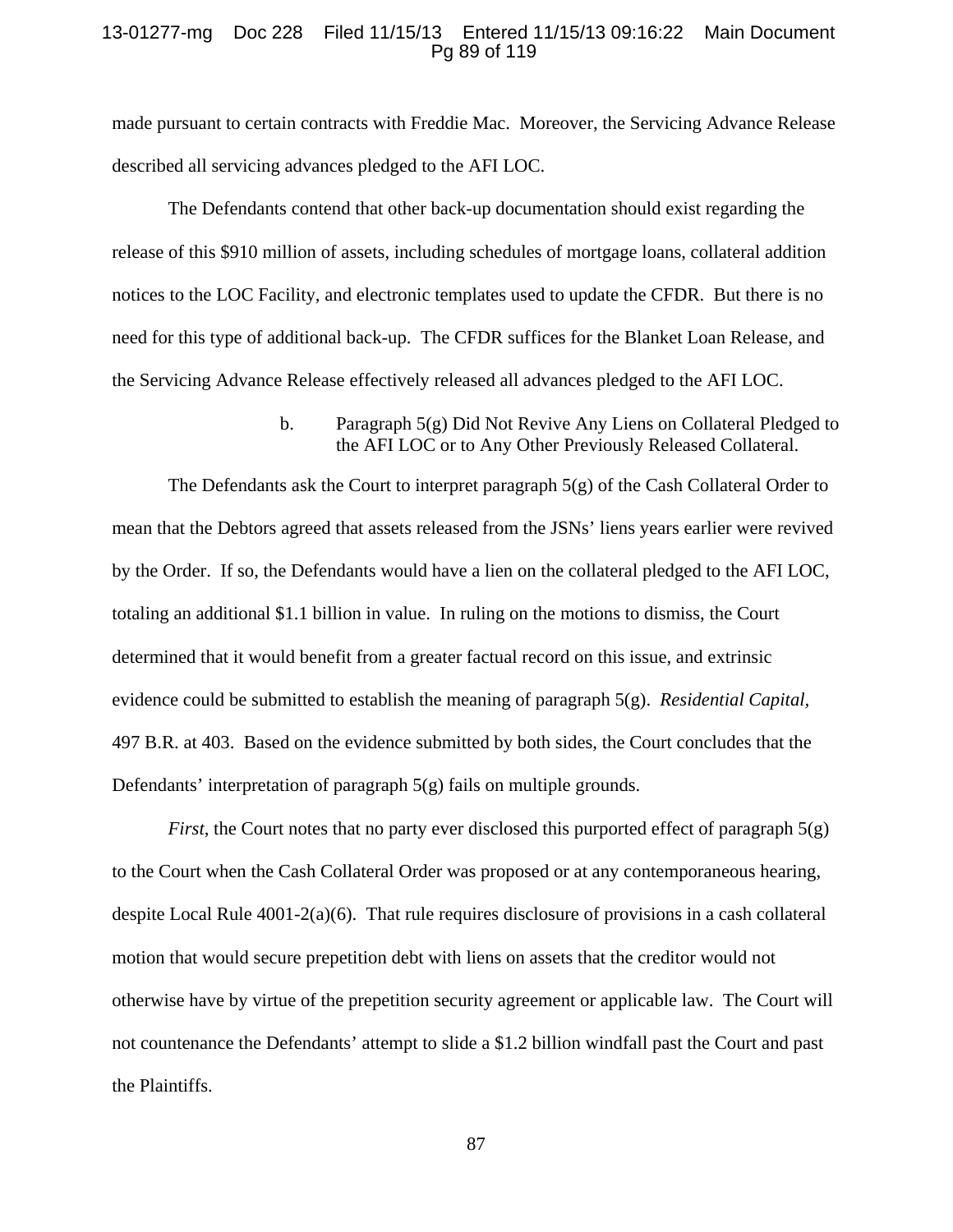made pursuant to certain contracts with Freddie Mac. Moreover, the Servicing Advance Release described all servicing advances pledged to the AFI LOC.

The Defendants contend that other back-up documentation should exist regarding the release of this $910 million of assets, including schedules of mortgage loans, collateral addition notices to the LOC Facility, and electronic templates used to update the CFDR. But there is no need for this type of additional back-up. The CFDR suffices for the Blanket Loan Release, and the Servicing Advance Release effectively released all advances pledged to the AFI LOC.

b. Paragraph 5(g) Did Not Revive Any Liens on Collateral Pledged to the AFI LOC or to Any Other Previously Released Collateral.

The Defendants ask the Court to interpret paragraph 5(g) of the Cash Collateral Order to mean that the Debtors agreed that assets released from the JSNs' liens years earlier were revived by the Order. If so, the Defendants would have a lien on the collateral pledged to the AFI LOC, totaling an additional $1.1 billion in value. In ruling on the motions to dismiss, the Court determined that it would benefit from a greater factual record on this issue, and extrinsic evidence could be submitted to establish the meaning of paragraph 5(g). *Residential Capital*, 497 B.R. at 403. Based on the evidence submitted by both sides, the Court concludes that the Defendants' interpretation of paragraph 5(g) fails on multiple grounds.

*First*, the Court notes that no party ever disclosed this purported effect of paragraph 5(g) to the Court when the Cash Collateral Order was proposed or at any contemporaneous hearing, despite Local Rule 4001-2(a)(6). That rule requires disclosure of provisions in a cash collateral motion that would secure prepetition debt with liens on assets that the creditor would not otherwise have by virtue of the prepetition security agreement or applicable law. The Court will not countenance the Defendants' attempt to slide a $1.2 billion windfall past the Court and past the Plaintiffs.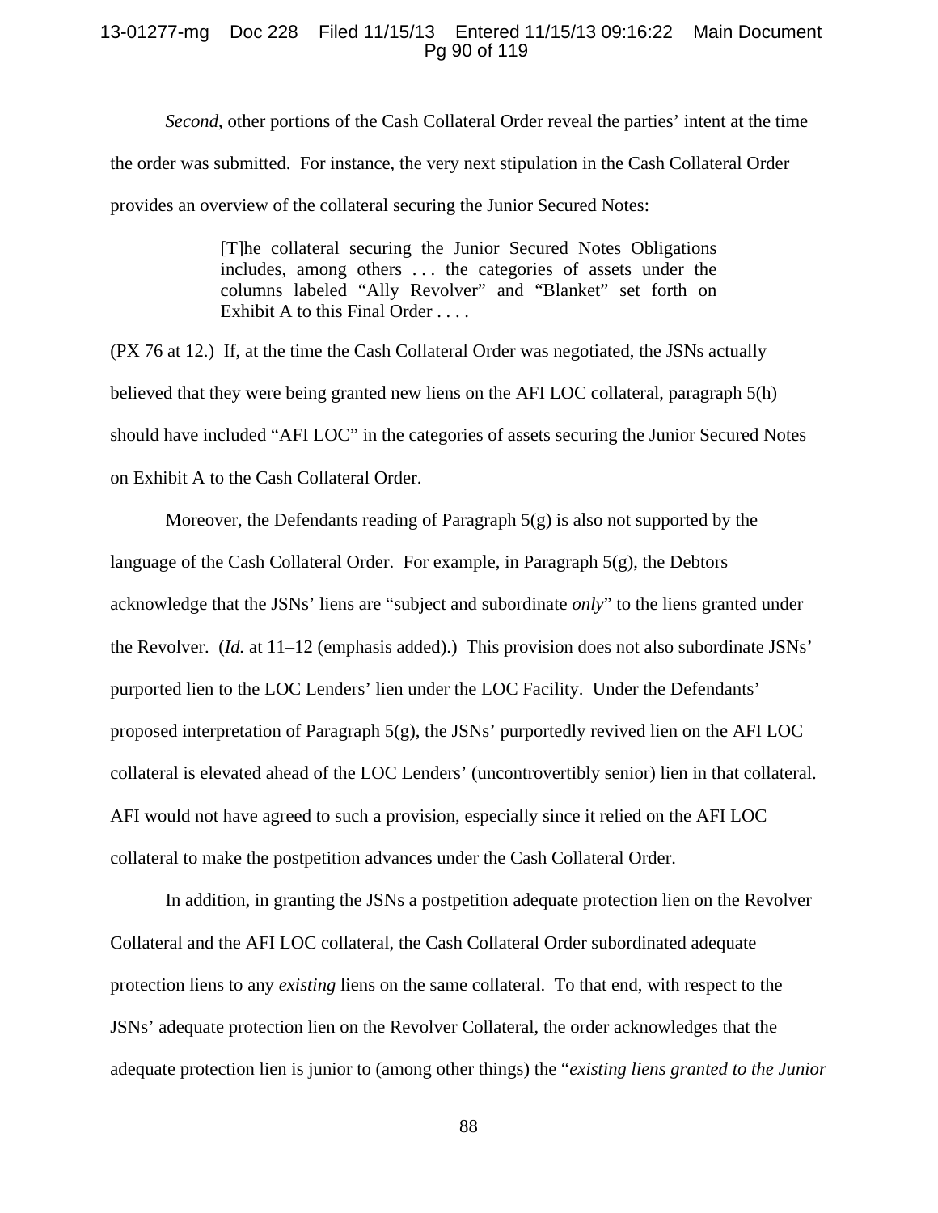*Second*, other portions of the Cash Collateral Order reveal the parties' intent at the time the order was submitted. For instance, the very next stipulation in the Cash Collateral Order provides an overview of the collateral securing the Junior Secured Notes:

> [T]he collateral securing the Junior Secured Notes Obligations includes, among others . . . the categories of assets under the columns labeled "Ally Revolver" and "Blanket" set forth on Exhibit A to this Final Order . . . .

(PX 76 at 12.) If, at the time the Cash Collateral Order was negotiated, the JSNs actually believed that they were being granted new liens on the AFI LOC collateral, paragraph 5(h) should have included "AFI LOC" in the categories of assets securing the Junior Secured Notes on Exhibit A to the Cash Collateral Order.

Moreover, the Defendants reading of Paragraph 5(g) is also not supported by the language of the Cash Collateral Order. For example, in Paragraph 5(g), the Debtors acknowledge that the JSNs' liens are "subject and subordinate *only*" to the liens granted under the Revolver. (*Id.* at 11–12 (emphasis added).) This provision does not also subordinate JSNs' purported lien to the LOC Lenders' lien under the LOC Facility. Under the Defendants' proposed interpretation of Paragraph 5(g), the JSNs' purportedly revived lien on the AFI LOC collateral is elevated ahead of the LOC Lenders' (uncontrovertibly senior) lien in that collateral. AFI would not have agreed to such a provision, especially since it relied on the AFI LOC collateral to make the postpetition advances under the Cash Collateral Order.

In addition, in granting the JSNs a postpetition adequate protection lien on the Revolver Collateral and the AFI LOC collateral, the Cash Collateral Order subordinated adequate protection liens to any *existing* liens on the same collateral. To that end, with respect to the JSNs' adequate protection lien on the Revolver Collateral, the order acknowledges that the adequate protection lien is junior to (among other things) the "*existing liens granted to the Junior*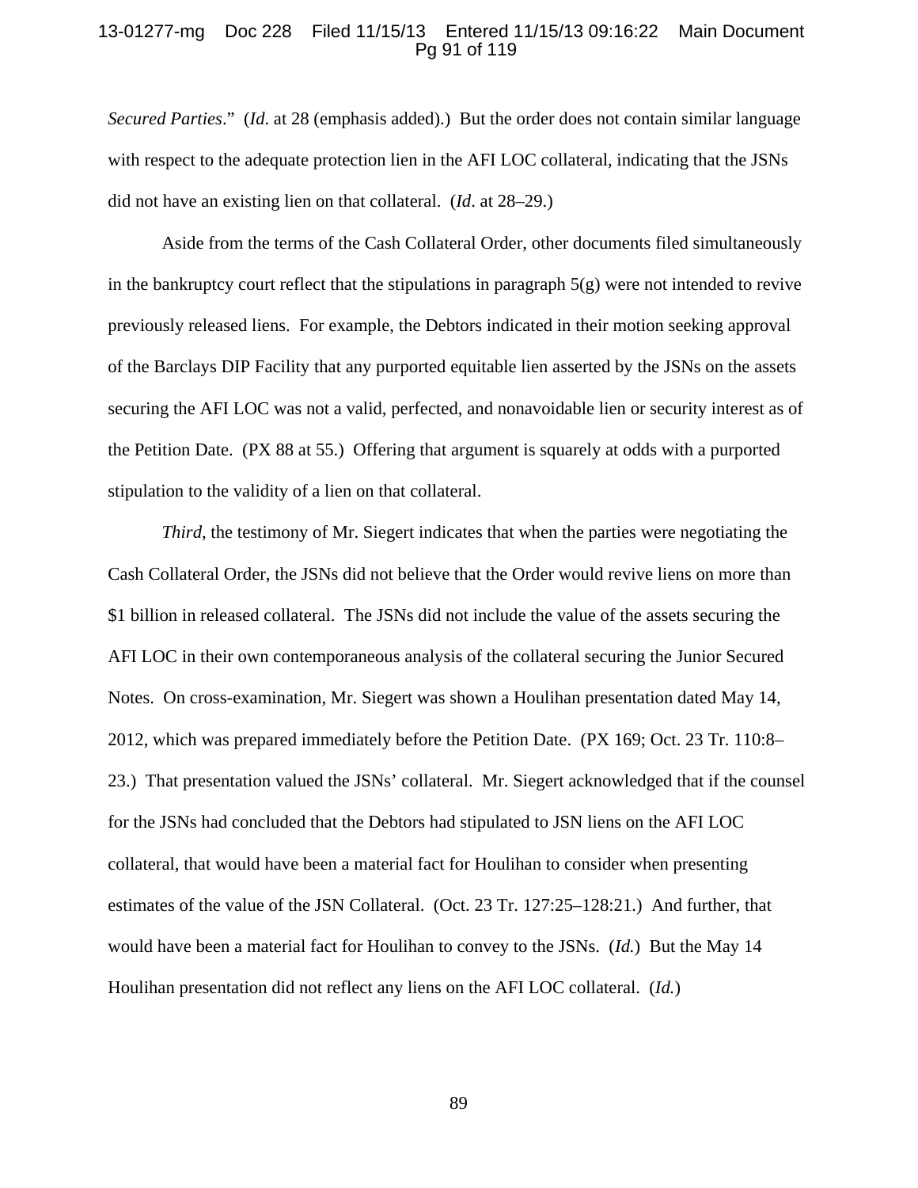*Secured Parties*." (*Id*. at 28 (emphasis added).) But the order does not contain similar language with respect to the adequate protection lien in the AFI LOC collateral, indicating that the JSNs did not have an existing lien on that collateral. (*Id*. at 28–29.)

Aside from the terms of the Cash Collateral Order, other documents filed simultaneously in the bankruptcy court reflect that the stipulations in paragraph 5(g) were not intended to revive previously released liens. For example, the Debtors indicated in their motion seeking approval of the Barclays DIP Facility that any purported equitable lien asserted by the JSNs on the assets securing the AFI LOC was not a valid, perfected, and nonavoidable lien or security interest as of the Petition Date. (PX 88 at 55.) Offering that argument is squarely at odds with a purported stipulation to the validity of a lien on that collateral.

*Third*, the testimony of Mr. Siegert indicates that when the parties were negotiating the Cash Collateral Order, the JSNs did not believe that the Order would revive liens on more than $1 billion in released collateral. The JSNs did not include the value of the assets securing the AFI LOC in their own contemporaneous analysis of the collateral securing the Junior Secured Notes. On cross-examination, Mr. Siegert was shown a Houlihan presentation dated May 14, 2012, which was prepared immediately before the Petition Date. (PX 169; Oct. 23 Tr. 110:8–23.) That presentation valued the JSNs' collateral. Mr. Siegert acknowledged that if the counsel for the JSNs had concluded that the Debtors had stipulated to JSN liens on the AFI LOC collateral, that would have been a material fact for Houlihan to consider when presenting estimates of the value of the JSN Collateral. (Oct. 23 Tr. 127:25–128:21.) And further, that would have been a material fact for Houlihan to convey to the JSNs. (*Id.*) But the May 14 Houlihan presentation did not reflect any liens on the AFI LOC collateral. (*Id.*)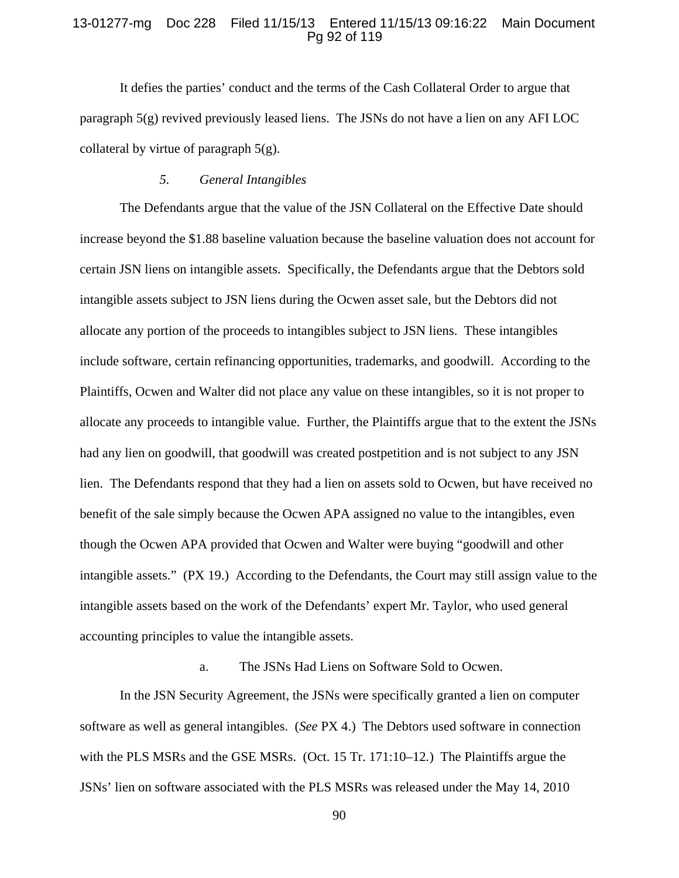It defies the parties' conduct and the terms of the Cash Collateral Order to argue that paragraph 5(g) revived previously leased liens. The JSNs do not have a lien on any AFI LOC collateral by virtue of paragraph 5(g).

*5. General Intangibles*

The Defendants argue that the value of the JSN Collateral on the Effective Date should increase beyond the $1.88 baseline valuation because the baseline valuation does not account for certain JSN liens on intangible assets. Specifically, the Defendants argue that the Debtors sold intangible assets subject to JSN liens during the Ocwen asset sale, but the Debtors did not allocate any portion of the proceeds to intangibles subject to JSN liens. These intangibles include software, certain refinancing opportunities, trademarks, and goodwill. According to the Plaintiffs, Ocwen and Walter did not place any value on these intangibles, so it is not proper to allocate any proceeds to intangible value. Further, the Plaintiffs argue that to the extent the JSNs had any lien on goodwill, that goodwill was created postpetition and is not subject to any JSN lien. The Defendants respond that they had a lien on assets sold to Ocwen, but have received no benefit of the sale simply because the Ocwen APA assigned no value to the intangibles, even though the Ocwen APA provided that Ocwen and Walter were buying "goodwill and other intangible assets." (PX 19.) According to the Defendants, the Court may still assign value to the intangible assets based on the work of the Defendants' expert Mr. Taylor, who used general accounting principles to value the intangible assets.

a. The JSNs Had Liens on Software Sold to Ocwen.

In the JSN Security Agreement, the JSNs were specifically granted a lien on computer software as well as general intangibles. (*See* PX 4.) The Debtors used software in connection with the PLS MSRs and the GSE MSRs. (Oct. 15 Tr. 171:10–12.) The Plaintiffs argue the JSNs' lien on software associated with the PLS MSRs was released under the May 14, 2010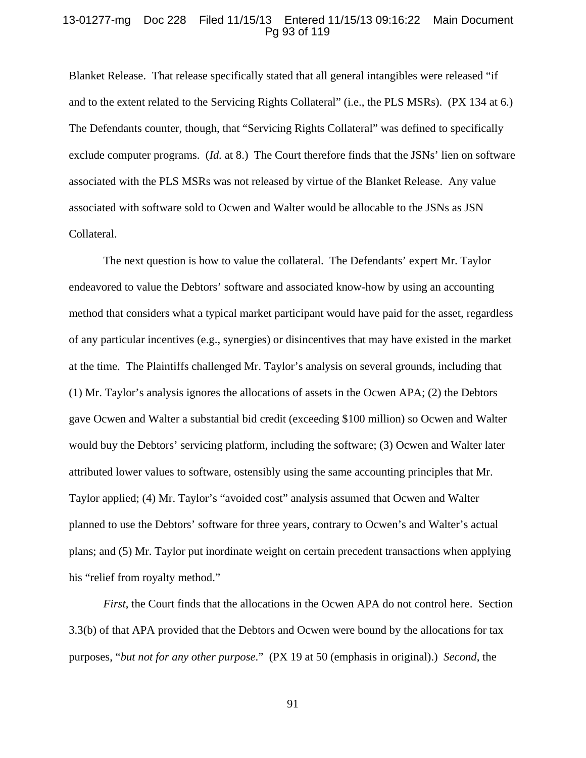Blanket Release. That release specifically stated that all general intangibles were released "if and to the extent related to the Servicing Rights Collateral" (i.e., the PLS MSRs). (PX 134 at 6.) The Defendants counter, though, that "Servicing Rights Collateral" was defined to specifically exclude computer programs. (*Id.* at 8.) The Court therefore finds that the JSNs' lien on software associated with the PLS MSRs was not released by virtue of the Blanket Release. Any value associated with software sold to Ocwen and Walter would be allocable to the JSNs as JSN Collateral.

The next question is how to value the collateral. The Defendants' expert Mr. Taylor endeavored to value the Debtors' software and associated know-how by using an accounting method that considers what a typical market participant would have paid for the asset, regardless of any particular incentives (e.g., synergies) or disincentives that may have existed in the market at the time. The Plaintiffs challenged Mr. Taylor's analysis on several grounds, including that (1) Mr. Taylor's analysis ignores the allocations of assets in the Ocwen APA; (2) the Debtors gave Ocwen and Walter a substantial bid credit (exceeding $100 million) so Ocwen and Walter would buy the Debtors' servicing platform, including the software; (3) Ocwen and Walter later attributed lower values to software, ostensibly using the same accounting principles that Mr. Taylor applied; (4) Mr. Taylor's "avoided cost" analysis assumed that Ocwen and Walter planned to use the Debtors' software for three years, contrary to Ocwen's and Walter's actual plans; and (5) Mr. Taylor put inordinate weight on certain precedent transactions when applying his "relief from royalty method."

*First*, the Court finds that the allocations in the Ocwen APA do not control here. Section 3.3(b) of that APA provided that the Debtors and Ocwen were bound by the allocations for tax purposes, "*but not for any other purpose*." (PX 19 at 50 (emphasis in original).) *Second*, the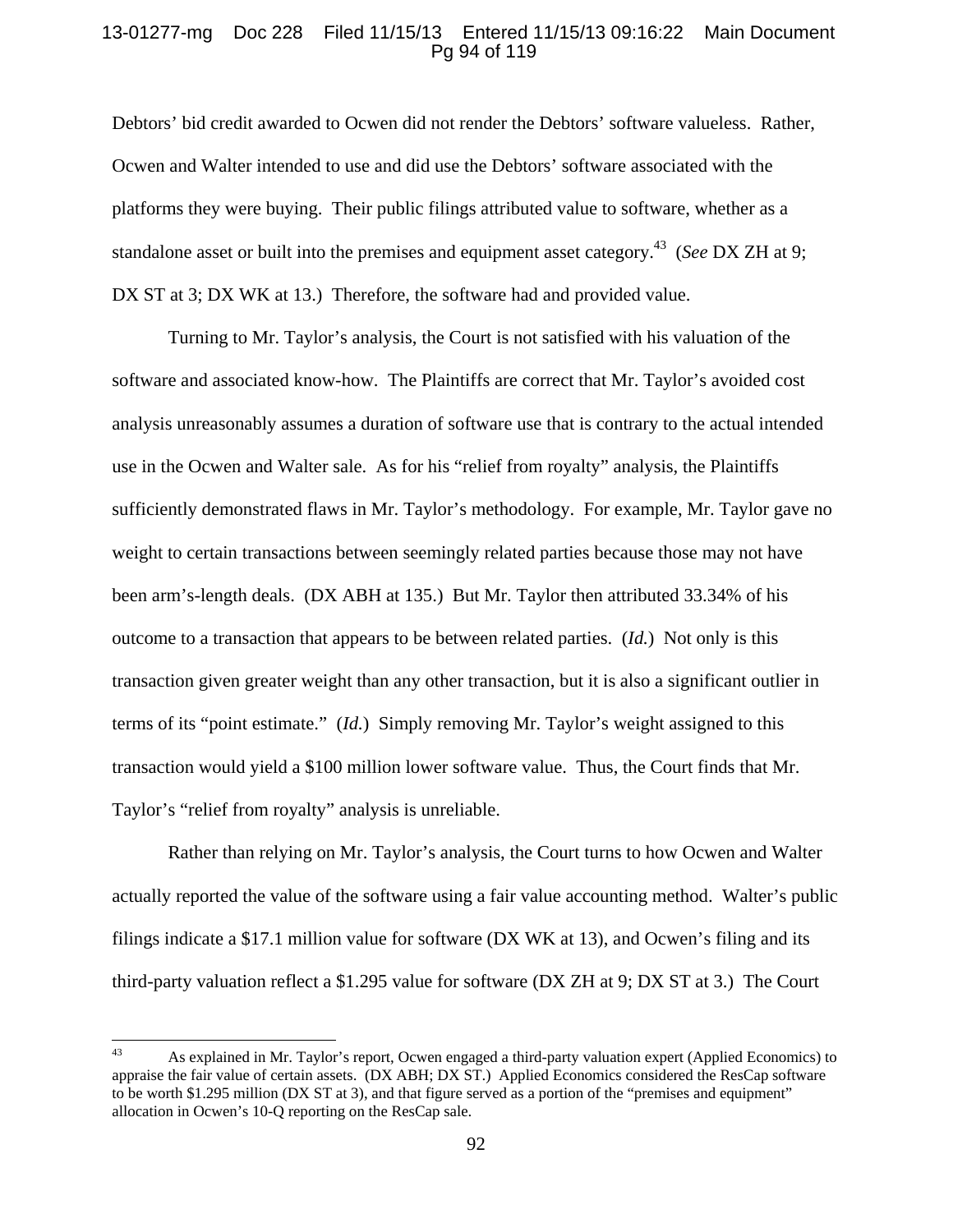Debtors' bid credit awarded to Ocwen did not render the Debtors' software valueless. Rather, Ocwen and Walter intended to use and did use the Debtors' software associated with the platforms they were buying. Their public filings attributed value to software, whether as a standalone asset or built into the premises and equipment asset category.[43] (*See* DX ZH at 9; DX ST at 3; DX WK at 13.) Therefore, the software had and provided value.

Turning to Mr. Taylor's analysis, the Court is not satisfied with his valuation of the software and associated know-how. The Plaintiffs are correct that Mr. Taylor's avoided cost analysis unreasonably assumes a duration of software use that is contrary to the actual intended use in the Ocwen and Walter sale. As for his "relief from royalty" analysis, the Plaintiffs sufficiently demonstrated flaws in Mr. Taylor's methodology. For example, Mr. Taylor gave no weight to certain transactions between seemingly related parties because those may not have been arm's-length deals. (DX ABH at 135.) But Mr. Taylor then attributed 33.34% of his outcome to a transaction that appears to be between related parties. (*Id.*) Not only is this transaction given greater weight than any other transaction, but it is also a significant outlier in terms of its "point estimate." (*Id.*) Simply removing Mr. Taylor's weight assigned to this transaction would yield a $100 million lower software value. Thus, the Court finds that Mr. Taylor's "relief from royalty" analysis is unreliable.

Rather than relying on Mr. Taylor's analysis, the Court turns to how Ocwen and Walter actually reported the value of the software using a fair value accounting method. Walter's public filings indicate a $17.1 million value for software (DX WK at 13), and Ocwen's filing and its third-party valuation reflect a $1.295 value for software (DX ZH at 9; DX ST at 3.) The Court

---

[43] As explained in Mr. Taylor's report, Ocwen engaged a third-party valuation expert (Applied Economics) to appraise the fair value of certain assets. (DX ABH; DX ST.) Applied Economics considered the ResCap software to be worth $1.295 million (DX ST at 3), and that figure served as a portion of the "premises and equipment" allocation in Ocwen's 10-Q reporting on the ResCap sale.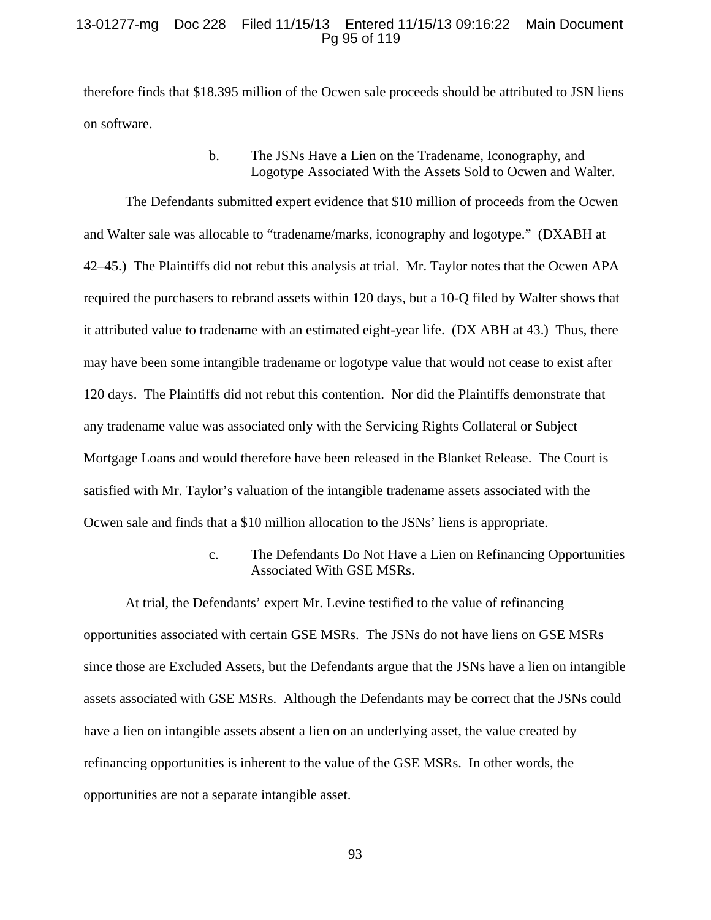therefore finds that \$18.395 million of the Ocwen sale proceeds should be attributed to JSN liens on software.

#### b. The JSNs Have a Lien on the Tradename, Iconography, and Logotype Associated With the Assets Sold to Ocwen and Walter.

The Defendants submitted expert evidence that \$10 million of proceeds from the Ocwen and Walter sale was allocable to "tradename/marks, iconography and logotype." (DXABH at 42–45.) The Plaintiffs did not rebut this analysis at trial. Mr. Taylor notes that the Ocwen APA required the purchasers to rebrand assets within 120 days, but a 10-Q filed by Walter shows that it attributed value to tradename with an estimated eight-year life. (DX ABH at 43.) Thus, there may have been some intangible tradename or logotype value that would not cease to exist after 120 days. The Plaintiffs did not rebut this contention. Nor did the Plaintiffs demonstrate that any tradename value was associated only with the Servicing Rights Collateral or Subject Mortgage Loans and would therefore have been released in the Blanket Release. The Court is satisfied with Mr. Taylor's valuation of the intangible tradename assets associated with the Ocwen sale and finds that a \$10 million allocation to the JSNs' liens is appropriate.

#### c. The Defendants Do Not Have a Lien on Refinancing Opportunities Associated With GSE MSRs.

At trial, the Defendants' expert Mr. Levine testified to the value of refinancing opportunities associated with certain GSE MSRs. The JSNs do not have liens on GSE MSRs since those are Excluded Assets, but the Defendants argue that the JSNs have a lien on intangible assets associated with GSE MSRs. Although the Defendants may be correct that the JSNs could have a lien on intangible assets absent a lien on an underlying asset, the value created by refinancing opportunities is inherent to the value of the GSE MSRs. In other words, the opportunities are not a separate intangible asset.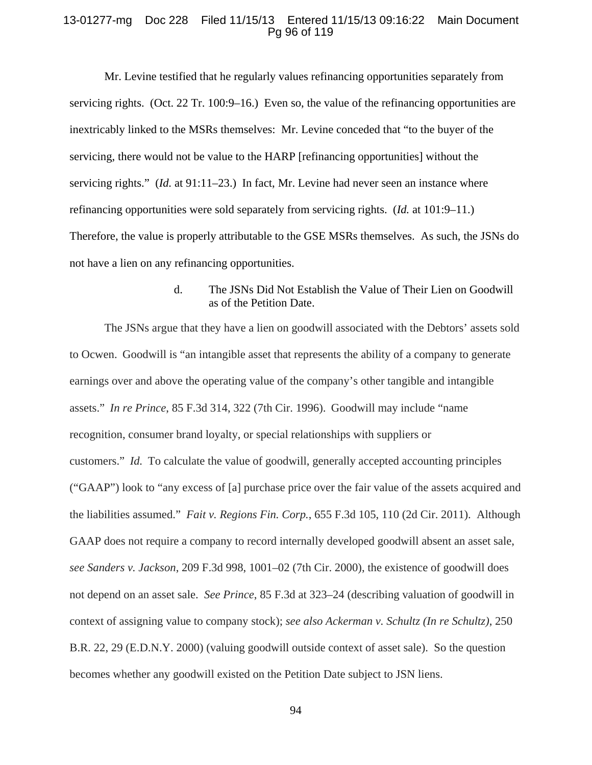Mr. Levine testified that he regularly values refinancing opportunities separately from servicing rights. (Oct. 22 Tr. 100:9–16.) Even so, the value of the refinancing opportunities are inextricably linked to the MSRs themselves: Mr. Levine conceded that "to the buyer of the servicing, there would not be value to the HARP [refinancing opportunities] without the servicing rights." (*Id.* at 91:11–23.) In fact, Mr. Levine had never seen an instance where refinancing opportunities were sold separately from servicing rights. (*Id.* at 101:9–11.) Therefore, the value is properly attributable to the GSE MSRs themselves. As such, the JSNs do not have a lien on any refinancing opportunities.

#### d. The JSNs Did Not Establish the Value of Their Lien on Goodwill as of the Petition Date.

The JSNs argue that they have a lien on goodwill associated with the Debtors' assets sold to Ocwen. Goodwill is "an intangible asset that represents the ability of a company to generate earnings over and above the operating value of the company's other tangible and intangible assets." *In re Prince*, 85 F.3d 314, 322 (7th Cir. 1996). Goodwill may include "name recognition, consumer brand loyalty, or special relationships with suppliers or customers." *Id.* To calculate the value of goodwill, generally accepted accounting principles ("GAAP") look to "any excess of [a] purchase price over the fair value of the assets acquired and the liabilities assumed." *Fait v. Regions Fin. Corp.*, 655 F.3d 105, 110 (2d Cir. 2011). Although GAAP does not require a company to record internally developed goodwill absent an asset sale, *see Sanders v. Jackson*, 209 F.3d 998, 1001–02 (7th Cir. 2000), the existence of goodwill does not depend on an asset sale. *See Prince*, 85 F.3d at 323–24 (describing valuation of goodwill in context of assigning value to company stock); *see also Ackerman v. Schultz (In re Schultz)*, 250 B.R. 22, 29 (E.D.N.Y. 2000) (valuing goodwill outside context of asset sale). So the question becomes whether any goodwill existed on the Petition Date subject to JSN liens.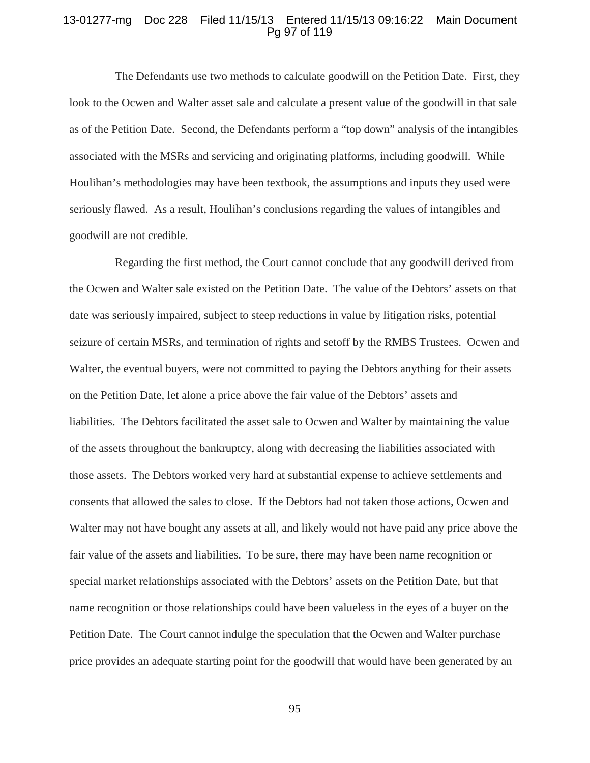The Defendants use two methods to calculate goodwill on the Petition Date. First, they look to the Ocwen and Walter asset sale and calculate a present value of the goodwill in that sale as of the Petition Date. Second, the Defendants perform a "top down" analysis of the intangibles associated with the MSRs and servicing and originating platforms, including goodwill. While Houlihan's methodologies may have been textbook, the assumptions and inputs they used were seriously flawed. As a result, Houlihan's conclusions regarding the values of intangibles and goodwill are not credible.

Regarding the first method, the Court cannot conclude that any goodwill derived from the Ocwen and Walter sale existed on the Petition Date. The value of the Debtors' assets on that date was seriously impaired, subject to steep reductions in value by litigation risks, potential seizure of certain MSRs, and termination of rights and setoff by the RMBS Trustees. Ocwen and Walter, the eventual buyers, were not committed to paying the Debtors anything for their assets on the Petition Date, let alone a price above the fair value of the Debtors' assets and liabilities. The Debtors facilitated the asset sale to Ocwen and Walter by maintaining the value of the assets throughout the bankruptcy, along with decreasing the liabilities associated with those assets. The Debtors worked very hard at substantial expense to achieve settlements and consents that allowed the sales to close. If the Debtors had not taken those actions, Ocwen and Walter may not have bought any assets at all, and likely would not have paid any price above the fair value of the assets and liabilities. To be sure, there may have been name recognition or special market relationships associated with the Debtors' assets on the Petition Date, but that name recognition or those relationships could have been valueless in the eyes of a buyer on the Petition Date. The Court cannot indulge the speculation that the Ocwen and Walter purchase price provides an adequate starting point for the goodwill that would have been generated by an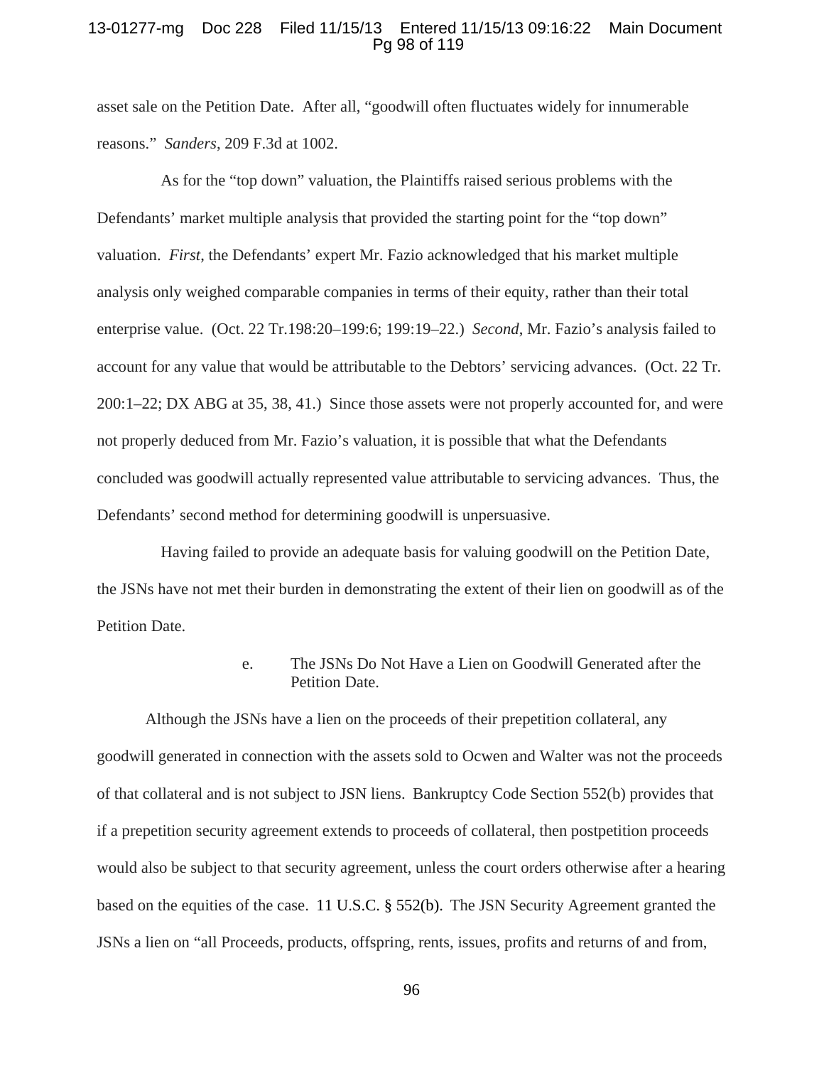asset sale on the Petition Date. After all, "goodwill often fluctuates widely for innumerable reasons." *Sanders*, 209 F.3d at 1002.

As for the "top down" valuation, the Plaintiffs raised serious problems with the Defendants' market multiple analysis that provided the starting point for the "top down" valuation. *First*, the Defendants' expert Mr. Fazio acknowledged that his market multiple analysis only weighed comparable companies in terms of their equity, rather than their total enterprise value. (Oct. 22 Tr.198:20–199:6; 199:19–22.) *Second*, Mr. Fazio's analysis failed to account for any value that would be attributable to the Debtors' servicing advances. (Oct. 22 Tr. 200:1–22; DX ABG at 35, 38, 41.) Since those assets were not properly accounted for, and were not properly deduced from Mr. Fazio's valuation, it is possible that what the Defendants concluded was goodwill actually represented value attributable to servicing advances. Thus, the Defendants' second method for determining goodwill is unpersuasive.

Having failed to provide an adequate basis for valuing goodwill on the Petition Date, the JSNs have not met their burden in demonstrating the extent of their lien on goodwill as of the Petition Date.

e. The JSNs Do Not Have a Lien on Goodwill Generated after the Petition Date.

Although the JSNs have a lien on the proceeds of their prepetition collateral, any goodwill generated in connection with the assets sold to Ocwen and Walter was not the proceeds of that collateral and is not subject to JSN liens. Bankruptcy Code Section 552(b) provides that if a prepetition security agreement extends to proceeds of collateral, then postpetition proceeds would also be subject to that security agreement, unless the court orders otherwise after a hearing based on the equities of the case. 11 U.S.C. § 552(b). The JSN Security Agreement granted the JSNs a lien on "all Proceeds, products, offspring, rents, issues, profits and returns of and from,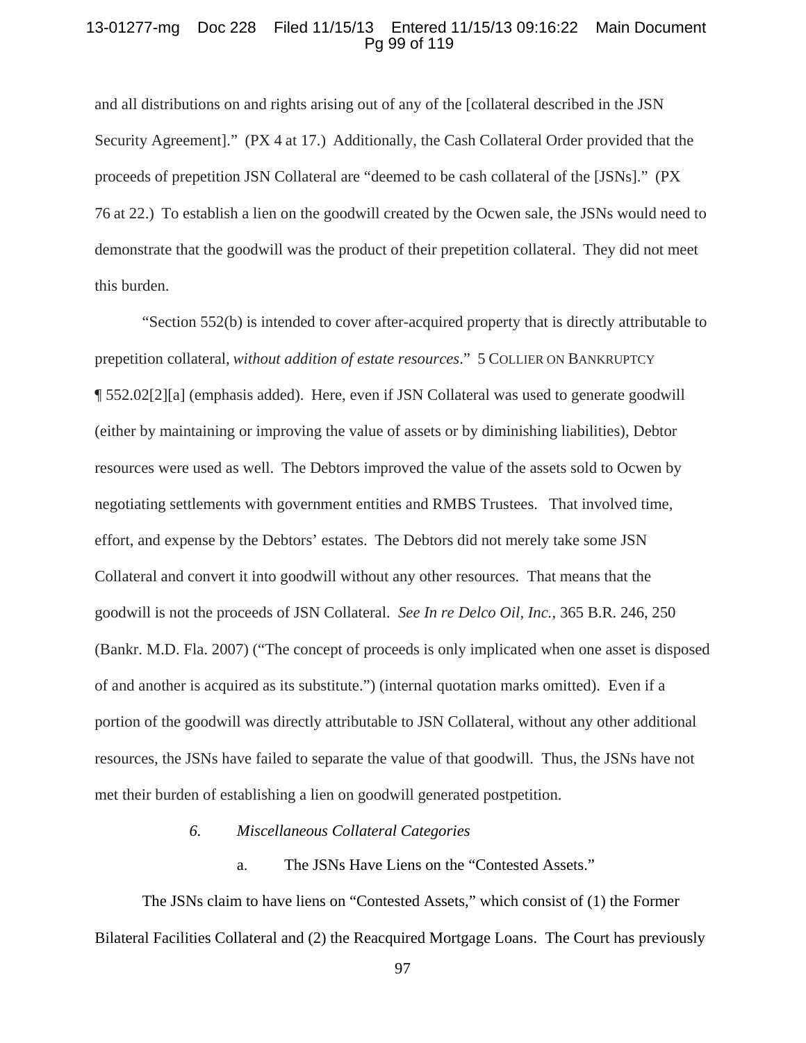and all distributions on and rights arising out of any of the [collateral described in the JSN Security Agreement]." (PX 4 at 17.) Additionally, the Cash Collateral Order provided that the proceeds of prepetition JSN Collateral are "deemed to be cash collateral of the [JSNs]." (PX 76 at 22.) To establish a lien on the goodwill created by the Ocwen sale, the JSNs would need to demonstrate that the goodwill was the product of their prepetition collateral. They did not meet this burden.

"Section 552(b) is intended to cover after-acquired property that is directly attributable to prepetition collateral, *without addition of estate resources*." 5 COLLIER ON BANKRUPTCY ¶ 552.02[2][a] (emphasis added). Here, even if JSN Collateral was used to generate goodwill (either by maintaining or improving the value of assets or by diminishing liabilities), Debtor resources were used as well. The Debtors improved the value of the assets sold to Ocwen by negotiating settlements with government entities and RMBS Trustees. That involved time, effort, and expense by the Debtors' estates. The Debtors did not merely take some JSN Collateral and convert it into goodwill without any other resources. That means that the goodwill is not the proceeds of JSN Collateral. *See In re Delco Oil, Inc.*, 365 B.R. 246, 250 (Bankr. M.D. Fla. 2007) ("The concept of proceeds is only implicated when one asset is disposed of and another is acquired as its substitute.") (internal quotation marks omitted). Even if a portion of the goodwill was directly attributable to JSN Collateral, without any other additional resources, the JSNs have failed to separate the value of that goodwill. Thus, the JSNs have not met their burden of establishing a lien on goodwill generated postpetition.

### *6. Miscellaneous Collateral Categories*

#### a. The JSNs Have Liens on the "Contested Assets."

The JSNs claim to have liens on "Contested Assets," which consist of (1) the Former Bilateral Facilities Collateral and (2) the Reacquired Mortgage Loans. The Court has previously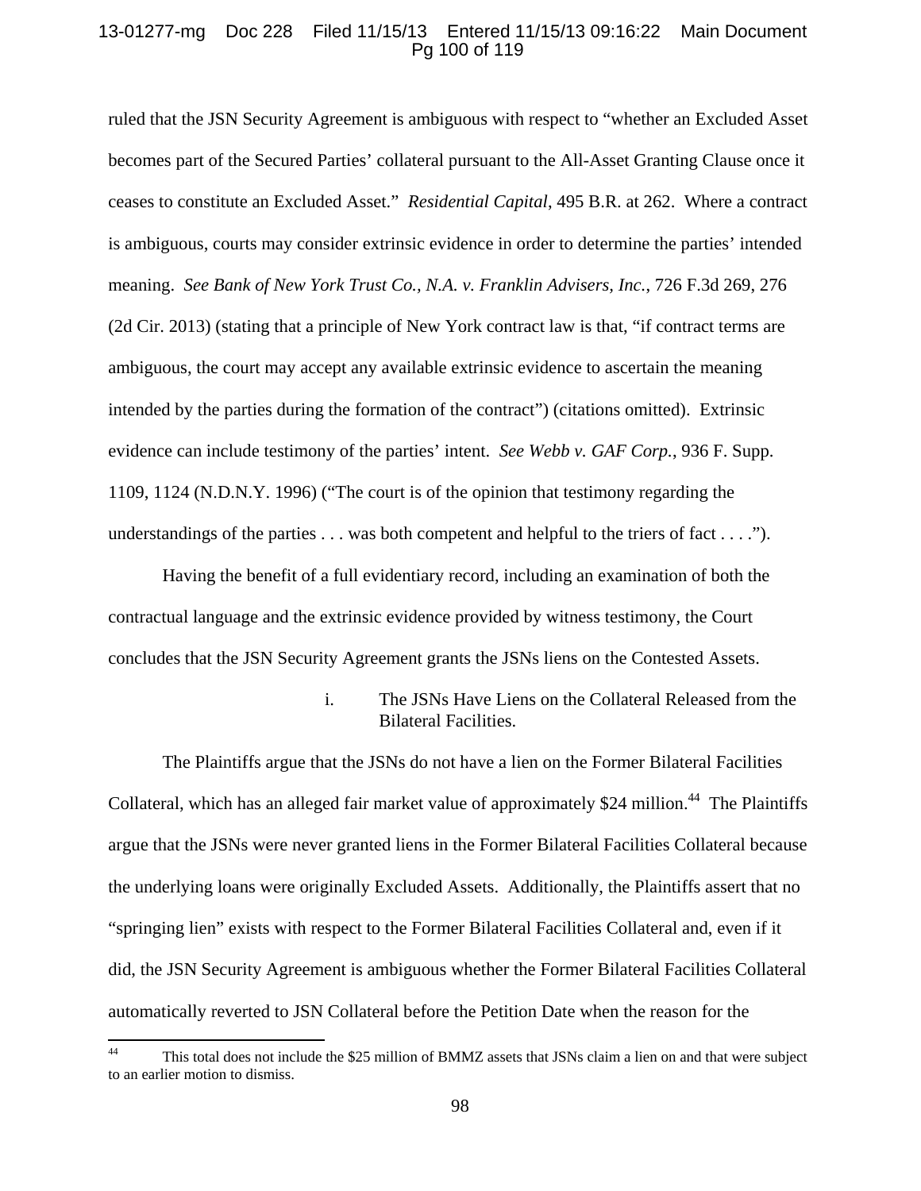ruled that the JSN Security Agreement is ambiguous with respect to "whether an Excluded Asset becomes part of the Secured Parties' collateral pursuant to the All-Asset Granting Clause once it ceases to constitute an Excluded Asset." *Residential Capital*, 495 B.R. at 262. Where a contract is ambiguous, courts may consider extrinsic evidence in order to determine the parties' intended meaning. *See Bank of New York Trust Co., N.A. v. Franklin Advisers, Inc.*, 726 F.3d 269, 276 (2d Cir. 2013) (stating that a principle of New York contract law is that, "if contract terms are ambiguous, the court may accept any available extrinsic evidence to ascertain the meaning intended by the parties during the formation of the contract") (citations omitted). Extrinsic evidence can include testimony of the parties' intent. *See Webb v. GAF Corp.*, 936 F. Supp. 1109, 1124 (N.D.N.Y. 1996) ("The court is of the opinion that testimony regarding the understandings of the parties . . . was both competent and helpful to the triers of fact . . . .").

Having the benefit of a full evidentiary record, including an examination of both the contractual language and the extrinsic evidence provided by witness testimony, the Court concludes that the JSN Security Agreement grants the JSNs liens on the Contested Assets.

i. The JSNs Have Liens on the Collateral Released from the Bilateral Facilities.

The Plaintiffs argue that the JSNs do not have a lien on the Former Bilateral Facilities Collateral, which has an alleged fair market value of approximately $24 million.[44] The Plaintiffs argue that the JSNs were never granted liens in the Former Bilateral Facilities Collateral because the underlying loans were originally Excluded Assets. Additionally, the Plaintiffs assert that no "springing lien" exists with respect to the Former Bilateral Facilities Collateral and, even if it did, the JSN Security Agreement is ambiguous whether the Former Bilateral Facilities Collateral automatically reverted to JSN Collateral before the Petition Date when the reason for the

[44] This total does not include the $25 million of BMMZ assets that JSNs claim a lien on and that were subject to an earlier motion to dismiss.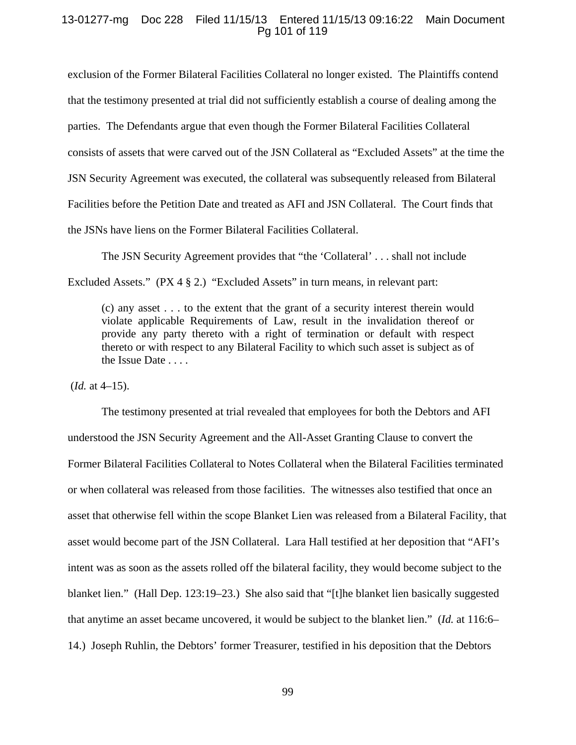exclusion of the Former Bilateral Facilities Collateral no longer existed. The Plaintiffs contend that the testimony presented at trial did not sufficiently establish a course of dealing among the parties. The Defendants argue that even though the Former Bilateral Facilities Collateral consists of assets that were carved out of the JSN Collateral as "Excluded Assets" at the time the JSN Security Agreement was executed, the collateral was subsequently released from Bilateral Facilities before the Petition Date and treated as AFI and JSN Collateral. The Court finds that the JSNs have liens on the Former Bilateral Facilities Collateral.

The JSN Security Agreement provides that "the 'Collateral' . . . shall not include Excluded Assets." (PX 4 § 2.) "Excluded Assets" in turn means, in relevant part:

> (c) any asset . . . to the extent that the grant of a security interest therein would violate applicable Requirements of Law, result in the invalidation thereof or provide any party thereto with a right of termination or default with respect thereto or with respect to any Bilateral Facility to which such asset is subject as of the Issue Date . . . .

(*Id.* at 4–15).

The testimony presented at trial revealed that employees for both the Debtors and AFI understood the JSN Security Agreement and the All-Asset Granting Clause to convert the Former Bilateral Facilities Collateral to Notes Collateral when the Bilateral Facilities terminated or when collateral was released from those facilities. The witnesses also testified that once an asset that otherwise fell within the scope Blanket Lien was released from a Bilateral Facility, that asset would become part of the JSN Collateral. Lara Hall testified at her deposition that "AFI's intent was as soon as the assets rolled off the bilateral facility, they would become subject to the blanket lien." (Hall Dep. 123:19–23.) She also said that "[t]he blanket lien basically suggested that anytime an asset became uncovered, it would be subject to the blanket lien." (*Id.* at 116:6–14.) Joseph Ruhlin, the Debtors' former Treasurer, testified in his deposition that the Debtors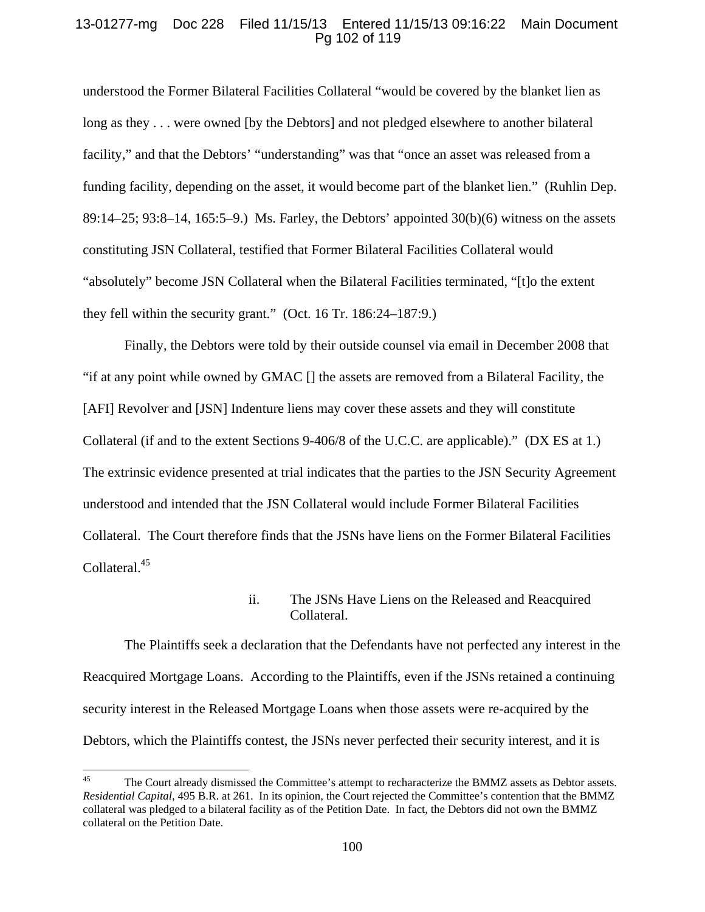understood the Former Bilateral Facilities Collateral "would be covered by the blanket lien as long as they . . . were owned [by the Debtors] and not pledged elsewhere to another bilateral facility," and that the Debtors' "understanding" was that "once an asset was released from a funding facility, depending on the asset, it would become part of the blanket lien." (Ruhlin Dep. 89:14–25; 93:8–14, 165:5–9.) Ms. Farley, the Debtors' appointed 30(b)(6) witness on the assets constituting JSN Collateral, testified that Former Bilateral Facilities Collateral would "absolutely" become JSN Collateral when the Bilateral Facilities terminated, "[t]o the extent they fell within the security grant." (Oct. 16 Tr. 186:24–187:9.)

Finally, the Debtors were told by their outside counsel via email in December 2008 that "if at any point while owned by GMAC [] the assets are removed from a Bilateral Facility, the [AFI] Revolver and [JSN] Indenture liens may cover these assets and they will constitute Collateral (if and to the extent Sections 9-406/8 of the U.C.C. are applicable)." (DX ES at 1.) The extrinsic evidence presented at trial indicates that the parties to the JSN Security Agreement understood and intended that the JSN Collateral would include Former Bilateral Facilities Collateral. The Court therefore finds that the JSNs have liens on the Former Bilateral Facilities Collateral.[45]

ii. The JSNs Have Liens on the Released and Reacquired Collateral.

The Plaintiffs seek a declaration that the Defendants have not perfected any interest in the Reacquired Mortgage Loans. According to the Plaintiffs, even if the JSNs retained a continuing security interest in the Released Mortgage Loans when those assets were re-acquired by the Debtors, which the Plaintiffs contest, the JSNs never perfected their security interest, and it is

[45] The Court already dismissed the Committee's attempt to recharacterize the BMMZ assets as Debtor assets. *Residential Capital*, 495 B.R. at 261. In its opinion, the Court rejected the Committee's contention that the BMMZ collateral was pledged to a bilateral facility as of the Petition Date. In fact, the Debtors did not own the BMMZ collateral on the Petition Date.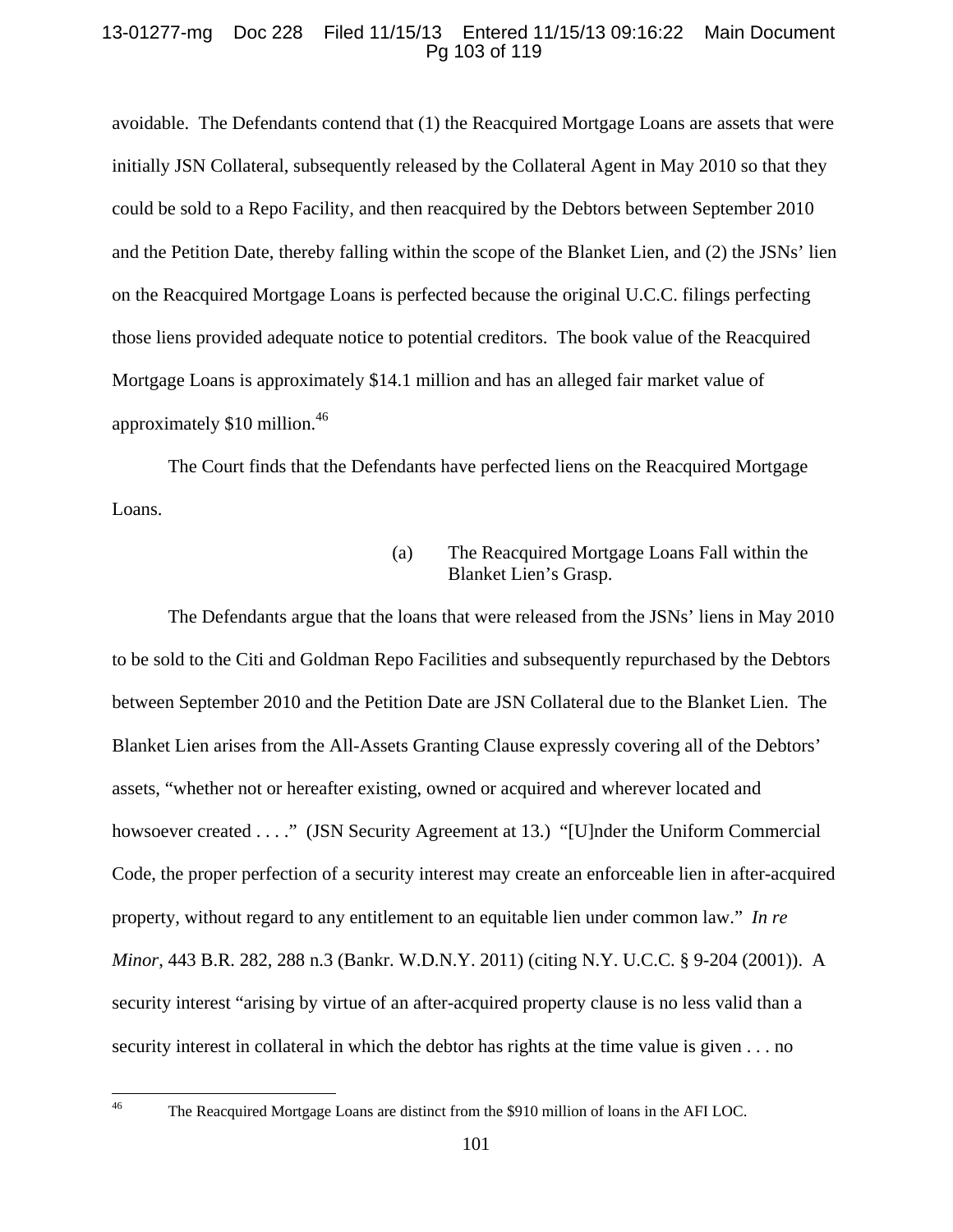avoidable. The Defendants contend that (1) the Reacquired Mortgage Loans are assets that were initially JSN Collateral, subsequently released by the Collateral Agent in May 2010 so that they could be sold to a Repo Facility, and then reacquired by the Debtors between September 2010 and the Petition Date, thereby falling within the scope of the Blanket Lien, and (2) the JSNs' lien on the Reacquired Mortgage Loans is perfected because the original U.C.C. filings perfecting those liens provided adequate notice to potential creditors. The book value of the Reacquired Mortgage Loans is approximately $14.1 million and has an alleged fair market value of approximately $10 million.[46]

The Court finds that the Defendants have perfected liens on the Reacquired Mortgage Loans.

(a) The Reacquired Mortgage Loans Fall within the Blanket Lien's Grasp.

The Defendants argue that the loans that were released from the JSNs' liens in May 2010 to be sold to the Citi and Goldman Repo Facilities and subsequently repurchased by the Debtors between September 2010 and the Petition Date are JSN Collateral due to the Blanket Lien. The Blanket Lien arises from the All-Assets Granting Clause expressly covering all of the Debtors' assets, "whether not or hereafter existing, owned or acquired and wherever located and howsoever created . . . ." (JSN Security Agreement at 13.) "[U]nder the Uniform Commercial Code, the proper perfection of a security interest may create an enforceable lien in after-acquired property, without regard to any entitlement to an equitable lien under common law." *In re Minor*, 443 B.R. 282, 288 n.3 (Bankr. W.D.N.Y. 2011) (citing N.Y. U.C.C. § 9-204 (2001)). A security interest "arising by virtue of an after-acquired property clause is no less valid than a security interest in collateral in which the debtor has rights at the time value is given . . . no

---

[46] The Reacquired Mortgage Loans are distinct from the $910 million of loans in the AFI LOC.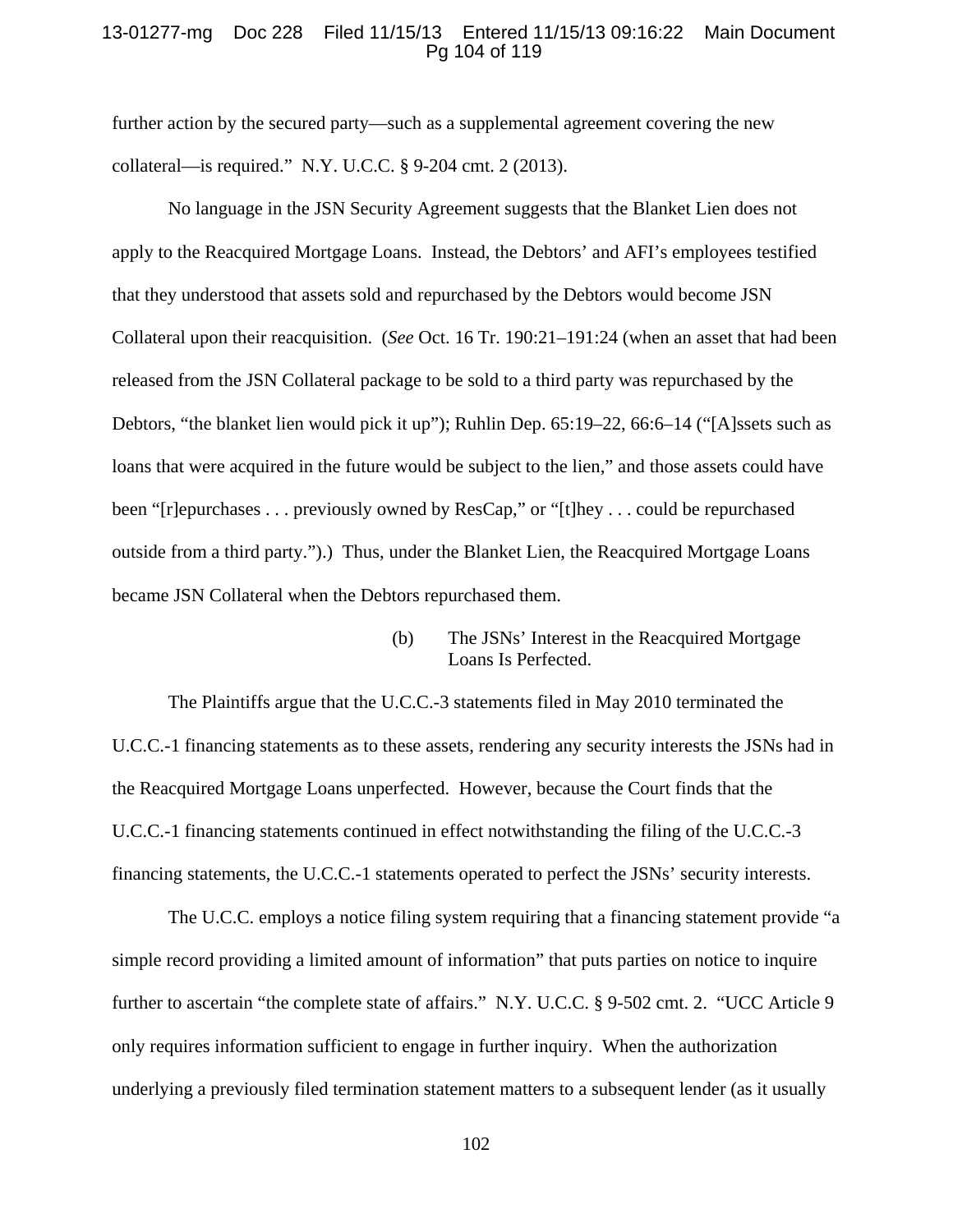further action by the secured party—such as a supplemental agreement covering the new collateral—is required." N.Y. U.C.C. § 9-204 cmt. 2 (2013).

No language in the JSN Security Agreement suggests that the Blanket Lien does not apply to the Reacquired Mortgage Loans. Instead, the Debtors' and AFI's employees testified that they understood that assets sold and repurchased by the Debtors would become JSN Collateral upon their reacquisition. (*See* Oct. 16 Tr. 190:21–191:24 (when an asset that had been released from the JSN Collateral package to be sold to a third party was repurchased by the Debtors, "the blanket lien would pick it up"); Ruhlin Dep. 65:19–22, 66:6–14 ("[A]ssets such as loans that were acquired in the future would be subject to the lien," and those assets could have been "[r]epurchases . . . previously owned by ResCap," or "[t]hey . . . could be repurchased outside from a third party.").) Thus, under the Blanket Lien, the Reacquired Mortgage Loans became JSN Collateral when the Debtors repurchased them.

#### (b) The JSNs' Interest in the Reacquired Mortgage Loans Is Perfected.

The Plaintiffs argue that the U.C.C.-3 statements filed in May 2010 terminated the U.C.C.-1 financing statements as to these assets, rendering any security interests the JSNs had in the Reacquired Mortgage Loans unperfected. However, because the Court finds that the U.C.C.-1 financing statements continued in effect notwithstanding the filing of the U.C.C.-3 financing statements, the U.C.C.-1 statements operated to perfect the JSNs' security interests.

The U.C.C. employs a notice filing system requiring that a financing statement provide "a simple record providing a limited amount of information" that puts parties on notice to inquire further to ascertain "the complete state of affairs." N.Y. U.C.C. § 9-502 cmt. 2. "UCC Article 9 only requires information sufficient to engage in further inquiry. When the authorization underlying a previously filed termination statement matters to a subsequent lender (as it usually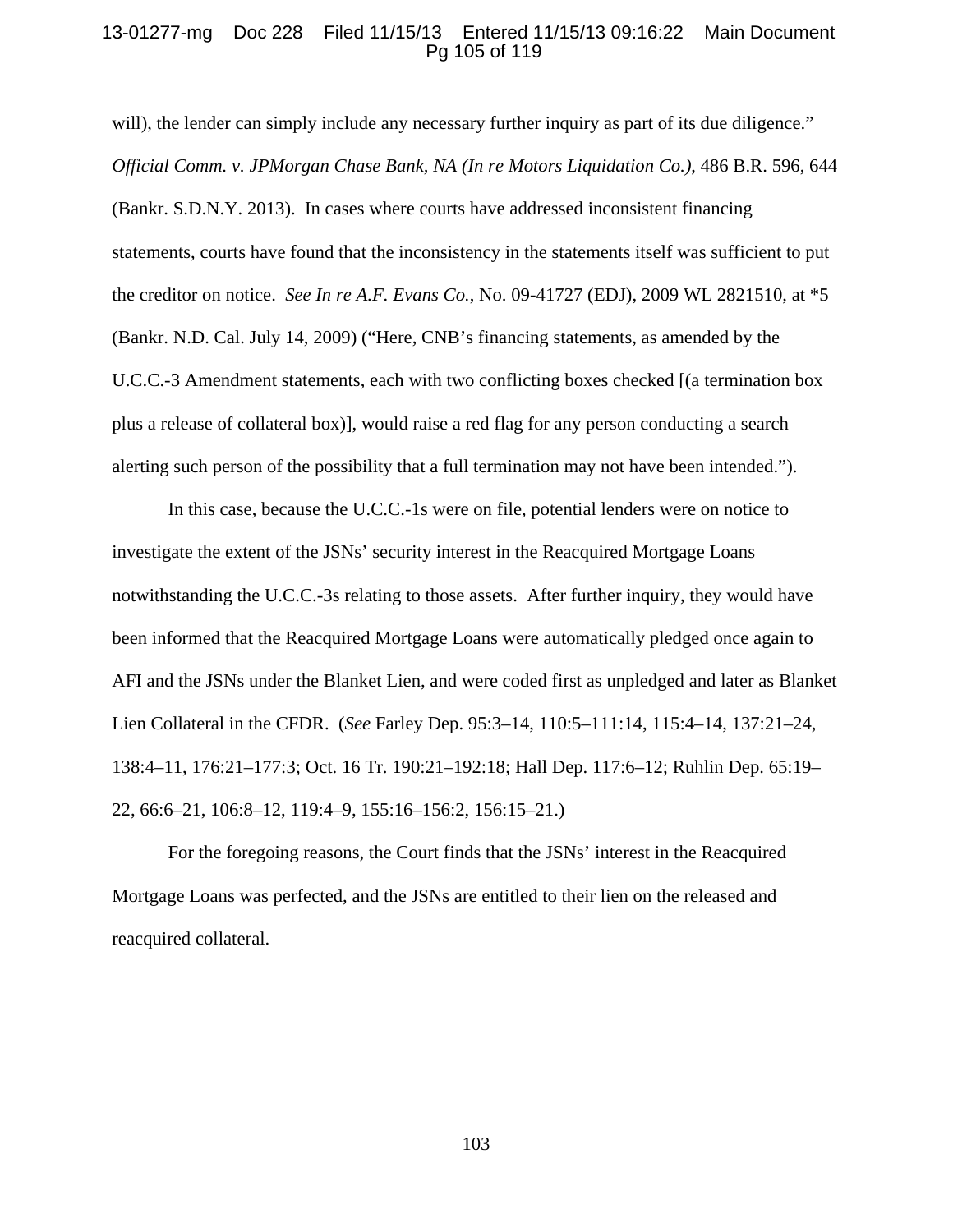will), the lender can simply include any necessary further inquiry as part of its due diligence." *Official Comm. v. JPMorgan Chase Bank, NA (In re Motors Liquidation Co.)*, 486 B.R. 596, 644 (Bankr. S.D.N.Y. 2013). In cases where courts have addressed inconsistent financing statements, courts have found that the inconsistency in the statements itself was sufficient to put the creditor on notice. *See In re A.F. Evans Co.*, No. 09-41727 (EDJ), 2009 WL 2821510, at *5 (Bankr. N.D. Cal. July 14, 2009) ("Here, CNB's financing statements, as amended by the U.C.C.-3 Amendment statements, each with two conflicting boxes checked [(a termination box plus a release of collateral box)], would raise a red flag for any person conducting a search alerting such person of the possibility that a full termination may not have been intended.").

In this case, because the U.C.C.-1s were on file, potential lenders were on notice to investigate the extent of the JSNs' security interest in the Reacquired Mortgage Loans notwithstanding the U.C.C.-3s relating to those assets. After further inquiry, they would have been informed that the Reacquired Mortgage Loans were automatically pledged once again to AFI and the JSNs under the Blanket Lien, and were coded first as unpledged and later as Blanket Lien Collateral in the CFDR. (*See* Farley Dep. 95:3–14, 110:5–111:14, 115:4–14, 137:21–24, 138:4–11, 176:21–177:3; Oct. 16 Tr. 190:21–192:18; Hall Dep. 117:6–12; Ruhlin Dep. 65:19–22, 66:6–21, 106:8–12, 119:4–9, 155:16–156:2, 156:15–21.)

For the foregoing reasons, the Court finds that the JSNs' interest in the Reacquired Mortgage Loans was perfected, and the JSNs are entitled to their lien on the released and reacquired collateral.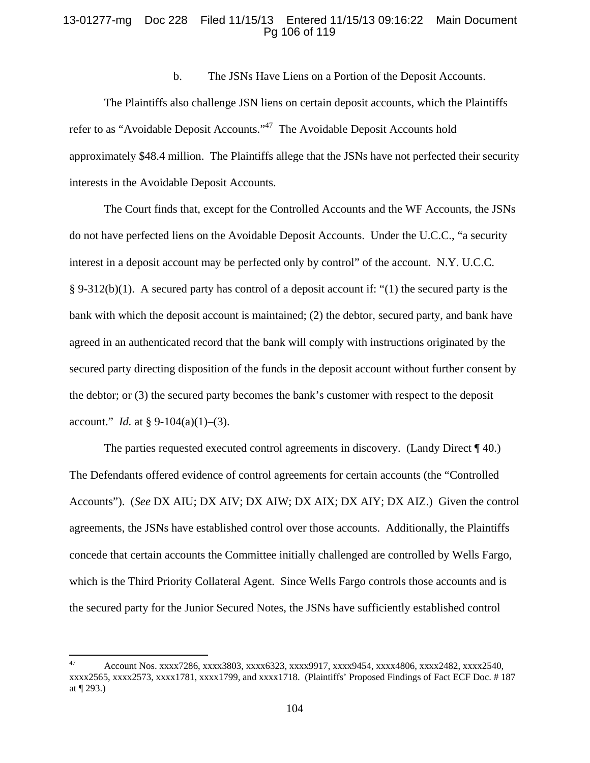### b. The JSNs Have Liens on a Portion of the Deposit Accounts.

The Plaintiffs also challenge JSN liens on certain deposit accounts, which the Plaintiffs refer to as "Avoidable Deposit Accounts."[47] The Avoidable Deposit Accounts hold approximately $48.4 million. The Plaintiffs allege that the JSNs have not perfected their security interests in the Avoidable Deposit Accounts.

The Court finds that, except for the Controlled Accounts and the WF Accounts, the JSNs do not have perfected liens on the Avoidable Deposit Accounts. Under the U.C.C., "a security interest in a deposit account may be perfected only by control" of the account. N.Y. U.C.C. § 9-312(b)(1). A secured party has control of a deposit account if: "(1) the secured party is the bank with which the deposit account is maintained; (2) the debtor, secured party, and bank have agreed in an authenticated record that the bank will comply with instructions originated by the secured party directing disposition of the funds in the deposit account without further consent by the debtor; or (3) the secured party becomes the bank's customer with respect to the deposit account." *Id.* at § 9-104(a)(1)–(3).

The parties requested executed control agreements in discovery. (Landy Direct ¶ 40.) The Defendants offered evidence of control agreements for certain accounts (the "Controlled Accounts"). (*See* DX AIU; DX AIV; DX AIW; DX AIX; DX AIY; DX AIZ.) Given the control agreements, the JSNs have established control over those accounts. Additionally, the Plaintiffs concede that certain accounts the Committee initially challenged are controlled by Wells Fargo, which is the Third Priority Collateral Agent. Since Wells Fargo controls those accounts and is the secured party for the Junior Secured Notes, the JSNs have sufficiently established control

---

[47] Account Nos. xxxx7286, xxxx3803, xxxx6323, xxxx9917, xxxx9454, xxxx4806, xxxx2482, xxxx2540, xxxx2565, xxxx2573, xxxx1781, xxxx1799, and xxxx1718. (Plaintiffs' Proposed Findings of Fact ECF Doc. # 187 at ¶ 293.)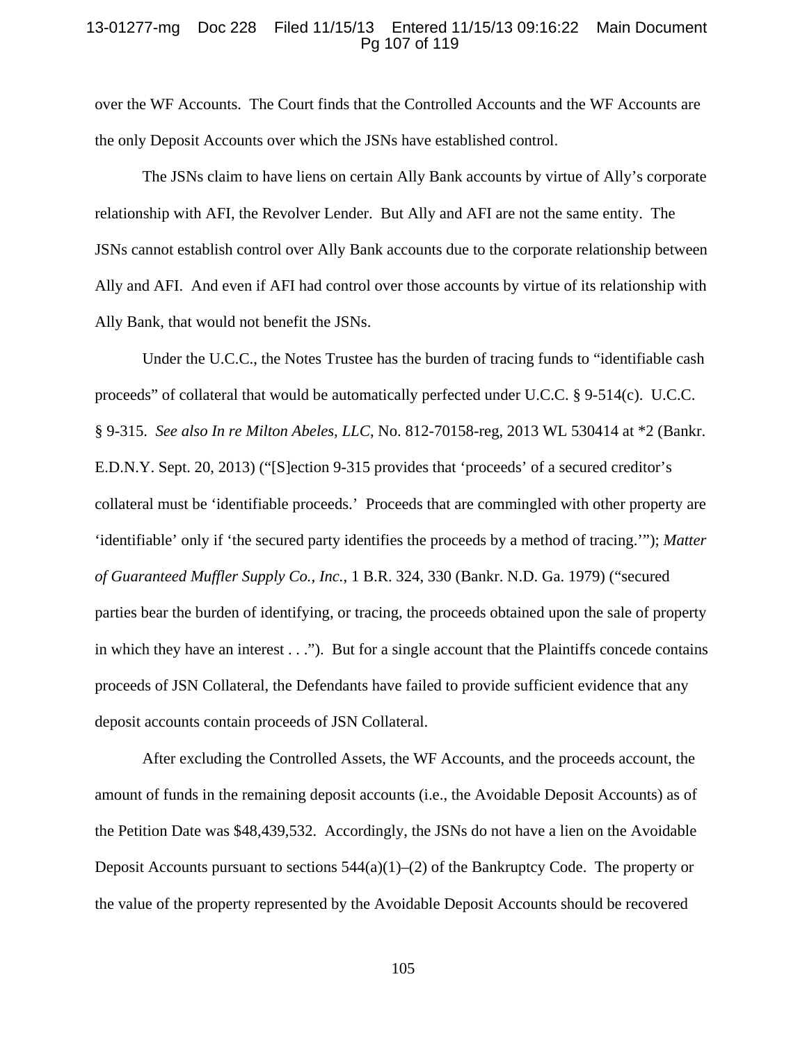over the WF Accounts. The Court finds that the Controlled Accounts and the WF Accounts are the only Deposit Accounts over which the JSNs have established control.

The JSNs claim to have liens on certain Ally Bank accounts by virtue of Ally's corporate relationship with AFI, the Revolver Lender. But Ally and AFI are not the same entity. The JSNs cannot establish control over Ally Bank accounts due to the corporate relationship between Ally and AFI. And even if AFI had control over those accounts by virtue of its relationship with Ally Bank, that would not benefit the JSNs.

Under the U.C.C., the Notes Trustee has the burden of tracing funds to "identifiable cash proceeds" of collateral that would be automatically perfected under U.C.C. § 9-514(c). U.C.C. § 9-315. *See also In re Milton Abeles, LLC*, No. 812-70158-reg, 2013 WL 530414 at *2 (Bankr. E.D.N.Y. Sept. 20, 2013) ("[S]ection 9-315 provides that 'proceeds' of a secured creditor's collateral must be 'identifiable proceeds.' Proceeds that are commingled with other property are 'identifiable' only if 'the secured party identifies the proceeds by a method of tracing.'"); *Matter of Guaranteed Muffler Supply Co., Inc.*, 1 B.R. 324, 330 (Bankr. N.D. Ga. 1979) ("secured parties bear the burden of identifying, or tracing, the proceeds obtained upon the sale of property in which they have an interest . . ."). But for a single account that the Plaintiffs concede contains proceeds of JSN Collateral, the Defendants have failed to provide sufficient evidence that any deposit accounts contain proceeds of JSN Collateral.

After excluding the Controlled Assets, the WF Accounts, and the proceeds account, the amount of funds in the remaining deposit accounts (i.e., the Avoidable Deposit Accounts) as of the Petition Date was $48,439,532. Accordingly, the JSNs do not have a lien on the Avoidable Deposit Accounts pursuant to sections 544(a)(1)–(2) of the Bankruptcy Code. The property or the value of the property represented by the Avoidable Deposit Accounts should be recovered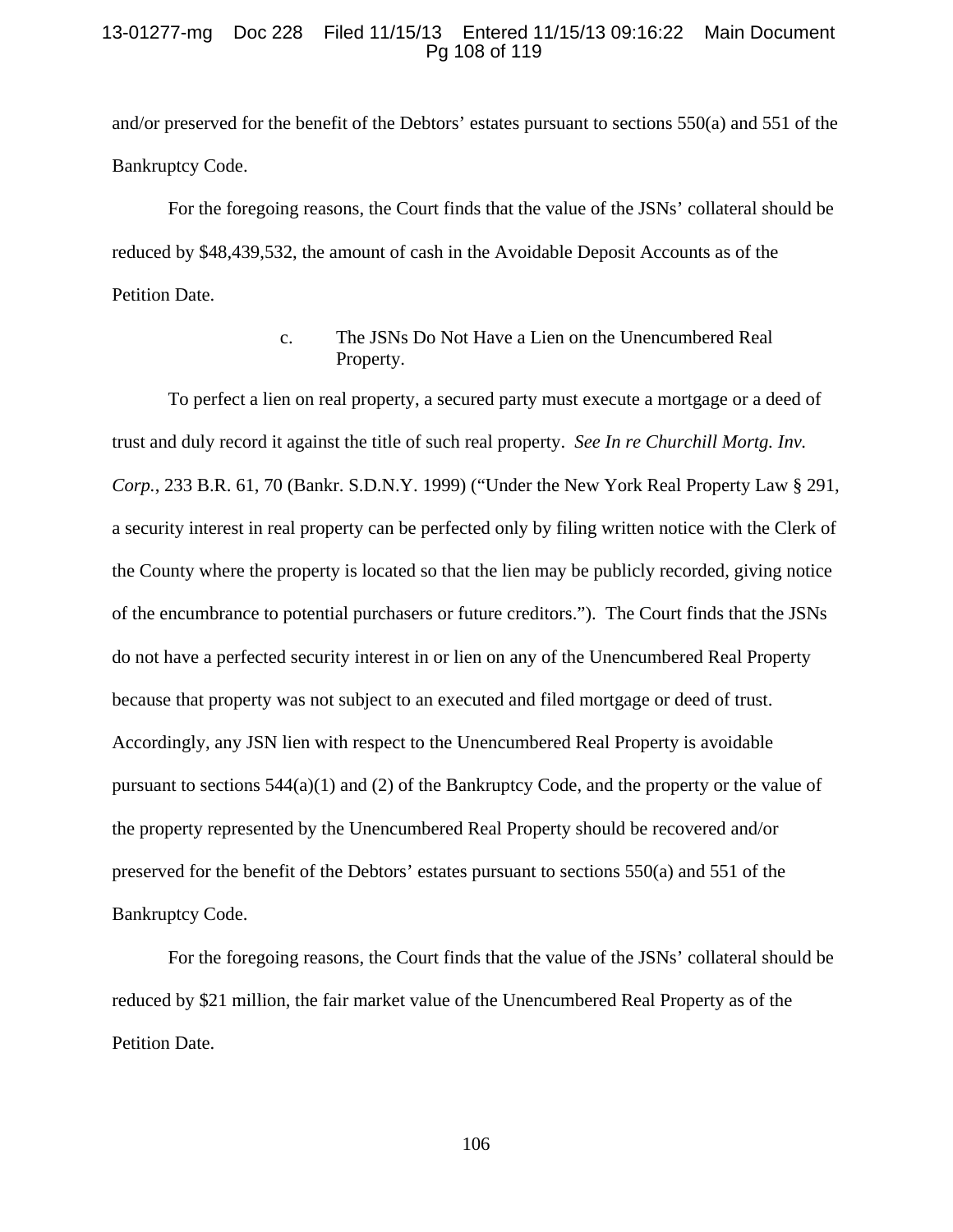and/or preserved for the benefit of the Debtors' estates pursuant to sections 550(a) and 551 of the Bankruptcy Code.

For the foregoing reasons, the Court finds that the value of the JSNs' collateral should be reduced by $48,439,532, the amount of cash in the Avoidable Deposit Accounts as of the Petition Date.

c. The JSNs Do Not Have a Lien on the Unencumbered Real Property.

To perfect a lien on real property, a secured party must execute a mortgage or a deed of trust and duly record it against the title of such real property. *See In re Churchill Mortg. Inv. Corp.*, 233 B.R. 61, 70 (Bankr. S.D.N.Y. 1999) ("Under the New York Real Property Law § 291, a security interest in real property can be perfected only by filing written notice with the Clerk of the County where the property is located so that the lien may be publicly recorded, giving notice of the encumbrance to potential purchasers or future creditors."). The Court finds that the JSNs do not have a perfected security interest in or lien on any of the Unencumbered Real Property because that property was not subject to an executed and filed mortgage or deed of trust. Accordingly, any JSN lien with respect to the Unencumbered Real Property is avoidable pursuant to sections 544(a)(1) and (2) of the Bankruptcy Code, and the property or the value of the property represented by the Unencumbered Real Property should be recovered and/or preserved for the benefit of the Debtors' estates pursuant to sections 550(a) and 551 of the Bankruptcy Code.

For the foregoing reasons, the Court finds that the value of the JSNs' collateral should be reduced by $21 million, the fair market value of the Unencumbered Real Property as of the Petition Date.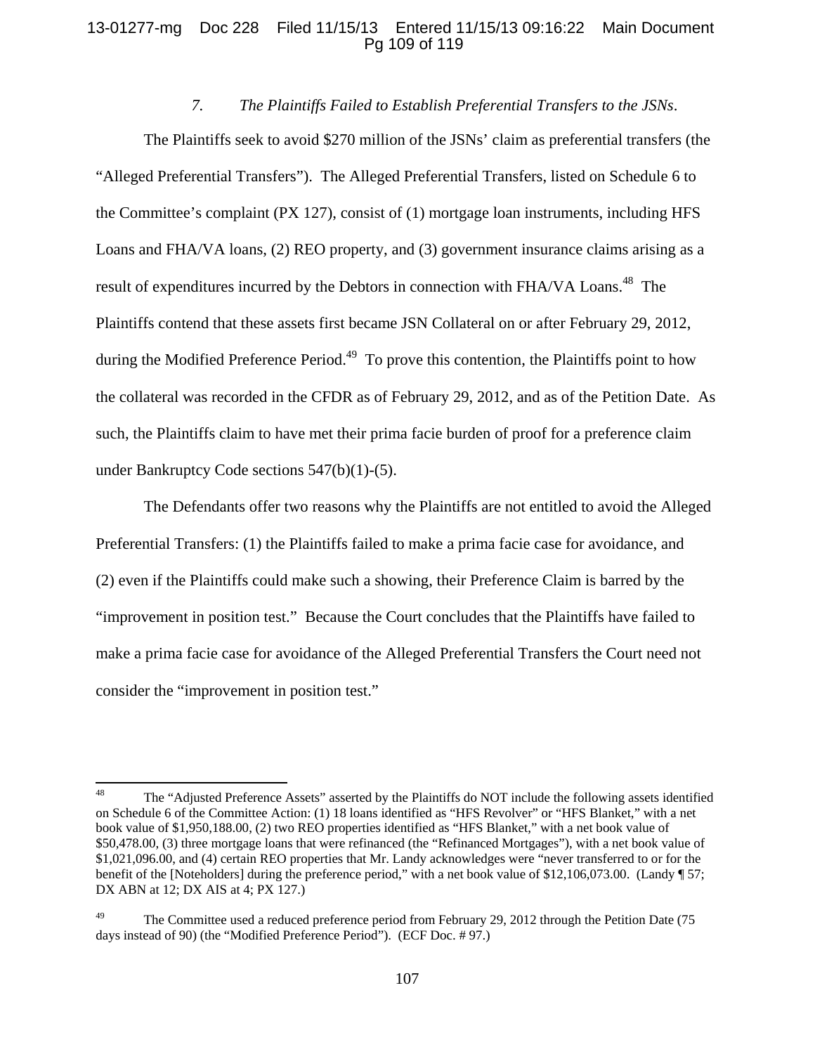### *7. The Plaintiffs Failed to Establish Preferential Transfers to the JSNs.*

The Plaintiffs seek to avoid $270 million of the JSNs' claim as preferential transfers (the "Alleged Preferential Transfers"). The Alleged Preferential Transfers, listed on Schedule 6 to the Committee's complaint (PX 127), consist of (1) mortgage loan instruments, including HFS Loans and FHA/VA loans, (2) REO property, and (3) government insurance claims arising as a result of expenditures incurred by the Debtors in connection with FHA/VA Loans.[48] The Plaintiffs contend that these assets first became JSN Collateral on or after February 29, 2012, during the Modified Preference Period.[49] To prove this contention, the Plaintiffs point to how the collateral was recorded in the CFDR as of February 29, 2012, and as of the Petition Date. As such, the Plaintiffs claim to have met their prima facie burden of proof for a preference claim under Bankruptcy Code sections 547(b)(1)-(5).

The Defendants offer two reasons why the Plaintiffs are not entitled to avoid the Alleged Preferential Transfers: (1) the Plaintiffs failed to make a prima facie case for avoidance, and (2) even if the Plaintiffs could make such a showing, their Preference Claim is barred by the "improvement in position test." Because the Court concludes that the Plaintiffs have failed to make a prima facie case for avoidance of the Alleged Preferential Transfers the Court need not consider the "improvement in position test."

---

[48] The "Adjusted Preference Assets" asserted by the Plaintiffs do NOT include the following assets identified on Schedule 6 of the Committee Action: (1) 18 loans identified as "HFS Revolver" or "HFS Blanket," with a net book value of $1,950,188.00, (2) two REO properties identified as "HFS Blanket," with a net book value of $50,478.00, (3) three mortgage loans that were refinanced (the "Refinanced Mortgages"), with a net book value of $1,021,096.00, and (4) certain REO properties that Mr. Landy acknowledges were "never transferred to or for the benefit of the [Noteholders] during the preference period," with a net book value of $12,106,073.00. (Landy ¶ 57; DX ABN at 12; DX AIS at 4; PX 127.)

[49] The Committee used a reduced preference period from February 29, 2012 through the Petition Date (75 days instead of 90) (the "Modified Preference Period"). (ECF Doc. # 97.)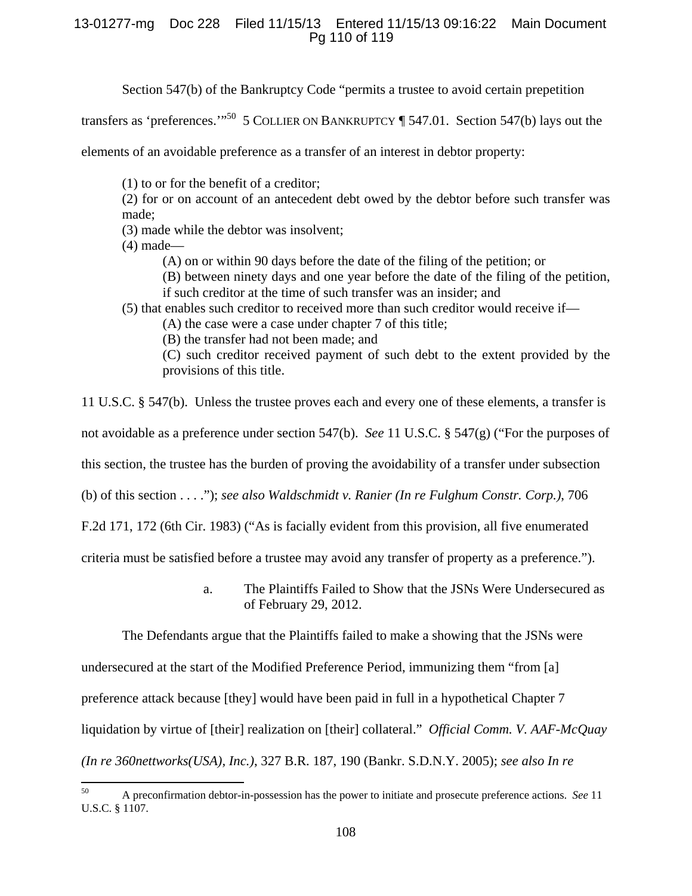Section 547(b) of the Bankruptcy Code "permits a trustee to avoid certain prepetition transfers as 'preferences.'"[50] 5 COLLIER ON BANKRUPTCY ¶ 547.01. Section 547(b) lays out the elements of an avoidable preference as a transfer of an interest in debtor property:

> (1) to or for the benefit of a creditor;
> (2) for or on account of an antecedent debt owed by the debtor before such transfer was made;
> (3) made while the debtor was insolvent;
> (4) made—
>> (A) on or within 90 days before the date of the filing of the petition; or
>> (B) between ninety days and one year before the date of the filing of the petition, if such creditor at the time of such transfer was an insider; and
>
> (5) that enables such creditor to received more than such creditor would receive if—
>> (A) the case were a case under chapter 7 of this title;
>> (B) the transfer had not been made; and
>> (C) such creditor received payment of such debt to the extent provided by the provisions of this title.

11 U.S.C. § 547(b). Unless the trustee proves each and every one of these elements, a transfer is not avoidable as a preference under section 547(b). *See* 11 U.S.C. § 547(g) ("For the purposes of this section, the trustee has the burden of proving the avoidability of a transfer under subsection (b) of this section . . . ."); *see also Waldschmidt v. Ranier (In re Fulghum Constr. Corp.)*, 706 F.2d 171, 172 (6th Cir. 1983) ("As is facially evident from this provision, all five enumerated criteria must be satisfied before a trustee may avoid any transfer of property as a preference.").

a. The Plaintiffs Failed to Show that the JSNs Were Undersecured as of February 29, 2012.

The Defendants argue that the Plaintiffs failed to make a showing that the JSNs were undersecured at the start of the Modified Preference Period, immunizing them "from [a] preference attack because [they] would have been paid in full in a hypothetical Chapter 7 liquidation by virtue of [their] realization on [their] collateral." *Official Comm. V. AAF-McQuay (In re 360nettworks(USA), Inc.)*, 327 B.R. 187, 190 (Bankr. S.D.N.Y. 2005); *see also In re*

[50] A preconfirmation debtor-in-possession has the power to initiate and prosecute preference actions. *See* 11 U.S.C. § 1107.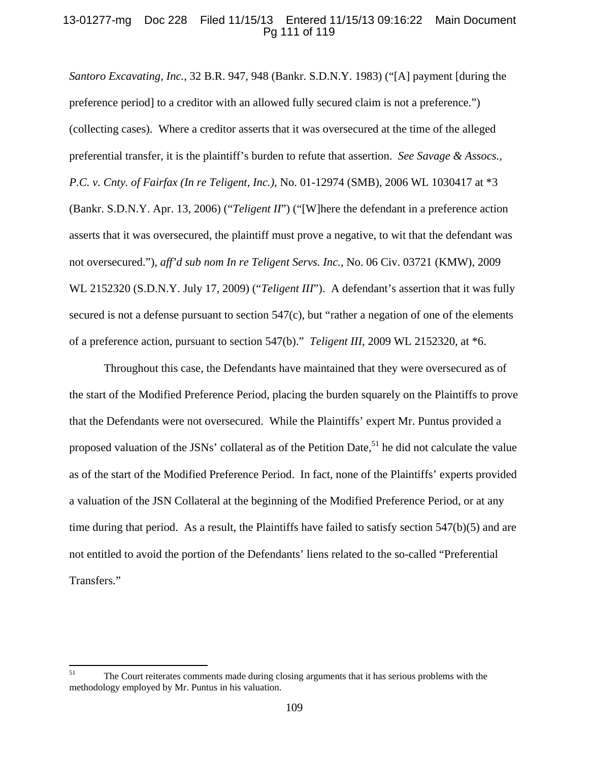*Santoro Excavating, Inc.*, 32 B.R. 947, 948 (Bankr. S.D.N.Y. 1983) ("[A] payment [during the preference period] to a creditor with an allowed fully secured claim is not a preference.") (collecting cases). Where a creditor asserts that it was oversecured at the time of the alleged preferential transfer, it is the plaintiff's burden to refute that assertion. *See Savage & Assocs., P.C. v. Cnty. of Fairfax (In re Teligent, Inc.)*, No. 01-12974 (SMB), 2006 WL 1030417 at *3 (Bankr. S.D.N.Y. Apr. 13, 2006) ("*Teligent II*") ("[W]here the defendant in a preference action asserts that it was oversecured, the plaintiff must prove a negative, to wit that the defendant was not oversecured."), *aff'd sub nom In re Teligent Servs. Inc.*, No. 06 Civ. 03721 (KMW), 2009 WL 2152320 (S.D.N.Y. July 17, 2009) ("*Teligent III*"). A defendant's assertion that it was fully secured is not a defense pursuant to section 547(c), but "rather a negation of one of the elements of a preference action, pursuant to section 547(b)." *Teligent III*, 2009 WL 2152320, at *6.

Throughout this case, the Defendants have maintained that they were oversecured as of the start of the Modified Preference Period, placing the burden squarely on the Plaintiffs to prove that the Defendants were not oversecured. While the Plaintiffs' expert Mr. Puntus provided a proposed valuation of the JSNs' collateral as of the Petition Date,[51] he did not calculate the value as of the start of the Modified Preference Period. In fact, none of the Plaintiffs' experts provided a valuation of the JSN Collateral at the beginning of the Modified Preference Period, or at any time during that period. As a result, the Plaintiffs have failed to satisfy section 547(b)(5) and are not entitled to avoid the portion of the Defendants' liens related to the so-called "Preferential Transfers."

---

[51] The Court reiterates comments made during closing arguments that it has serious problems with the methodology employed by Mr. Puntus in his valuation.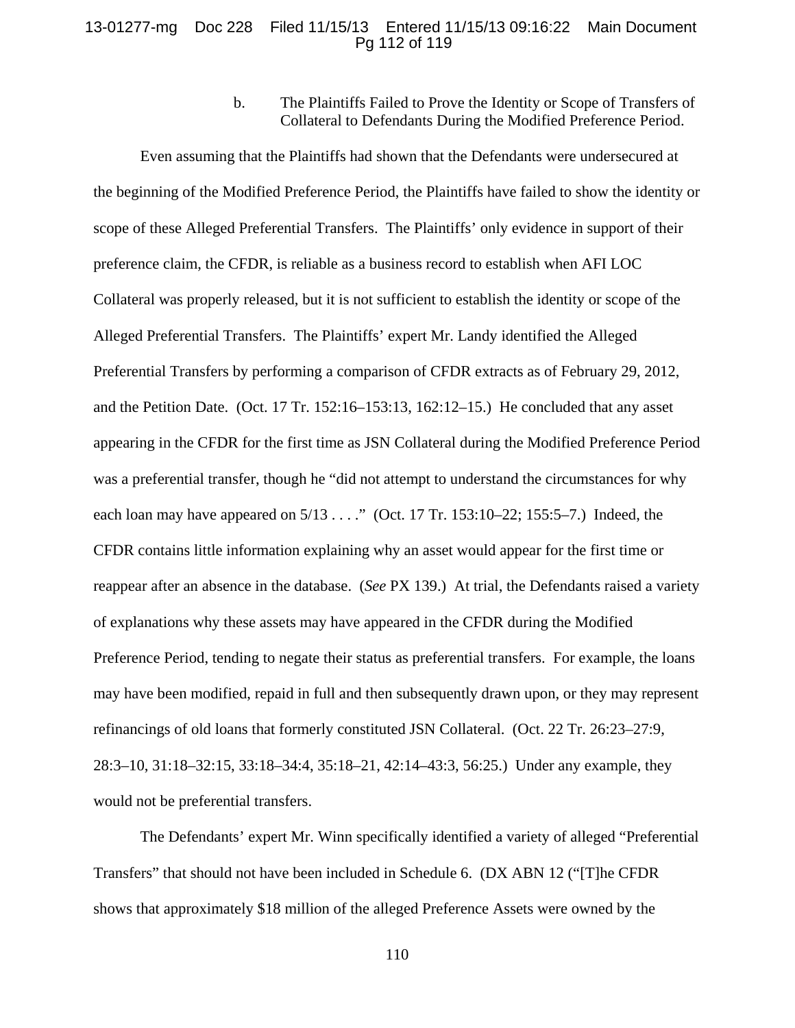b. The Plaintiffs Failed to Prove the Identity or Scope of Transfers of Collateral to Defendants During the Modified Preference Period.

Even assuming that the Plaintiffs had shown that the Defendants were undersecured at the beginning of the Modified Preference Period, the Plaintiffs have failed to show the identity or scope of these Alleged Preferential Transfers. The Plaintiffs' only evidence in support of their preference claim, the CFDR, is reliable as a business record to establish when AFI LOC Collateral was properly released, but it is not sufficient to establish the identity or scope of the Alleged Preferential Transfers. The Plaintiffs' expert Mr. Landy identified the Alleged Preferential Transfers by performing a comparison of CFDR extracts as of February 29, 2012, and the Petition Date. (Oct. 17 Tr. 152:16–153:13, 162:12–15.) He concluded that any asset appearing in the CFDR for the first time as JSN Collateral during the Modified Preference Period was a preferential transfer, though he "did not attempt to understand the circumstances for why each loan may have appeared on 5/13 . . . ." (Oct. 17 Tr. 153:10–22; 155:5–7.) Indeed, the CFDR contains little information explaining why an asset would appear for the first time or reappear after an absence in the database. (*See* PX 139.) At trial, the Defendants raised a variety of explanations why these assets may have appeared in the CFDR during the Modified Preference Period, tending to negate their status as preferential transfers. For example, the loans may have been modified, repaid in full and then subsequently drawn upon, or they may represent refinancings of old loans that formerly constituted JSN Collateral. (Oct. 22 Tr. 26:23–27:9, 28:3–10, 31:18–32:15, 33:18–34:4, 35:18–21, 42:14–43:3, 56:25.) Under any example, they would not be preferential transfers.

The Defendants' expert Mr. Winn specifically identified a variety of alleged "Preferential Transfers" that should not have been included in Schedule 6. (DX ABN 12 ("[T]he CFDR shows that approximately $18 million of the alleged Preference Assets were owned by the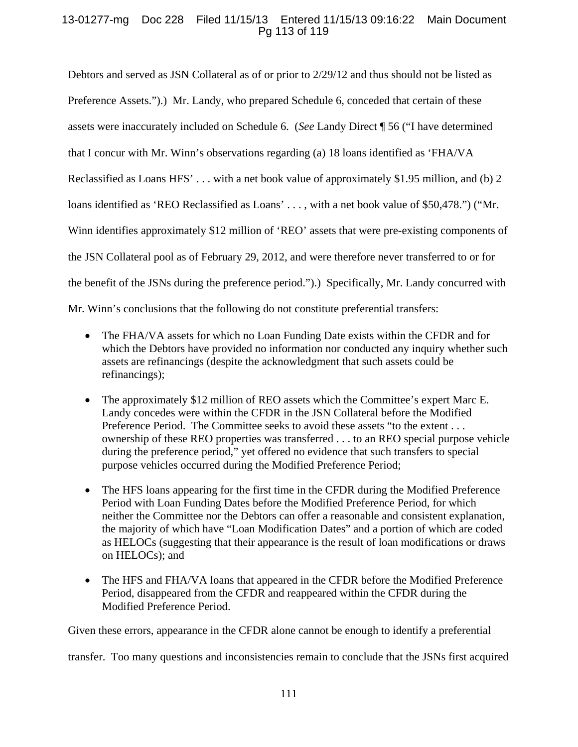Debtors and served as JSN Collateral as of or prior to 2/29/12 and thus should not be listed as Preference Assets.").) Mr. Landy, who prepared Schedule 6, conceded that certain of these assets were inaccurately included on Schedule 6. (*See* Landy Direct ¶ 56 ("I have determined that I concur with Mr. Winn's observations regarding (a) 18 loans identified as 'FHA/VA Reclassified as Loans HFS' . . . with a net book value of approximately $1.95 million, and (b) 2 loans identified as 'REO Reclassified as Loans' . . . , with a net book value of $50,478.") ("Mr. Winn identifies approximately $12 million of 'REO' assets that were pre-existing components of the JSN Collateral pool as of February 29, 2012, and were therefore never transferred to or for the benefit of the JSNs during the preference period.").) Specifically, Mr. Landy concurred with Mr. Winn's conclusions that the following do not constitute preferential transfers:

- The FHA/VA assets for which no Loan Funding Date exists within the CFDR and for which the Debtors have provided no information nor conducted any inquiry whether such assets are refinancings (despite the acknowledgment that such assets could be refinancings);
- The approximately $12 million of REO assets which the Committee's expert Marc E. Landy concedes were within the CFDR in the JSN Collateral before the Modified Preference Period. The Committee seeks to avoid these assets "to the extent . . . ownership of these REO properties was transferred . . . to an REO special purpose vehicle during the preference period," yet offered no evidence that such transfers to special purpose vehicles occurred during the Modified Preference Period;
- The HFS loans appearing for the first time in the CFDR during the Modified Preference Period with Loan Funding Dates before the Modified Preference Period, for which neither the Committee nor the Debtors can offer a reasonable and consistent explanation, the majority of which have "Loan Modification Dates" and a portion of which are coded as HELOCs (suggesting that their appearance is the result of loan modifications or draws on HELOCs); and
- The HFS and FHA/VA loans that appeared in the CFDR before the Modified Preference Period, disappeared from the CFDR and reappeared within the CFDR during the Modified Preference Period.

Given these errors, appearance in the CFDR alone cannot be enough to identify a preferential transfer. Too many questions and inconsistencies remain to conclude that the JSNs first acquired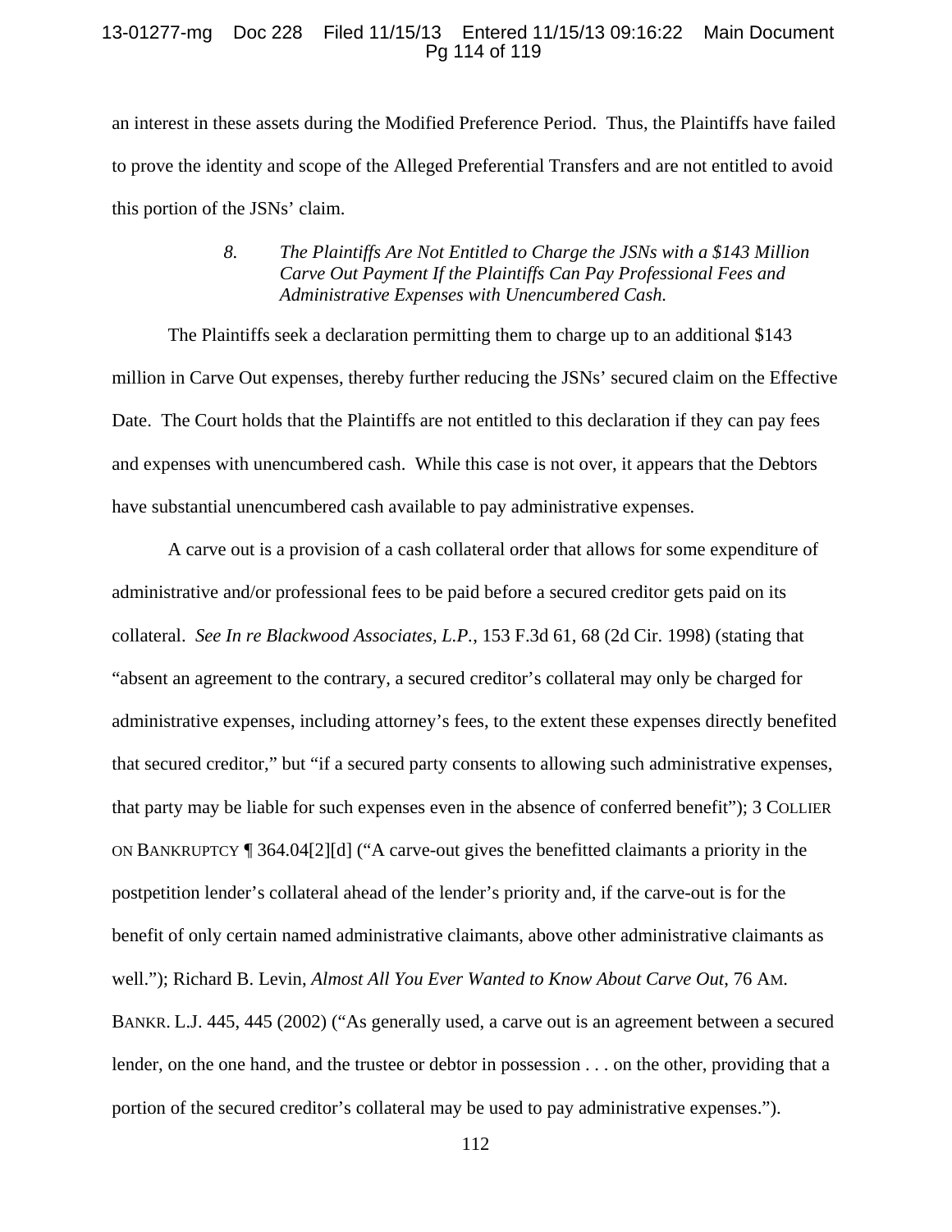an interest in these assets during the Modified Preference Period. Thus, the Plaintiffs have failed to prove the identity and scope of the Alleged Preferential Transfers and are not entitled to avoid this portion of the JSNs' claim.

> *8. The Plaintiffs Are Not Entitled to Charge the JSNs with a $143 Million Carve Out Payment If the Plaintiffs Can Pay Professional Fees and Administrative Expenses with Unencumbered Cash.*

The Plaintiffs seek a declaration permitting them to charge up to an additional $143 million in Carve Out expenses, thereby further reducing the JSNs' secured claim on the Effective Date. The Court holds that the Plaintiffs are not entitled to this declaration if they can pay fees and expenses with unencumbered cash. While this case is not over, it appears that the Debtors have substantial unencumbered cash available to pay administrative expenses.

A carve out is a provision of a cash collateral order that allows for some expenditure of administrative and/or professional fees to be paid before a secured creditor gets paid on its collateral. *See In re Blackwood Associates, L.P.*, 153 F.3d 61, 68 (2d Cir. 1998) (stating that "absent an agreement to the contrary, a secured creditor's collateral may only be charged for administrative expenses, including attorney's fees, to the extent these expenses directly benefited that secured creditor," but "if a secured party consents to allowing such administrative expenses, that party may be liable for such expenses even in the absence of conferred benefit"); 3 COLLIER ON BANKRUPTCY ¶ 364.04[2][d] ("A carve-out gives the benefitted claimants a priority in the postpetition lender's collateral ahead of the lender's priority and, if the carve-out is for the benefit of only certain named administrative claimants, above other administrative claimants as well."); Richard B. Levin, *Almost All You Ever Wanted to Know About Carve Out*, 76 AM. BANKR. L.J. 445, 445 (2002) ("As generally used, a carve out is an agreement between a secured lender, on the one hand, and the trustee or debtor in possession . . . on the other, providing that a portion of the secured creditor's collateral may be used to pay administrative expenses.").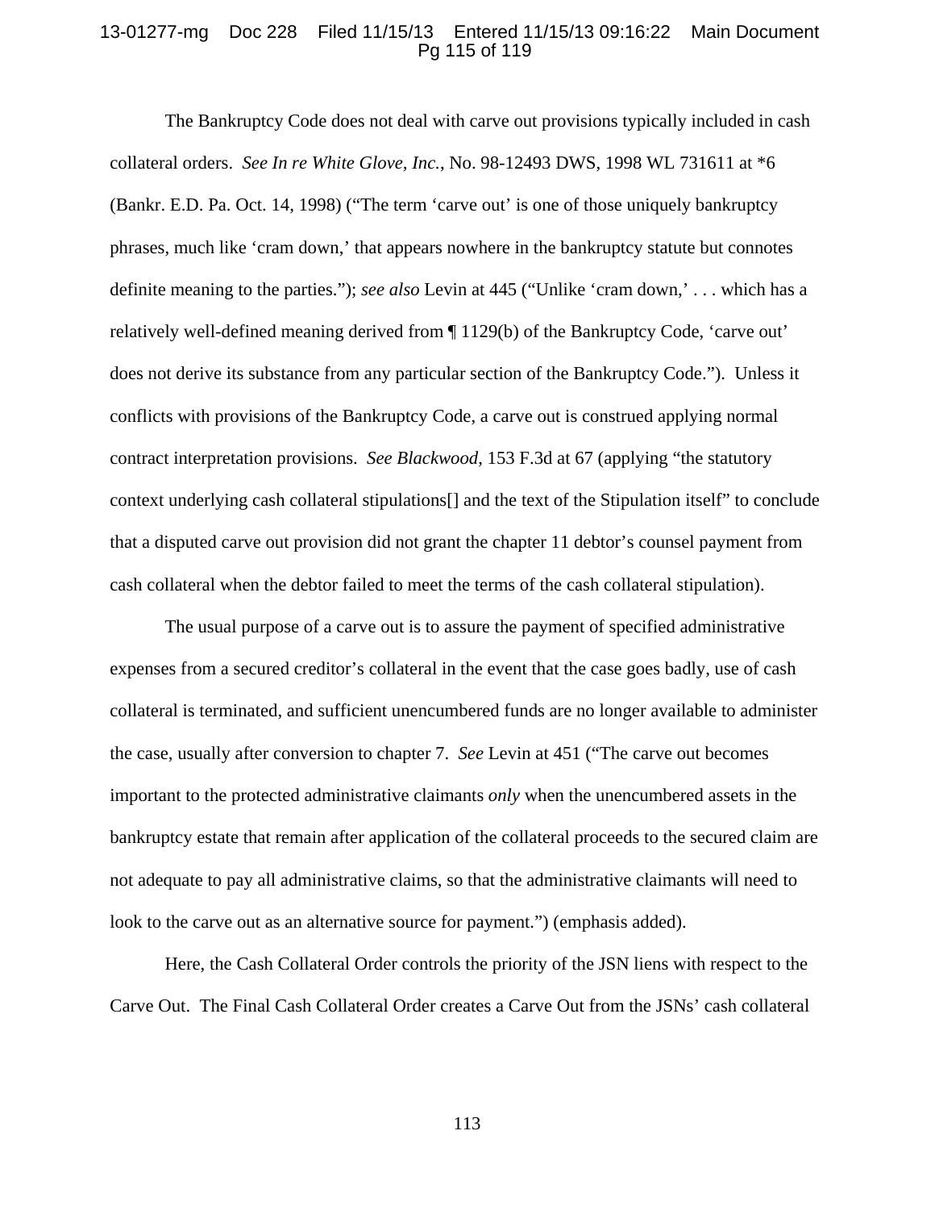The Bankruptcy Code does not deal with carve out provisions typically included in cash collateral orders. *See In re White Glove, Inc.*, No. 98-12493 DWS, 1998 WL 731611 at *6 (Bankr. E.D. Pa. Oct. 14, 1998) ("The term 'carve out' is one of those uniquely bankruptcy phrases, much like 'cram down,' that appears nowhere in the bankruptcy statute but connotes definite meaning to the parties."); *see also* Levin at 445 ("Unlike 'cram down,' . . . which has a relatively well-defined meaning derived from ¶ 1129(b) of the Bankruptcy Code, 'carve out' does not derive its substance from any particular section of the Bankruptcy Code."). Unless it conflicts with provisions of the Bankruptcy Code, a carve out is construed applying normal contract interpretation provisions. *See Blackwood*, 153 F.3d at 67 (applying "the statutory context underlying cash collateral stipulations[] and the text of the Stipulation itself" to conclude that a disputed carve out provision did not grant the chapter 11 debtor's counsel payment from cash collateral when the debtor failed to meet the terms of the cash collateral stipulation).

The usual purpose of a carve out is to assure the payment of specified administrative expenses from a secured creditor's collateral in the event that the case goes badly, use of cash collateral is terminated, and sufficient unencumbered funds are no longer available to administer the case, usually after conversion to chapter 7. *See* Levin at 451 ("The carve out becomes important to the protected administrative claimants *only* when the unencumbered assets in the bankruptcy estate that remain after application of the collateral proceeds to the secured claim are not adequate to pay all administrative claims, so that the administrative claimants will need to look to the carve out as an alternative source for payment.") (emphasis added).

Here, the Cash Collateral Order controls the priority of the JSN liens with respect to the Carve Out. The Final Cash Collateral Order creates a Carve Out from the JSNs' cash collateral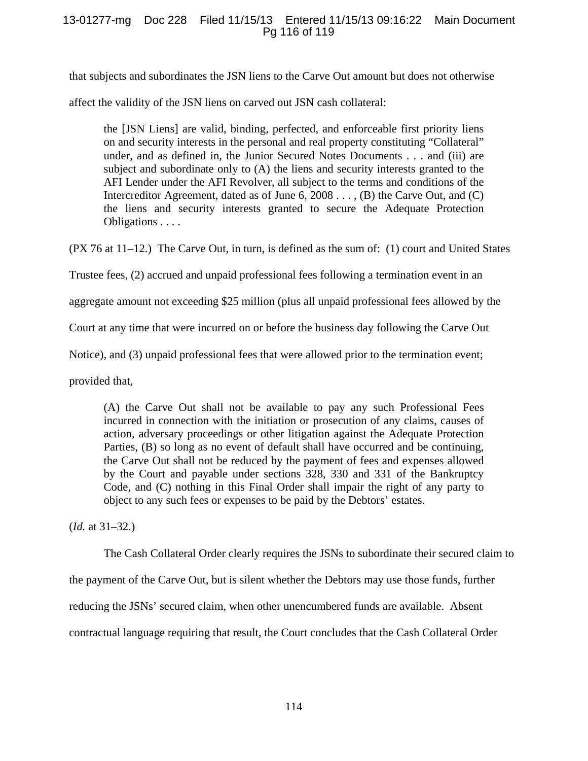that subjects and subordinates the JSN liens to the Carve Out amount but does not otherwise affect the validity of the JSN liens on carved out JSN cash collateral:

> the [JSN Liens] are valid, binding, perfected, and enforceable first priority liens on and security interests in the personal and real property constituting "Collateral" under, and as defined in, the Junior Secured Notes Documents . . . and (iii) are subject and subordinate only to (A) the liens and security interests granted to the AFI Lender under the AFI Revolver, all subject to the terms and conditions of the Intercreditor Agreement, dated as of June 6, 2008 . . . , (B) the Carve Out, and (C) the liens and security interests granted to secure the Adequate Protection Obligations . . . .

(PX 76 at 11–12.) The Carve Out, in turn, is defined as the sum of: (1) court and United States Trustee fees, (2) accrued and unpaid professional fees following a termination event in an aggregate amount not exceeding $25 million (plus all unpaid professional fees allowed by the Court at any time that were incurred on or before the business day following the Carve Out Notice), and (3) unpaid professional fees that were allowed prior to the termination event; provided that,

> (A) the Carve Out shall not be available to pay any such Professional Fees incurred in connection with the initiation or prosecution of any claims, causes of action, adversary proceedings or other litigation against the Adequate Protection Parties, (B) so long as no event of default shall have occurred and be continuing, the Carve Out shall not be reduced by the payment of fees and expenses allowed by the Court and payable under sections 328, 330 and 331 of the Bankruptcy Code, and (C) nothing in this Final Order shall impair the right of any party to object to any such fees or expenses to be paid by the Debtors' estates.

(*Id.* at 31–32.)

The Cash Collateral Order clearly requires the JSNs to subordinate their secured claim to the payment of the Carve Out, but is silent whether the Debtors may use those funds, further reducing the JSNs' secured claim, when other unencumbered funds are available. Absent contractual language requiring that result, the Court concludes that the Cash Collateral Order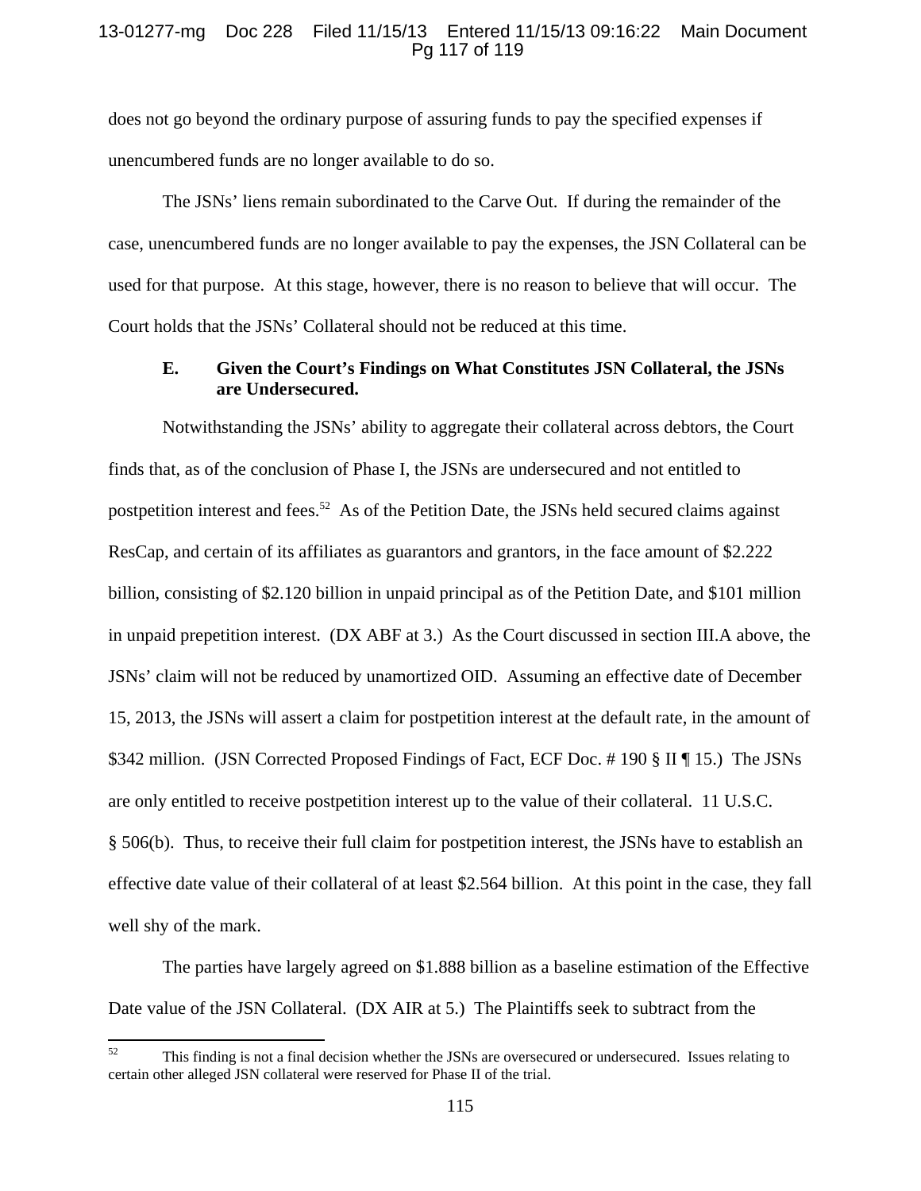does not go beyond the ordinary purpose of assuring funds to pay the specified expenses if unencumbered funds are no longer available to do so.

The JSNs' liens remain subordinated to the Carve Out. If during the remainder of the case, unencumbered funds are no longer available to pay the expenses, the JSN Collateral can be used for that purpose. At this stage, however, there is no reason to believe that will occur. The Court holds that the JSNs' Collateral should not be reduced at this time.

### E. Given the Court's Findings on What Constitutes JSN Collateral, the JSNs are Undersecured.

Notwithstanding the JSNs' ability to aggregate their collateral across debtors, the Court finds that, as of the conclusion of Phase I, the JSNs are undersecured and not entitled to postpetition interest and fees.[52] As of the Petition Date, the JSNs held secured claims against ResCap, and certain of its affiliates as guarantors and grantors, in the face amount of $2.222 billion, consisting of $2.120 billion in unpaid principal as of the Petition Date, and $101 million in unpaid prepetition interest. (DX ABF at 3.) As the Court discussed in section III.A above, the JSNs' claim will not be reduced by unamortized OID. Assuming an effective date of December 15, 2013, the JSNs will assert a claim for postpetition interest at the default rate, in the amount of $342 million. (JSN Corrected Proposed Findings of Fact, ECF Doc. # 190 § II ¶ 15.) The JSNs are only entitled to receive postpetition interest up to the value of their collateral. 11 U.S.C. § 506(b). Thus, to receive their full claim for postpetition interest, the JSNs have to establish an effective date value of their collateral of at least $2.564 billion. At this point in the case, they fall well shy of the mark.

The parties have largely agreed on $1.888 billion as a baseline estimation of the Effective Date value of the JSN Collateral. (DX AIR at 5.) The Plaintiffs seek to subtract from the

---

[52] This finding is not a final decision whether the JSNs are oversecured or undersecured. Issues relating to certain other alleged JSN collateral were reserved for Phase II of the trial.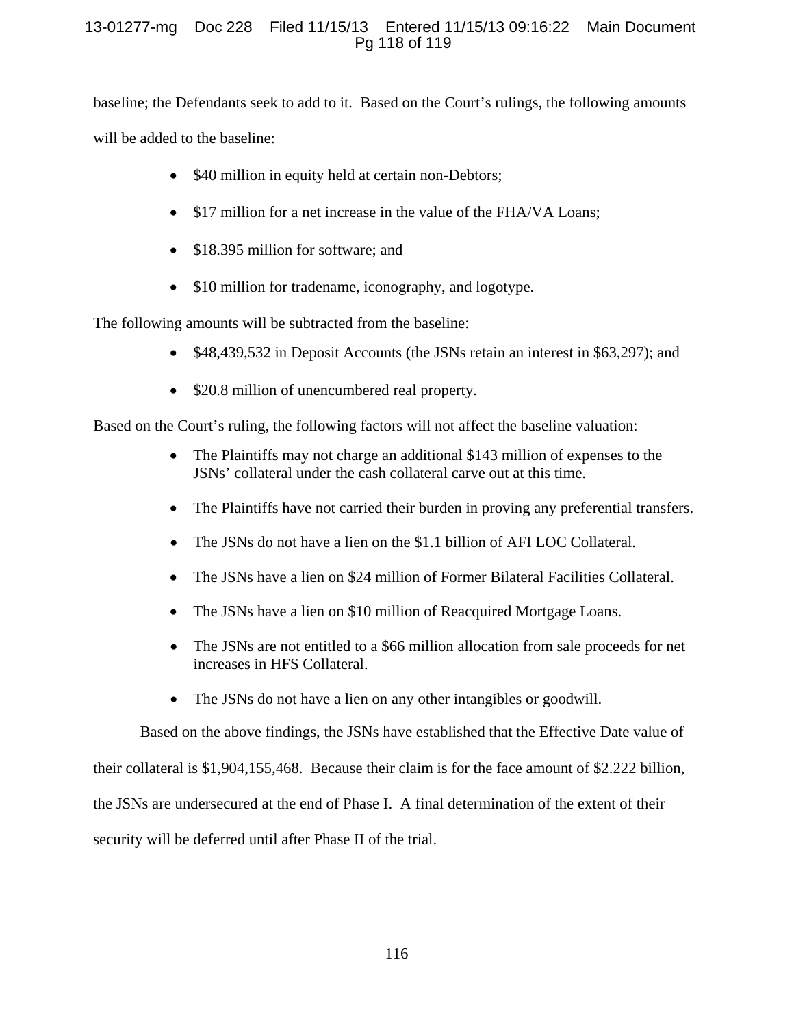baseline; the Defendants seek to add to it. Based on the Court's rulings, the following amounts will be added to the baseline:

- $40 million in equity held at certain non-Debtors;
- $17 million for a net increase in the value of the FHA/VA Loans;
- $18.395 million for software; and
- $10 million for tradename, iconography, and logotype.

The following amounts will be subtracted from the baseline:

- $48,439,532 in Deposit Accounts (the JSNs retain an interest in $63,297); and
- $20.8 million of unencumbered real property.

Based on the Court's ruling, the following factors will not affect the baseline valuation:

- The Plaintiffs may not charge an additional $143 million of expenses to the JSNs' collateral under the cash collateral carve out at this time.
- The Plaintiffs have not carried their burden in proving any preferential transfers.
- The JSNs do not have a lien on the $1.1 billion of AFI LOC Collateral.
- The JSNs have a lien on $24 million of Former Bilateral Facilities Collateral.
- The JSNs have a lien on $10 million of Reacquired Mortgage Loans.
- The JSNs are not entitled to a $66 million allocation from sale proceeds for net increases in HFS Collateral.
- The JSNs do not have a lien on any other intangibles or goodwill.

Based on the above findings, the JSNs have established that the Effective Date value of their collateral is $1,904,155,468. Because their claim is for the face amount of $2.222 billion, the JSNs are undersecured at the end of Phase I. A final determination of the extent of their security will be deferred until after Phase II of the trial.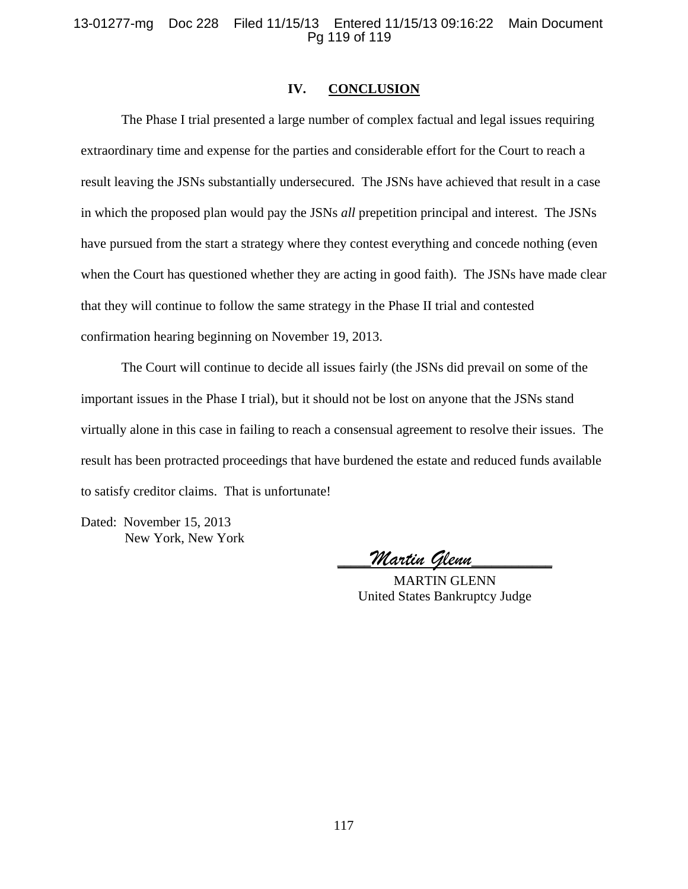## IV. CONCLUSION

The Phase I trial presented a large number of complex factual and legal issues requiring extraordinary time and expense for the parties and considerable effort for the Court to reach a result leaving the JSNs substantially undersecured. The JSNs have achieved that result in a case in which the proposed plan would pay the JSNs *all* prepetition principal and interest. The JSNs have pursued from the start a strategy where they contest everything and concede nothing (even when the Court has questioned whether they are acting in good faith). The JSNs have made clear that they will continue to follow the same strategy in the Phase II trial and contested confirmation hearing beginning on November 19, 2013.

The Court will continue to decide all issues fairly (the JSNs did prevail on some of the important issues in the Phase I trial), but it should not be lost on anyone that the JSNs stand virtually alone in this case in failing to reach a consensual agreement to resolve their issues. The result has been protracted proceedings that have burdened the estate and reduced funds available to satisfy creditor claims. That is unfortunate!

Dated: November 15, 2013
New York, New York

*Martin Glenn*

MARTIN GLENN
United States Bankruptcy Judge